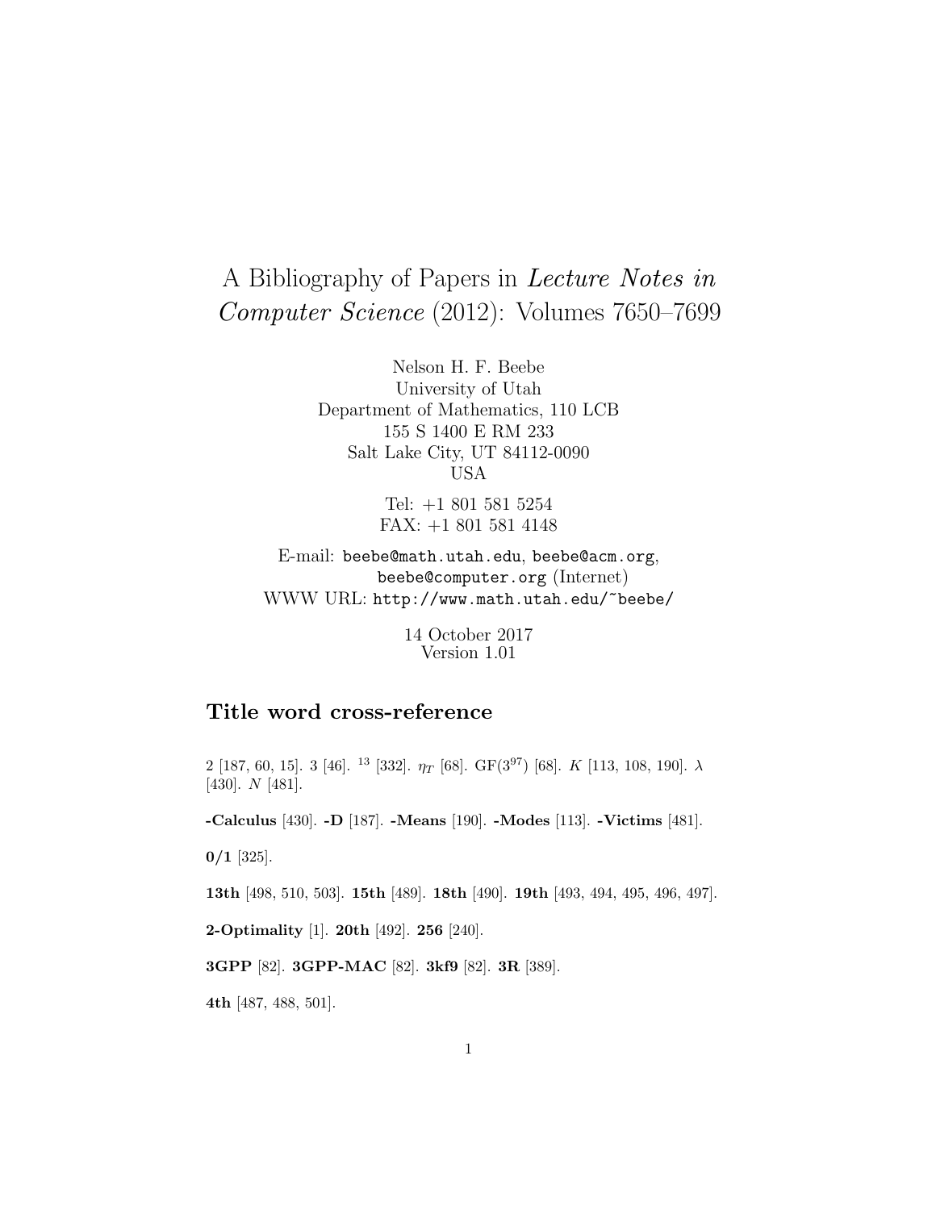# A Bibliography of Papers in *Lecture Notes in Computer Science* (2012): Volumes 7650–7699

Nelson H. F. Beebe
University of Utah
Department of Mathematics, 110 LCB
155 S 1400 E RM 233
Salt Lake City, UT 84112-0090
USA

Tel: +1 801 581 5254
FAX: +1 801 581 4148

E-mail: `beebe@math.utah.edu`, `beebe@acm.org`, `beebe@computer.org` (Internet)
WWW URL: `http://www.math.utah.edu/~beebe/`

14 October 2017
Version 1.01

## Title word cross-reference

2 [187, 60, 15]. 3 [46]. $^{13}$ [332]. $\eta_T$ [68]. GF($3^{97}$) [68]. $K$ [113, 108, 190]. $\lambda$ [430]. $N$ [481].

**-Calculus** [430]. **-D** [187]. **-Means** [190]. **-Modes** [113]. **-Victims** [481].

**0/1** [325].

**13th** [498, 510, 503]. **15th** [489]. **18th** [490]. **19th** [493, 494, 495, 496, 497].

**2-Optimality** [1]. **20th** [492]. **256** [240].

**3GPP** [82]. **3GPP-MAC** [82]. **3kf9** [82]. **3R** [389].

**4th** [487, 488, 501].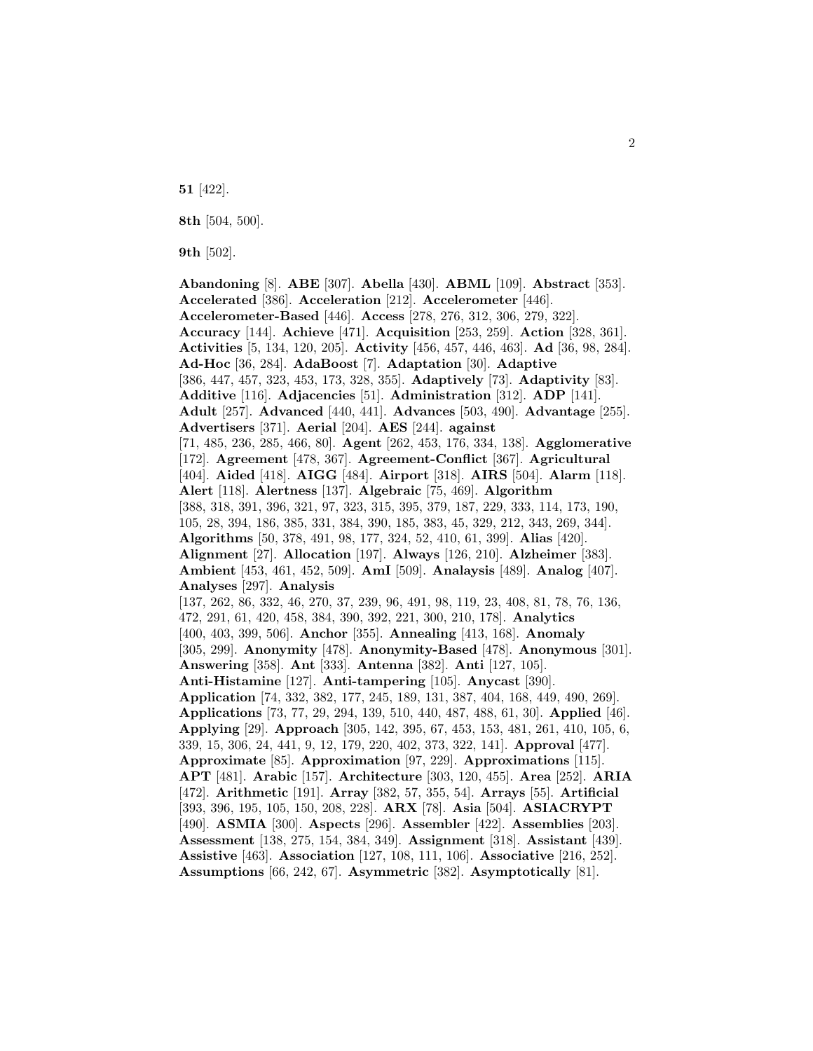**51** [422].

**8th** [504, 500].

**9th** [502].

**Abandoning** [8]. **ABE** [307]. **Abella** [430]. **ABML** [109]. **Abstract** [353]. **Accelerated** [386]. **Acceleration** [212]. **Accelerometer** [446]. **Accelerometer-Based** [446]. **Access** [278, 276, 312, 306, 279, 322]. **Accuracy** [144]. **Achieve** [471]. **Acquisition** [253, 259]. **Action** [328, 361]. **Activities** [5, 134, 120, 205]. **Activity** [456, 457, 446, 463]. **Ad** [36, 98, 284]. **Ad-Hoc** [36, 284]. **AdaBoost** [7]. **Adaptation** [30]. **Adaptive** [386, 447, 457, 323, 453, 173, 328, 355]. **Adaptively** [73]. **Adaptivity** [83]. **Additive** [116]. **Adjacencies** [51]. **Administration** [312]. **ADP** [141]. **Adult** [257]. **Advanced** [440, 441]. **Advances** [503, 490]. **Advantage** [255]. **Advertisers** [371]. **Aerial** [204]. **AES** [244]. **against** [71, 485, 236, 285, 466, 80]. **Agent** [262, 453, 176, 334, 138]. **Agglomerative** [172]. **Agreement** [478, 367]. **Agreement-Conflict** [367]. **Agricultural** [404]. **Aided** [418]. **AIGG** [484]. **Airport** [318]. **AIRS** [504]. **Alarm** [118]. **Alert** [118]. **Alertness** [137]. **Algebraic** [75, 469]. **Algorithm** [388, 318, 391, 396, 321, 97, 323, 315, 395, 379, 187, 229, 333, 114, 173, 190, 105, 28, 394, 186, 385, 331, 384, 390, 185, 383, 45, 329, 212, 343, 269, 344]. **Algorithms** [50, 378, 491, 98, 177, 324, 52, 410, 61, 399]. **Alias** [420]. **Alignment** [27]. **Allocation** [197]. **Always** [126, 210]. **Alzheimer** [383]. **Ambient** [453, 461, 452, 509]. **AmI** [509]. **Analaysis** [489]. **Analog** [407]. **Analyses** [297]. **Analysis** [137, 262, 86, 332, 46, 270, 37, 239, 96, 491, 98, 119, 23, 408, 81, 78, 76, 136, 472, 291, 61, 420, 458, 384, 390, 392, 221, 300, 210, 178]. **Analytics** [400, 403, 399, 506]. **Anchor** [355]. **Annealing** [413, 168]. **Anomaly** [305, 299]. **Anonymity** [478]. **Anonymity-Based** [478]. **Anonymous** [301]. **Answering** [358]. **Ant** [333]. **Antenna** [382]. **Anti** [127, 105]. **Anti-Histamine** [127]. **Anti-tampering** [105]. **Anycast** [390]. **Application** [74, 332, 382, 177, 245, 189, 131, 387, 404, 168, 449, 490, 269]. **Applications** [73, 77, 29, 294, 139, 510, 440, 487, 488, 61, 30]. **Applied** [46]. **Applying** [29]. **Approach** [305, 142, 395, 67, 453, 153, 481, 261, 410, 105, 6, 339, 15, 306, 24, 441, 9, 12, 179, 220, 402, 373, 322, 141]. **Approval** [477]. **Approximate** [85]. **Approximation** [97, 229]. **Approximations** [115]. **APT** [481]. **Arabic** [157]. **Architecture** [303, 120, 455]. **Area** [252]. **ARIA** [472]. **Arithmetic** [191]. **Array** [382, 57, 355, 54]. **Arrays** [55]. **Artificial** [393, 396, 195, 105, 150, 208, 228]. **ARX** [78]. **Asia** [504]. **ASIACRYPT** [490]. **ASMIA** [300]. **Aspects** [296]. **Assembler** [422]. **Assemblies** [203]. **Assessment** [138, 275, 154, 384, 349]. **Assignment** [318]. **Assistant** [439]. **Assistive** [463]. **Association** [127, 108, 111, 106]. **Associative** [216, 252]. **Assumptions** [66, 242, 67]. **Asymmetric** [382]. **Asymptotically** [81].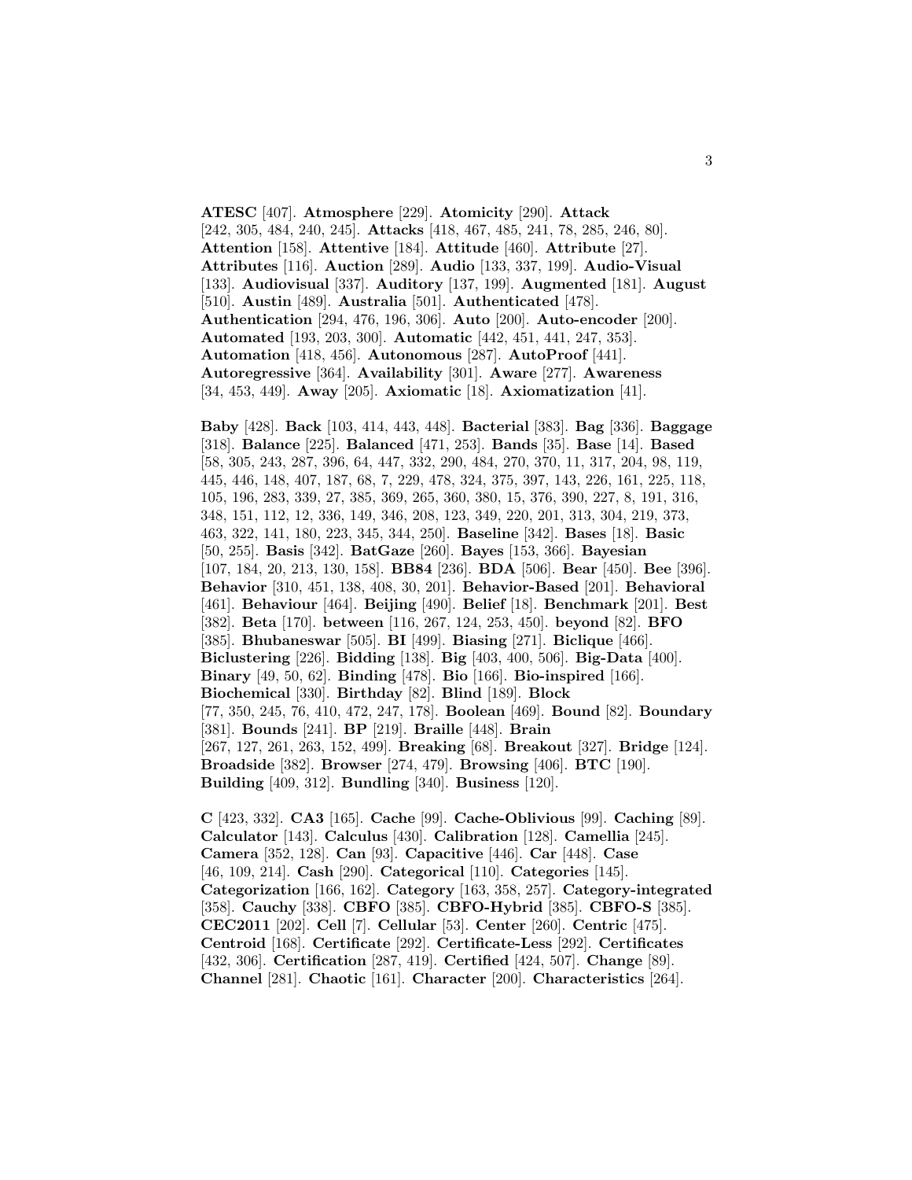**ATESC** [407]. **Atmosphere** [229]. **Atomicity** [290]. **Attack** [242, 305, 484, 240, 245]. **Attacks** [418, 467, 485, 241, 78, 285, 246, 80]. **Attention** [158]. **Attentive** [184]. **Attitude** [460]. **Attribute** [27]. **Attributes** [116]. **Auction** [289]. **Audio** [133, 337, 199]. **Audio-Visual** [133]. **Audiovisual** [337]. **Auditory** [137, 199]. **Augmented** [181]. **August** [510]. **Austin** [489]. **Australia** [501]. **Authenticated** [478]. **Authentication** [294, 476, 196, 306]. **Auto** [200]. **Auto-encoder** [200]. **Automated** [193, 203, 300]. **Automatic** [442, 451, 441, 247, 353]. **Automation** [418, 456]. **Autonomous** [287]. **AutoProof** [441]. **Autoregressive** [364]. **Availability** [301]. **Aware** [277]. **Awareness** [34, 453, 449]. **Away** [205]. **Axiomatic** [18]. **Axiomatization** [41].

**Baby** [428]. **Back** [103, 414, 443, 448]. **Bacterial** [383]. **Bag** [336]. **Baggage** [318]. **Balance** [225]. **Balanced** [471, 253]. **Bands** [35]. **Base** [14]. **Based** [58, 305, 243, 287, 396, 64, 447, 332, 290, 484, 270, 370, 11, 317, 204, 98, 119, 445, 446, 148, 407, 187, 68, 7, 229, 478, 324, 375, 397, 143, 226, 161, 225, 118, 105, 196, 283, 339, 27, 385, 369, 265, 360, 380, 15, 376, 390, 227, 8, 191, 316, 348, 151, 112, 12, 336, 149, 346, 208, 123, 349, 220, 201, 313, 304, 219, 373, 463, 322, 141, 180, 223, 345, 344, 250]. **Baseline** [342]. **Bases** [18]. **Basic** [50, 255]. **Basis** [342]. **BatGaze** [260]. **Bayes** [153, 366]. **Bayesian** [107, 184, 20, 213, 130, 158]. **BB84** [236]. **BDA** [506]. **Bear** [450]. **Bee** [396]. **Behavior** [310, 451, 138, 408, 30, 201]. **Behavior-Based** [201]. **Behavioral** [461]. **Behaviour** [464]. **Beijing** [490]. **Belief** [18]. **Benchmark** [201]. **Best** [382]. **Beta** [170]. **between** [116, 267, 124, 253, 450]. **beyond** [82]. **BFO** [385]. **Bhubaneswar** [505]. **BI** [499]. **Biasing** [271]. **Biclique** [466]. **Biclustering** [226]. **Bidding** [138]. **Big** [403, 400, 506]. **Big-Data** [400]. **Binary** [49, 50, 62]. **Binding** [478]. **Bio** [166]. **Bio-inspired** [166]. **Biochemical** [330]. **Birthday** [82]. **Blind** [189]. **Block** [77, 350, 245, 76, 410, 472, 247, 178]. **Boolean** [469]. **Bound** [82]. **Boundary** [381]. **Bounds** [241]. **BP** [219]. **Braille** [448]. **Brain** [267, 127, 261, 263, 152, 499]. **Breaking** [68]. **Breakout** [327]. **Bridge** [124]. **Broadside** [382]. **Browser** [274, 479]. **Browsing** [406]. **BTC** [190]. **Building** [409, 312]. **Bundling** [340]. **Business** [120].

**C** [423, 332]. **CA3** [165]. **Cache** [99]. **Cache-Oblivious** [99]. **Caching** [89]. **Calculator** [143]. **Calculus** [430]. **Calibration** [128]. **Camellia** [245]. **Camera** [352, 128]. **Can** [93]. **Capacitive** [446]. **Car** [448]. **Case** [46, 109, 214]. **Cash** [290]. **Categorical** [110]. **Categories** [145]. **Categorization** [166, 162]. **Category** [163, 358, 257]. **Category-integrated** [358]. **Cauchy** [338]. **CBFO** [385]. **CBFO-Hybrid** [385]. **CBFO-S** [385]. **CEC2011** [202]. **Cell** [7]. **Cellular** [53]. **Center** [260]. **Centric** [475]. **Centroid** [168]. **Certificate** [292]. **Certificate-Less** [292]. **Certificates** [432, 306]. **Certification** [287, 419]. **Certified** [424, 507]. **Change** [89]. **Channel** [281]. **Chaotic** [161]. **Character** [200]. **Characteristics** [264].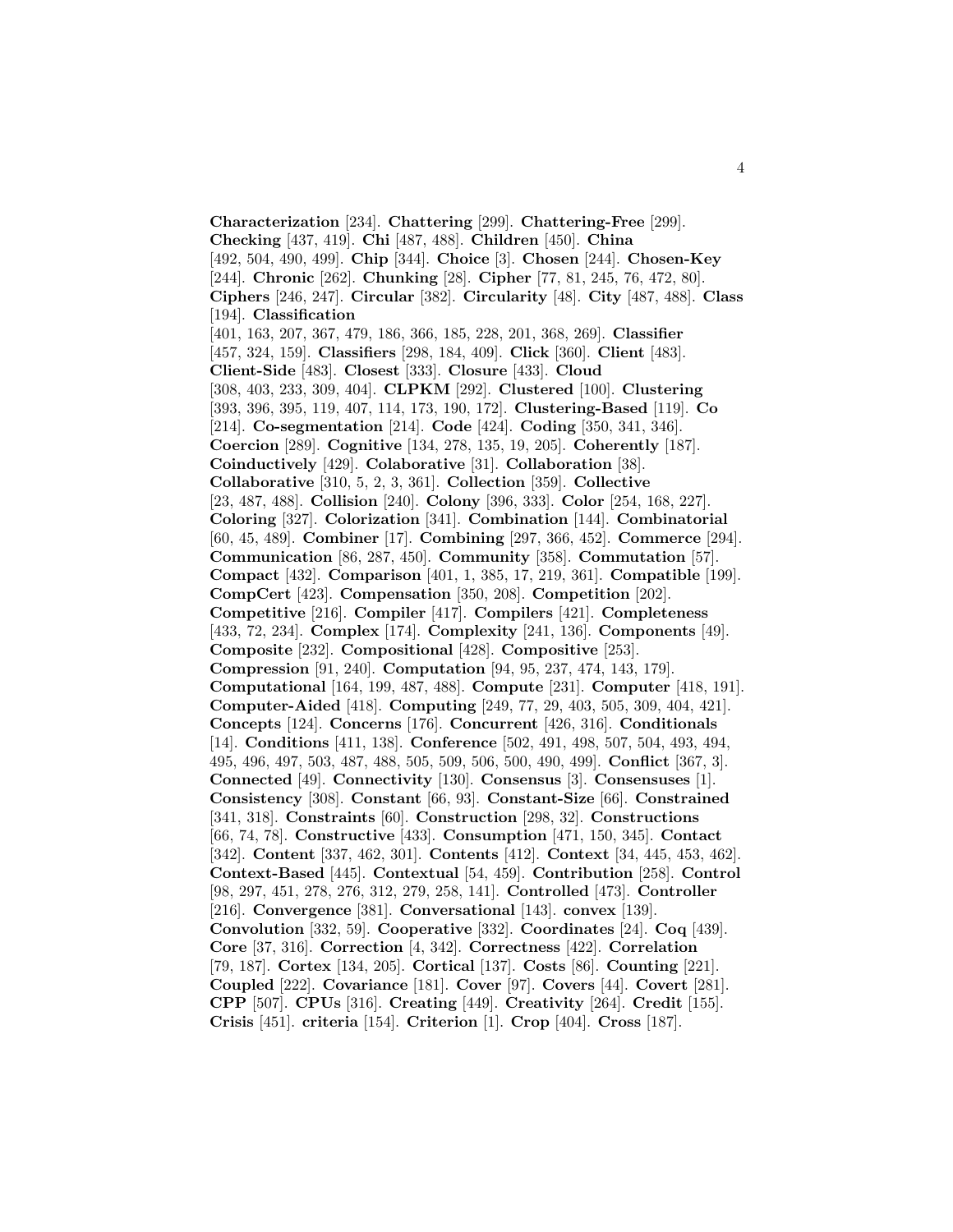**Characterization** [234]. **Chattering** [299]. **Chattering-Free** [299]. **Checking** [437, 419]. **Chi** [487, 488]. **Children** [450]. **China** [492, 504, 490, 499]. **Chip** [344]. **Choice** [3]. **Chosen** [244]. **Chosen-Key** [244]. **Chronic** [262]. **Chunking** [28]. **Cipher** [77, 81, 245, 76, 472, 80]. **Ciphers** [246, 247]. **Circular** [382]. **Circularity** [48]. **City** [487, 488]. **Class** [194]. **Classification** [401, 163, 207, 367, 479, 186, 366, 185, 228, 201, 368, 269]. **Classifier** [457, 324, 159]. **Classifiers** [298, 184, 409]. **Click** [360]. **Client** [483]. **Client-Side** [483]. **Closest** [333]. **Closure** [433]. **Cloud** [308, 403, 233, 309, 404]. **CLPKM** [292]. **Clustered** [100]. **Clustering** [393, 396, 395, 119, 407, 114, 173, 190, 172]. **Clustering-Based** [119]. **Co** [214]. **Co-segmentation** [214]. **Code** [424]. **Coding** [350, 341, 346]. **Coercion** [289]. **Cognitive** [134, 278, 135, 19, 205]. **Coherently** [187]. **Coinductively** [429]. **Colaborative** [31]. **Collaboration** [38]. **Collaborative** [310, 5, 2, 3, 361]. **Collection** [359]. **Collective** [23, 487, 488]. **Collision** [240]. **Colony** [396, 333]. **Color** [254, 168, 227]. **Coloring** [327]. **Colorization** [341]. **Combination** [144]. **Combinatorial** [60, 45, 489]. **Combiner** [17]. **Combining** [297, 366, 452]. **Commerce** [294]. **Communication** [86, 287, 450]. **Community** [358]. **Commutation** [57]. **Compact** [432]. **Comparison** [401, 1, 385, 17, 219, 361]. **Compatible** [199]. **CompCert** [423]. **Compensation** [350, 208]. **Competition** [202]. **Competitive** [216]. **Compiler** [417]. **Compilers** [421]. **Completeness** [433, 72, 234]. **Complex** [174]. **Complexity** [241, 136]. **Components** [49]. **Composite** [232]. **Compositional** [428]. **Compositive** [253]. **Compression** [91, 240]. **Computation** [94, 95, 237, 474, 143, 179]. **Computational** [164, 199, 487, 488]. **Compute** [231]. **Computer** [418, 191]. **Computer-Aided** [418]. **Computing** [249, 77, 29, 403, 505, 309, 404, 421]. **Concepts** [124]. **Concerns** [176]. **Concurrent** [426, 316]. **Conditionals** [14]. **Conditions** [411, 138]. **Conference** [502, 491, 498, 507, 504, 493, 494, 495, 496, 497, 503, 487, 488, 505, 509, 506, 500, 490, 499]. **Conflict** [367, 3]. **Connected** [49]. **Connectivity** [130]. **Consensus** [3]. **Consensuses** [1]. **Consistency** [308]. **Constant** [66, 93]. **Constant-Size** [66]. **Constrained** [341, 318]. **Constraints** [60]. **Construction** [298, 32]. **Constructions** [66, 74, 78]. **Constructive** [433]. **Consumption** [471, 150, 345]. **Contact** [342]. **Content** [337, 462, 301]. **Contents** [412]. **Context** [34, 445, 453, 462]. **Context-Based** [445]. **Contextual** [54, 459]. **Contribution** [258]. **Control** [98, 297, 451, 278, 276, 312, 279, 258, 141]. **Controlled** [473]. **Controller** [216]. **Convergence** [381]. **Conversational** [143]. **convex** [139]. **Convolution** [332, 59]. **Cooperative** [332]. **Coordinates** [24]. **Coq** [439]. **Core** [37, 316]. **Correction** [4, 342]. **Correctness** [422]. **Correlation** [79, 187]. **Cortex** [134, 205]. **Cortical** [137]. **Costs** [86]. **Counting** [221]. **Coupled** [222]. **Covariance** [181]. **Cover** [97]. **Covers** [44]. **Covert** [281]. **CPP** [507]. **CPUs** [316]. **Creating** [449]. **Creativity** [264]. **Credit** [155]. **Crisis** [451]. **criteria** [154]. **Criterion** [1]. **Crop** [404]. **Cross** [187].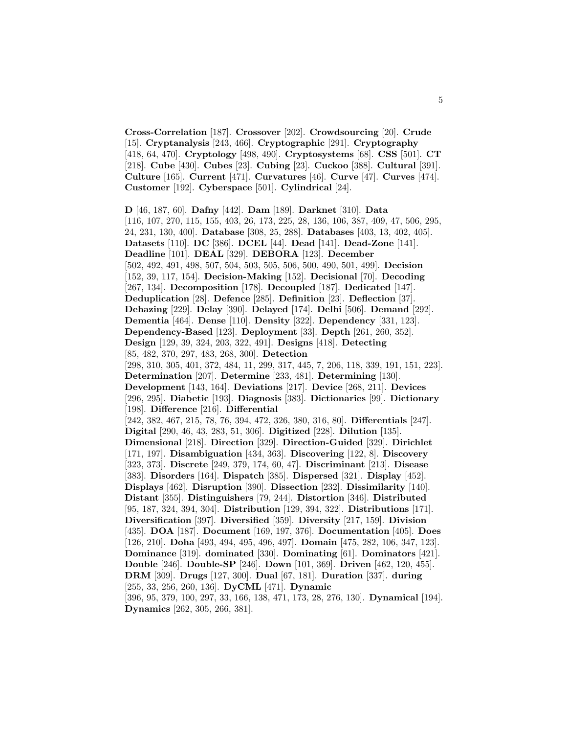**Cross-Correlation** [187]. **Crossover** [202]. **Crowdsourcing** [20]. **Crude** [15]. **Cryptanalysis** [243, 466]. **Cryptographic** [291]. **Cryptography** [418, 64, 470]. **Cryptology** [498, 490]. **Cryptosystems** [68]. **CSS** [501]. **CT** [218]. **Cube** [430]. **Cubes** [23]. **Cubing** [23]. **Cuckoo** [388]. **Cultural** [391]. **Culture** [165]. **Current** [471]. **Curvatures** [46]. **Curve** [47]. **Curves** [474]. **Customer** [192]. **Cyberspace** [501]. **Cylindrical** [24].

**D** [46, 187, 60]. **Dafny** [442]. **Dam** [189]. **Darknet** [310]. **Data** [116, 107, 270, 115, 155, 403, 26, 173, 225, 28, 136, 106, 387, 409, 47, 506, 295, 24, 231, 130, 400]. **Database** [308, 25, 288]. **Databases** [403, 13, 402, 405]. **Datasets** [110]. **DC** [386]. **DCEL** [44]. **Dead** [141]. **Dead-Zone** [141]. **Deadline** [101]. **DEAL** [329]. **DEBORA** [123]. **December** [502, 492, 491, 498, 507, 504, 503, 505, 506, 500, 490, 501, 499]. **Decision** [152, 39, 117, 154]. **Decision-Making** [152]. **Decisional** [70]. **Decoding** [267, 134]. **Decomposition** [178]. **Decoupled** [187]. **Dedicated** [147]. **Deduplication** [28]. **Defence** [285]. **Definition** [23]. **Deflection** [37]. **Dehazing** [229]. **Delay** [390]. **Delayed** [174]. **Delhi** [506]. **Demand** [292]. **Dementia** [464]. **Dense** [110]. **Density** [322]. **Dependency** [331, 123]. **Dependency-Based** [123]. **Deployment** [33]. **Depth** [261, 260, 352]. **Design** [129, 39, 324, 203, 322, 491]. **Designs** [418]. **Detecting** [85, 482, 370, 297, 483, 268, 300]. **Detection** [298, 310, 305, 401, 372, 484, 11, 299, 317, 445, 7, 206, 118, 339, 191, 151, 223]. **Determination** [207]. **Determine** [233, 481]. **Determining** [130]. **Development** [143, 164]. **Deviations** [217]. **Device** [268, 211]. **Devices** [296, 295]. **Diabetic** [193]. **Diagnosis** [383]. **Dictionaries** [99]. **Dictionary** [198]. **Difference** [216]. **Differential** [242, 382, 467, 215, 78, 76, 394, 472, 326, 380, 316, 80]. **Differentials** [247]. **Digital** [290, 46, 43, 283, 51, 306]. **Digitized** [228]. **Dilution** [135]. **Dimensional** [218]. **Direction** [329]. **Direction-Guided** [329]. **Dirichlet** [171, 197]. **Disambiguation** [434, 363]. **Discovering** [122, 8]. **Discovery** [323, 373]. **Discrete** [249, 379, 174, 60, 47]. **Discriminant** [213]. **Disease** [383]. **Disorders** [164]. **Dispatch** [385]. **Dispersed** [321]. **Display** [452]. **Displays** [462]. **Disruption** [390]. **Dissection** [232]. **Dissimilarity** [140]. **Distant** [355]. **Distinguishers** [79, 244]. **Distortion** [346]. **Distributed** [95, 187, 324, 394, 304]. **Distribution** [129, 394, 322]. **Distributions** [171]. **Diversification** [397]. **Diversified** [359]. **Diversity** [217, 159]. **Division** [435]. **DOA** [187]. **Document** [169, 197, 376]. **Documentation** [405]. **Does** [126, 210]. **Doha** [493, 494, 495, 496, 497]. **Domain** [475, 282, 106, 347, 123]. **Dominance** [319]. **dominated** [330]. **Dominating** [61]. **Dominators** [421]. **Double** [246]. **Double-SP** [246]. **Down** [101, 369]. **Driven** [462, 120, 455]. **DRM** [309]. **Drugs** [127, 300]. **Dual** [67, 181]. **Duration** [337]. **during** [255, 33, 256, 260, 136]. **DyCML** [471]. **Dynamic** [396, 95, 379, 100, 297, 33, 166, 138, 471, 173, 28, 276, 130]. **Dynamical** [194]. **Dynamics** [262, 305, 266, 381].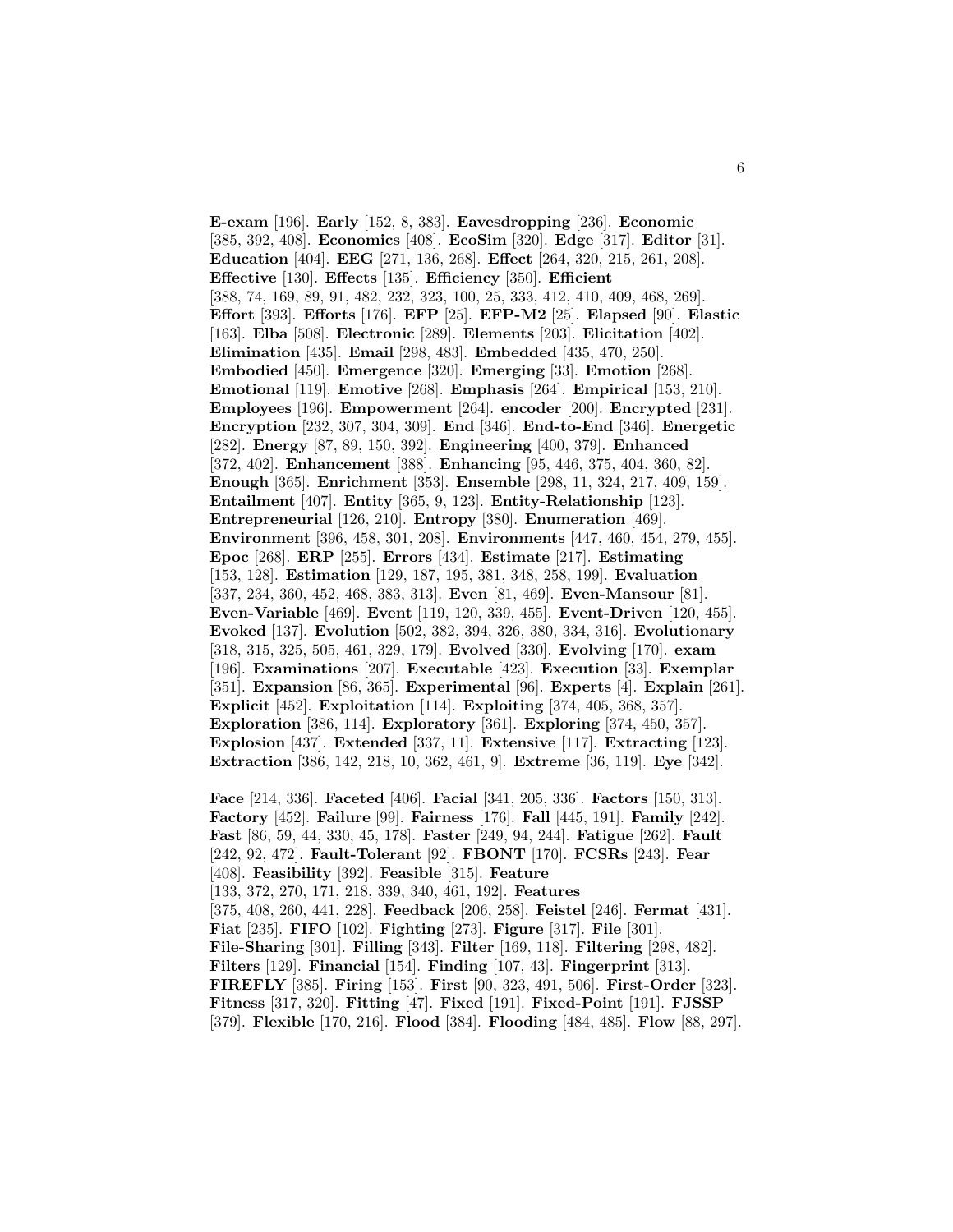**E-exam** [196]. **Early** [152, 8, 383]. **Eavesdropping** [236]. **Economic** [385, 392, 408]. **Economics** [408]. **EcoSim** [320]. **Edge** [317]. **Editor** [31]. **Education** [404]. **EEG** [271, 136, 268]. **Effect** [264, 320, 215, 261, 208]. **Effective** [130]. **Effects** [135]. **Efficiency** [350]. **Efficient** [388, 74, 169, 89, 91, 482, 232, 323, 100, 25, 333, 412, 410, 409, 468, 269]. **Effort** [393]. **Efforts** [176]. **EFP** [25]. **EFP-M2** [25]. **Elapsed** [90]. **Elastic** [163]. **Elba** [508]. **Electronic** [289]. **Elements** [203]. **Elicitation** [402]. **Elimination** [435]. **Email** [298, 483]. **Embedded** [435, 470, 250]. **Embodied** [450]. **Emergence** [320]. **Emerging** [33]. **Emotion** [268]. **Emotional** [119]. **Emotive** [268]. **Emphasis** [264]. **Empirical** [153, 210]. **Employees** [196]. **Empowerment** [264]. **encoder** [200]. **Encrypted** [231]. **Encryption** [232, 307, 304, 309]. **End** [346]. **End-to-End** [346]. **Energetic** [282]. **Energy** [87, 89, 150, 392]. **Engineering** [400, 379]. **Enhanced** [372, 402]. **Enhancement** [388]. **Enhancing** [95, 446, 375, 404, 360, 82]. **Enough** [365]. **Enrichment** [353]. **Ensemble** [298, 11, 324, 217, 409, 159]. **Entailment** [407]. **Entity** [365, 9, 123]. **Entity-Relationship** [123]. **Entrepreneurial** [126, 210]. **Entropy** [380]. **Enumeration** [469]. **Environment** [396, 458, 301, 208]. **Environments** [447, 460, 454, 279, 455]. **Epoc** [268]. **ERP** [255]. **Errors** [434]. **Estimate** [217]. **Estimating** [153, 128]. **Estimation** [129, 187, 195, 381, 348, 258, 199]. **Evaluation** [337, 234, 360, 452, 468, 383, 313]. **Even** [81, 469]. **Even-Mansour** [81]. **Even-Variable** [469]. **Event** [119, 120, 339, 455]. **Event-Driven** [120, 455]. **Evoked** [137]. **Evolution** [502, 382, 394, 326, 380, 334, 316]. **Evolutionary** [318, 315, 325, 505, 461, 329, 179]. **Evolved** [330]. **Evolving** [170]. **exam** [196]. **Examinations** [207]. **Executable** [423]. **Execution** [33]. **Exemplar** [351]. **Expansion** [86, 365]. **Experimental** [96]. **Experts** [4]. **Explain** [261]. **Explicit** [452]. **Exploitation** [114]. **Exploiting** [374, 405, 368, 357]. **Exploration** [386, 114]. **Exploratory** [361]. **Exploring** [374, 450, 357]. **Explosion** [437]. **Extended** [337, 11]. **Extensive** [117]. **Extracting** [123]. **Extraction** [386, 142, 218, 10, 362, 461, 9]. **Extreme** [36, 119]. **Eye** [342].

**Face** [214, 336]. **Faceted** [406]. **Facial** [341, 205, 336]. **Factors** [150, 313]. **Factory** [452]. **Failure** [99]. **Fairness** [176]. **Fall** [445, 191]. **Family** [242]. **Fast** [86, 59, 44, 330, 45, 178]. **Faster** [249, 94, 244]. **Fatigue** [262]. **Fault** [242, 92, 472]. **Fault-Tolerant** [92]. **FBONT** [170]. **FCSRs** [243]. **Fear** [408]. **Feasibility** [392]. **Feasible** [315]. **Feature** [133, 372, 270, 171, 218, 339, 340, 461, 192]. **Features** [375, 408, 260, 441, 228]. **Feedback** [206, 258]. **Feistel** [246]. **Fermat** [431]. **Fiat** [235]. **FIFO** [102]. **Fighting** [273]. **Figure** [317]. **File** [301]. **File-Sharing** [301]. **Filling** [343]. **Filter** [169, 118]. **Filtering** [298, 482]. **Filters** [129]. **Financial** [154]. **Finding** [107, 43]. **Fingerprint** [313]. **FIREFLY** [385]. **Firing** [153]. **First** [90, 323, 491, 506]. **First-Order** [323]. **Fitness** [317, 320]. **Fitting** [47]. **Fixed** [191]. **Fixed-Point** [191]. **FJSSP** [379]. **Flexible** [170, 216]. **Flood** [384]. **Flooding** [484, 485]. **Flow** [88, 297].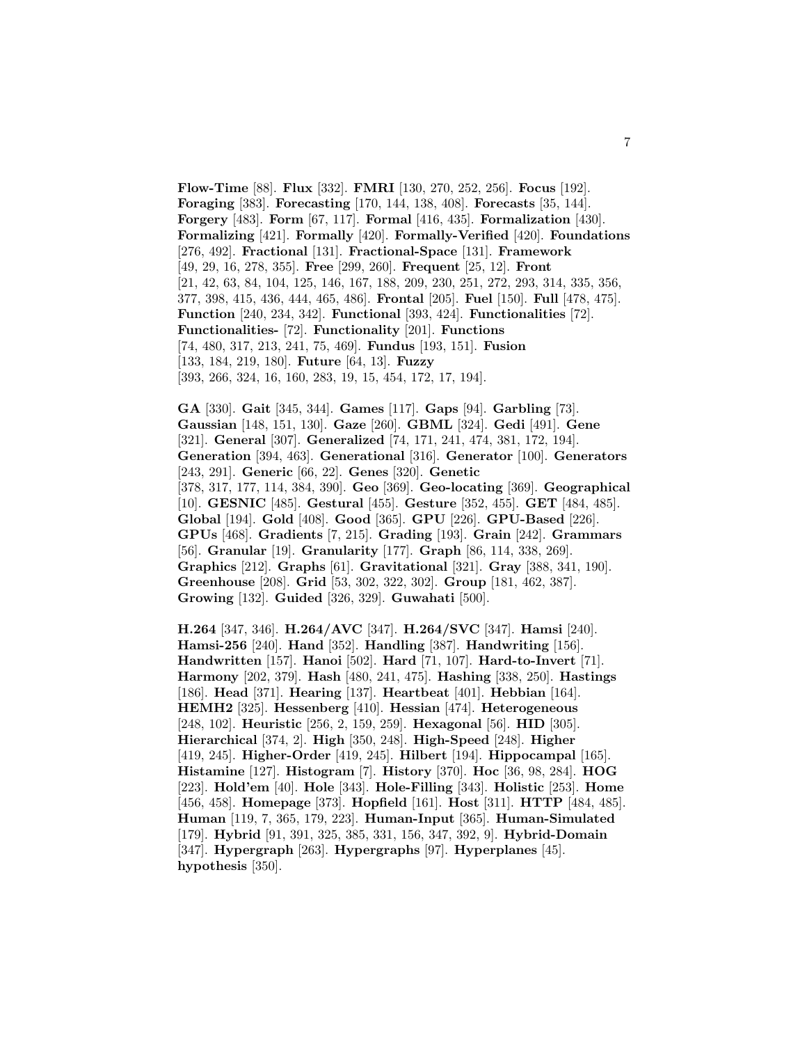**Flow-Time** [88]. **Flux** [332]. **FMRI** [130, 270, 252, 256]. **Focus** [192]. **Foraging** [383]. **Forecasting** [170, 144, 138, 408]. **Forecasts** [35, 144]. **Forgery** [483]. **Form** [67, 117]. **Formal** [416, 435]. **Formalization** [430]. **Formalizing** [421]. **Formally** [420]. **Formally-Verified** [420]. **Foundations** [276, 492]. **Fractional** [131]. **Fractional-Space** [131]. **Framework** [49, 29, 16, 278, 355]. **Free** [299, 260]. **Frequent** [25, 12]. **Front** [21, 42, 63, 84, 104, 125, 146, 167, 188, 209, 230, 251, 272, 293, 314, 335, 356, 377, 398, 415, 436, 444, 465, 486]. **Frontal** [205]. **Fuel** [150]. **Full** [478, 475]. **Function** [240, 234, 342]. **Functional** [393, 424]. **Functionalities** [72]. **Functionalities-** [72]. **Functionality** [201]. **Functions** [74, 480, 317, 213, 241, 75, 469]. **Fundus** [193, 151]. **Fusion** [133, 184, 219, 180]. **Future** [64, 13]. **Fuzzy** [393, 266, 324, 16, 160, 283, 19, 15, 454, 172, 17, 194].

**GA** [330]. **Gait** [345, 344]. **Games** [117]. **Gaps** [94]. **Garbling** [73]. **Gaussian** [148, 151, 130]. **Gaze** [260]. **GBML** [324]. **Gedi** [491]. **Gene** [321]. **General** [307]. **Generalized** [74, 171, 241, 474, 381, 172, 194]. **Generation** [394, 463]. **Generational** [316]. **Generator** [100]. **Generators** [243, 291]. **Generic** [66, 22]. **Genes** [320]. **Genetic** [378, 317, 177, 114, 384, 390]. **Geo** [369]. **Geo-locating** [369]. **Geographical** [10]. **GESNIC** [485]. **Gestural** [455]. **Gesture** [352, 455]. **GET** [484, 485]. **Global** [194]. **Gold** [408]. **Good** [365]. **GPU** [226]. **GPU-Based** [226]. **GPUs** [468]. **Gradients** [7, 215]. **Grading** [193]. **Grain** [242]. **Grammars** [56]. **Granular** [19]. **Granularity** [177]. **Graph** [86, 114, 338, 269]. **Graphics** [212]. **Graphs** [61]. **Gravitational** [321]. **Gray** [388, 341, 190]. **Greenhouse** [208]. **Grid** [53, 302, 322, 302]. **Group** [181, 462, 387]. **Growing** [132]. **Guided** [326, 329]. **Guwahati** [500].

**H.264** [347, 346]. **H.264/AVC** [347]. **H.264/SVC** [347]. **Hamsi** [240]. **Hamsi-256** [240]. **Hand** [352]. **Handling** [387]. **Handwriting** [156]. **Handwritten** [157]. **Hanoi** [502]. **Hard** [71, 107]. **Hard-to-Invert** [71]. **Harmony** [202, 379]. **Hash** [480, 241, 475]. **Hashing** [338, 250]. **Hastings** [186]. **Head** [371]. **Hearing** [137]. **Heartbeat** [401]. **Hebbian** [164]. **HEMH2** [325]. **Hessenberg** [410]. **Hessian** [474]. **Heterogeneous** [248, 102]. **Heuristic** [256, 2, 159, 259]. **Hexagonal** [56]. **HID** [305]. **Hierarchical** [374, 2]. **High** [350, 248]. **High-Speed** [248]. **Higher** [419, 245]. **Higher-Order** [419, 245]. **Hilbert** [194]. **Hippocampal** [165]. **Histamine** [127]. **Histogram** [7]. **History** [370]. **Hoc** [36, 98, 284]. **HOG** [223]. **Hold'em** [40]. **Hole** [343]. **Hole-Filling** [343]. **Holistic** [253]. **Home** [456, 458]. **Homepage** [373]. **Hopfield** [161]. **Host** [311]. **HTTP** [484, 485]. **Human** [119, 7, 365, 179, 223]. **Human-Input** [365]. **Human-Simulated** [179]. **Hybrid** [91, 391, 325, 385, 331, 156, 347, 392, 9]. **Hybrid-Domain** [347]. **Hypergraph** [263]. **Hypergraphs** [97]. **Hyperplanes** [45]. **hypothesis** [350].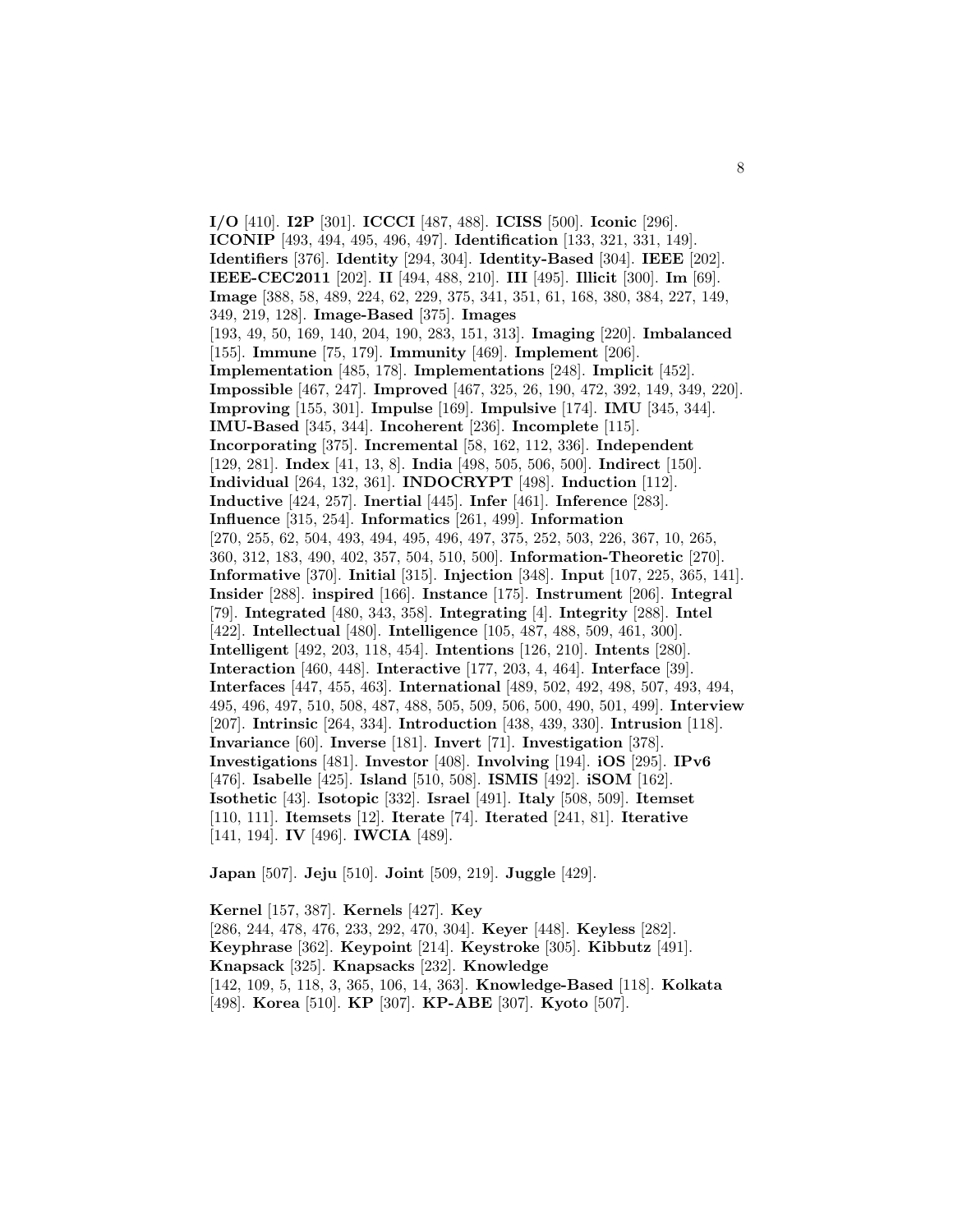**I/O** [410]. **I2P** [301]. **ICCCI** [487, 488]. **ICISS** [500]. **Iconic** [296]. **ICONIP** [493, 494, 495, 496, 497]. **Identification** [133, 321, 331, 149]. **Identifiers** [376]. **Identity** [294, 304]. **Identity-Based** [304]. **IEEE** [202]. **IEEE-CEC2011** [202]. **II** [494, 488, 210]. **III** [495]. **Illicit** [300]. **Im** [69]. **Image** [388, 58, 489, 224, 62, 229, 375, 341, 351, 61, 168, 380, 384, 227, 149, 349, 219, 128]. **Image-Based** [375]. **Images** [193, 49, 50, 169, 140, 204, 190, 283, 151, 313]. **Imaging** [220]. **Imbalanced** [155]. **Immune** [75, 179]. **Immunity** [469]. **Implement** [206]. **Implementation** [485, 178]. **Implementations** [248]. **Implicit** [452]. **Impossible** [467, 247]. **Improved** [467, 325, 26, 190, 472, 392, 149, 349, 220]. **Improving** [155, 301]. **Impulse** [169]. **Impulsive** [174]. **IMU** [345, 344]. **IMU-Based** [345, 344]. **Incoherent** [236]. **Incomplete** [115]. **Incorporating** [375]. **Incremental** [58, 162, 112, 336]. **Independent** [129, 281]. **Index** [41, 13, 8]. **India** [498, 505, 506, 500]. **Indirect** [150]. **Individual** [264, 132, 361]. **INDOCRYPT** [498]. **Induction** [112]. **Inductive** [424, 257]. **Inertial** [445]. **Infer** [461]. **Inference** [283]. **Influence** [315, 254]. **Informatics** [261, 499]. **Information** [270, 255, 62, 504, 493, 494, 495, 496, 497, 375, 252, 503, 226, 367, 10, 265, 360, 312, 183, 490, 402, 357, 504, 510, 500]. **Information-Theoretic** [270]. **Informative** [370]. **Initial** [315]. **Injection** [348]. **Input** [107, 225, 365, 141]. **Insider** [288]. **inspired** [166]. **Instance** [175]. **Instrument** [206]. **Integral** [79]. **Integrated** [480, 343, 358]. **Integrating** [4]. **Integrity** [288]. **Intel** [422]. **Intellectual** [480]. **Intelligence** [105, 487, 488, 509, 461, 300]. **Intelligent** [492, 203, 118, 454]. **Intentions** [126, 210]. **Intents** [280]. **Interaction** [460, 448]. **Interactive** [177, 203, 4, 464]. **Interface** [39]. **Interfaces** [447, 455, 463]. **International** [489, 502, 492, 498, 507, 493, 494, 495, 496, 497, 510, 508, 487, 488, 505, 509, 506, 500, 490, 501, 499]. **Interview** [207]. **Intrinsic** [264, 334]. **Introduction** [438, 439, 330]. **Intrusion** [118]. **Invariance** [60]. **Inverse** [181]. **Invert** [71]. **Investigation** [378]. **Investigations** [481]. **Investor** [408]. **Involving** [194]. **iOS** [295]. **IPv6** [476]. **Isabelle** [425]. **Island** [510, 508]. **ISMIS** [492]. **iSOM** [162]. **Isothetic** [43]. **Isotopic** [332]. **Israel** [491]. **Italy** [508, 509]. **Itemset** [110, 111]. **Itemsets** [12]. **Iterate** [74]. **Iterated** [241, 81]. **Iterative** [141, 194]. **IV** [496]. **IWCIA** [489].

**Japan** [507]. **Jeju** [510]. **Joint** [509, 219]. **Juggle** [429].

**Kernel** [157, 387]. **Kernels** [427]. **Key** [286, 244, 478, 476, 233, 292, 470, 304]. **Keyer** [448]. **Keyless** [282]. **Keyphrase** [362]. **Keypoint** [214]. **Keystroke** [305]. **Kibbutz** [491]. **Knapsack** [325]. **Knapsacks** [232]. **Knowledge** [142, 109, 5, 118, 3, 365, 106, 14, 363]. **Knowledge-Based** [118]. **Kolkata** [498]. **Korea** [510]. **KP** [307]. **KP-ABE** [307]. **Kyoto** [507].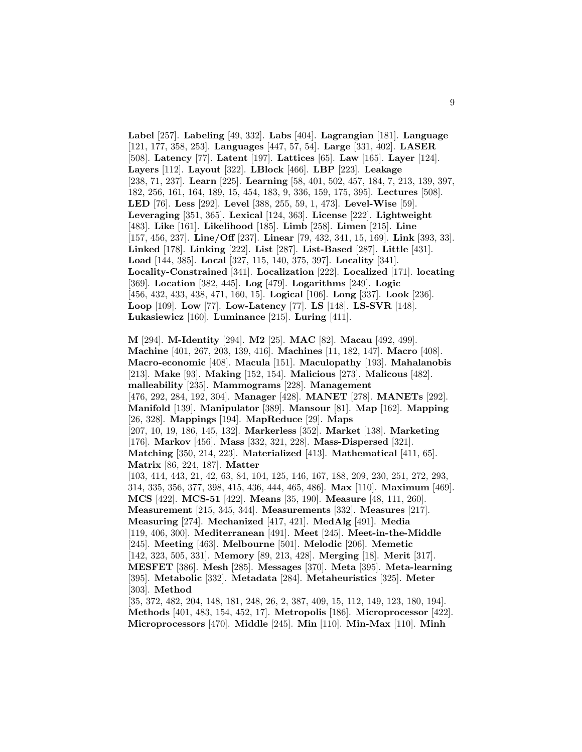**Label** [257]. **Labeling** [49, 332]. **Labs** [404]. **Lagrangian** [181]. **Language** [121, 177, 358, 253]. **Languages** [447, 57, 54]. **Large** [331, 402]. **LASER** [508]. **Latency** [77]. **Latent** [197]. **Lattices** [65]. **Law** [165]. **Layer** [124]. **Layers** [112]. **Layout** [322]. **LBlock** [466]. **LBP** [223]. **Leakage** [238, 71, 237]. **Learn** [225]. **Learning** [58, 401, 502, 457, 184, 7, 213, 139, 397, 182, 256, 161, 164, 189, 15, 454, 183, 9, 336, 159, 175, 395]. **Lectures** [508]. **LED** [76]. **Less** [292]. **Level** [388, 255, 59, 1, 473]. **Level-Wise** [59]. **Leveraging** [351, 365]. **Lexical** [124, 363]. **License** [222]. **Lightweight** [483]. **Like** [161]. **Likelihood** [185]. **Limb** [258]. **Limen** [215]. **Line** [157, 456, 237]. **Line/Off** [237]. **Linear** [79, 432, 341, 15, 169]. **Link** [393, 33]. **Linked** [178]. **Linking** [222]. **List** [287]. **List-Based** [287]. **Little** [431]. **Load** [144, 385]. **Local** [327, 115, 140, 375, 397]. **Locality** [341]. **Locality-Constrained** [341]. **Localization** [222]. **Localized** [171]. **locating** [369]. **Location** [382, 445]. **Log** [479]. **Logarithms** [249]. **Logic** [456, 432, 433, 438, 471, 160, 15]. **Logical** [106]. **Long** [337]. **Look** [236]. **Loop** [109]. **Low** [77]. **Low-Latency** [77]. **LS** [148]. **LS-SVR** [148]. **Łukasiewicz** [160]. **Luminance** [215]. **Luring** [411].

**M** [294]. **M-Identity** [294]. **M2** [25]. **MAC** [82]. **Macau** [492, 499]. **Machine** [401, 267, 203, 139, 416]. **Machines** [11, 182, 147]. **Macro** [408]. **Macro-economic** [408]. **Macula** [151]. **Maculopathy** [193]. **Mahalanobis** [213]. **Make** [93]. **Making** [152, 154]. **Malicious** [273]. **Malicous** [482]. **malleability** [235]. **Mammograms** [228]. **Management** [476, 292, 284, 192, 304]. **Manager** [428]. **MANET** [278]. **MANETs** [292]. **Manifold** [139]. **Manipulator** [389]. **Mansour** [81]. **Map** [162]. **Mapping** [26, 328]. **Mappings** [194]. **MapReduce** [29]. **Maps** [207, 10, 19, 186, 145, 132]. **Markerless** [352]. **Market** [138]. **Marketing** [176]. **Markov** [456]. **Mass** [332, 321, 228]. **Mass-Dispersed** [321]. **Matching** [350, 214, 223]. **Materialized** [413]. **Mathematical** [411, 65]. **Matrix** [86, 224, 187]. **Matter** [103, 414, 443, 21, 42, 63, 84, 104, 125, 146, 167, 188, 209, 230, 251, 272, 293, 314, 335, 356, 377, 398, 415, 436, 444, 465, 486]. **Max** [110]. **Maximum** [469]. **MCS** [422]. **MCS-51** [422]. **Means** [35, 190]. **Measure** [48, 111, 260]. **Measurement** [215, 345, 344]. **Measurements** [332]. **Measures** [217]. **Measuring** [274]. **Mechanized** [417, 421]. **MedAlg** [491]. **Media** [119, 406, 300]. **Mediterranean** [491]. **Meet** [245]. **Meet-in-the-Middle** [245]. **Meeting** [463]. **Melbourne** [501]. **Melodic** [206]. **Memetic** [142, 323, 505, 331]. **Memory** [89, 213, 428]. **Merging** [18]. **Merit** [317]. **MESFET** [386]. **Mesh** [285]. **Messages** [370]. **Meta** [395]. **Meta-learning** [395]. **Metabolic** [332]. **Metadata** [284]. **Metaheuristics** [325]. **Meter** [303]. **Method** [35, 372, 482, 204, 148, 181, 248, 26, 2, 387, 409, 15, 112, 149, 123, 180, 194]. **Methods** [401, 483, 154, 452, 17]. **Metropolis** [186]. **Microprocessor** [422]. **Microprocessors** [470]. **Middle** [245]. **Min** [110]. **Min-Max** [110]. **Minh**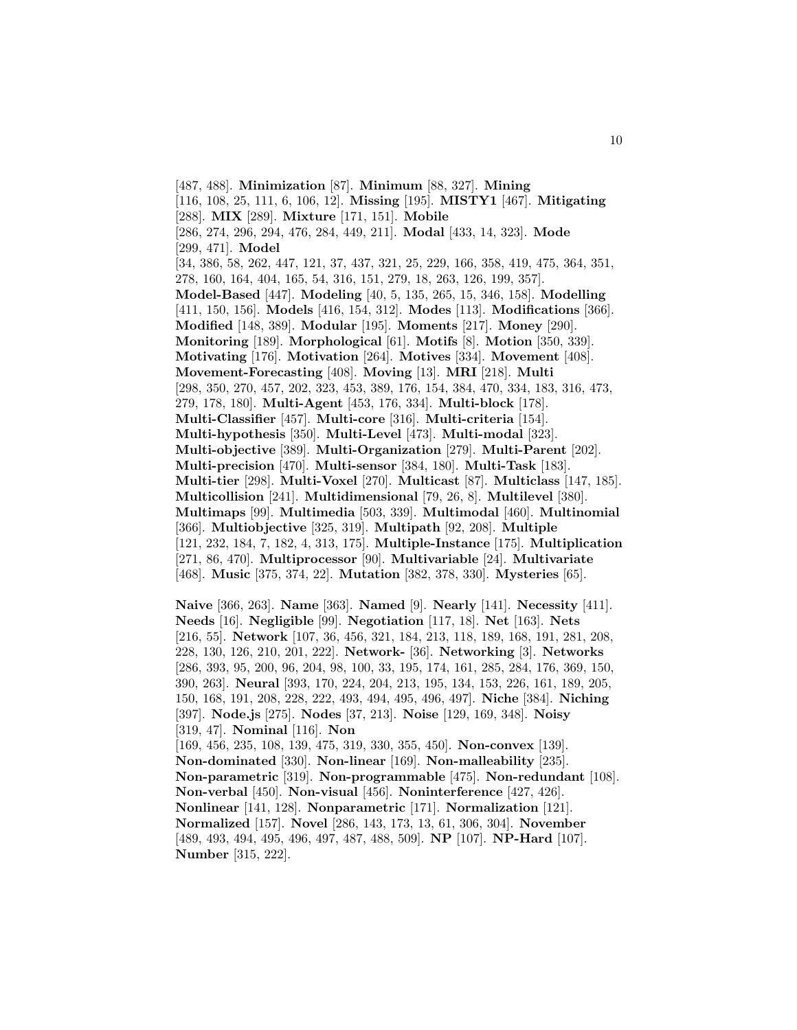[487, 488]. **Minimization** [87]. **Minimum** [88, 327]. **Mining** [116, 108, 25, 111, 6, 106, 12]. **Missing** [195]. **MISTY1** [467]. **Mitigating** [288]. **MIX** [289]. **Mixture** [171, 151]. **Mobile** [286, 274, 296, 294, 476, 284, 449, 211]. **Modal** [433, 14, 323]. **Mode** [299, 471]. **Model** [34, 386, 58, 262, 447, 121, 37, 437, 321, 25, 229, 166, 358, 419, 475, 364, 351, 278, 160, 164, 404, 165, 54, 316, 151, 279, 18, 263, 126, 199, 357]. **Model-Based** [447]. **Modeling** [40, 5, 135, 265, 15, 346, 158]. **Modelling** [411, 150, 156]. **Models** [416, 154, 312]. **Modes** [113]. **Modifications** [366]. **Modified** [148, 389]. **Modular** [195]. **Moments** [217]. **Money** [290]. **Monitoring** [189]. **Morphological** [61]. **Motifs** [8]. **Motion** [350, 339]. **Motivating** [176]. **Motivation** [264]. **Motives** [334]. **Movement** [408]. **Movement-Forecasting** [408]. **Moving** [13]. **MRI** [218]. **Multi** [298, 350, 270, 457, 202, 323, 453, 389, 176, 154, 384, 470, 334, 183, 316, 473, 279, 178, 180]. **Multi-Agent** [453, 176, 334]. **Multi-block** [178]. **Multi-Classifier** [457]. **Multi-core** [316]. **Multi-criteria** [154]. **Multi-hypothesis** [350]. **Multi-Level** [473]. **Multi-modal** [323]. **Multi-objective** [389]. **Multi-Organization** [279]. **Multi-Parent** [202]. **Multi-precision** [470]. **Multi-sensor** [384, 180]. **Multi-Task** [183]. **Multi-tier** [298]. **Multi-Voxel** [270]. **Multicast** [87]. **Multiclass** [147, 185]. **Multicollision** [241]. **Multidimensional** [79, 26, 8]. **Multilevel** [380]. **Multimaps** [99]. **Multimedia** [503, 339]. **Multimodal** [460]. **Multinomial** [366]. **Multiobjective** [325, 319]. **Multipath** [92, 208]. **Multiple** [121, 232, 184, 7, 182, 4, 313, 175]. **Multiple-Instance** [175]. **Multiplication** [271, 86, 470]. **Multiprocessor** [90]. **Multivariable** [24]. **Multivariate** [468]. **Music** [375, 374, 22]. **Mutation** [382, 378, 330]. **Mysteries** [65].

**Naive** [366, 263]. **Name** [363]. **Named** [9]. **Nearly** [141]. **Necessity** [411]. **Needs** [16]. **Negligible** [99]. **Negotiation** [117, 18]. **Net** [163]. **Nets** [216, 55]. **Network** [107, 36, 456, 321, 184, 213, 118, 189, 168, 191, 281, 208, 228, 130, 126, 210, 201, 222]. **Network-** [36]. **Networking** [3]. **Networks** [286, 393, 95, 200, 96, 204, 98, 100, 33, 195, 174, 161, 285, 284, 176, 369, 150, 390, 263]. **Neural** [393, 170, 224, 204, 213, 195, 134, 153, 226, 161, 189, 205, 150, 168, 191, 208, 228, 222, 493, 494, 495, 496, 497]. **Niche** [384]. **Niching** [397]. **Node.js** [275]. **Nodes** [37, 213]. **Noise** [129, 169, 348]. **Noisy** [319, 47]. **Nominal** [116]. **Non** [169, 456, 235, 108, 139, 475, 319, 330, 355, 450]. **Non-convex** [139]. **Non-dominated** [330]. **Non-linear** [169]. **Non-malleability** [235]. **Non-parametric** [319]. **Non-programmable** [475]. **Non-redundant** [108]. **Non-verbal** [450]. **Non-visual** [456]. **Noninterference** [427, 426]. **Nonlinear** [141, 128]. **Nonparametric** [171]. **Normalization** [121]. **Normalized** [157]. **Novel** [286, 143, 173, 13, 61, 306, 304]. **November** [489, 493, 494, 495, 496, 497, 487, 488, 509]. **NP** [107]. **NP-Hard** [107]. **Number** [315, 222].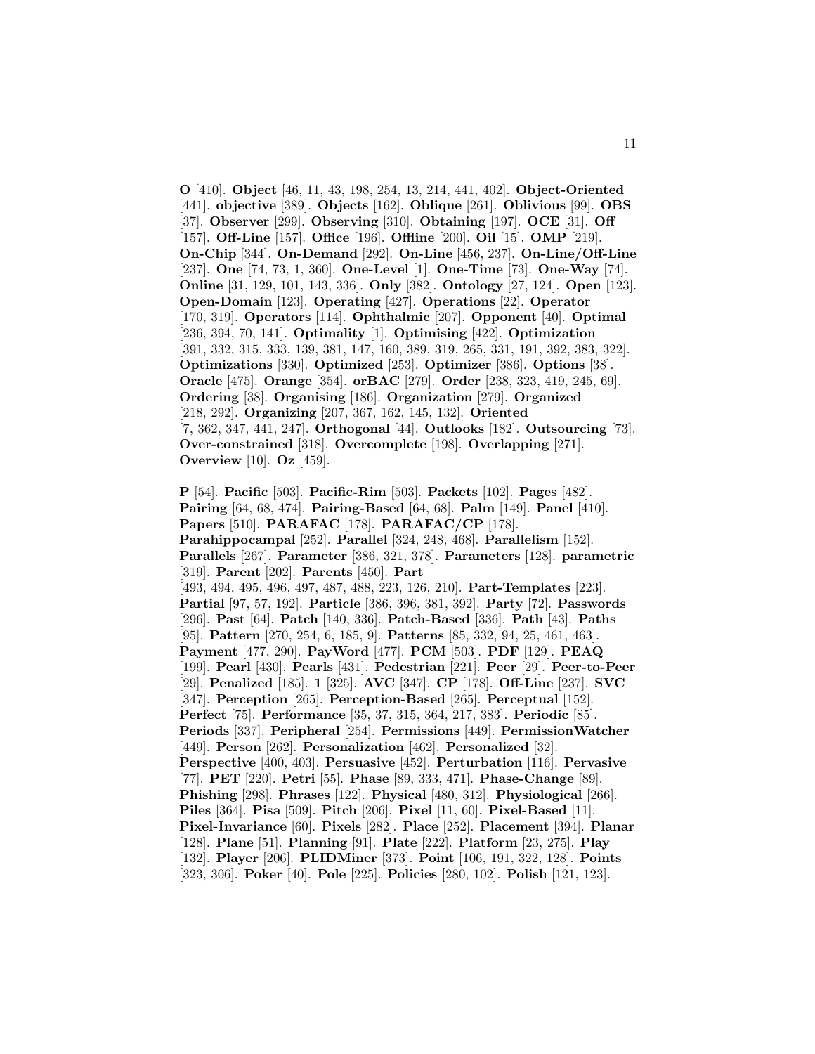**O** [410]. **Object** [46, 11, 43, 198, 254, 13, 214, 441, 402]. **Object-Oriented** [441]. **objective** [389]. **Objects** [162]. **Oblique** [261]. **Oblivious** [99]. **OBS** [37]. **Observer** [299]. **Observing** [310]. **Obtaining** [197]. **OCE** [31]. **Off** [157]. **Off-Line** [157]. **Office** [196]. **Offline** [200]. **Oil** [15]. **OMP** [219]. **On-Chip** [344]. **On-Demand** [292]. **On-Line** [456, 237]. **On-Line/Off-Line** [237]. **One** [74, 73, 1, 360]. **One-Level** [1]. **One-Time** [73]. **One-Way** [74]. **Online** [31, 129, 101, 143, 336]. **Only** [382]. **Ontology** [27, 124]. **Open** [123]. **Open-Domain** [123]. **Operating** [427]. **Operations** [22]. **Operator** [170, 319]. **Operators** [114]. **Ophthalmic** [207]. **Opponent** [40]. **Optimal** [236, 394, 70, 141]. **Optimality** [1]. **Optimising** [422]. **Optimization** [391, 332, 315, 333, 139, 381, 147, 160, 389, 319, 265, 331, 191, 392, 383, 322]. **Optimizations** [330]. **Optimized** [253]. **Optimizer** [386]. **Options** [38]. **Oracle** [475]. **Orange** [354]. **orBAC** [279]. **Order** [238, 323, 419, 245, 69]. **Ordering** [38]. **Organising** [186]. **Organization** [279]. **Organized** [218, 292]. **Organizing** [207, 367, 162, 145, 132]. **Oriented** [7, 362, 347, 441, 247]. **Orthogonal** [44]. **Outlooks** [182]. **Outsourcing** [73]. **Over-constrained** [318]. **Overcomplete** [198]. **Overlapping** [271]. **Overview** [10]. **Oz** [459].

**P** [54]. **Pacific** [503]. **Pacific-Rim** [503]. **Packets** [102]. **Pages** [482]. **Pairing** [64, 68, 474]. **Pairing-Based** [64, 68]. **Palm** [149]. **Panel** [410]. **Papers** [510]. **PARAFAC** [178]. **PARAFAC/CP** [178]. **Parahippocampal** [252]. **Parallel** [324, 248, 468]. **Parallelism** [152]. **Parallels** [267]. **Parameter** [386, 321, 378]. **Parameters** [128]. **parametric** [319]. **Parent** [202]. **Parents** [450]. **Part** [493, 494, 495, 496, 497, 487, 488, 223, 126, 210]. **Part-Templates** [223]. **Partial** [97, 57, 192]. **Particle** [386, 396, 381, 392]. **Party** [72]. **Passwords** [296]. **Past** [64]. **Patch** [140, 336]. **Patch-Based** [336]. **Path** [43]. **Paths** [95]. **Pattern** [270, 254, 6, 185, 9]. **Patterns** [85, 332, 94, 25, 461, 463]. **Payment** [477, 290]. **PayWord** [477]. **PCM** [503]. **PDF** [129]. **PEAQ** [199]. **Pearl** [430]. **Pearls** [431]. **Pedestrian** [221]. **Peer** [29]. **Peer-to-Peer** [29]. **Penalized** [185]. **1** [325]. **AVC** [347]. **CP** [178]. **Off-Line** [237]. **SVC** [347]. **Perception** [265]. **Perception-Based** [265]. **Perceptual** [152]. **Perfect** [75]. **Performance** [35, 37, 315, 364, 217, 383]. **Periodic** [85]. **Periods** [337]. **Peripheral** [254]. **Permissions** [449]. **PermissionWatcher** [449]. **Person** [262]. **Personalization** [462]. **Personalized** [32]. **Perspective** [400, 403]. **Persuasive** [452]. **Perturbation** [116]. **Pervasive** [77]. **PET** [220]. **Petri** [55]. **Phase** [89, 333, 471]. **Phase-Change** [89]. **Phishing** [298]. **Phrases** [122]. **Physical** [480, 312]. **Physiological** [266]. **Piles** [364]. **Pisa** [509]. **Pitch** [206]. **Pixel** [11, 60]. **Pixel-Based** [11]. **Pixel-Invariance** [60]. **Pixels** [282]. **Place** [252]. **Placement** [394]. **Planar** [128]. **Plane** [51]. **Planning** [91]. **Plate** [222]. **Platform** [23, 275]. **Play** [132]. **Player** [206]. **PLIDMiner** [373]. **Point** [106, 191, 322, 128]. **Points** [323, 306]. **Poker** [40]. **Pole** [225]. **Policies** [280, 102]. **Polish** [121, 123].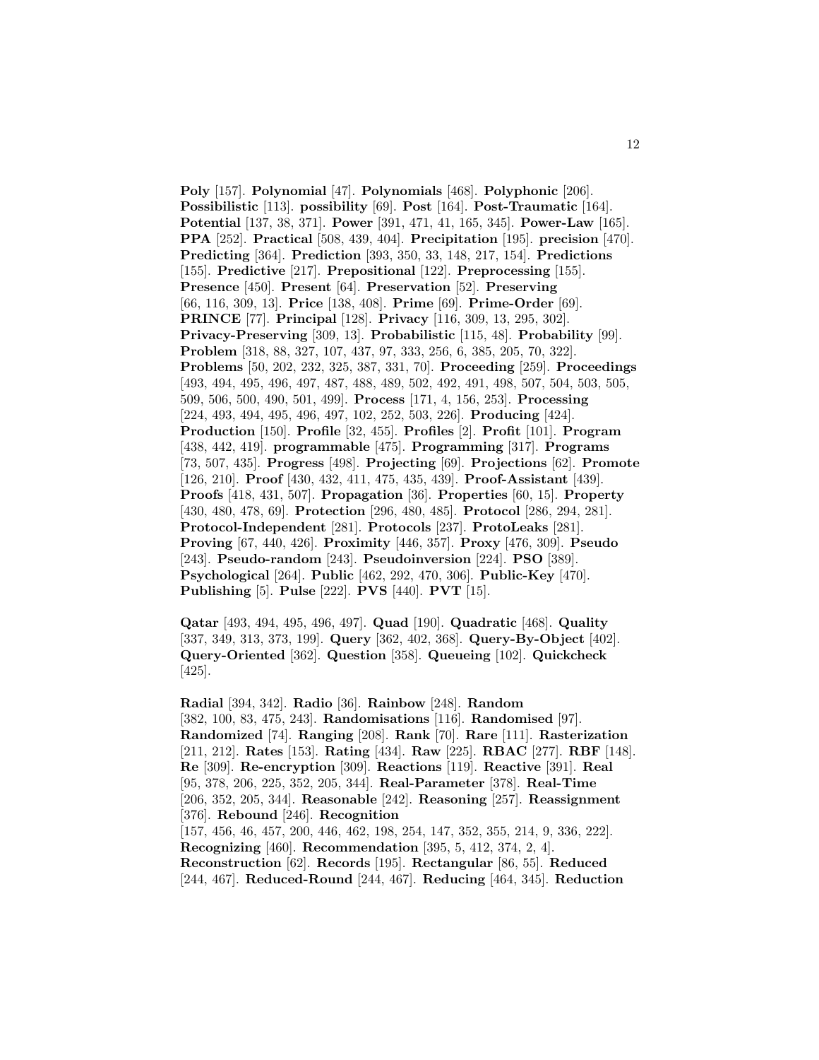**Poly** [157]. **Polynomial** [47]. **Polynomials** [468]. **Polyphonic** [206]. **Possibilistic** [113]. **possibility** [69]. **Post** [164]. **Post-Traumatic** [164]. **Potential** [137, 38, 371]. **Power** [391, 471, 41, 165, 345]. **Power-Law** [165]. **PPA** [252]. **Practical** [508, 439, 404]. **Precipitation** [195]. **precision** [470]. **Predicting** [364]. **Prediction** [393, 350, 33, 148, 217, 154]. **Predictions** [155]. **Predictive** [217]. **Prepositional** [122]. **Preprocessing** [155]. **Presence** [450]. **Present** [64]. **Preservation** [52]. **Preserving** [66, 116, 309, 13]. **Price** [138, 408]. **Prime** [69]. **Prime-Order** [69]. **PRINCE** [77]. **Principal** [128]. **Privacy** [116, 309, 13, 295, 302]. **Privacy-Preserving** [309, 13]. **Probabilistic** [115, 48]. **Probability** [99]. **Problem** [318, 88, 327, 107, 437, 97, 333, 256, 6, 385, 205, 70, 322]. **Problems** [50, 202, 232, 325, 387, 331, 70]. **Proceeding** [259]. **Proceedings** [493, 494, 495, 496, 497, 487, 488, 489, 502, 492, 491, 498, 507, 504, 503, 505, 509, 506, 500, 490, 501, 499]. **Process** [171, 4, 156, 253]. **Processing** [224, 493, 494, 495, 496, 497, 102, 252, 503, 226]. **Producing** [424]. **Production** [150]. **Profile** [32, 455]. **Profiles** [2]. **Profit** [101]. **Program** [438, 442, 419]. **programmable** [475]. **Programming** [317]. **Programs** [73, 507, 435]. **Progress** [498]. **Projecting** [69]. **Projections** [62]. **Promote** [126, 210]. **Proof** [430, 432, 411, 475, 435, 439]. **Proof-Assistant** [439]. **Proofs** [418, 431, 507]. **Propagation** [36]. **Properties** [60, 15]. **Property** [430, 480, 478, 69]. **Protection** [296, 480, 485]. **Protocol** [286, 294, 281]. **Protocol-Independent** [281]. **Protocols** [237]. **ProtoLeaks** [281]. **Proving** [67, 440, 426]. **Proximity** [446, 357]. **Proxy** [476, 309]. **Pseudo** [243]. **Pseudo-random** [243]. **Pseudoinversion** [224]. **PSO** [389]. **Psychological** [264]. **Public** [462, 292, 470, 306]. **Public-Key** [470]. **Publishing** [5]. **Pulse** [222]. **PVS** [440]. **PVT** [15].

**Qatar** [493, 494, 495, 496, 497]. **Quad** [190]. **Quadratic** [468]. **Quality** [337, 349, 313, 373, 199]. **Query** [362, 402, 368]. **Query-By-Object** [402]. **Query-Oriented** [362]. **Question** [358]. **Queueing** [102]. **Quickcheck** [425].

**Radial** [394, 342]. **Radio** [36]. **Rainbow** [248]. **Random** [382, 100, 83, 475, 243]. **Randomisations** [116]. **Randomised** [97]. **Randomized** [74]. **Ranging** [208]. **Rank** [70]. **Rare** [111]. **Rasterization** [211, 212]. **Rates** [153]. **Rating** [434]. **Raw** [225]. **RBAC** [277]. **RBF** [148]. **Re** [309]. **Re-encryption** [309]. **Reactions** [119]. **Reactive** [391]. **Real** [95, 378, 206, 225, 352, 205, 344]. **Real-Parameter** [378]. **Real-Time** [206, 352, 205, 344]. **Reasonable** [242]. **Reasoning** [257]. **Reassignment** [376]. **Rebound** [246]. **Recognition** [157, 456, 46, 457, 200, 446, 462, 198, 254, 147, 352, 355, 214, 9, 336, 222]. **Recognizing** [460]. **Recommendation** [395, 5, 412, 374, 2, 4]. **Reconstruction** [62]. **Records** [195]. **Rectangular** [86, 55]. **Reduced** [244, 467]. **Reduced-Round** [244, 467]. **Reducing** [464, 345]. **Reduction**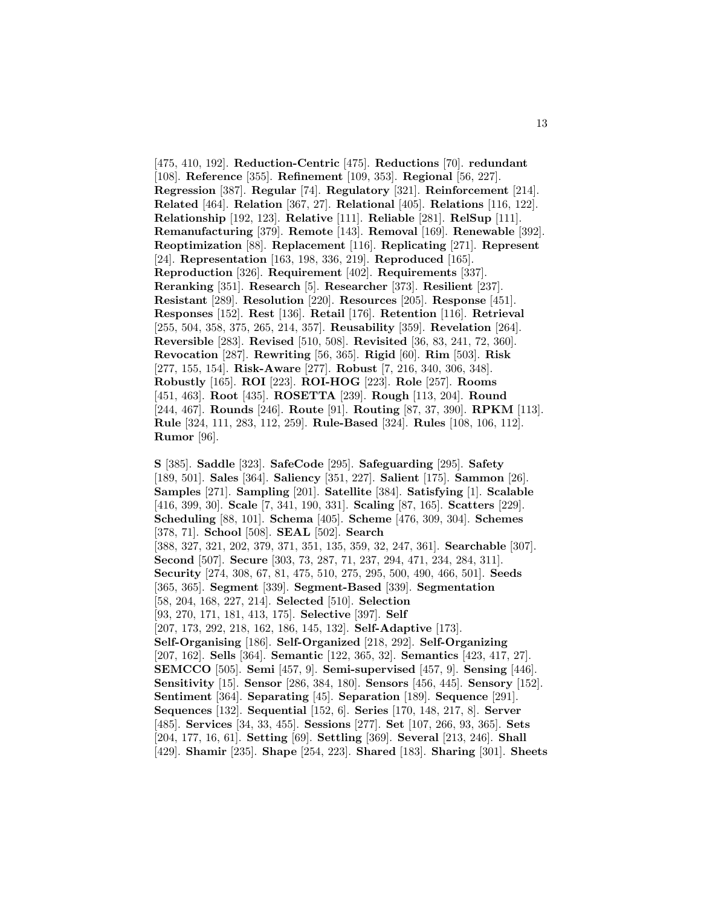[475, 410, 192]. **Reduction-Centric** [475]. **Reductions** [70]. **redundant** [108]. **Reference** [355]. **Refinement** [109, 353]. **Regional** [56, 227]. **Regression** [387]. **Regular** [74]. **Regulatory** [321]. **Reinforcement** [214]. **Related** [464]. **Relation** [367, 27]. **Relational** [405]. **Relations** [116, 122]. **Relationship** [192, 123]. **Relative** [111]. **Reliable** [281]. **RelSup** [111]. **Remanufacturing** [379]. **Remote** [143]. **Removal** [169]. **Renewable** [392]. **Reoptimization** [88]. **Replacement** [116]. **Replicating** [271]. **Represent** [24]. **Representation** [163, 198, 336, 219]. **Reproduced** [165]. **Reproduction** [326]. **Requirement** [402]. **Requirements** [337]. **Reranking** [351]. **Research** [5]. **Researcher** [373]. **Resilient** [237]. **Resistant** [289]. **Resolution** [220]. **Resources** [205]. **Response** [451]. **Responses** [152]. **Rest** [136]. **Retail** [176]. **Retention** [116]. **Retrieval** [255, 504, 358, 375, 265, 214, 357]. **Reusability** [359]. **Revelation** [264]. **Reversible** [283]. **Revised** [510, 508]. **Revisited** [36, 83, 241, 72, 360]. **Revocation** [287]. **Rewriting** [56, 365]. **Rigid** [60]. **Rim** [503]. **Risk** [277, 155, 154]. **Risk-Aware** [277]. **Robust** [7, 216, 340, 306, 348]. **Robustly** [165]. **ROI** [223]. **ROI-HOG** [223]. **Role** [257]. **Rooms** [451, 463]. **Root** [435]. **ROSETTA** [239]. **Rough** [113, 204]. **Round** [244, 467]. **Rounds** [246]. **Route** [91]. **Routing** [87, 37, 390]. **RPKM** [113]. **Rule** [324, 111, 283, 112, 259]. **Rule-Based** [324]. **Rules** [108, 106, 112]. **Rumor** [96].

**S** [385]. **Saddle** [323]. **SafeCode** [295]. **Safeguarding** [295]. **Safety** [189, 501]. **Sales** [364]. **Saliency** [351, 227]. **Salient** [175]. **Sammon** [26]. **Samples** [271]. **Sampling** [201]. **Satellite** [384]. **Satisfying** [1]. **Scalable** [416, 399, 30]. **Scale** [7, 341, 190, 331]. **Scaling** [87, 165]. **Scatters** [229]. **Scheduling** [88, 101]. **Schema** [405]. **Scheme** [476, 309, 304]. **Schemes** [378, 71]. **School** [508]. **SEAL** [502]. **Search** [388, 327, 321, 202, 379, 371, 351, 135, 359, 32, 247, 361]. **Searchable** [307]. **Second** [507]. **Secure** [303, 73, 287, 71, 237, 294, 471, 234, 284, 311]. **Security** [274, 308, 67, 81, 475, 510, 275, 295, 500, 490, 466, 501]. **Seeds** [365, 365]. **Segment** [339]. **Segment-Based** [339]. **Segmentation** [58, 204, 168, 227, 214]. **Selected** [510]. **Selection** [93, 270, 171, 181, 413, 175]. **Selective** [397]. **Self** [207, 173, 292, 218, 162, 186, 145, 132]. **Self-Adaptive** [173]. **Self-Organising** [186]. **Self-Organized** [218, 292]. **Self-Organizing** [207, 162]. **Sells** [364]. **Semantic** [122, 365, 32]. **Semantics** [423, 417, 27]. **SEMCCO** [505]. **Semi** [457, 9]. **Semi-supervised** [457, 9]. **Sensing** [446]. **Sensitivity** [15]. **Sensor** [286, 384, 180]. **Sensors** [456, 445]. **Sensory** [152]. **Sentiment** [364]. **Separating** [45]. **Separation** [189]. **Sequence** [291]. **Sequences** [132]. **Sequential** [152, 6]. **Series** [170, 148, 217, 8]. **Server** [485]. **Services** [34, 33, 455]. **Sessions** [277]. **Set** [107, 266, 93, 365]. **Sets** [204, 177, 16, 61]. **Setting** [69]. **Settling** [369]. **Several** [213, 246]. **Shall** [429]. **Shamir** [235]. **Shape** [254, 223]. **Shared** [183]. **Sharing** [301]. **Sheets**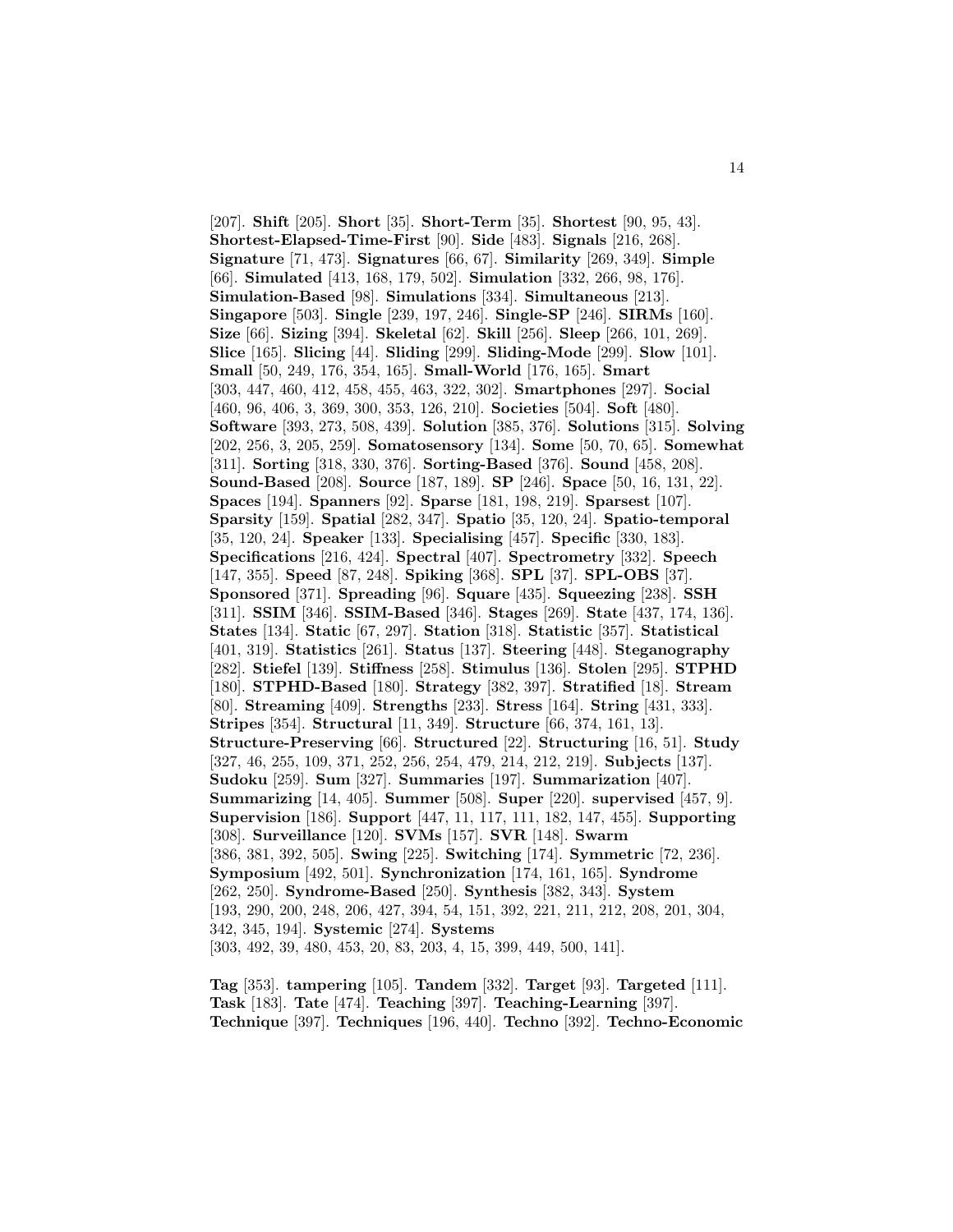[207]. **Shift** [205]. **Short** [35]. **Short-Term** [35]. **Shortest** [90, 95, 43]. **Shortest-Elapsed-Time-First** [90]. **Side** [483]. **Signals** [216, 268]. **Signature** [71, 473]. **Signatures** [66, 67]. **Similarity** [269, 349]. **Simple** [66]. **Simulated** [413, 168, 179, 502]. **Simulation** [332, 266, 98, 176]. **Simulation-Based** [98]. **Simulations** [334]. **Simultaneous** [213]. **Singapore** [503]. **Single** [239, 197, 246]. **Single-SP** [246]. **SIRMs** [160]. **Size** [66]. **Sizing** [394]. **Skeletal** [62]. **Skill** [256]. **Sleep** [266, 101, 269]. **Slice** [165]. **Slicing** [44]. **Sliding** [299]. **Sliding-Mode** [299]. **Slow** [101]. **Small** [50, 249, 176, 354, 165]. **Small-World** [176, 165]. **Smart** [303, 447, 460, 412, 458, 455, 463, 322, 302]. **Smartphones** [297]. **Social** [460, 96, 406, 3, 369, 300, 353, 126, 210]. **Societies** [504]. **Soft** [480]. **Software** [393, 273, 508, 439]. **Solution** [385, 376]. **Solutions** [315]. **Solving** [202, 256, 3, 205, 259]. **Somatosensory** [134]. **Some** [50, 70, 65]. **Somewhat** [311]. **Sorting** [318, 330, 376]. **Sorting-Based** [376]. **Sound** [458, 208]. **Sound-Based** [208]. **Source** [187, 189]. **SP** [246]. **Space** [50, 16, 131, 22]. **Spaces** [194]. **Spanners** [92]. **Sparse** [181, 198, 219]. **Sparsest** [107]. **Sparsity** [159]. **Spatial** [282, 347]. **Spatio** [35, 120, 24]. **Spatio-temporal** [35, 120, 24]. **Speaker** [133]. **Specialising** [457]. **Specific** [330, 183]. **Specifications** [216, 424]. **Spectral** [407]. **Spectrometry** [332]. **Speech** [147, 355]. **Speed** [87, 248]. **Spiking** [368]. **SPL** [37]. **SPL-OBS** [37]. **Sponsored** [371]. **Spreading** [96]. **Square** [435]. **Squeezing** [238]. **SSH** [311]. **SSIM** [346]. **SSIM-Based** [346]. **Stages** [269]. **State** [437, 174, 136]. **States** [134]. **Static** [67, 297]. **Station** [318]. **Statistic** [357]. **Statistical** [401, 319]. **Statistics** [261]. **Status** [137]. **Steering** [448]. **Steganography** [282]. **Stiefel** [139]. **Stiffness** [258]. **Stimulus** [136]. **Stolen** [295]. **STPHD** [180]. **STPHD-Based** [180]. **Strategy** [382, 397]. **Stratified** [18]. **Stream** [80]. **Streaming** [409]. **Strengths** [233]. **Stress** [164]. **String** [431, 333]. **Stripes** [354]. **Structural** [11, 349]. **Structure** [66, 374, 161, 13]. **Structure-Preserving** [66]. **Structured** [22]. **Structuring** [16, 51]. **Study** [327, 46, 255, 109, 371, 252, 256, 254, 479, 214, 212, 219]. **Subjects** [137]. **Sudoku** [259]. **Sum** [327]. **Summaries** [197]. **Summarization** [407]. **Summarizing** [14, 405]. **Summer** [508]. **Super** [220]. **supervised** [457, 9]. **Supervision** [186]. **Support** [447, 11, 117, 111, 182, 147, 455]. **Supporting** [308]. **Surveillance** [120]. **SVMs** [157]. **SVR** [148]. **Swarm** [386, 381, 392, 505]. **Swing** [225]. **Switching** [174]. **Symmetric** [72, 236]. **Symposium** [492, 501]. **Synchronization** [174, 161, 165]. **Syndrome** [262, 250]. **Syndrome-Based** [250]. **Synthesis** [382, 343]. **System** [193, 290, 200, 248, 206, 427, 394, 54, 151, 392, 221, 211, 212, 208, 201, 304, 342, 345, 194]. **Systemic** [274]. **Systems** [303, 492, 39, 480, 453, 20, 83, 203, 4, 15, 399, 449, 500, 141].

**Tag** [353]. **tampering** [105]. **Tandem** [332]. **Target** [93]. **Targeted** [111]. **Task** [183]. **Tate** [474]. **Teaching** [397]. **Teaching-Learning** [397]. **Technique** [397]. **Techniques** [196, 440]. **Techno** [392]. **Techno-Economic**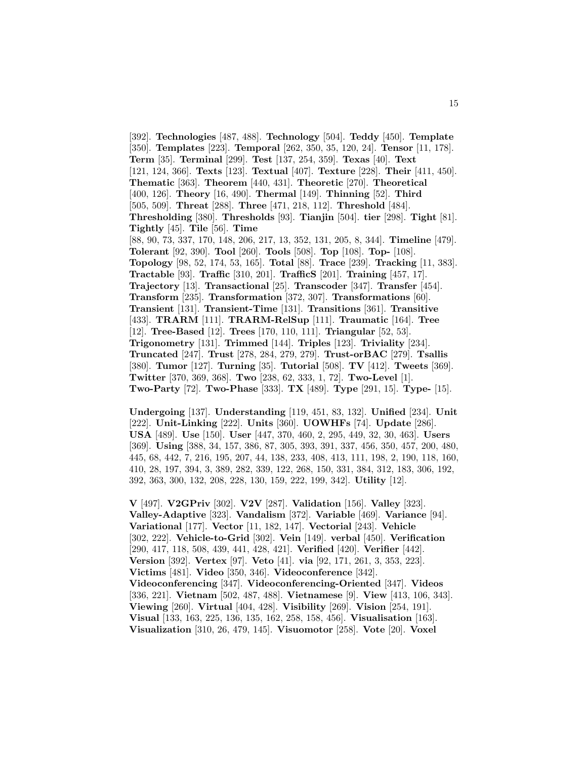[392]. **Technologies** [487, 488]. **Technology** [504]. **Teddy** [450]. **Template** [350]. **Templates** [223]. **Temporal** [262, 350, 35, 120, 24]. **Tensor** [11, 178]. **Term** [35]. **Terminal** [299]. **Test** [137, 254, 359]. **Texas** [40]. **Text** [121, 124, 366]. **Texts** [123]. **Textual** [407]. **Texture** [228]. **Their** [411, 450]. **Thematic** [363]. **Theorem** [440, 431]. **Theoretic** [270]. **Theoretical** [400, 126]. **Theory** [16, 490]. **Thermal** [149]. **Thinning** [52]. **Third** [505, 509]. **Threat** [288]. **Three** [471, 218, 112]. **Threshold** [484]. **Thresholding** [380]. **Thresholds** [93]. **Tianjin** [504]. **tier** [298]. **Tight** [81]. **Tightly** [45]. **Tile** [56]. **Time** [88, 90, 73, 337, 170, 148, 206, 217, 13, 352, 131, 205, 8, 344]. **Timeline** [479]. **Tolerant** [92, 390]. **Tool** [260]. **Tools** [508]. **Top** [108]. **Top-** [108]. **Topology** [98, 52, 174, 53, 165]. **Total** [88]. **Trace** [239]. **Tracking** [11, 383]. **Tractable** [93]. **Traffic** [310, 201]. **TrafficS** [201]. **Training** [457, 17]. **Trajectory** [13]. **Transactional** [25]. **Transcoder** [347]. **Transfer** [454]. **Transform** [235]. **Transformation** [372, 307]. **Transformations** [60]. **Transient** [131]. **Transient-Time** [131]. **Transitions** [361]. **Transitive** [433]. **TRARM** [111]. **TRARM-RelSup** [111]. **Traumatic** [164]. **Tree** [12]. **Tree-Based** [12]. **Trees** [170, 110, 111]. **Triangular** [52, 53]. **Trigonometry** [131]. **Trimmed** [144]. **Triples** [123]. **Triviality** [234]. **Truncated** [247]. **Trust** [278, 284, 279, 279]. **Trust-orBAC** [279]. **Tsallis** [380]. **Tumor** [127]. **Turning** [35]. **Tutorial** [508]. **TV** [412]. **Tweets** [369]. **Twitter** [370, 369, 368]. **Two** [238, 62, 333, 1, 72]. **Two-Level** [1]. **Two-Party** [72]. **Two-Phase** [333]. **TX** [489]. **Type** [291, 15]. **Type-** [15].

**Undergoing** [137]. **Understanding** [119, 451, 83, 132]. **Unified** [234]. **Unit** [222]. **Unit-Linking** [222]. **Units** [360]. **UOWHFs** [74]. **Update** [286]. **USA** [489]. **Use** [150]. **User** [447, 370, 460, 2, 295, 449, 32, 30, 463]. **Users** [369]. **Using** [388, 34, 157, 386, 87, 305, 393, 391, 337, 456, 350, 457, 200, 480, 445, 68, 442, 7, 216, 195, 207, 44, 138, 233, 408, 413, 111, 198, 2, 190, 118, 160, 410, 28, 197, 394, 3, 389, 282, 339, 122, 268, 150, 331, 384, 312, 183, 306, 192, 392, 363, 300, 132, 208, 228, 130, 159, 222, 199, 342]. **Utility** [12].

**V** [497]. **V2GPriv** [302]. **V2V** [287]. **Validation** [156]. **Valley** [323]. **Valley-Adaptive** [323]. **Vandalism** [372]. **Variable** [469]. **Variance** [94]. **Variational** [177]. **Vector** [11, 182, 147]. **Vectorial** [243]. **Vehicle** [302, 222]. **Vehicle-to-Grid** [302]. **Vein** [149]. **verbal** [450]. **Verification** [290, 417, 118, 508, 439, 441, 428, 421]. **Verified** [420]. **Verifier** [442]. **Version** [392]. **Vertex** [97]. **Veto** [41]. **via** [92, 171, 261, 3, 353, 223]. **Victims** [481]. **Video** [350, 346]. **Videoconference** [342]. **Videoconferencing** [347]. **Videoconferencing-Oriented** [347]. **Videos** [336, 221]. **Vietnam** [502, 487, 488]. **Vietnamese** [9]. **View** [413, 106, 343]. **Viewing** [260]. **Virtual** [404, 428]. **Visibility** [269]. **Vision** [254, 191]. **Visual** [133, 163, 225, 136, 135, 162, 258, 158, 456]. **Visualisation** [163]. **Visualization** [310, 26, 479, 145]. **Visuomotor** [258]. **Vote** [20]. **Voxel**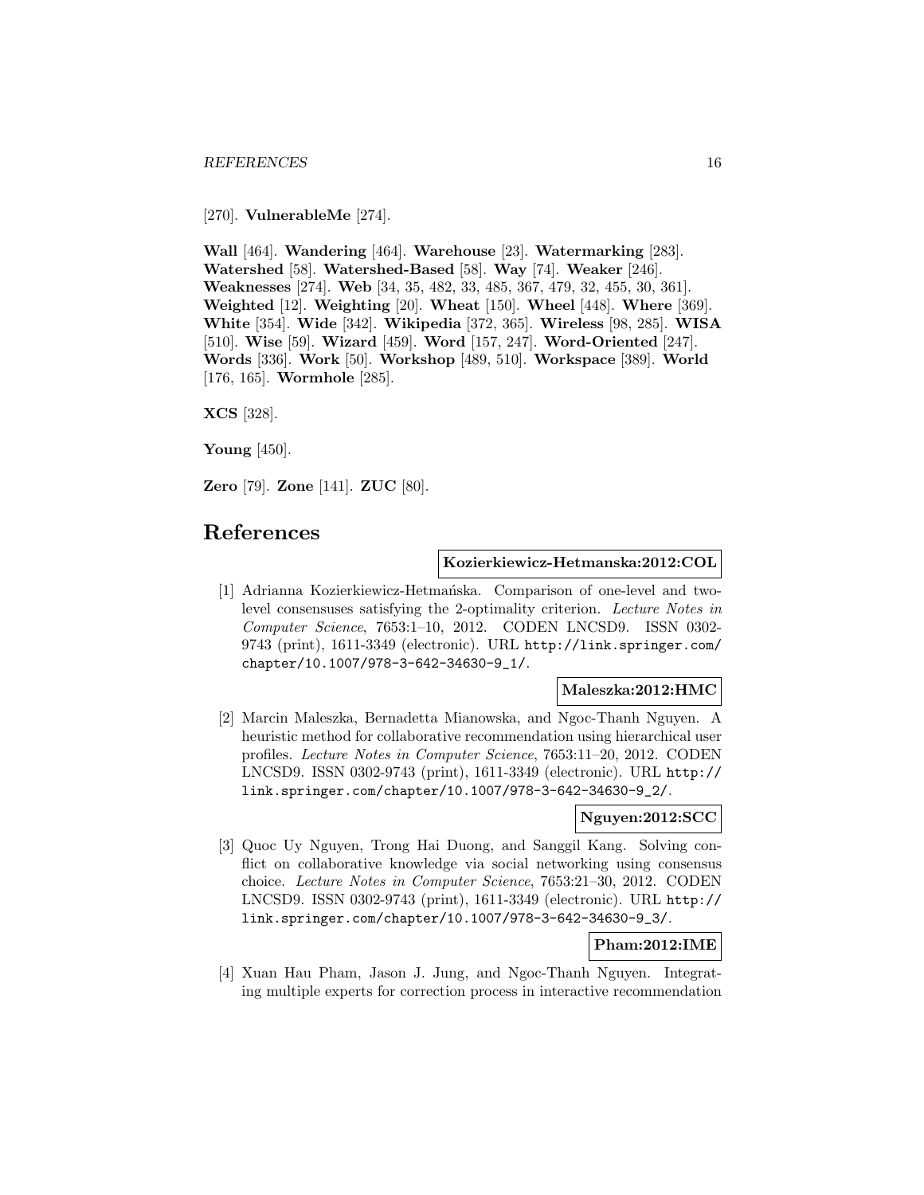[270]. **VulnerableMe** [274].

**Wall** [464]. **Wandering** [464]. **Warehouse** [23]. **Watermarking** [283]. **Watershed** [58]. **Watershed-Based** [58]. **Way** [74]. **Weaker** [246]. **Weaknesses** [274]. **Web** [34, 35, 482, 33, 485, 367, 479, 32, 455, 30, 361]. **Weighted** [12]. **Weighting** [20]. **Wheat** [150]. **Wheel** [448]. **Where** [369]. **White** [354]. **Wide** [342]. **Wikipedia** [372, 365]. **Wireless** [98, 285]. **WISA** [510]. **Wise** [59]. **Wizard** [459]. **Word** [157, 247]. **Word-Oriented** [247]. **Words** [336]. **Work** [50]. **Workshop** [489, 510]. **Workspace** [389]. **World** [176, 165]. **Wormhole** [285].

**XCS** [328].

**Young** [450].

**Zero** [79]. **Zone** [141]. **ZUC** [80].

# References

**Kozierkiewicz-Hetmanska:2012:COL**

[1] Adrianna Kozierkiewicz-Hetmańska. Comparison of one-level and two-level consensuses satisfying the 2-optimality criterion. *Lecture Notes in Computer Science*, 7653:1–10, 2012. CODEN LNCSD9. ISSN 0302-9743 (print), 1611-3349 (electronic). URL http://link.springer.com/chapter/10.1007/978-3-642-34630-9_1/.

**Maleszka:2012:HMC**

[2] Marcin Maleszka, Bernadetta Mianowska, and Ngoc-Thanh Nguyen. A heuristic method for collaborative recommendation using hierarchical user profiles. *Lecture Notes in Computer Science*, 7653:11–20, 2012. CODEN LNCSD9. ISSN 0302-9743 (print), 1611-3349 (electronic). URL http://link.springer.com/chapter/10.1007/978-3-642-34630-9_2/.

**Nguyen:2012:SCC**

[3] Quoc Uy Nguyen, Trong Hai Duong, and Sanggil Kang. Solving conflict on collaborative knowledge via social networking using consensus choice. *Lecture Notes in Computer Science*, 7653:21–30, 2012. CODEN LNCSD9. ISSN 0302-9743 (print), 1611-3349 (electronic). URL http://link.springer.com/chapter/10.1007/978-3-642-34630-9_3/.

**Pham:2012:IME**

[4] Xuan Hau Pham, Jason J. Jung, and Ngoc-Thanh Nguyen. Integrating multiple experts for correction process in interactive recommendation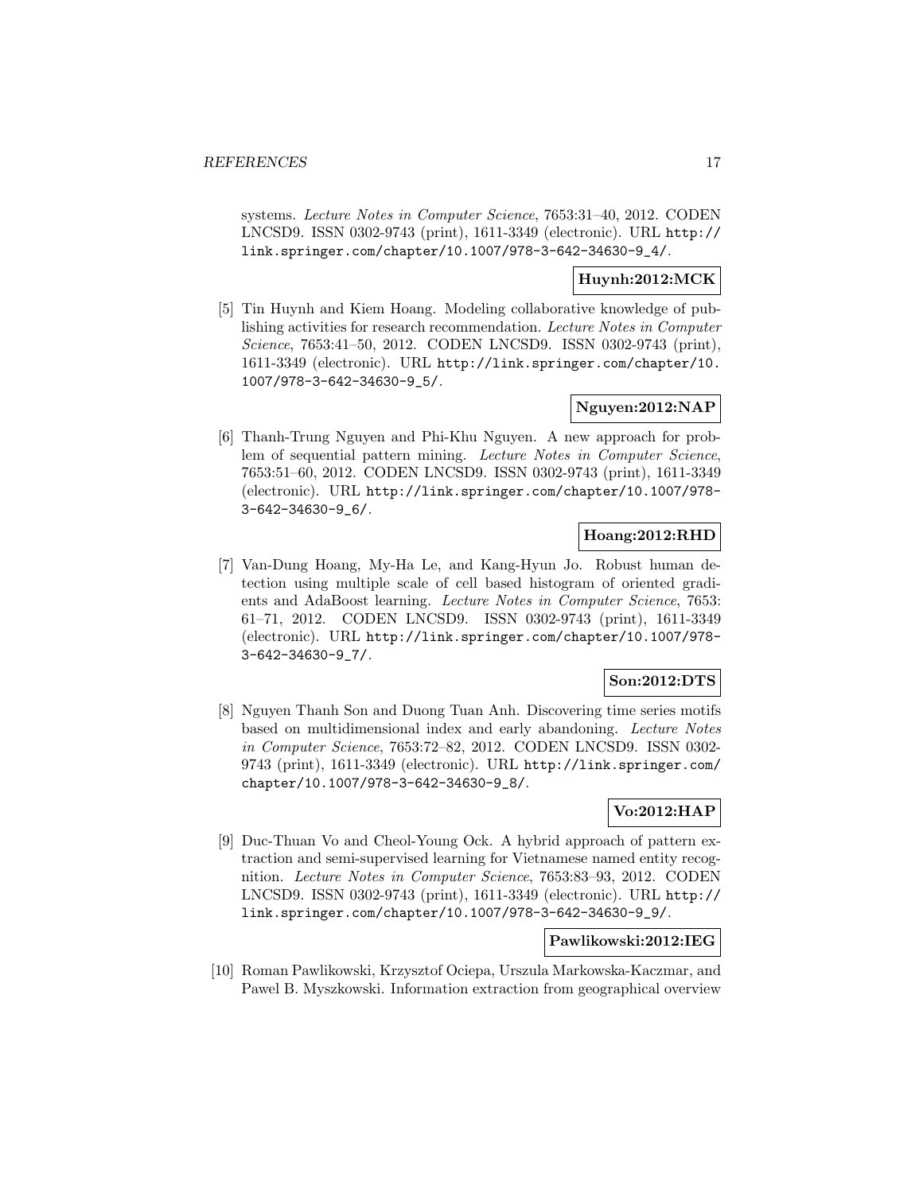systems. *Lecture Notes in Computer Science*, 7653:31–40, 2012. CODEN LNCSD9. ISSN 0302-9743 (print), 1611-3349 (electronic). URL http://link.springer.com/chapter/10.1007/978-3-642-34630-9_4/.

**Huynh:2012:MCK**

[5] Tin Huynh and Kiem Hoang. Modeling collaborative knowledge of publishing activities for research recommendation. *Lecture Notes in Computer Science*, 7653:41–50, 2012. CODEN LNCSD9. ISSN 0302-9743 (print), 1611-3349 (electronic). URL http://link.springer.com/chapter/10.1007/978-3-642-34630-9_5/.

**Nguyen:2012:NAP**

[6] Thanh-Trung Nguyen and Phi-Khu Nguyen. A new approach for problem of sequential pattern mining. *Lecture Notes in Computer Science*, 7653:51–60, 2012. CODEN LNCSD9. ISSN 0302-9743 (print), 1611-3349 (electronic). URL http://link.springer.com/chapter/10.1007/978-3-642-34630-9_6/.

**Hoang:2012:RHD**

[7] Van-Dung Hoang, My-Ha Le, and Kang-Hyun Jo. Robust human detection using multiple scale of cell based histogram of oriented gradients and AdaBoost learning. *Lecture Notes in Computer Science*, 7653: 61–71, 2012. CODEN LNCSD9. ISSN 0302-9743 (print), 1611-3349 (electronic). URL http://link.springer.com/chapter/10.1007/978-3-642-34630-9_7/.

**Son:2012:DTS**

[8] Nguyen Thanh Son and Duong Tuan Anh. Discovering time series motifs based on multidimensional index and early abandoning. *Lecture Notes in Computer Science*, 7653:72–82, 2012. CODEN LNCSD9. ISSN 0302-9743 (print), 1611-3349 (electronic). URL http://link.springer.com/chapter/10.1007/978-3-642-34630-9_8/.

**Vo:2012:HAP**

[9] Duc-Thuan Vo and Cheol-Young Ock. A hybrid approach of pattern extraction and semi-supervised learning for Vietnamese named entity recognition. *Lecture Notes in Computer Science*, 7653:83–93, 2012. CODEN LNCSD9. ISSN 0302-9743 (print), 1611-3349 (electronic). URL http://link.springer.com/chapter/10.1007/978-3-642-34630-9_9/.

**Pawlikowski:2012:IEG**

[10] Roman Pawlikowski, Krzysztof Ociepa, Urszula Markowska-Kaczmar, and Pawel B. Myszkowski. Information extraction from geographical overview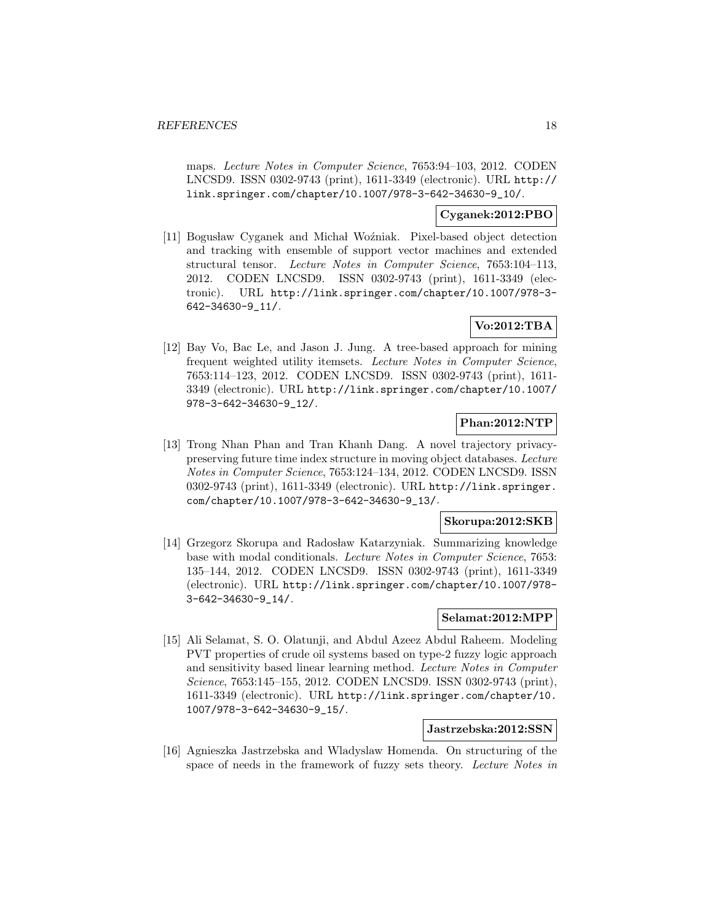maps. *Lecture Notes in Computer Science*, 7653:94–103, 2012. CODEN LNCSD9. ISSN 0302-9743 (print), 1611-3349 (electronic). URL http://link.springer.com/chapter/10.1007/978-3-642-34630-9_10/.

**Cyganek:2012:PBO**

[11] Bogusław Cyganek and Michał Woźniak. Pixel-based object detection and tracking with ensemble of support vector machines and extended structural tensor. *Lecture Notes in Computer Science*, 7653:104–113, 2012. CODEN LNCSD9. ISSN 0302-9743 (print), 1611-3349 (electronic). URL http://link.springer.com/chapter/10.1007/978-3-642-34630-9_11/.

**Vo:2012:TBA**

[12] Bay Vo, Bac Le, and Jason J. Jung. A tree-based approach for mining frequent weighted utility itemsets. *Lecture Notes in Computer Science*, 7653:114–123, 2012. CODEN LNCSD9. ISSN 0302-9743 (print), 1611-3349 (electronic). URL http://link.springer.com/chapter/10.1007/978-3-642-34630-9_12/.

**Phan:2012:NTP**

[13] Trong Nhan Phan and Tran Khanh Dang. A novel trajectory privacy-preserving future time index structure in moving object databases. *Lecture Notes in Computer Science*, 7653:124–134, 2012. CODEN LNCSD9. ISSN 0302-9743 (print), 1611-3349 (electronic). URL http://link.springer.com/chapter/10.1007/978-3-642-34630-9_13/.

**Skorupa:2012:SKB**

[14] Grzegorz Skorupa and Radosław Katarzyniak. Summarizing knowledge base with modal conditionals. *Lecture Notes in Computer Science*, 7653:135–144, 2012. CODEN LNCSD9. ISSN 0302-9743 (print), 1611-3349 (electronic). URL http://link.springer.com/chapter/10.1007/978-3-642-34630-9_14/.

**Selamat:2012:MPP**

[15] Ali Selamat, S. O. Olatunji, and Abdul Azeez Abdul Raheem. Modeling PVT properties of crude oil systems based on type-2 fuzzy logic approach and sensitivity based linear learning method. *Lecture Notes in Computer Science*, 7653:145–155, 2012. CODEN LNCSD9. ISSN 0302-9743 (print), 1611-3349 (electronic). URL http://link.springer.com/chapter/10.1007/978-3-642-34630-9_15/.

**Jastrzebska:2012:SSN**

[16] Agnieszka Jastrzebska and Wladyslaw Homenda. On structuring of the space of needs in the framework of fuzzy sets theory. *Lecture Notes in*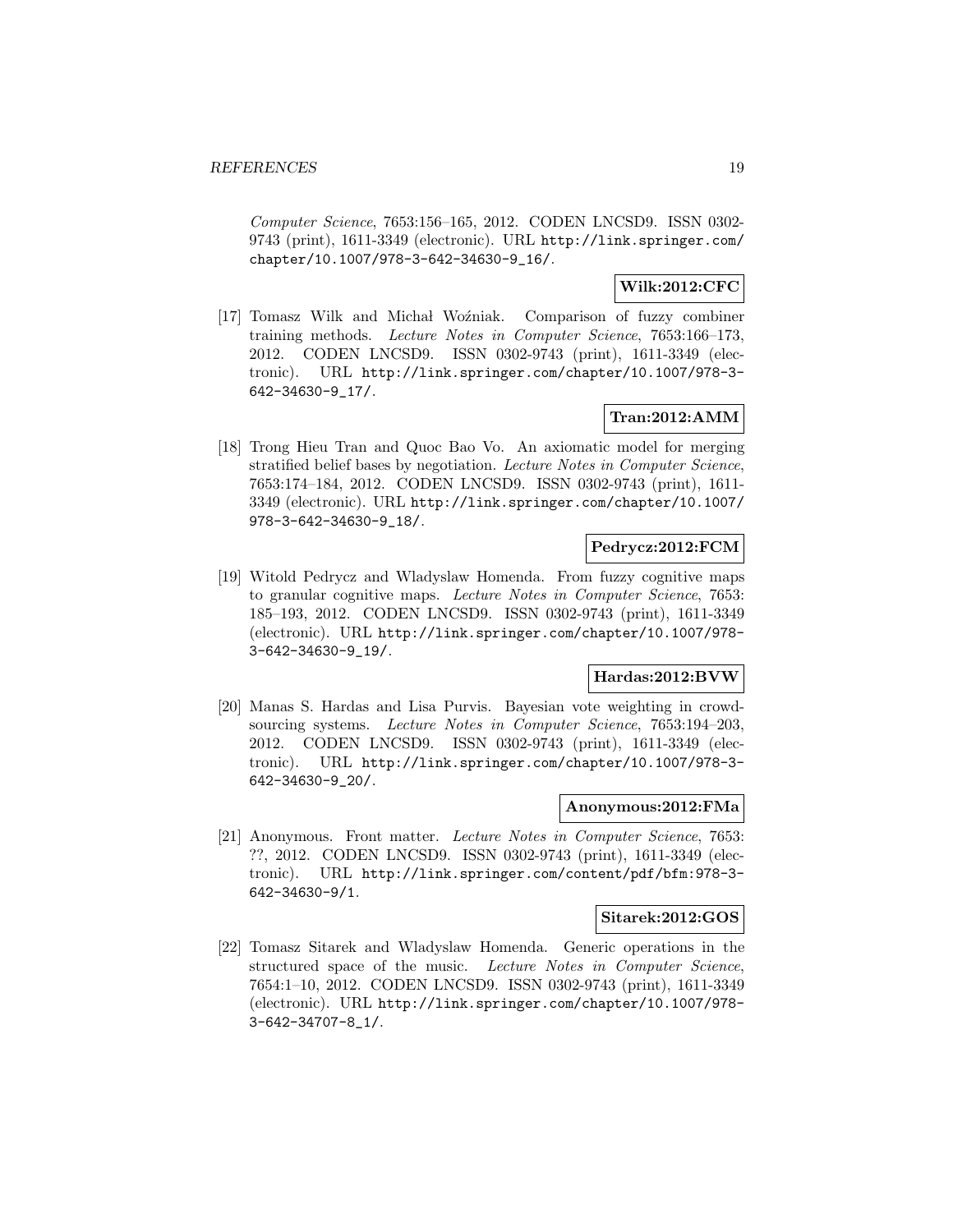*Computer Science*, 7653:156–165, 2012. CODEN LNCSD9. ISSN 0302-9743 (print), 1611-3349 (electronic). URL http://link.springer.com/chapter/10.1007/978-3-642-34630-9_16/.

**Wilk:2012:CFC**

[17] Tomasz Wilk and Michał Woźniak. Comparison of fuzzy combiner training methods. *Lecture Notes in Computer Science*, 7653:166–173, 2012. CODEN LNCSD9. ISSN 0302-9743 (print), 1611-3349 (electronic). URL http://link.springer.com/chapter/10.1007/978-3-642-34630-9_17/.

**Tran:2012:AMM**

[18] Trong Hieu Tran and Quoc Bao Vo. An axiomatic model for merging stratified belief bases by negotiation. *Lecture Notes in Computer Science*, 7653:174–184, 2012. CODEN LNCSD9. ISSN 0302-9743 (print), 1611-3349 (electronic). URL http://link.springer.com/chapter/10.1007/978-3-642-34630-9_18/.

**Pedrycz:2012:FCM**

[19] Witold Pedrycz and Wladyslaw Homenda. From fuzzy cognitive maps to granular cognitive maps. *Lecture Notes in Computer Science*, 7653: 185–193, 2012. CODEN LNCSD9. ISSN 0302-9743 (print), 1611-3349 (electronic). URL http://link.springer.com/chapter/10.1007/978-3-642-34630-9_19/.

**Hardas:2012:BVW**

[20] Manas S. Hardas and Lisa Purvis. Bayesian vote weighting in crowdsourcing systems. *Lecture Notes in Computer Science*, 7653:194–203, 2012. CODEN LNCSD9. ISSN 0302-9743 (print), 1611-3349 (electronic). URL http://link.springer.com/chapter/10.1007/978-3-642-34630-9_20/.

**Anonymous:2012:FMa**

[21] Anonymous. Front matter. *Lecture Notes in Computer Science*, 7653: ??, 2012. CODEN LNCSD9. ISSN 0302-9743 (print), 1611-3349 (electronic). URL http://link.springer.com/content/pdf/bfm:978-3-642-34630-9/1.

**Sitarek:2012:GOS**

[22] Tomasz Sitarek and Wladyslaw Homenda. Generic operations in the structured space of the music. *Lecture Notes in Computer Science*, 7654:1–10, 2012. CODEN LNCSD9. ISSN 0302-9743 (print), 1611-3349 (electronic). URL http://link.springer.com/chapter/10.1007/978-3-642-34707-8_1/.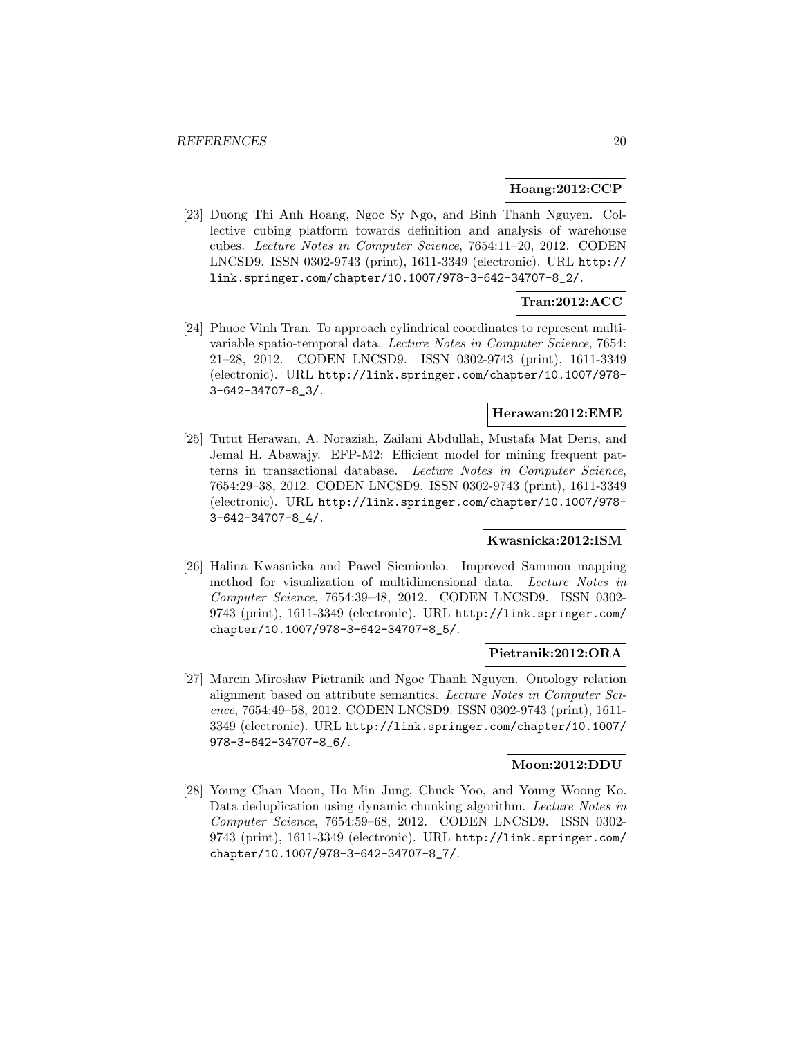**Hoang:2012:CCP**

[23] Duong Thi Anh Hoang, Ngoc Sy Ngo, and Binh Thanh Nguyen. Collective cubing platform towards definition and analysis of warehouse cubes. *Lecture Notes in Computer Science*, 7654:11–20, 2012. CODEN LNCSD9. ISSN 0302-9743 (print), 1611-3349 (electronic). URL http://link.springer.com/chapter/10.1007/978-3-642-34707-8_2/.

**Tran:2012:ACC**

[24] Phuoc Vinh Tran. To approach cylindrical coordinates to represent multivariable spatio-temporal data. *Lecture Notes in Computer Science*, 7654:21–28, 2012. CODEN LNCSD9. ISSN 0302-9743 (print), 1611-3349 (electronic). URL http://link.springer.com/chapter/10.1007/978-3-642-34707-8_3/.

**Herawan:2012:EME**

[25] Tutut Herawan, A. Noraziah, Zailani Abdullah, Mustafa Mat Deris, and Jemal H. Abawajy. EFP-M2: Efficient model for mining frequent patterns in transactional database. *Lecture Notes in Computer Science*, 7654:29–38, 2012. CODEN LNCSD9. ISSN 0302-9743 (print), 1611-3349 (electronic). URL http://link.springer.com/chapter/10.1007/978-3-642-34707-8_4/.

**Kwasnicka:2012:ISM**

[26] Halina Kwasnicka and Pawel Siemionko. Improved Sammon mapping method for visualization of multidimensional data. *Lecture Notes in Computer Science*, 7654:39–48, 2012. CODEN LNCSD9. ISSN 0302-9743 (print), 1611-3349 (electronic). URL http://link.springer.com/chapter/10.1007/978-3-642-34707-8_5/.

**Pietranik:2012:ORA**

[27] Marcin Mirosław Pietranik and Ngoc Thanh Nguyen. Ontology relation alignment based on attribute semantics. *Lecture Notes in Computer Science*, 7654:49–58, 2012. CODEN LNCSD9. ISSN 0302-9743 (print), 1611-3349 (electronic). URL http://link.springer.com/chapter/10.1007/978-3-642-34707-8_6/.

**Moon:2012:DDU**

[28] Young Chan Moon, Ho Min Jung, Chuck Yoo, and Young Woong Ko. Data deduplication using dynamic chunking algorithm. *Lecture Notes in Computer Science*, 7654:59–68, 2012. CODEN LNCSD9. ISSN 0302-9743 (print), 1611-3349 (electronic). URL http://link.springer.com/chapter/10.1007/978-3-642-34707-8_7/.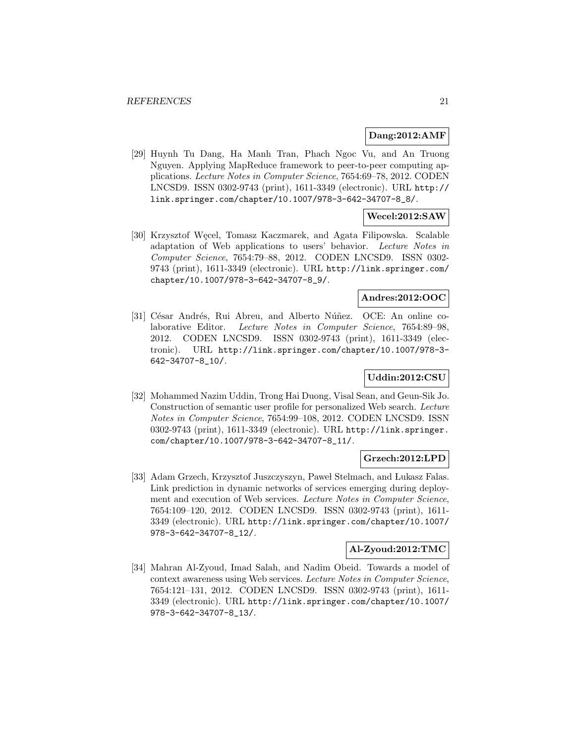**Dang:2012:AMF**

[29] Huynh Tu Dang, Ha Manh Tran, Phach Ngoc Vu, and An Truong Nguyen. Applying MapReduce framework to peer-to-peer computing applications. *Lecture Notes in Computer Science*, 7654:69–78, 2012. CODEN LNCSD9. ISSN 0302-9743 (print), 1611-3349 (electronic). URL http://link.springer.com/chapter/10.1007/978-3-642-34707-8_8/.

**Wecel:2012:SAW**

[30] Krzysztof Węcel, Tomasz Kaczmarek, and Agata Filipowska. Scalable adaptation of Web applications to users' behavior. *Lecture Notes in Computer Science*, 7654:79–88, 2012. CODEN LNCSD9. ISSN 0302-9743 (print), 1611-3349 (electronic). URL http://link.springer.com/chapter/10.1007/978-3-642-34707-8_9/.

**Andres:2012:OOC**

[31] César Andrés, Rui Abreu, and Alberto Núñez. OCE: An online colaborative Editor. *Lecture Notes in Computer Science*, 7654:89–98, 2012. CODEN LNCSD9. ISSN 0302-9743 (print), 1611-3349 (electronic). URL http://link.springer.com/chapter/10.1007/978-3-642-34707-8_10/.

**Uddin:2012:CSU**

[32] Mohammed Nazim Uddin, Trong Hai Duong, Visal Sean, and Geun-Sik Jo. Construction of semantic user profile for personalized Web search. *Lecture Notes in Computer Science*, 7654:99–108, 2012. CODEN LNCSD9. ISSN 0302-9743 (print), 1611-3349 (electronic). URL http://link.springer.com/chapter/10.1007/978-3-642-34707-8_11/.

**Grzech:2012:LPD**

[33] Adam Grzech, Krzysztof Juszczyszyn, Paweł Stelmach, and Łukasz Falas. Link prediction in dynamic networks of services emerging during deployment and execution of Web services. *Lecture Notes in Computer Science*, 7654:109–120, 2012. CODEN LNCSD9. ISSN 0302-9743 (print), 1611-3349 (electronic). URL http://link.springer.com/chapter/10.1007/978-3-642-34707-8_12/.

**Al-Zyoud:2012:TMC**

[34] Mahran Al-Zyoud, Imad Salah, and Nadim Obeid. Towards a model of context awareness using Web services. *Lecture Notes in Computer Science*, 7654:121–131, 2012. CODEN LNCSD9. ISSN 0302-9743 (print), 1611-3349 (electronic). URL http://link.springer.com/chapter/10.1007/978-3-642-34707-8_13/.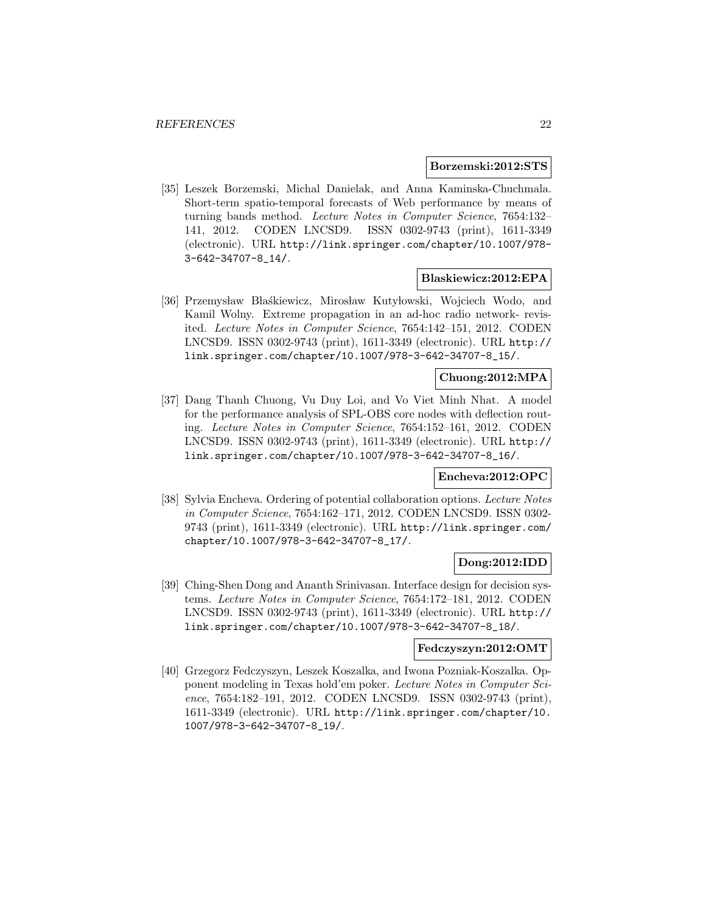**Borzemski:2012:STS**

[35] Leszek Borzemski, Michal Danielak, and Anna Kaminska-Chuchmala. Short-term spatio-temporal forecasts of Web performance by means of turning bands method. *Lecture Notes in Computer Science*, 7654:132–141, 2012. CODEN LNCSD9. ISSN 0302-9743 (print), 1611-3349 (electronic). URL http://link.springer.com/chapter/10.1007/978-3-642-34707-8_14/.

**Blaskiewicz:2012:EPA**

[36] Przemysław Błaśkiewicz, Mirosław Kutyłowski, Wojciech Wodo, and Kamil Wolny. Extreme propagation in an ad-hoc radio network- revisited. *Lecture Notes in Computer Science*, 7654:142–151, 2012. CODEN LNCSD9. ISSN 0302-9743 (print), 1611-3349 (electronic). URL http://link.springer.com/chapter/10.1007/978-3-642-34707-8_15/.

**Chuong:2012:MPA**

[37] Dang Thanh Chuong, Vu Duy Loi, and Vo Viet Minh Nhat. A model for the performance analysis of SPL-OBS core nodes with deflection routing. *Lecture Notes in Computer Science*, 7654:152–161, 2012. CODEN LNCSD9. ISSN 0302-9743 (print), 1611-3349 (electronic). URL http://link.springer.com/chapter/10.1007/978-3-642-34707-8_16/.

**Encheva:2012:OPC**

[38] Sylvia Encheva. Ordering of potential collaboration options. *Lecture Notes in Computer Science*, 7654:162–171, 2012. CODEN LNCSD9. ISSN 0302-9743 (print), 1611-3349 (electronic). URL http://link.springer.com/chapter/10.1007/978-3-642-34707-8_17/.

**Dong:2012:IDD**

[39] Ching-Shen Dong and Ananth Srinivasan. Interface design for decision systems. *Lecture Notes in Computer Science*, 7654:172–181, 2012. CODEN LNCSD9. ISSN 0302-9743 (print), 1611-3349 (electronic). URL http://link.springer.com/chapter/10.1007/978-3-642-34707-8_18/.

**Fedczyszyn:2012:OMT**

[40] Grzegorz Fedczyszyn, Leszek Koszalka, and Iwona Pozniak-Koszalka. Opponent modeling in Texas hold'em poker. *Lecture Notes in Computer Science*, 7654:182–191, 2012. CODEN LNCSD9. ISSN 0302-9743 (print), 1611-3349 (electronic). URL http://link.springer.com/chapter/10.1007/978-3-642-34707-8_19/.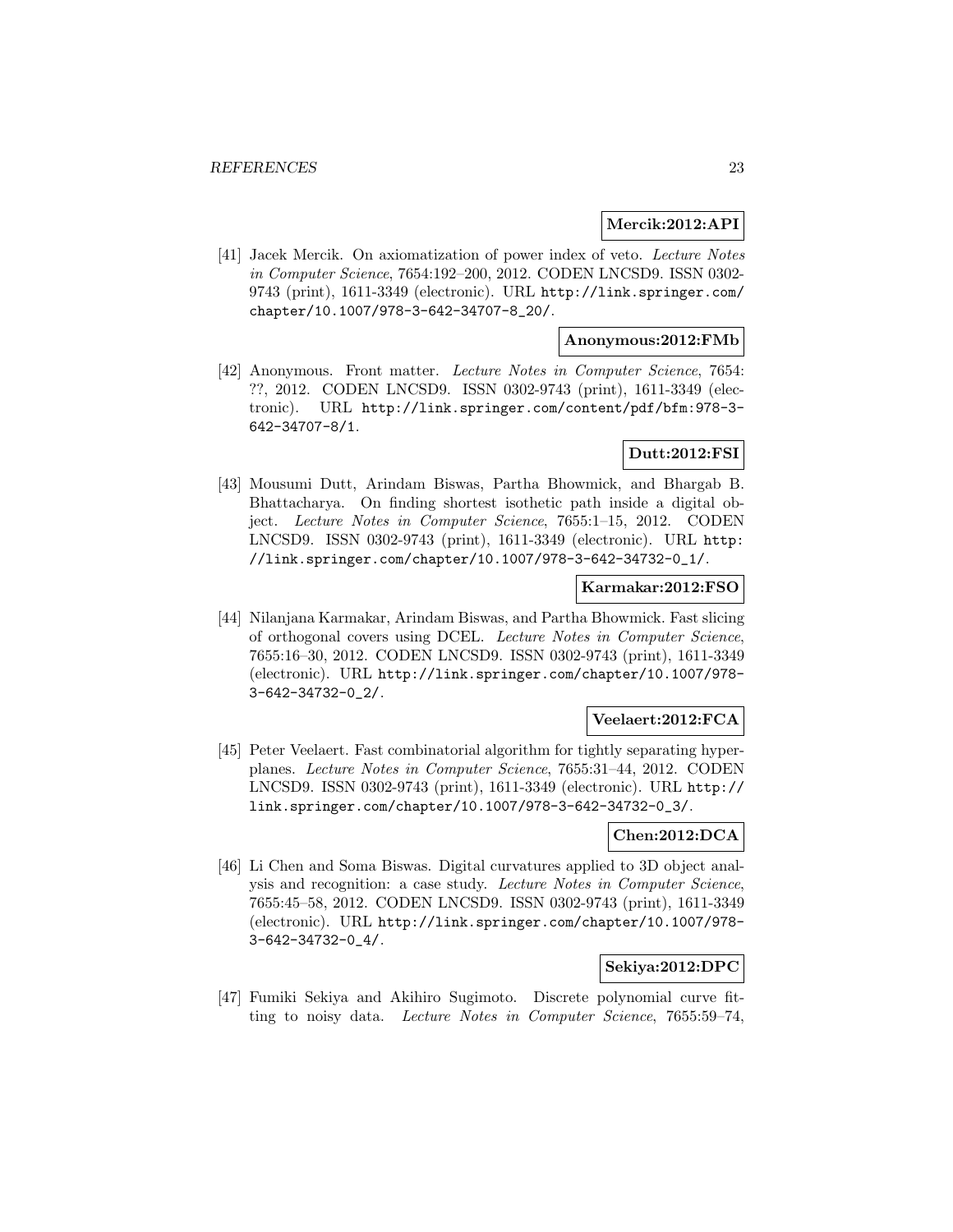**Mercik:2012:API**

[41] Jacek Mercik. On axiomatization of power index of veto. *Lecture Notes in Computer Science*, 7654:192–200, 2012. CODEN LNCSD9. ISSN 0302-9743 (print), 1611-3349 (electronic). URL http://link.springer.com/chapter/10.1007/978-3-642-34707-8_20/.

**Anonymous:2012:FMb**

[42] Anonymous. Front matter. *Lecture Notes in Computer Science*, 7654: ??, 2012. CODEN LNCSD9. ISSN 0302-9743 (print), 1611-3349 (electronic). URL http://link.springer.com/content/pdf/bfm:978-3-642-34707-8/1.

**Dutt:2012:FSI**

[43] Mousumi Dutt, Arindam Biswas, Partha Bhowmick, and Bhargab B. Bhattacharya. On finding shortest isothetic path inside a digital object. *Lecture Notes in Computer Science*, 7655:1–15, 2012. CODEN LNCSD9. ISSN 0302-9743 (print), 1611-3349 (electronic). URL http://link.springer.com/chapter/10.1007/978-3-642-34732-0_1/.

**Karmakar:2012:FSO**

[44] Nilanjana Karmakar, Arindam Biswas, and Partha Bhowmick. Fast slicing of orthogonal covers using DCEL. *Lecture Notes in Computer Science*, 7655:16–30, 2012. CODEN LNCSD9. ISSN 0302-9743 (print), 1611-3349 (electronic). URL http://link.springer.com/chapter/10.1007/978-3-642-34732-0_2/.

**Veelaert:2012:FCA**

[45] Peter Veelaert. Fast combinatorial algorithm for tightly separating hyperplanes. *Lecture Notes in Computer Science*, 7655:31–44, 2012. CODEN LNCSD9. ISSN 0302-9743 (print), 1611-3349 (electronic). URL http://link.springer.com/chapter/10.1007/978-3-642-34732-0_3/.

**Chen:2012:DCA**

[46] Li Chen and Soma Biswas. Digital curvatures applied to 3D object analysis and recognition: a case study. *Lecture Notes in Computer Science*, 7655:45–58, 2012. CODEN LNCSD9. ISSN 0302-9743 (print), 1611-3349 (electronic). URL http://link.springer.com/chapter/10.1007/978-3-642-34732-0_4/.

**Sekiya:2012:DPC**

[47] Fumiki Sekiya and Akihiro Sugimoto. Discrete polynomial curve fitting to noisy data. *Lecture Notes in Computer Science*, 7655:59–74,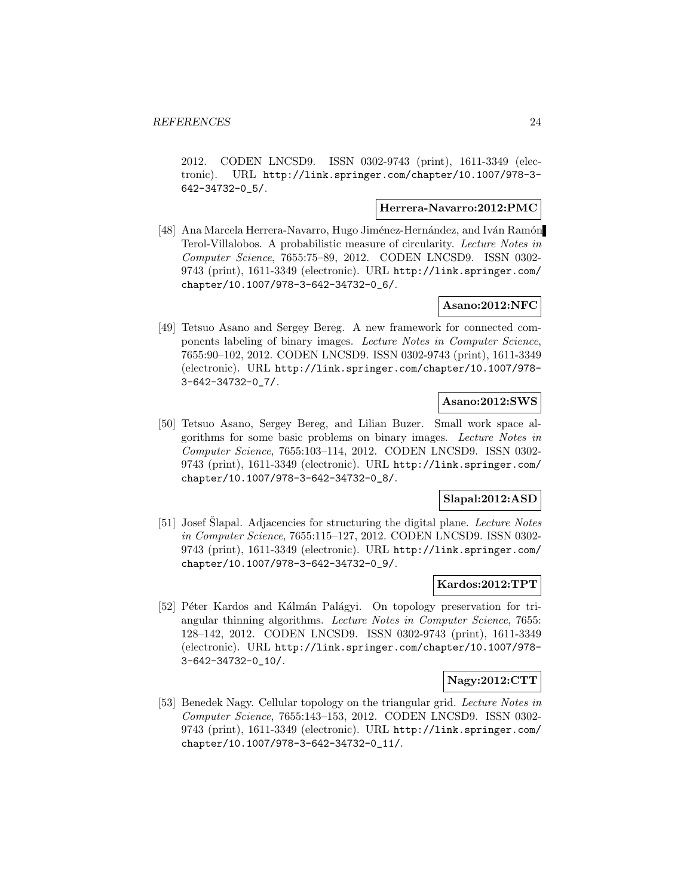2012. CODEN LNCSD9. ISSN 0302-9743 (print), 1611-3349 (electronic). URL http://link.springer.com/chapter/10.1007/978-3-642-34732-0_5/.

**Herrera-Navarro:2012:PMC**

[48] Ana Marcela Herrera-Navarro, Hugo Jiménez-Hernández, and Iván Ramón Terol-Villalobos. A probabilistic measure of circularity. *Lecture Notes in Computer Science*, 7655:75–89, 2012. CODEN LNCSD9. ISSN 0302-9743 (print), 1611-3349 (electronic). URL http://link.springer.com/chapter/10.1007/978-3-642-34732-0_6/.

**Asano:2012:NFC**

[49] Tetsuo Asano and Sergey Bereg. A new framework for connected components labeling of binary images. *Lecture Notes in Computer Science*, 7655:90–102, 2012. CODEN LNCSD9. ISSN 0302-9743 (print), 1611-3349 (electronic). URL http://link.springer.com/chapter/10.1007/978-3-642-34732-0_7/.

**Asano:2012:SWS**

[50] Tetsuo Asano, Sergey Bereg, and Lilian Buzer. Small work space algorithms for some basic problems on binary images. *Lecture Notes in Computer Science*, 7655:103–114, 2012. CODEN LNCSD9. ISSN 0302-9743 (print), 1611-3349 (electronic). URL http://link.springer.com/chapter/10.1007/978-3-642-34732-0_8/.

**Slapal:2012:ASD**

[51] Josef Šlapal. Adjacencies for structuring the digital plane. *Lecture Notes in Computer Science*, 7655:115–127, 2012. CODEN LNCSD9. ISSN 0302-9743 (print), 1611-3349 (electronic). URL http://link.springer.com/chapter/10.1007/978-3-642-34732-0_9/.

**Kardos:2012:TPT**

[52] Péter Kardos and Kálmán Palágyi. On topology preservation for triangular thinning algorithms. *Lecture Notes in Computer Science*, 7655: 128–142, 2012. CODEN LNCSD9. ISSN 0302-9743 (print), 1611-3349 (electronic). URL http://link.springer.com/chapter/10.1007/978-3-642-34732-0_10/.

**Nagy:2012:CTT**

[53] Benedek Nagy. Cellular topology on the triangular grid. *Lecture Notes in Computer Science*, 7655:143–153, 2012. CODEN LNCSD9. ISSN 0302-9743 (print), 1611-3349 (electronic). URL http://link.springer.com/chapter/10.1007/978-3-642-34732-0_11/.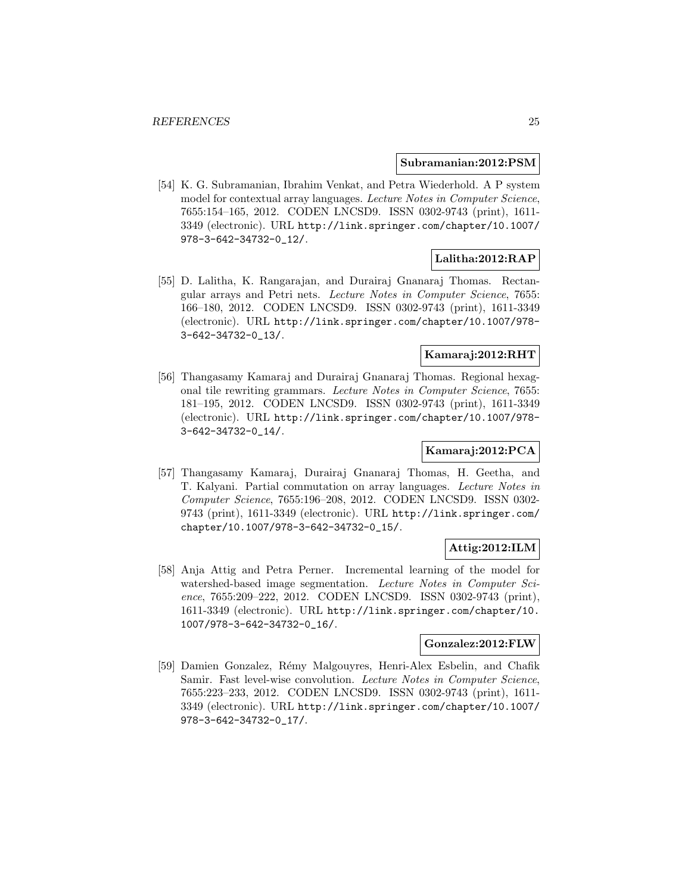**Subramanian:2012:PSM**

[54] K. G. Subramanian, Ibrahim Venkat, and Petra Wiederhold. A P system model for contextual array languages. *Lecture Notes in Computer Science*, 7655:154–165, 2012. CODEN LNCSD9. ISSN 0302-9743 (print), 1611-3349 (electronic). URL http://link.springer.com/chapter/10.1007/978-3-642-34732-0_12/.

**Lalitha:2012:RAP**

[55] D. Lalitha, K. Rangarajan, and Durairaj Gnanaraj Thomas. Rectangular arrays and Petri nets. *Lecture Notes in Computer Science*, 7655: 166–180, 2012. CODEN LNCSD9. ISSN 0302-9743 (print), 1611-3349 (electronic). URL http://link.springer.com/chapter/10.1007/978-3-642-34732-0_13/.

**Kamaraj:2012:RHT**

[56] Thangasamy Kamaraj and Durairaj Gnanaraj Thomas. Regional hexagonal tile rewriting grammars. *Lecture Notes in Computer Science*, 7655: 181–195, 2012. CODEN LNCSD9. ISSN 0302-9743 (print), 1611-3349 (electronic). URL http://link.springer.com/chapter/10.1007/978-3-642-34732-0_14/.

**Kamaraj:2012:PCA**

[57] Thangasamy Kamaraj, Durairaj Gnanaraj Thomas, H. Geetha, and T. Kalyani. Partial commutation on array languages. *Lecture Notes in Computer Science*, 7655:196–208, 2012. CODEN LNCSD9. ISSN 0302-9743 (print), 1611-3349 (electronic). URL http://link.springer.com/chapter/10.1007/978-3-642-34732-0_15/.

**Attig:2012:ILM**

[58] Anja Attig and Petra Perner. Incremental learning of the model for watershed-based image segmentation. *Lecture Notes in Computer Science*, 7655:209–222, 2012. CODEN LNCSD9. ISSN 0302-9743 (print), 1611-3349 (electronic). URL http://link.springer.com/chapter/10.1007/978-3-642-34732-0_16/.

**Gonzalez:2012:FLW**

[59] Damien Gonzalez, Rémy Malgouyres, Henri-Alex Esbelin, and Chafik Samir. Fast level-wise convolution. *Lecture Notes in Computer Science*, 7655:223–233, 2012. CODEN LNCSD9. ISSN 0302-9743 (print), 1611-3349 (electronic). URL http://link.springer.com/chapter/10.1007/978-3-642-34732-0_17/.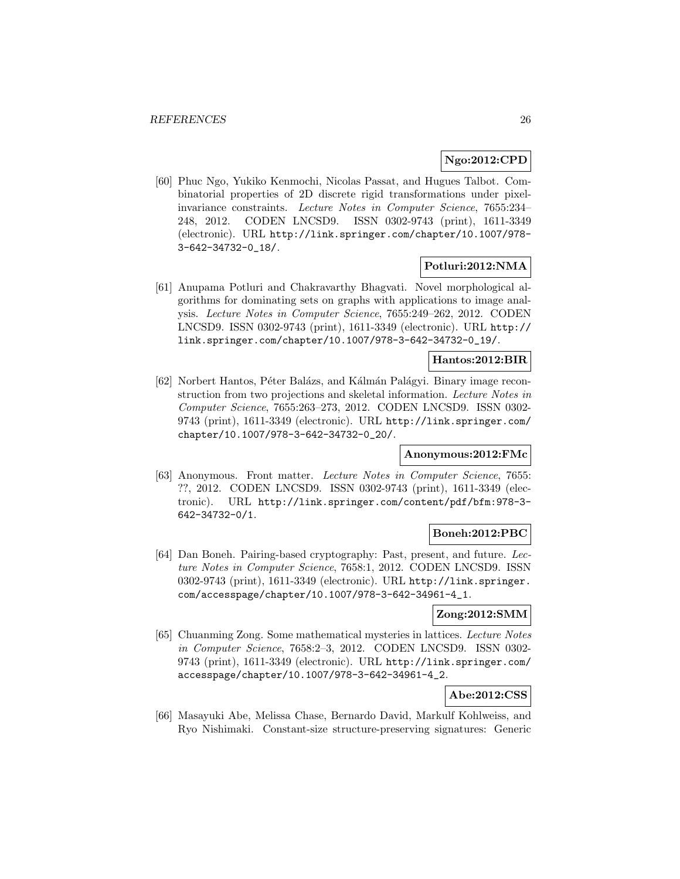**Ngo:2012:CPD**

[60] Phuc Ngo, Yukiko Kenmochi, Nicolas Passat, and Hugues Talbot. Combinatorial properties of 2D discrete rigid transformations under pixel-invariance constraints. *Lecture Notes in Computer Science*, 7655:234–248, 2012. CODEN LNCSD9. ISSN 0302-9743 (print), 1611-3349 (electronic). URL http://link.springer.com/chapter/10.1007/978-3-642-34732-0_18/.

**Potluri:2012:NMA**

[61] Anupama Potluri and Chakravarthy Bhagvati. Novel morphological algorithms for dominating sets on graphs with applications to image analysis. *Lecture Notes in Computer Science*, 7655:249–262, 2012. CODEN LNCSD9. ISSN 0302-9743 (print), 1611-3349 (electronic). URL http://link.springer.com/chapter/10.1007/978-3-642-34732-0_19/.

**Hantos:2012:BIR**

[62] Norbert Hantos, Péter Balázs, and Kálmán Palágyi. Binary image reconstruction from two projections and skeletal information. *Lecture Notes in Computer Science*, 7655:263–273, 2012. CODEN LNCSD9. ISSN 0302-9743 (print), 1611-3349 (electronic). URL http://link.springer.com/chapter/10.1007/978-3-642-34732-0_20/.

**Anonymous:2012:FMc**

[63] Anonymous. Front matter. *Lecture Notes in Computer Science*, 7655: ??, 2012. CODEN LNCSD9. ISSN 0302-9743 (print), 1611-3349 (electronic). URL http://link.springer.com/content/pdf/bfm:978-3-642-34732-0/1.

**Boneh:2012:PBC**

[64] Dan Boneh. Pairing-based cryptography: Past, present, and future. *Lecture Notes in Computer Science*, 7658:1, 2012. CODEN LNCSD9. ISSN 0302-9743 (print), 1611-3349 (electronic). URL http://link.springer.com/accesspage/chapter/10.1007/978-3-642-34961-4_1.

**Zong:2012:SMM**

[65] Chuanming Zong. Some mathematical mysteries in lattices. *Lecture Notes in Computer Science*, 7658:2–3, 2012. CODEN LNCSD9. ISSN 0302-9743 (print), 1611-3349 (electronic). URL http://link.springer.com/accesspage/chapter/10.1007/978-3-642-34961-4_2.

**Abe:2012:CSS**

[66] Masayuki Abe, Melissa Chase, Bernardo David, Markulf Kohlweiss, and Ryo Nishimaki. Constant-size structure-preserving signatures: Generic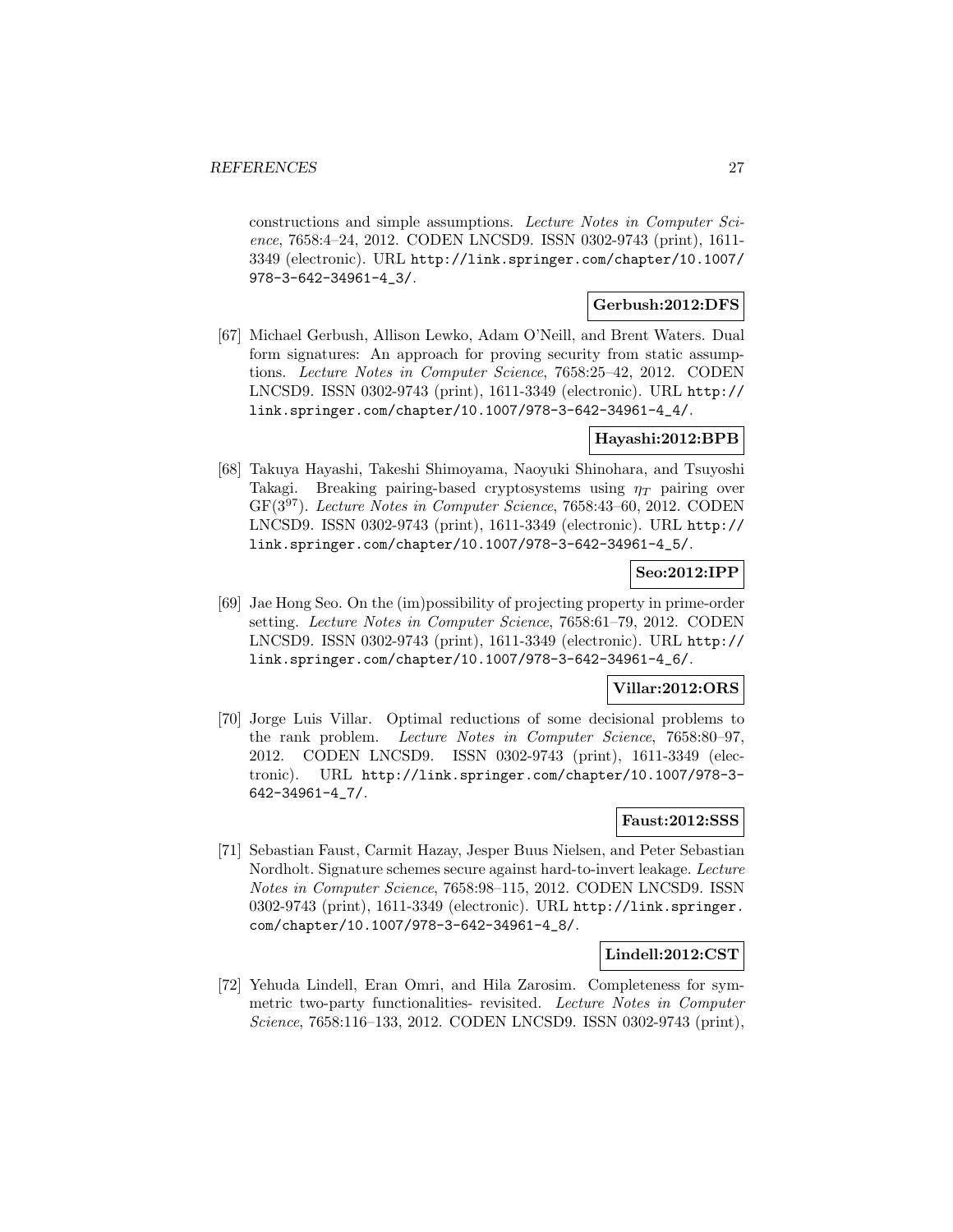constructions and simple assumptions. *Lecture Notes in Computer Science*, 7658:4–24, 2012. CODEN LNCSD9. ISSN 0302-9743 (print), 1611-3349 (electronic). URL http://link.springer.com/chapter/10.1007/978-3-642-34961-4_3/.

**Gerbush:2012:DFS**

[67] Michael Gerbush, Allison Lewko, Adam O'Neill, and Brent Waters. Dual form signatures: An approach for proving security from static assumptions. *Lecture Notes in Computer Science*, 7658:25–42, 2012. CODEN LNCSD9. ISSN 0302-9743 (print), 1611-3349 (electronic). URL http://link.springer.com/chapter/10.1007/978-3-642-34961-4_4/.

**Hayashi:2012:BPB**

[68] Takuya Hayashi, Takeshi Shimoyama, Naoyuki Shinohara, and Tsuyoshi Takagi. Breaking pairing-based cryptosystems using $\eta_T$ pairing over $GF(3^{97})$. *Lecture Notes in Computer Science*, 7658:43–60, 2012. CODEN LNCSD9. ISSN 0302-9743 (print), 1611-3349 (electronic). URL http://link.springer.com/chapter/10.1007/978-3-642-34961-4_5/.

**Seo:2012:IPP**

[69] Jae Hong Seo. On the (im)possibility of projecting property in prime-order setting. *Lecture Notes in Computer Science*, 7658:61–79, 2012. CODEN LNCSD9. ISSN 0302-9743 (print), 1611-3349 (electronic). URL http://link.springer.com/chapter/10.1007/978-3-642-34961-4_6/.

**Villar:2012:ORS**

[70] Jorge Luis Villar. Optimal reductions of some decisional problems to the rank problem. *Lecture Notes in Computer Science*, 7658:80–97, 2012. CODEN LNCSD9. ISSN 0302-9743 (print), 1611-3349 (electronic). URL http://link.springer.com/chapter/10.1007/978-3-642-34961-4_7/.

**Faust:2012:SSS**

[71] Sebastian Faust, Carmit Hazay, Jesper Buus Nielsen, and Peter Sebastian Nordholt. Signature schemes secure against hard-to-invert leakage. *Lecture Notes in Computer Science*, 7658:98–115, 2012. CODEN LNCSD9. ISSN 0302-9743 (print), 1611-3349 (electronic). URL http://link.springer.com/chapter/10.1007/978-3-642-34961-4_8/.

**Lindell:2012:CST**

[72] Yehuda Lindell, Eran Omri, and Hila Zarosim. Completeness for symmetric two-party functionalities- revisited. *Lecture Notes in Computer Science*, 7658:116–133, 2012. CODEN LNCSD9. ISSN 0302-9743 (print),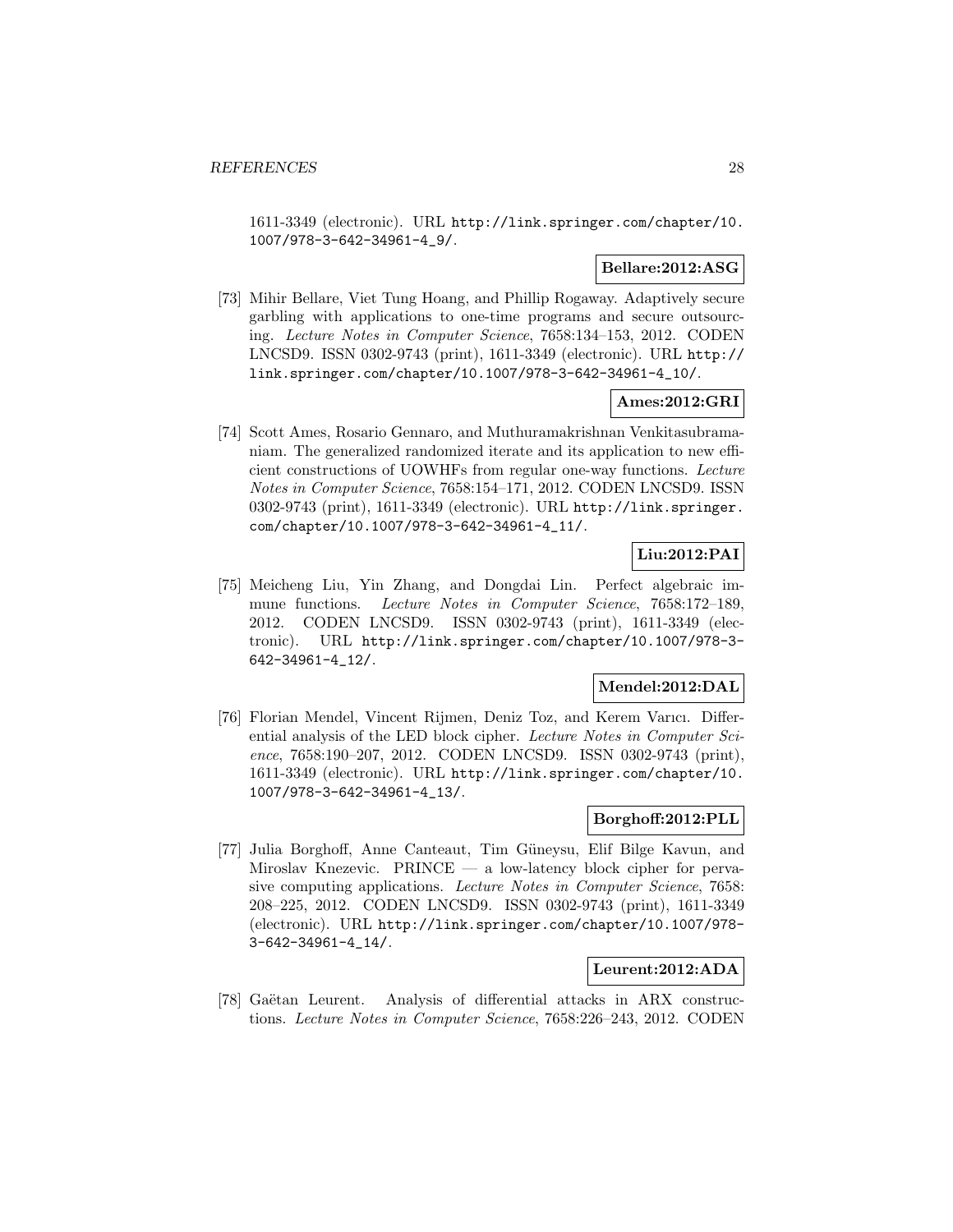1611-3349 (electronic). URL http://link.springer.com/chapter/10.1007/978-3-642-34961-4_9/.

**Bellare:2012:ASG**

[73] Mihir Bellare, Viet Tung Hoang, and Phillip Rogaway. Adaptively secure garbling with applications to one-time programs and secure outsourcing. *Lecture Notes in Computer Science*, 7658:134–153, 2012. CODEN LNCSD9. ISSN 0302-9743 (print), 1611-3349 (electronic). URL http://link.springer.com/chapter/10.1007/978-3-642-34961-4_10/.

**Ames:2012:GRI**

[74] Scott Ames, Rosario Gennaro, and Muthuramakrishnan Venkitasubramaniam. The generalized randomized iterate and its application to new efficient constructions of UOWHFs from regular one-way functions. *Lecture Notes in Computer Science*, 7658:154–171, 2012. CODEN LNCSD9. ISSN 0302-9743 (print), 1611-3349 (electronic). URL http://link.springer.com/chapter/10.1007/978-3-642-34961-4_11/.

**Liu:2012:PAI**

[75] Meicheng Liu, Yin Zhang, and Dongdai Lin. Perfect algebraic immune functions. *Lecture Notes in Computer Science*, 7658:172–189, 2012. CODEN LNCSD9. ISSN 0302-9743 (print), 1611-3349 (electronic). URL http://link.springer.com/chapter/10.1007/978-3-642-34961-4_12/.

**Mendel:2012:DAL**

[76] Florian Mendel, Vincent Rijmen, Deniz Toz, and Kerem Varıcı. Differential analysis of the LED block cipher. *Lecture Notes in Computer Science*, 7658:190–207, 2012. CODEN LNCSD9. ISSN 0302-9743 (print), 1611-3349 (electronic). URL http://link.springer.com/chapter/10.1007/978-3-642-34961-4_13/.

**Borghoff:2012:PLL**

[77] Julia Borghoff, Anne Canteaut, Tim Güneysu, Elif Bilge Kavun, and Miroslav Knezevic. PRINCE — a low-latency block cipher for pervasive computing applications. *Lecture Notes in Computer Science*, 7658:208–225, 2012. CODEN LNCSD9. ISSN 0302-9743 (print), 1611-3349 (electronic). URL http://link.springer.com/chapter/10.1007/978-3-642-34961-4_14/.

**Leurent:2012:ADA**

[78] Gaëtan Leurent. Analysis of differential attacks in ARX constructions. *Lecture Notes in Computer Science*, 7658:226–243, 2012. CODEN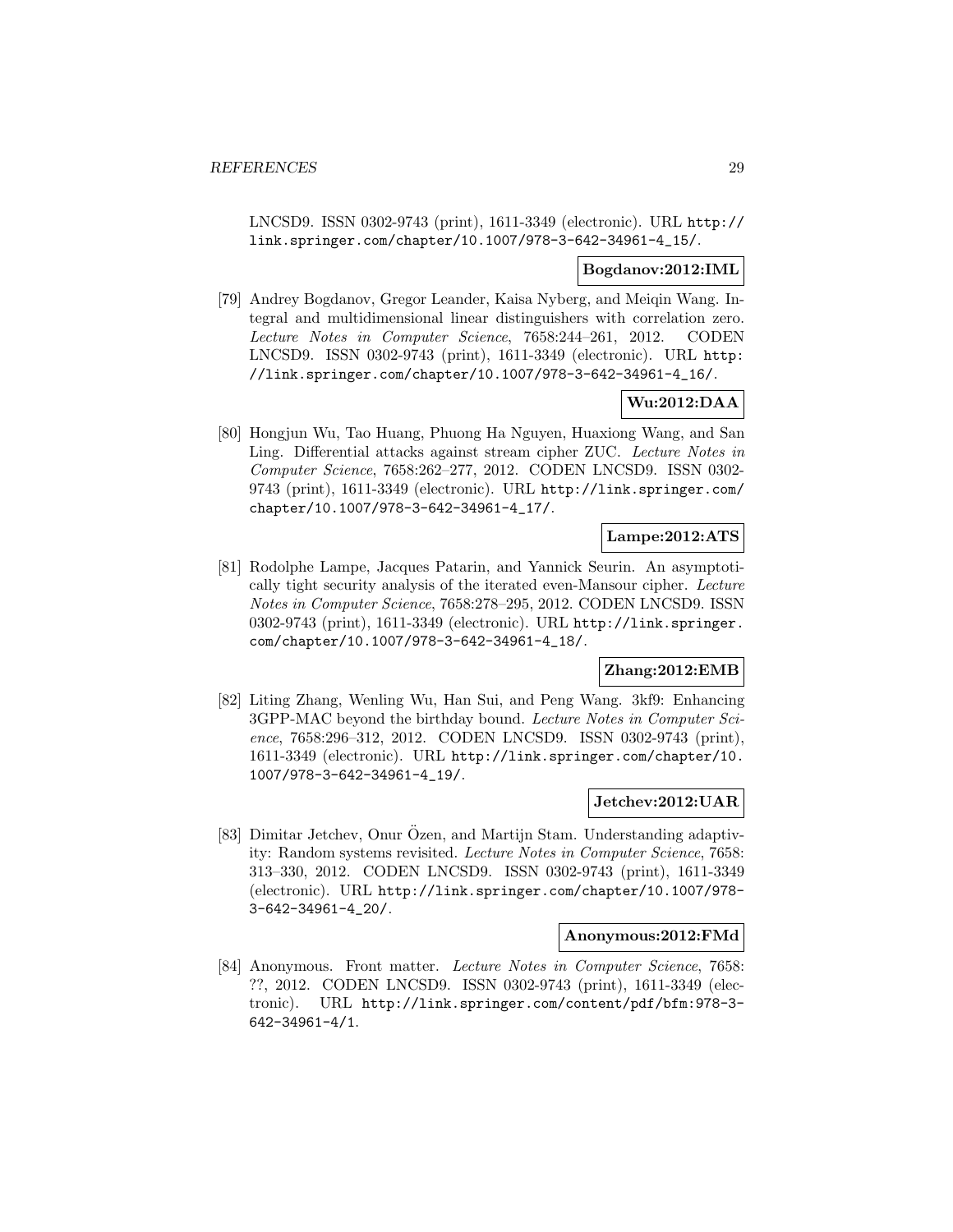LNCSD9. ISSN 0302-9743 (print), 1611-3349 (electronic). URL http://link.springer.com/chapter/10.1007/978-3-642-34961-4_15/.

**Bogdanov:2012:IML**

[79] Andrey Bogdanov, Gregor Leander, Kaisa Nyberg, and Meiqin Wang. Integral and multidimensional linear distinguishers with correlation zero. *Lecture Notes in Computer Science*, 7658:244–261, 2012. CODEN LNCSD9. ISSN 0302-9743 (print), 1611-3349 (electronic). URL http://link.springer.com/chapter/10.1007/978-3-642-34961-4_16/.

**Wu:2012:DAA**

[80] Hongjun Wu, Tao Huang, Phuong Ha Nguyen, Huaxiong Wang, and San Ling. Differential attacks against stream cipher ZUC. *Lecture Notes in Computer Science*, 7658:262–277, 2012. CODEN LNCSD9. ISSN 0302-9743 (print), 1611-3349 (electronic). URL http://link.springer.com/chapter/10.1007/978-3-642-34961-4_17/.

**Lampe:2012:ATS**

[81] Rodolphe Lampe, Jacques Patarin, and Yannick Seurin. An asymptotically tight security analysis of the iterated even-Mansour cipher. *Lecture Notes in Computer Science*, 7658:278–295, 2012. CODEN LNCSD9. ISSN 0302-9743 (print), 1611-3349 (electronic). URL http://link.springer.com/chapter/10.1007/978-3-642-34961-4_18/.

**Zhang:2012:EMB**

[82] Liting Zhang, Wenling Wu, Han Sui, and Peng Wang. 3kf9: Enhancing 3GPP-MAC beyond the birthday bound. *Lecture Notes in Computer Science*, 7658:296–312, 2012. CODEN LNCSD9. ISSN 0302-9743 (print), 1611-3349 (electronic). URL http://link.springer.com/chapter/10.1007/978-3-642-34961-4_19/.

**Jetchev:2012:UAR**

[83] Dimitar Jetchev, Onur Özen, and Martijn Stam. Understanding adaptivity: Random systems revisited. *Lecture Notes in Computer Science*, 7658: 313–330, 2012. CODEN LNCSD9. ISSN 0302-9743 (print), 1611-3349 (electronic). URL http://link.springer.com/chapter/10.1007/978-3-642-34961-4_20/.

**Anonymous:2012:FMd**

[84] Anonymous. Front matter. *Lecture Notes in Computer Science*, 7658: ??, 2012. CODEN LNCSD9. ISSN 0302-9743 (print), 1611-3349 (electronic). URL http://link.springer.com/content/pdf/bfm:978-3-642-34961-4/1.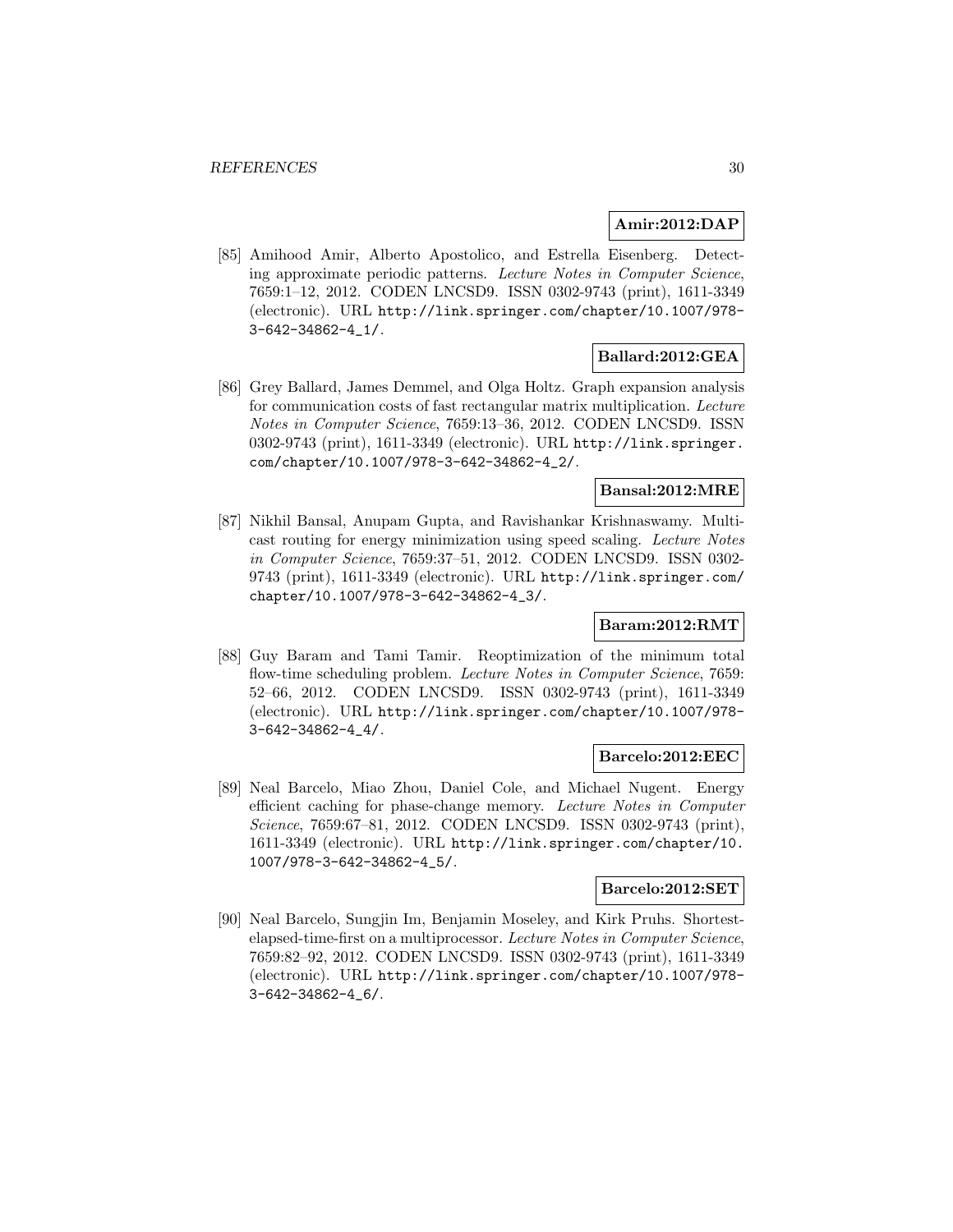**Amir:2012:DAP**

[85] Amihood Amir, Alberto Apostolico, and Estrella Eisenberg. Detecting approximate periodic patterns. *Lecture Notes in Computer Science*, 7659:1–12, 2012. CODEN LNCSD9. ISSN 0302-9743 (print), 1611-3349 (electronic). URL http://link.springer.com/chapter/10.1007/978-3-642-34862-4_1/.

**Ballard:2012:GEA**

[86] Grey Ballard, James Demmel, and Olga Holtz. Graph expansion analysis for communication costs of fast rectangular matrix multiplication. *Lecture Notes in Computer Science*, 7659:13–36, 2012. CODEN LNCSD9. ISSN 0302-9743 (print), 1611-3349 (electronic). URL http://link.springer.com/chapter/10.1007/978-3-642-34862-4_2/.

**Bansal:2012:MRE**

[87] Nikhil Bansal, Anupam Gupta, and Ravishankar Krishnaswamy. Multicast routing for energy minimization using speed scaling. *Lecture Notes in Computer Science*, 7659:37–51, 2012. CODEN LNCSD9. ISSN 0302-9743 (print), 1611-3349 (electronic). URL http://link.springer.com/chapter/10.1007/978-3-642-34862-4_3/.

**Baram:2012:RMT**

[88] Guy Baram and Tami Tamir. Reoptimization of the minimum total flow-time scheduling problem. *Lecture Notes in Computer Science*, 7659:52–66, 2012. CODEN LNCSD9. ISSN 0302-9743 (print), 1611-3349 (electronic). URL http://link.springer.com/chapter/10.1007/978-3-642-34862-4_4/.

**Barcelo:2012:EEC**

[89] Neal Barcelo, Miao Zhou, Daniel Cole, and Michael Nugent. Energy efficient caching for phase-change memory. *Lecture Notes in Computer Science*, 7659:67–81, 2012. CODEN LNCSD9. ISSN 0302-9743 (print), 1611-3349 (electronic). URL http://link.springer.com/chapter/10.1007/978-3-642-34862-4_5/.

**Barcelo:2012:SET**

[90] Neal Barcelo, Sungjin Im, Benjamin Moseley, and Kirk Pruhs. Shortest-elapsed-time-first on a multiprocessor. *Lecture Notes in Computer Science*, 7659:82–92, 2012. CODEN LNCSD9. ISSN 0302-9743 (print), 1611-3349 (electronic). URL http://link.springer.com/chapter/10.1007/978-3-642-34862-4_6/.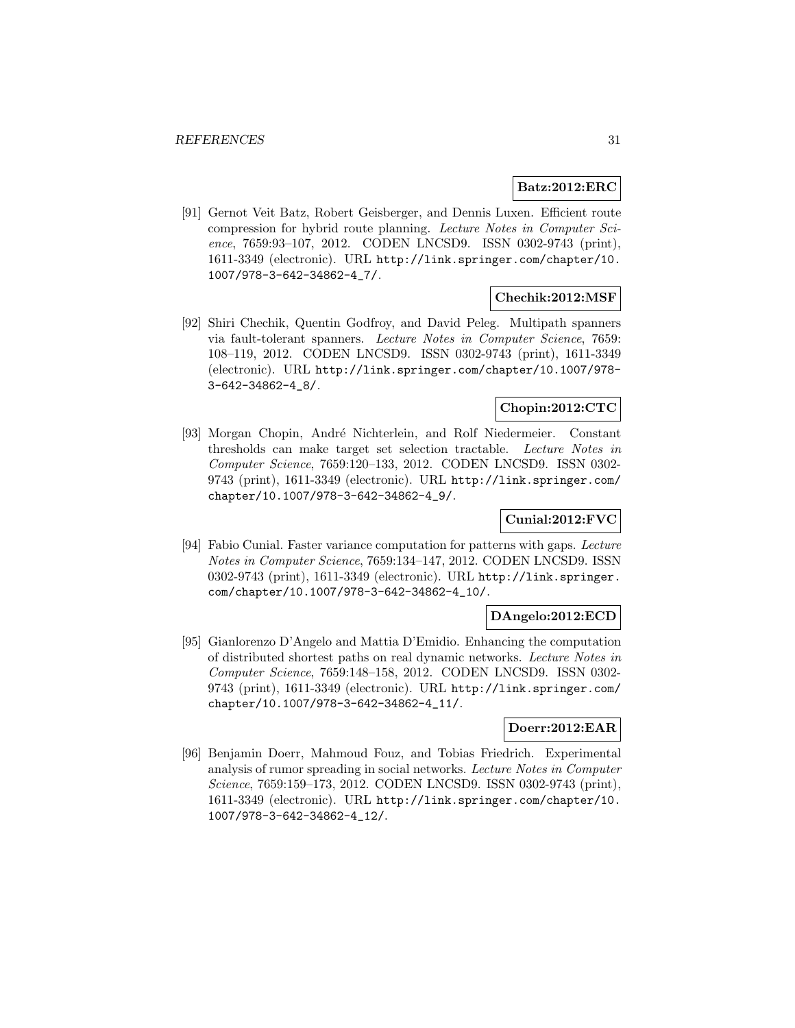**Batz:2012:ERC**

[91] Gernot Veit Batz, Robert Geisberger, and Dennis Luxen. Efficient route compression for hybrid route planning. *Lecture Notes in Computer Science*, 7659:93–107, 2012. CODEN LNCSD9. ISSN 0302-9743 (print), 1611-3349 (electronic). URL http://link.springer.com/chapter/10.1007/978-3-642-34862-4_7/.

**Chechik:2012:MSF**

[92] Shiri Chechik, Quentin Godfroy, and David Peleg. Multipath spanners via fault-tolerant spanners. *Lecture Notes in Computer Science*, 7659: 108–119, 2012. CODEN LNCSD9. ISSN 0302-9743 (print), 1611-3349 (electronic). URL http://link.springer.com/chapter/10.1007/978-3-642-34862-4_8/.

**Chopin:2012:CTC**

[93] Morgan Chopin, André Nichterlein, and Rolf Niedermeier. Constant thresholds can make target set selection tractable. *Lecture Notes in Computer Science*, 7659:120–133, 2012. CODEN LNCSD9. ISSN 0302-9743 (print), 1611-3349 (electronic). URL http://link.springer.com/chapter/10.1007/978-3-642-34862-4_9/.

**Cunial:2012:FVC**

[94] Fabio Cunial. Faster variance computation for patterns with gaps. *Lecture Notes in Computer Science*, 7659:134–147, 2012. CODEN LNCSD9. ISSN 0302-9743 (print), 1611-3349 (electronic). URL http://link.springer.com/chapter/10.1007/978-3-642-34862-4_10/.

**DAngelo:2012:ECD**

[95] Gianlorenzo D'Angelo and Mattia D'Emidio. Enhancing the computation of distributed shortest paths on real dynamic networks. *Lecture Notes in Computer Science*, 7659:148–158, 2012. CODEN LNCSD9. ISSN 0302-9743 (print), 1611-3349 (electronic). URL http://link.springer.com/chapter/10.1007/978-3-642-34862-4_11/.

**Doerr:2012:EAR**

[96] Benjamin Doerr, Mahmoud Fouz, and Tobias Friedrich. Experimental analysis of rumor spreading in social networks. *Lecture Notes in Computer Science*, 7659:159–173, 2012. CODEN LNCSD9. ISSN 0302-9743 (print), 1611-3349 (electronic). URL http://link.springer.com/chapter/10.1007/978-3-642-34862-4_12/.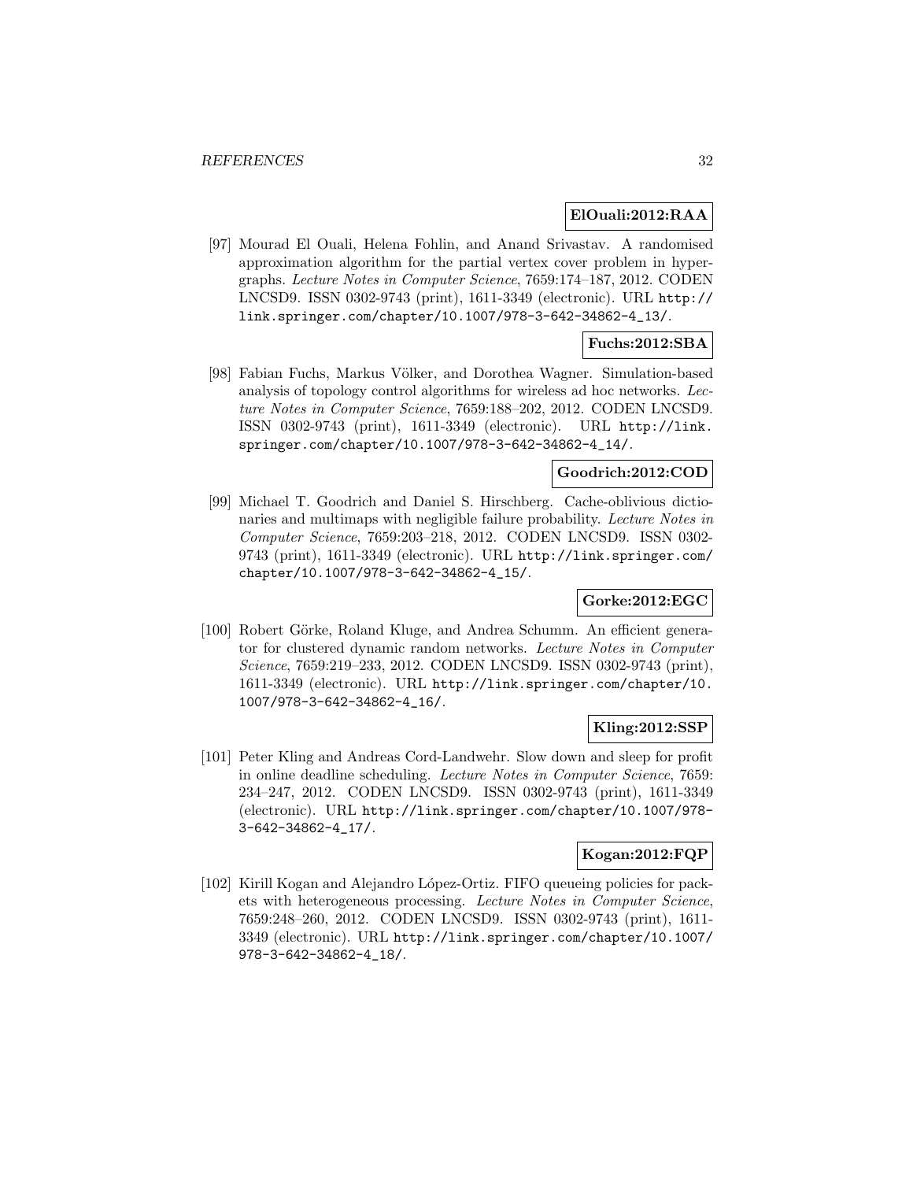**ElOuali:2012:RAA**

[97] Mourad El Ouali, Helena Fohlin, and Anand Srivastav. A randomised approximation algorithm for the partial vertex cover problem in hypergraphs. *Lecture Notes in Computer Science*, 7659:174–187, 2012. CODEN LNCSD9. ISSN 0302-9743 (print), 1611-3349 (electronic). URL http://link.springer.com/chapter/10.1007/978-3-642-34862-4_13/.

**Fuchs:2012:SBA**

[98] Fabian Fuchs, Markus Völker, and Dorothea Wagner. Simulation-based analysis of topology control algorithms for wireless ad hoc networks. *Lecture Notes in Computer Science*, 7659:188–202, 2012. CODEN LNCSD9. ISSN 0302-9743 (print), 1611-3349 (electronic). URL http://link.springer.com/chapter/10.1007/978-3-642-34862-4_14/.

**Goodrich:2012:COD**

[99] Michael T. Goodrich and Daniel S. Hirschberg. Cache-oblivious dictionaries and multimaps with negligible failure probability. *Lecture Notes in Computer Science*, 7659:203–218, 2012. CODEN LNCSD9. ISSN 0302-9743 (print), 1611-3349 (electronic). URL http://link.springer.com/chapter/10.1007/978-3-642-34862-4_15/.

**Gorke:2012:EGC**

[100] Robert Görke, Roland Kluge, and Andrea Schumm. An efficient generator for clustered dynamic random networks. *Lecture Notes in Computer Science*, 7659:219–233, 2012. CODEN LNCSD9. ISSN 0302-9743 (print), 1611-3349 (electronic). URL http://link.springer.com/chapter/10.1007/978-3-642-34862-4_16/.

**Kling:2012:SSP**

[101] Peter Kling and Andreas Cord-Landwehr. Slow down and sleep for profit in online deadline scheduling. *Lecture Notes in Computer Science*, 7659: 234–247, 2012. CODEN LNCSD9. ISSN 0302-9743 (print), 1611-3349 (electronic). URL http://link.springer.com/chapter/10.1007/978-3-642-34862-4_17/.

**Kogan:2012:FQP**

[102] Kirill Kogan and Alejandro López-Ortiz. FIFO queueing policies for packets with heterogeneous processing. *Lecture Notes in Computer Science*, 7659:248–260, 2012. CODEN LNCSD9. ISSN 0302-9743 (print), 1611-3349 (electronic). URL http://link.springer.com/chapter/10.1007/978-3-642-34862-4_18/.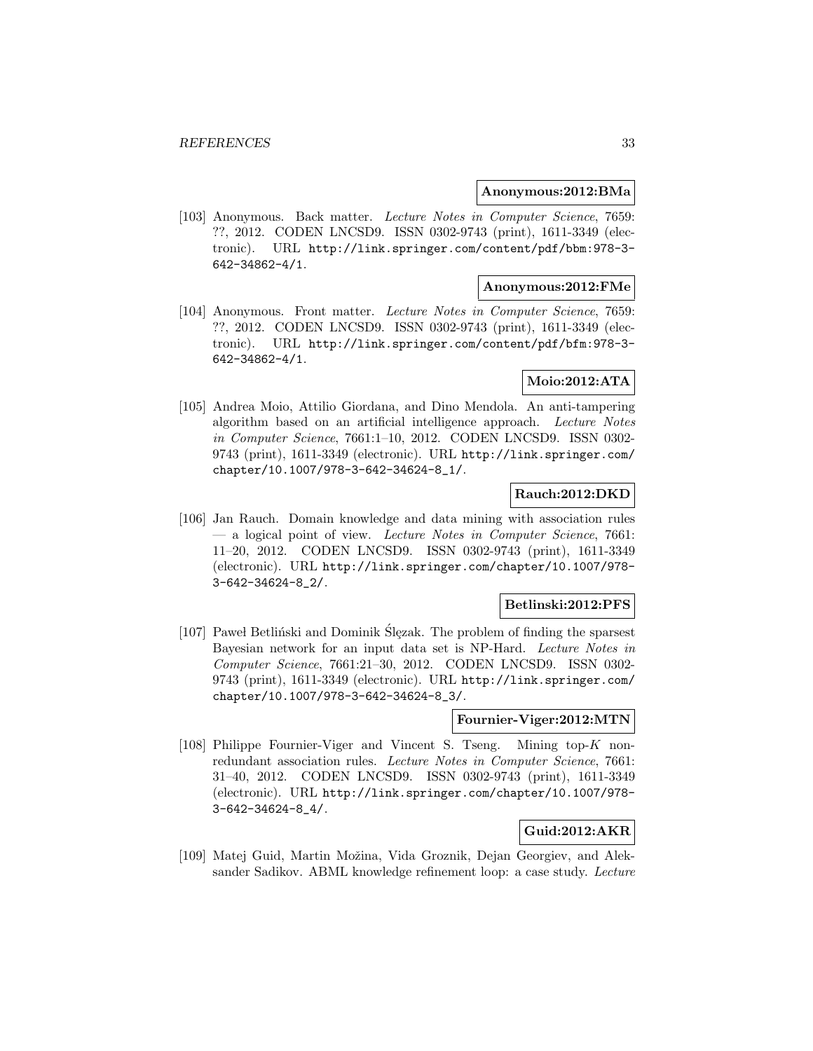**Anonymous:2012:BMa**

[103] Anonymous. Back matter. *Lecture Notes in Computer Science*, 7659: ??, 2012. CODEN LNCSD9. ISSN 0302-9743 (print), 1611-3349 (electronic). URL http://link.springer.com/content/pdf/bbm:978-3-642-34862-4/1.

**Anonymous:2012:FMe**

[104] Anonymous. Front matter. *Lecture Notes in Computer Science*, 7659: ??, 2012. CODEN LNCSD9. ISSN 0302-9743 (print), 1611-3349 (electronic). URL http://link.springer.com/content/pdf/bfm:978-3-642-34862-4/1.

**Moio:2012:ATA**

[105] Andrea Moio, Attilio Giordana, and Dino Mendola. An anti-tampering algorithm based on an artificial intelligence approach. *Lecture Notes in Computer Science*, 7661:1–10, 2012. CODEN LNCSD9. ISSN 0302-9743 (print), 1611-3349 (electronic). URL http://link.springer.com/chapter/10.1007/978-3-642-34624-8_1/.

**Rauch:2012:DKD**

[106] Jan Rauch. Domain knowledge and data mining with association rules — a logical point of view. *Lecture Notes in Computer Science*, 7661: 11–20, 2012. CODEN LNCSD9. ISSN 0302-9743 (print), 1611-3349 (electronic). URL http://link.springer.com/chapter/10.1007/978-3-642-34624-8_2/.

**Betlinski:2012:PFS**

[107] Paweł Betliński and Dominik Ślęzak. The problem of finding the sparsest Bayesian network for an input data set is NP-Hard. *Lecture Notes in Computer Science*, 7661:21–30, 2012. CODEN LNCSD9. ISSN 0302-9743 (print), 1611-3349 (electronic). URL http://link.springer.com/chapter/10.1007/978-3-642-34624-8_3/.

**Fournier-Viger:2012:MTN**

[108] Philippe Fournier-Viger and Vincent S. Tseng. Mining top-$K$ non-redundant association rules. *Lecture Notes in Computer Science*, 7661: 31–40, 2012. CODEN LNCSD9. ISSN 0302-9743 (print), 1611-3349 (electronic). URL http://link.springer.com/chapter/10.1007/978-3-642-34624-8_4/.

**Guid:2012:AKR**

[109] Matej Guid, Martin Možina, Vida Groznik, Dejan Georgiev, and Aleksander Sadikov. ABML knowledge refinement loop: a case study. *Lecture*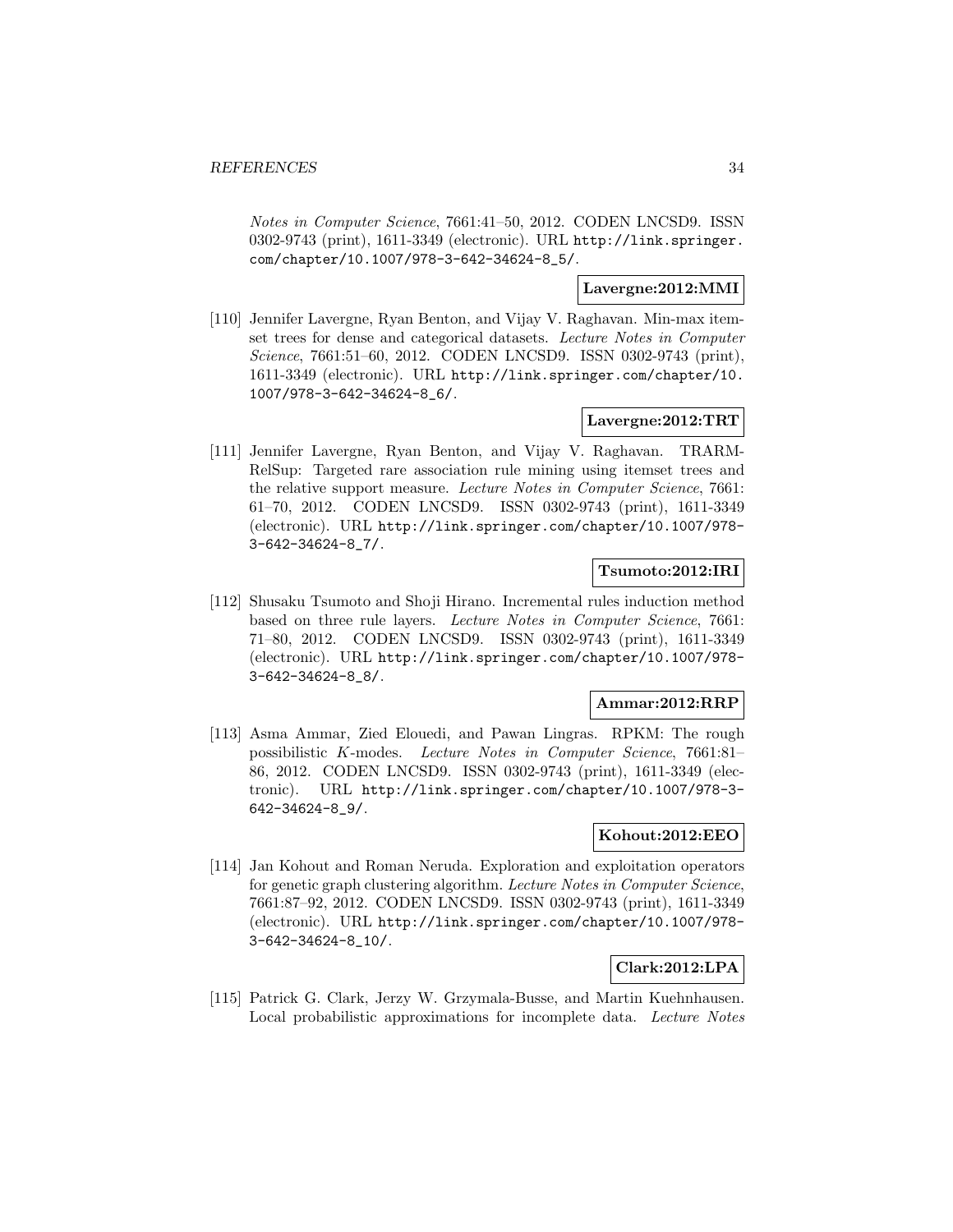*Notes in Computer Science*, 7661:41–50, 2012. CODEN LNCSD9. ISSN 0302-9743 (print), 1611-3349 (electronic). URL http://link.springer.com/chapter/10.1007/978-3-642-34624-8_5/.

**Lavergne:2012:MMI**

[110] Jennifer Lavergne, Ryan Benton, and Vijay V. Raghavan. Min-max itemset trees for dense and categorical datasets. *Lecture Notes in Computer Science*, 7661:51–60, 2012. CODEN LNCSD9. ISSN 0302-9743 (print), 1611-3349 (electronic). URL http://link.springer.com/chapter/10.1007/978-3-642-34624-8_6/.

**Lavergne:2012:TRT**

[111] Jennifer Lavergne, Ryan Benton, and Vijay V. Raghavan. TRARM-RelSup: Targeted rare association rule mining using itemset trees and the relative support measure. *Lecture Notes in Computer Science*, 7661: 61–70, 2012. CODEN LNCSD9. ISSN 0302-9743 (print), 1611-3349 (electronic). URL http://link.springer.com/chapter/10.1007/978-3-642-34624-8_7/.

**Tsumoto:2012:IRI**

[112] Shusaku Tsumoto and Shoji Hirano. Incremental rules induction method based on three rule layers. *Lecture Notes in Computer Science*, 7661: 71–80, 2012. CODEN LNCSD9. ISSN 0302-9743 (print), 1611-3349 (electronic). URL http://link.springer.com/chapter/10.1007/978-3-642-34624-8_8/.

**Ammar:2012:RRP**

[113] Asma Ammar, Zied Elouedi, and Pawan Lingras. RPKM: The rough possibilistic $K$-modes. *Lecture Notes in Computer Science*, 7661:81–86, 2012. CODEN LNCSD9. ISSN 0302-9743 (print), 1611-3349 (electronic). URL http://link.springer.com/chapter/10.1007/978-3-642-34624-8_9/.

**Kohout:2012:EEO**

[114] Jan Kohout and Roman Neruda. Exploration and exploitation operators for genetic graph clustering algorithm. *Lecture Notes in Computer Science*, 7661:87–92, 2012. CODEN LNCSD9. ISSN 0302-9743 (print), 1611-3349 (electronic). URL http://link.springer.com/chapter/10.1007/978-3-642-34624-8_10/.

**Clark:2012:LPA**

[115] Patrick G. Clark, Jerzy W. Grzymala-Busse, and Martin Kuehnhausen. Local probabilistic approximations for incomplete data. *Lecture Notes*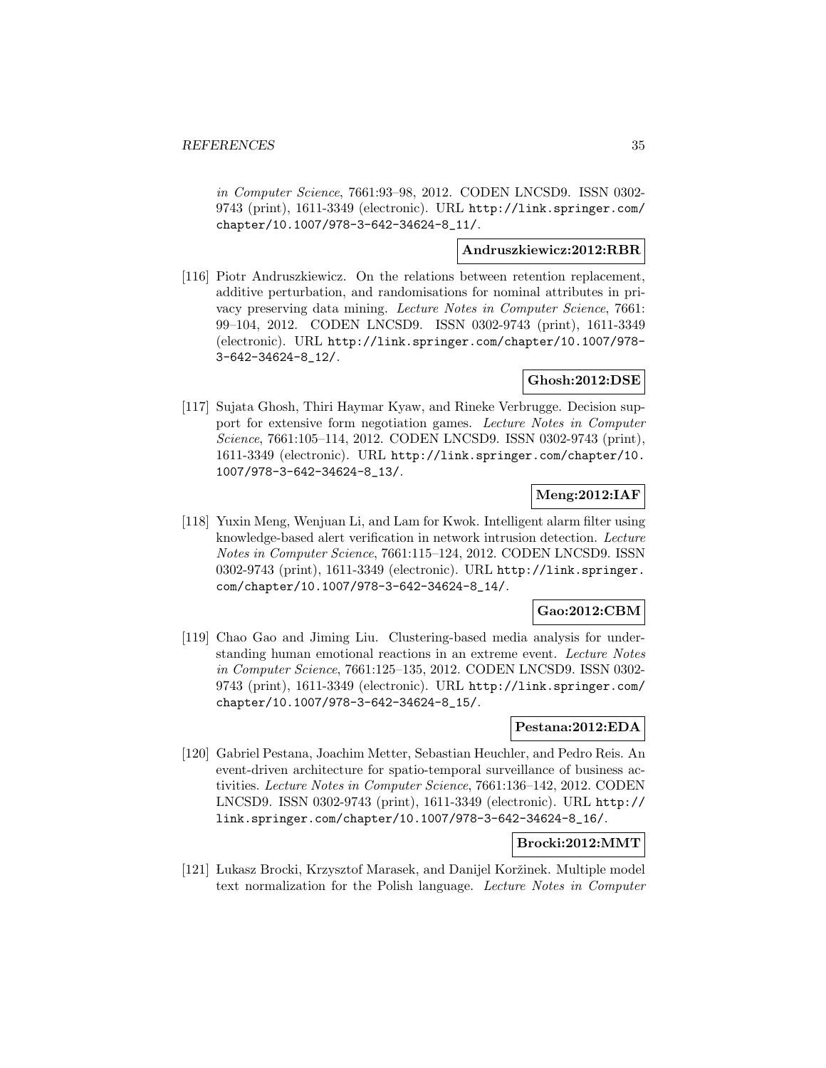*in Computer Science*, 7661:93–98, 2012. CODEN LNCSD9. ISSN 0302-9743 (print), 1611-3349 (electronic). URL http://link.springer.com/chapter/10.1007/978-3-642-34624-8_11/.

**Andruszkiewicz:2012:RBR**

[116] Piotr Andruszkiewicz. On the relations between retention replacement, additive perturbation, and randomisations for nominal attributes in privacy preserving data mining. *Lecture Notes in Computer Science*, 7661: 99–104, 2012. CODEN LNCSD9. ISSN 0302-9743 (print), 1611-3349 (electronic). URL http://link.springer.com/chapter/10.1007/978-3-642-34624-8_12/.

**Ghosh:2012:DSE**

[117] Sujata Ghosh, Thiri Haymar Kyaw, and Rineke Verbrugge. Decision support for extensive form negotiation games. *Lecture Notes in Computer Science*, 7661:105–114, 2012. CODEN LNCSD9. ISSN 0302-9743 (print), 1611-3349 (electronic). URL http://link.springer.com/chapter/10.1007/978-3-642-34624-8_13/.

**Meng:2012:IAF**

[118] Yuxin Meng, Wenjuan Li, and Lam for Kwok. Intelligent alarm filter using knowledge-based alert verification in network intrusion detection. *Lecture Notes in Computer Science*, 7661:115–124, 2012. CODEN LNCSD9. ISSN 0302-9743 (print), 1611-3349 (electronic). URL http://link.springer.com/chapter/10.1007/978-3-642-34624-8_14/.

**Gao:2012:CBM**

[119] Chao Gao and Jiming Liu. Clustering-based media analysis for understanding human emotional reactions in an extreme event. *Lecture Notes in Computer Science*, 7661:125–135, 2012. CODEN LNCSD9. ISSN 0302-9743 (print), 1611-3349 (electronic). URL http://link.springer.com/chapter/10.1007/978-3-642-34624-8_15/.

**Pestana:2012:EDA**

[120] Gabriel Pestana, Joachim Metter, Sebastian Heuchler, and Pedro Reis. An event-driven architecture for spatio-temporal surveillance of business activities. *Lecture Notes in Computer Science*, 7661:136–142, 2012. CODEN LNCSD9. ISSN 0302-9743 (print), 1611-3349 (electronic). URL http://link.springer.com/chapter/10.1007/978-3-642-34624-8_16/.

**Brocki:2012:MMT**

[121] Łukasz Brocki, Krzysztof Marasek, and Danijel Koržinek. Multiple model text normalization for the Polish language. *Lecture Notes in Computer*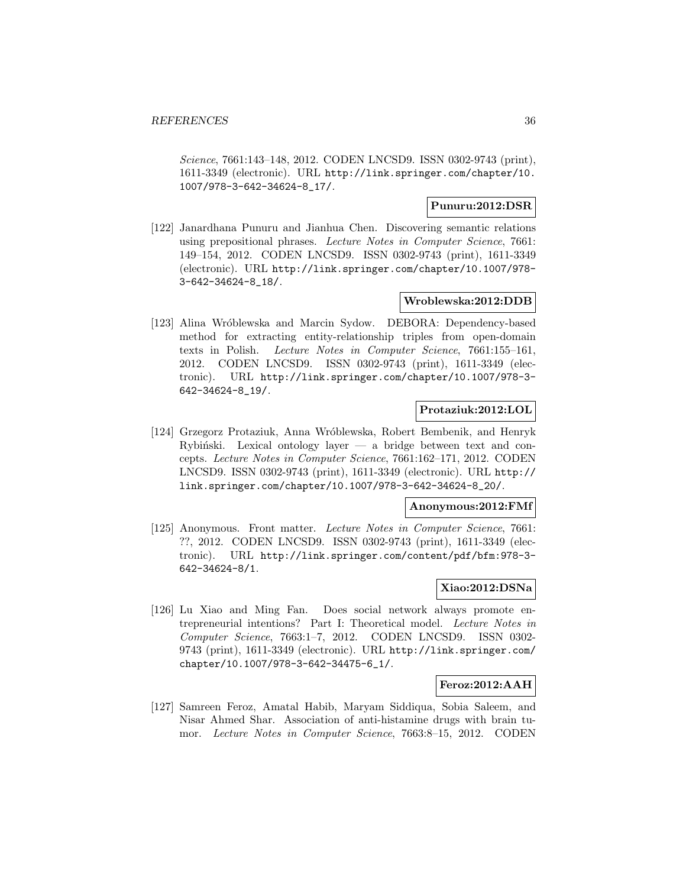*Science*, 7661:143–148, 2012. CODEN LNCSD9. ISSN 0302-9743 (print), 1611-3349 (electronic). URL http://link.springer.com/chapter/10.1007/978-3-642-34624-8_17/.

**Punuru:2012:DSR**

[122] Janardhana Punuru and Jianhua Chen. Discovering semantic relations using prepositional phrases. *Lecture Notes in Computer Science*, 7661: 149–154, 2012. CODEN LNCSD9. ISSN 0302-9743 (print), 1611-3349 (electronic). URL http://link.springer.com/chapter/10.1007/978-3-642-34624-8_18/.

**Wroblewska:2012:DDB**

[123] Alina Wróblewska and Marcin Sydow. DEBORA: Dependency-based method for extracting entity-relationship triples from open-domain texts in Polish. *Lecture Notes in Computer Science*, 7661:155–161, 2012. CODEN LNCSD9. ISSN 0302-9743 (print), 1611-3349 (electronic). URL http://link.springer.com/chapter/10.1007/978-3-642-34624-8_19/.

**Protaziuk:2012:LOL**

[124] Grzegorz Protaziuk, Anna Wróblewska, Robert Bembenik, and Henryk Rybiński. Lexical ontology layer — a bridge between text and concepts. *Lecture Notes in Computer Science*, 7661:162–171, 2012. CODEN LNCSD9. ISSN 0302-9743 (print), 1611-3349 (electronic). URL http://link.springer.com/chapter/10.1007/978-3-642-34624-8_20/.

**Anonymous:2012:FMf**

[125] Anonymous. Front matter. *Lecture Notes in Computer Science*, 7661: ??, 2012. CODEN LNCSD9. ISSN 0302-9743 (print), 1611-3349 (electronic). URL http://link.springer.com/content/pdf/bfm:978-3-642-34624-8/1.

**Xiao:2012:DSNa**

[126] Lu Xiao and Ming Fan. Does social network always promote entrepreneurial intentions? Part I: Theoretical model. *Lecture Notes in Computer Science*, 7663:1–7, 2012. CODEN LNCSD9. ISSN 0302-9743 (print), 1611-3349 (electronic). URL http://link.springer.com/chapter/10.1007/978-3-642-34475-6_1/.

**Feroz:2012:AAH**

[127] Samreen Feroz, Amatal Habib, Maryam Siddiqua, Sobia Saleem, and Nisar Ahmed Shar. Association of anti-histamine drugs with brain tumor. *Lecture Notes in Computer Science*, 7663:8–15, 2012. CODEN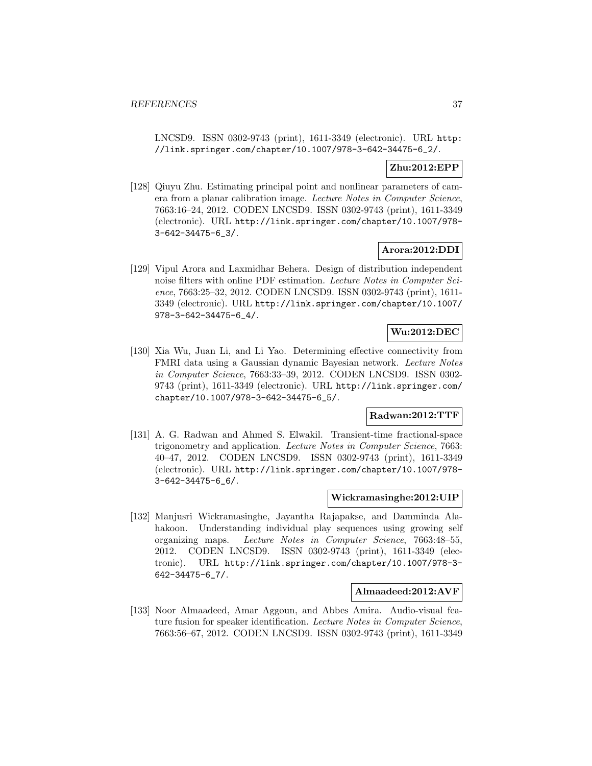LNCSD9. ISSN 0302-9743 (print), 1611-3349 (electronic). URL http://link.springer.com/chapter/10.1007/978-3-642-34475-6_2/.

**Zhu:2012:EPP**

[128] Qiuyu Zhu. Estimating principal point and nonlinear parameters of camera from a planar calibration image. *Lecture Notes in Computer Science*, 7663:16–24, 2012. CODEN LNCSD9. ISSN 0302-9743 (print), 1611-3349 (electronic). URL http://link.springer.com/chapter/10.1007/978-3-642-34475-6_3/.

**Arora:2012:DDI**

[129] Vipul Arora and Laxmidhar Behera. Design of distribution independent noise filters with online PDF estimation. *Lecture Notes in Computer Science*, 7663:25–32, 2012. CODEN LNCSD9. ISSN 0302-9743 (print), 1611-3349 (electronic). URL http://link.springer.com/chapter/10.1007/978-3-642-34475-6_4/.

**Wu:2012:DEC**

[130] Xia Wu, Juan Li, and Li Yao. Determining effective connectivity from FMRI data using a Gaussian dynamic Bayesian network. *Lecture Notes in Computer Science*, 7663:33–39, 2012. CODEN LNCSD9. ISSN 0302-9743 (print), 1611-3349 (electronic). URL http://link.springer.com/chapter/10.1007/978-3-642-34475-6_5/.

**Radwan:2012:TTF**

[131] A. G. Radwan and Ahmed S. Elwakil. Transient-time fractional-space trigonometry and application. *Lecture Notes in Computer Science*, 7663:40–47, 2012. CODEN LNCSD9. ISSN 0302-9743 (print), 1611-3349 (electronic). URL http://link.springer.com/chapter/10.1007/978-3-642-34475-6_6/.

**Wickramasinghe:2012:UIP**

[132] Manjusri Wickramasinghe, Jayantha Rajapakse, and Damminda Alahakoon. Understanding individual play sequences using growing self organizing maps. *Lecture Notes in Computer Science*, 7663:48–55, 2012. CODEN LNCSD9. ISSN 0302-9743 (print), 1611-3349 (electronic). URL http://link.springer.com/chapter/10.1007/978-3-642-34475-6_7/.

**Almaadeed:2012:AVF**

[133] Noor Almaadeed, Amar Aggoun, and Abbes Amira. Audio-visual feature fusion for speaker identification. *Lecture Notes in Computer Science*, 7663:56–67, 2012. CODEN LNCSD9. ISSN 0302-9743 (print), 1611-3349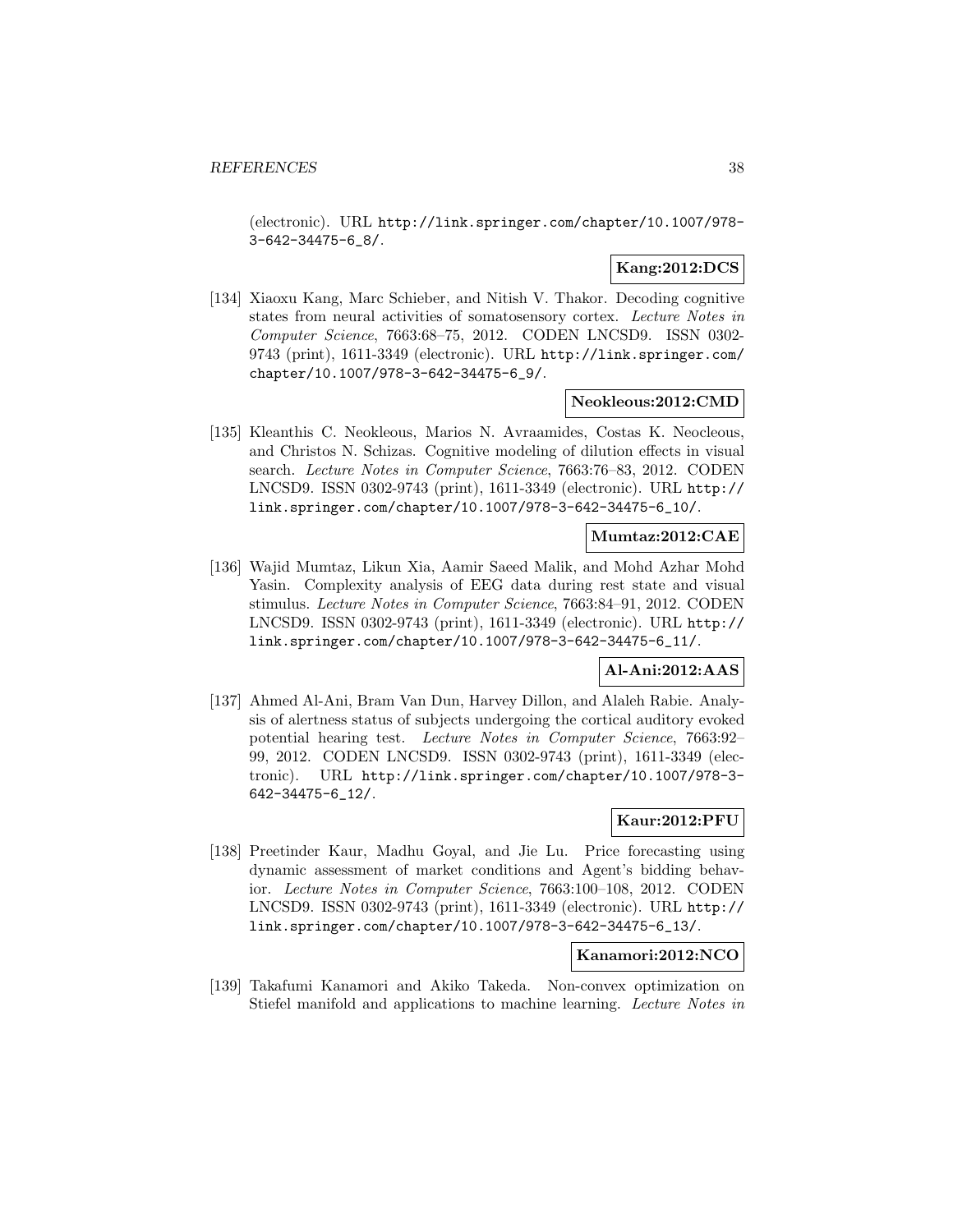(electronic). URL http://link.springer.com/chapter/10.1007/978-3-642-34475-6_8/.

**Kang:2012:DCS**

[134] Xiaoxu Kang, Marc Schieber, and Nitish V. Thakor. Decoding cognitive states from neural activities of somatosensory cortex. *Lecture Notes in Computer Science*, 7663:68–75, 2012. CODEN LNCSD9. ISSN 0302-9743 (print), 1611-3349 (electronic). URL http://link.springer.com/chapter/10.1007/978-3-642-34475-6_9/.

**Neokleous:2012:CMD**

[135] Kleanthis C. Neokleous, Marios N. Avraamides, Costas K. Neocleous, and Christos N. Schizas. Cognitive modeling of dilution effects in visual search. *Lecture Notes in Computer Science*, 7663:76–83, 2012. CODEN LNCSD9. ISSN 0302-9743 (print), 1611-3349 (electronic). URL http://link.springer.com/chapter/10.1007/978-3-642-34475-6_10/.

**Mumtaz:2012:CAE**

[136] Wajid Mumtaz, Likun Xia, Aamir Saeed Malik, and Mohd Azhar Mohd Yasin. Complexity analysis of EEG data during rest state and visual stimulus. *Lecture Notes in Computer Science*, 7663:84–91, 2012. CODEN LNCSD9. ISSN 0302-9743 (print), 1611-3349 (electronic). URL http://link.springer.com/chapter/10.1007/978-3-642-34475-6_11/.

**Al-Ani:2012:AAS**

[137] Ahmed Al-Ani, Bram Van Dun, Harvey Dillon, and Alaleh Rabie. Analysis of alertness status of subjects undergoing the cortical auditory evoked potential hearing test. *Lecture Notes in Computer Science*, 7663:92–99, 2012. CODEN LNCSD9. ISSN 0302-9743 (print), 1611-3349 (electronic). URL http://link.springer.com/chapter/10.1007/978-3-642-34475-6_12/.

**Kaur:2012:PFU**

[138] Preetinder Kaur, Madhu Goyal, and Jie Lu. Price forecasting using dynamic assessment of market conditions and Agent's bidding behavior. *Lecture Notes in Computer Science*, 7663:100–108, 2012. CODEN LNCSD9. ISSN 0302-9743 (print), 1611-3349 (electronic). URL http://link.springer.com/chapter/10.1007/978-3-642-34475-6_13/.

**Kanamori:2012:NCO**

[139] Takafumi Kanamori and Akiko Takeda. Non-convex optimization on Stiefel manifold and applications to machine learning. *Lecture Notes in*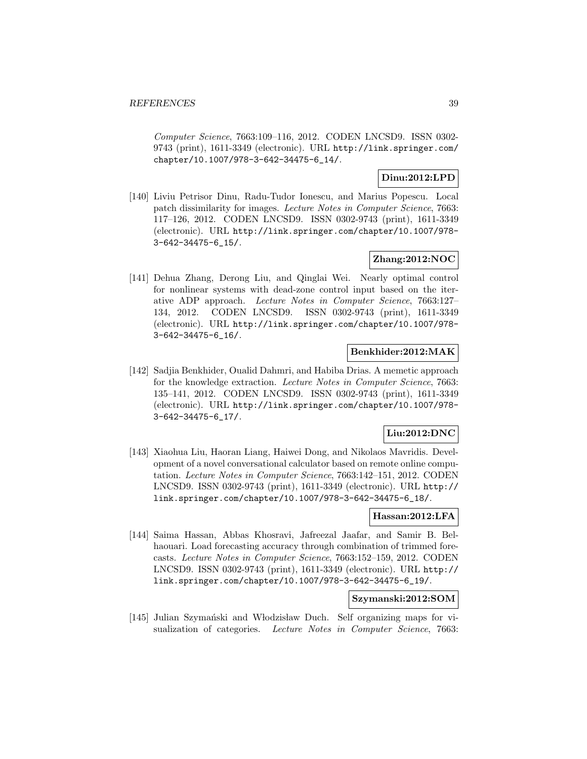*Computer Science*, 7663:109–116, 2012. CODEN LNCSD9. ISSN 0302-9743 (print), 1611-3349 (electronic). URL http://link.springer.com/chapter/10.1007/978-3-642-34475-6_14/.

**Dinu:2012:LPD**

[140] Liviu Petrisor Dinu, Radu-Tudor Ionescu, and Marius Popescu. Local patch dissimilarity for images. *Lecture Notes in Computer Science*, 7663: 117–126, 2012. CODEN LNCSD9. ISSN 0302-9743 (print), 1611-3349 (electronic). URL http://link.springer.com/chapter/10.1007/978-3-642-34475-6_15/.

**Zhang:2012:NOC**

[141] Dehua Zhang, Derong Liu, and Qinglai Wei. Nearly optimal control for nonlinear systems with dead-zone control input based on the iterative ADP approach. *Lecture Notes in Computer Science*, 7663:127–134, 2012. CODEN LNCSD9. ISSN 0302-9743 (print), 1611-3349 (electronic). URL http://link.springer.com/chapter/10.1007/978-3-642-34475-6_16/.

**Benkhider:2012:MAK**

[142] Sadjia Benkhider, Oualid Dahmri, and Habiba Drias. A memetic approach for the knowledge extraction. *Lecture Notes in Computer Science*, 7663: 135–141, 2012. CODEN LNCSD9. ISSN 0302-9743 (print), 1611-3349 (electronic). URL http://link.springer.com/chapter/10.1007/978-3-642-34475-6_17/.

**Liu:2012:DNC**

[143] Xiaohua Liu, Haoran Liang, Haiwei Dong, and Nikolaos Mavridis. Development of a novel conversational calculator based on remote online computation. *Lecture Notes in Computer Science*, 7663:142–151, 2012. CODEN LNCSD9. ISSN 0302-9743 (print), 1611-3349 (electronic). URL http://link.springer.com/chapter/10.1007/978-3-642-34475-6_18/.

**Hassan:2012:LFA**

[144] Saima Hassan, Abbas Khosravi, Jafreezal Jaafar, and Samir B. Belhaouari. Load forecasting accuracy through combination of trimmed forecasts. *Lecture Notes in Computer Science*, 7663:152–159, 2012. CODEN LNCSD9. ISSN 0302-9743 (print), 1611-3349 (electronic). URL http://link.springer.com/chapter/10.1007/978-3-642-34475-6_19/.

**Szymanski:2012:SOM**

[145] Julian Szymański and Włodzisław Duch. Self organizing maps for visualization of categories. *Lecture Notes in Computer Science*, 7663: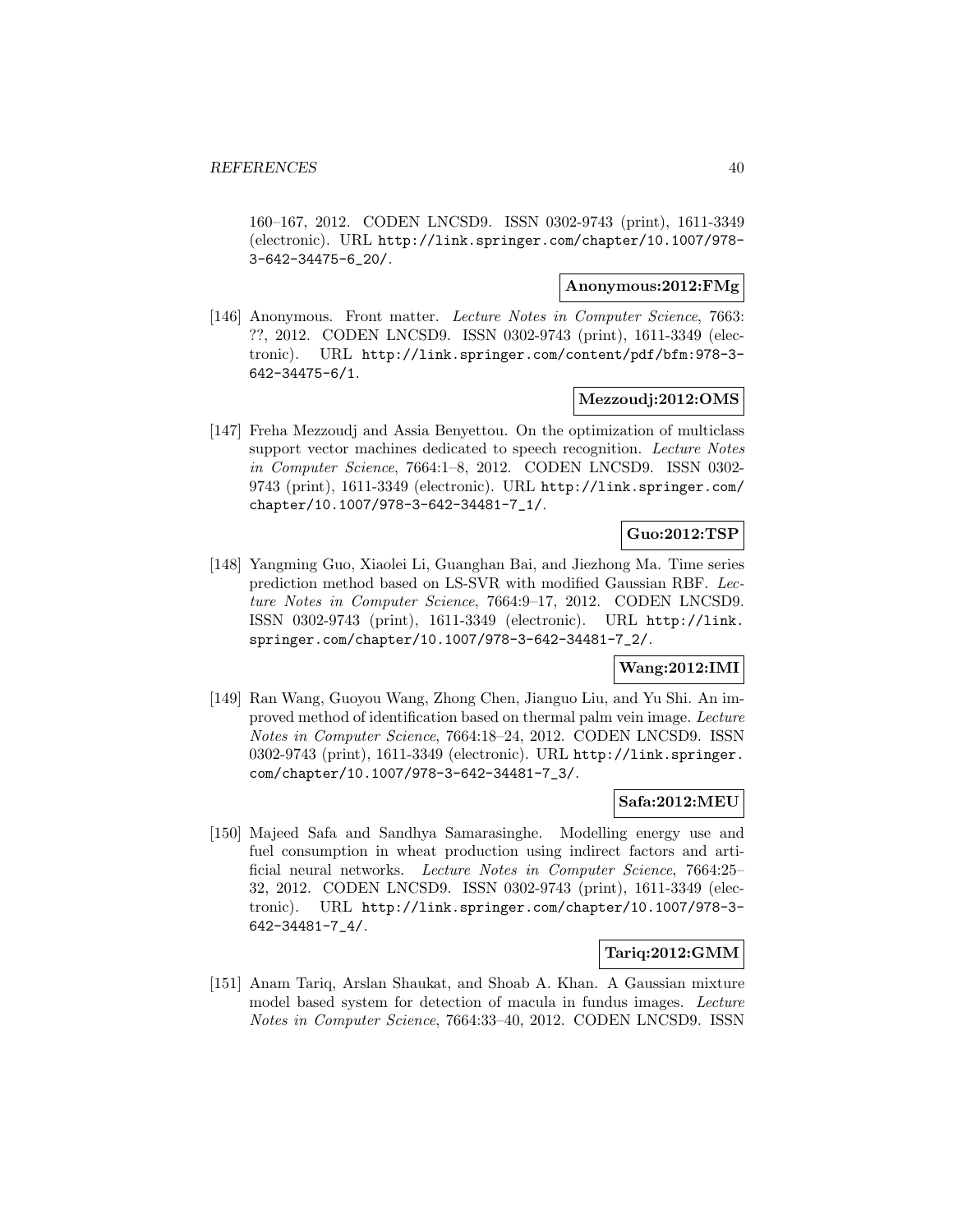160–167, 2012. CODEN LNCSD9. ISSN 0302-9743 (print), 1611-3349 (electronic). URL http://link.springer.com/chapter/10.1007/978-3-642-34475-6_20/.

**Anonymous:2012:FMg**

[146] Anonymous. Front matter. *Lecture Notes in Computer Science*, 7663: ??, 2012. CODEN LNCSD9. ISSN 0302-9743 (print), 1611-3349 (electronic). URL http://link.springer.com/content/pdf/bfm:978-3-642-34475-6/1.

**Mezzoudj:2012:OMS**

[147] Freha Mezzoudj and Assia Benyettou. On the optimization of multiclass support vector machines dedicated to speech recognition. *Lecture Notes in Computer Science*, 7664:1–8, 2012. CODEN LNCSD9. ISSN 0302-9743 (print), 1611-3349 (electronic). URL http://link.springer.com/chapter/10.1007/978-3-642-34481-7_1/.

**Guo:2012:TSP**

[148] Yangming Guo, Xiaolei Li, Guanghan Bai, and Jiezhong Ma. Time series prediction method based on LS-SVR with modified Gaussian RBF. *Lecture Notes in Computer Science*, 7664:9–17, 2012. CODEN LNCSD9. ISSN 0302-9743 (print), 1611-3349 (electronic). URL http://link.springer.com/chapter/10.1007/978-3-642-34481-7_2/.

**Wang:2012:IMI**

[149] Ran Wang, Guoyou Wang, Zhong Chen, Jianguo Liu, and Yu Shi. An improved method of identification based on thermal palm vein image. *Lecture Notes in Computer Science*, 7664:18–24, 2012. CODEN LNCSD9. ISSN 0302-9743 (print), 1611-3349 (electronic). URL http://link.springer.com/chapter/10.1007/978-3-642-34481-7_3/.

**Safa:2012:MEU**

[150] Majeed Safa and Sandhya Samarasinghe. Modelling energy use and fuel consumption in wheat production using indirect factors and artificial neural networks. *Lecture Notes in Computer Science*, 7664:25–32, 2012. CODEN LNCSD9. ISSN 0302-9743 (print), 1611-3349 (electronic). URL http://link.springer.com/chapter/10.1007/978-3-642-34481-7_4/.

**Tariq:2012:GMM**

[151] Anam Tariq, Arslan Shaukat, and Shoab A. Khan. A Gaussian mixture model based system for detection of macula in fundus images. *Lecture Notes in Computer Science*, 7664:33–40, 2012. CODEN LNCSD9. ISSN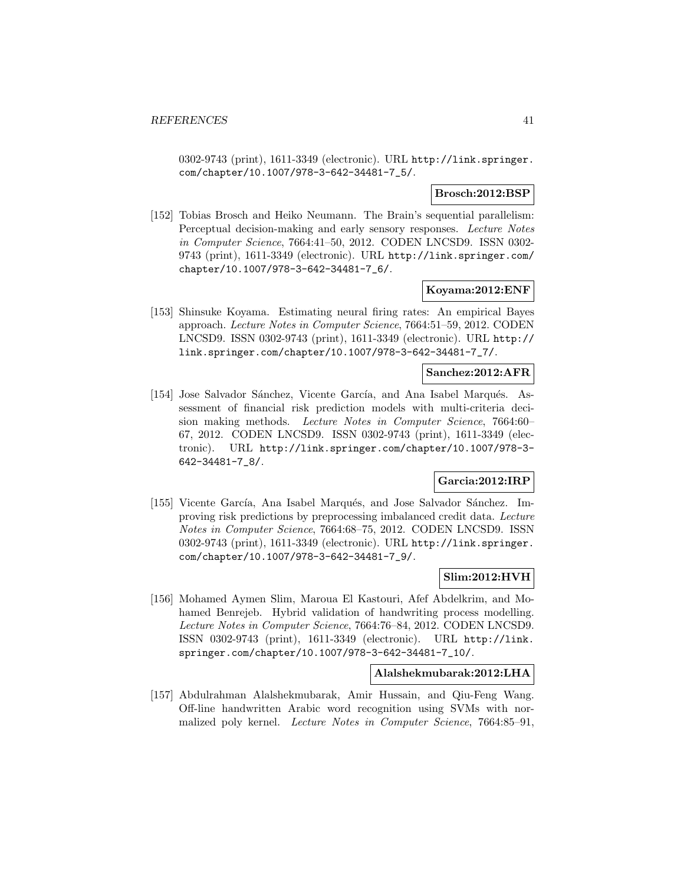0302-9743 (print), 1611-3349 (electronic). URL http://link.springer.com/chapter/10.1007/978-3-642-34481-7_5/.

**Brosch:2012:BSP**

[152] Tobias Brosch and Heiko Neumann. The Brain's sequential parallelism: Perceptual decision-making and early sensory responses. *Lecture Notes in Computer Science*, 7664:41–50, 2012. CODEN LNCSD9. ISSN 0302-9743 (print), 1611-3349 (electronic). URL http://link.springer.com/chapter/10.1007/978-3-642-34481-7_6/.

**Koyama:2012:ENF**

[153] Shinsuke Koyama. Estimating neural firing rates: An empirical Bayes approach. *Lecture Notes in Computer Science*, 7664:51–59, 2012. CODEN LNCSD9. ISSN 0302-9743 (print), 1611-3349 (electronic). URL http://link.springer.com/chapter/10.1007/978-3-642-34481-7_7/.

**Sanchez:2012:AFR**

[154] Jose Salvador Sánchez, Vicente García, and Ana Isabel Marqués. Assessment of financial risk prediction models with multi-criteria decision making methods. *Lecture Notes in Computer Science*, 7664:60–67, 2012. CODEN LNCSD9. ISSN 0302-9743 (print), 1611-3349 (electronic). URL http://link.springer.com/chapter/10.1007/978-3-642-34481-7_8/.

**Garcia:2012:IRP**

[155] Vicente García, Ana Isabel Marqués, and Jose Salvador Sánchez. Improving risk predictions by preprocessing imbalanced credit data. *Lecture Notes in Computer Science*, 7664:68–75, 2012. CODEN LNCSD9. ISSN 0302-9743 (print), 1611-3349 (electronic). URL http://link.springer.com/chapter/10.1007/978-3-642-34481-7_9/.

**Slim:2012:HVH**

[156] Mohamed Aymen Slim, Maroua El Kastouri, Afef Abdelkrim, and Mohamed Benrejeb. Hybrid validation of handwriting process modelling. *Lecture Notes in Computer Science*, 7664:76–84, 2012. CODEN LNCSD9. ISSN 0302-9743 (print), 1611-3349 (electronic). URL http://link.springer.com/chapter/10.1007/978-3-642-34481-7_10/.

**Alalshekmubarak:2012:LHA**

[157] Abdulrahman Alalshekmubarak, Amir Hussain, and Qiu-Feng Wang. Off-line handwritten Arabic word recognition using SVMs with normalized poly kernel. *Lecture Notes in Computer Science*, 7664:85–91,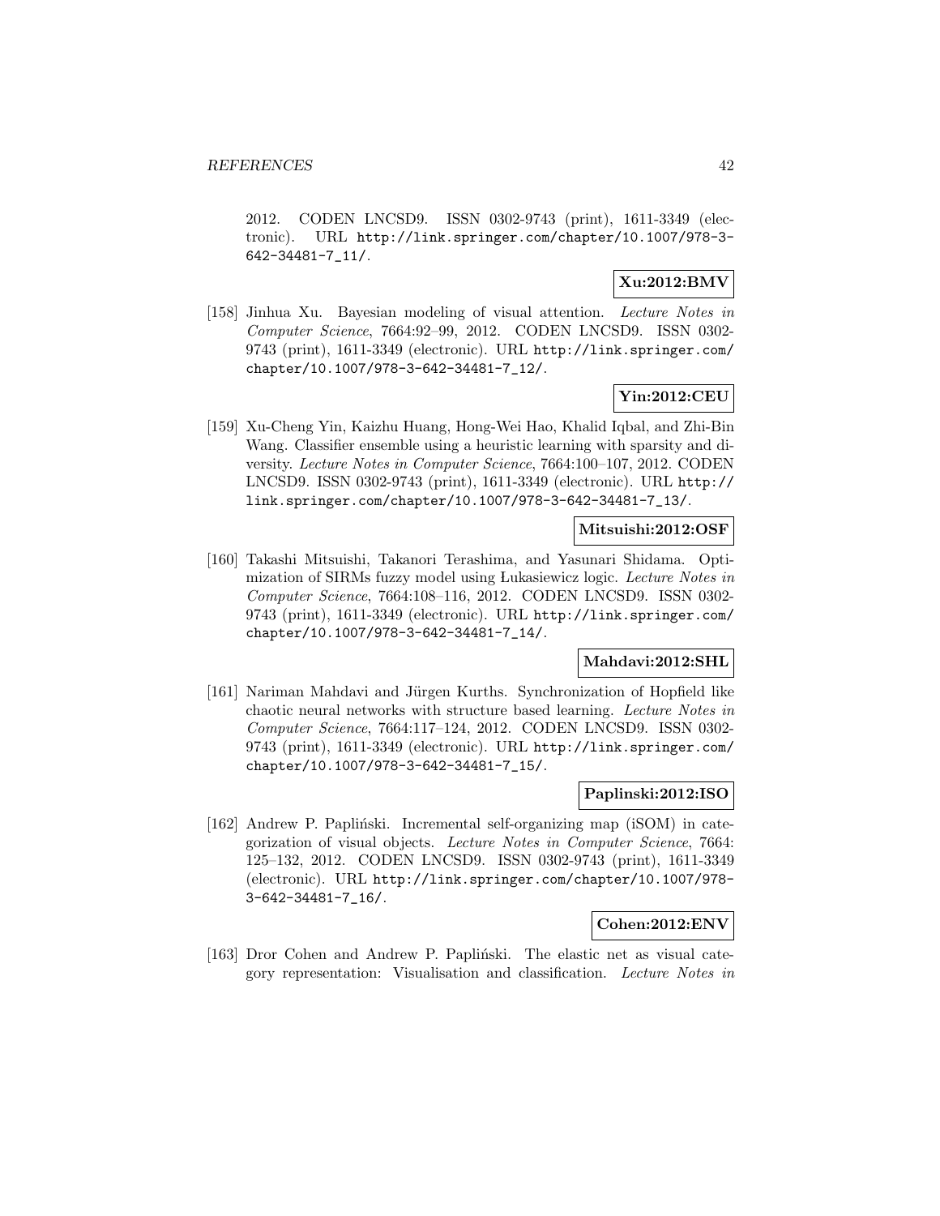2012. CODEN LNCSD9. ISSN 0302-9743 (print), 1611-3349 (electronic). URL http://link.springer.com/chapter/10.1007/978-3-642-34481-7_11/.

**Xu:2012:BMV**

[158] Jinhua Xu. Bayesian modeling of visual attention. *Lecture Notes in Computer Science*, 7664:92–99, 2012. CODEN LNCSD9. ISSN 0302-9743 (print), 1611-3349 (electronic). URL http://link.springer.com/chapter/10.1007/978-3-642-34481-7_12/.

**Yin:2012:CEU**

[159] Xu-Cheng Yin, Kaizhu Huang, Hong-Wei Hao, Khalid Iqbal, and Zhi-Bin Wang. Classifier ensemble using a heuristic learning with sparsity and diversity. *Lecture Notes in Computer Science*, 7664:100–107, 2012. CODEN LNCSD9. ISSN 0302-9743 (print), 1611-3349 (electronic). URL http://link.springer.com/chapter/10.1007/978-3-642-34481-7_13/.

**Mitsuishi:2012:OSF**

[160] Takashi Mitsuishi, Takanori Terashima, and Yasunari Shidama. Optimization of SIRMs fuzzy model using Łukasiewicz logic. *Lecture Notes in Computer Science*, 7664:108–116, 2012. CODEN LNCSD9. ISSN 0302-9743 (print), 1611-3349 (electronic). URL http://link.springer.com/chapter/10.1007/978-3-642-34481-7_14/.

**Mahdavi:2012:SHL**

[161] Nariman Mahdavi and Jürgen Kurths. Synchronization of Hopfield like chaotic neural networks with structure based learning. *Lecture Notes in Computer Science*, 7664:117–124, 2012. CODEN LNCSD9. ISSN 0302-9743 (print), 1611-3349 (electronic). URL http://link.springer.com/chapter/10.1007/978-3-642-34481-7_15/.

**Paplinski:2012:ISO**

[162] Andrew P. Papliński. Incremental self-organizing map (iSOM) in categorization of visual objects. *Lecture Notes in Computer Science*, 7664: 125–132, 2012. CODEN LNCSD9. ISSN 0302-9743 (print), 1611-3349 (electronic). URL http://link.springer.com/chapter/10.1007/978-3-642-34481-7_16/.

**Cohen:2012:ENV**

[163] Dror Cohen and Andrew P. Papliński. The elastic net as visual category representation: Visualisation and classification. *Lecture Notes in*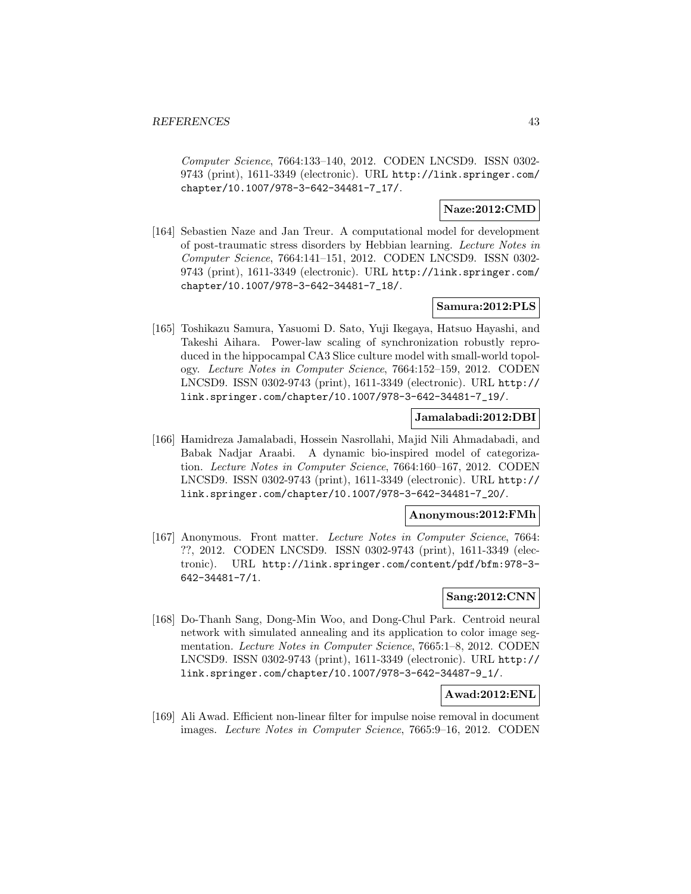*Computer Science*, 7664:133–140, 2012. CODEN LNCSD9. ISSN 0302-9743 (print), 1611-3349 (electronic). URL http://link.springer.com/chapter/10.1007/978-3-642-34481-7_17/.

**Naze:2012:CMD**

[164] Sebastien Naze and Jan Treur. A computational model for development of post-traumatic stress disorders by Hebbian learning. *Lecture Notes in Computer Science*, 7664:141–151, 2012. CODEN LNCSD9. ISSN 0302-9743 (print), 1611-3349 (electronic). URL http://link.springer.com/chapter/10.1007/978-3-642-34481-7_18/.

**Samura:2012:PLS**

[165] Toshikazu Samura, Yasuomi D. Sato, Yuji Ikegaya, Hatsuo Hayashi, and Takeshi Aihara. Power-law scaling of synchronization robustly reproduced in the hippocampal CA3 Slice culture model with small-world topology. *Lecture Notes in Computer Science*, 7664:152–159, 2012. CODEN LNCSD9. ISSN 0302-9743 (print), 1611-3349 (electronic). URL http://link.springer.com/chapter/10.1007/978-3-642-34481-7_19/.

**Jamalabadi:2012:DBI**

[166] Hamidreza Jamalabadi, Hossein Nasrollahi, Majid Nili Ahmadabadi, and Babak Nadjar Araabi. A dynamic bio-inspired model of categorization. *Lecture Notes in Computer Science*, 7664:160–167, 2012. CODEN LNCSD9. ISSN 0302-9743 (print), 1611-3349 (electronic). URL http://link.springer.com/chapter/10.1007/978-3-642-34481-7_20/.

**Anonymous:2012:FMh**

[167] Anonymous. Front matter. *Lecture Notes in Computer Science*, 7664: ??, 2012. CODEN LNCSD9. ISSN 0302-9743 (print), 1611-3349 (electronic). URL http://link.springer.com/content/pdf/bfm:978-3-642-34481-7/1.

**Sang:2012:CNN**

[168] Do-Thanh Sang, Dong-Min Woo, and Dong-Chul Park. Centroid neural network with simulated annealing and its application to color image segmentation. *Lecture Notes in Computer Science*, 7665:1–8, 2012. CODEN LNCSD9. ISSN 0302-9743 (print), 1611-3349 (electronic). URL http://link.springer.com/chapter/10.1007/978-3-642-34487-9_1/.

**Awad:2012:ENL**

[169] Ali Awad. Efficient non-linear filter for impulse noise removal in document images. *Lecture Notes in Computer Science*, 7665:9–16, 2012. CODEN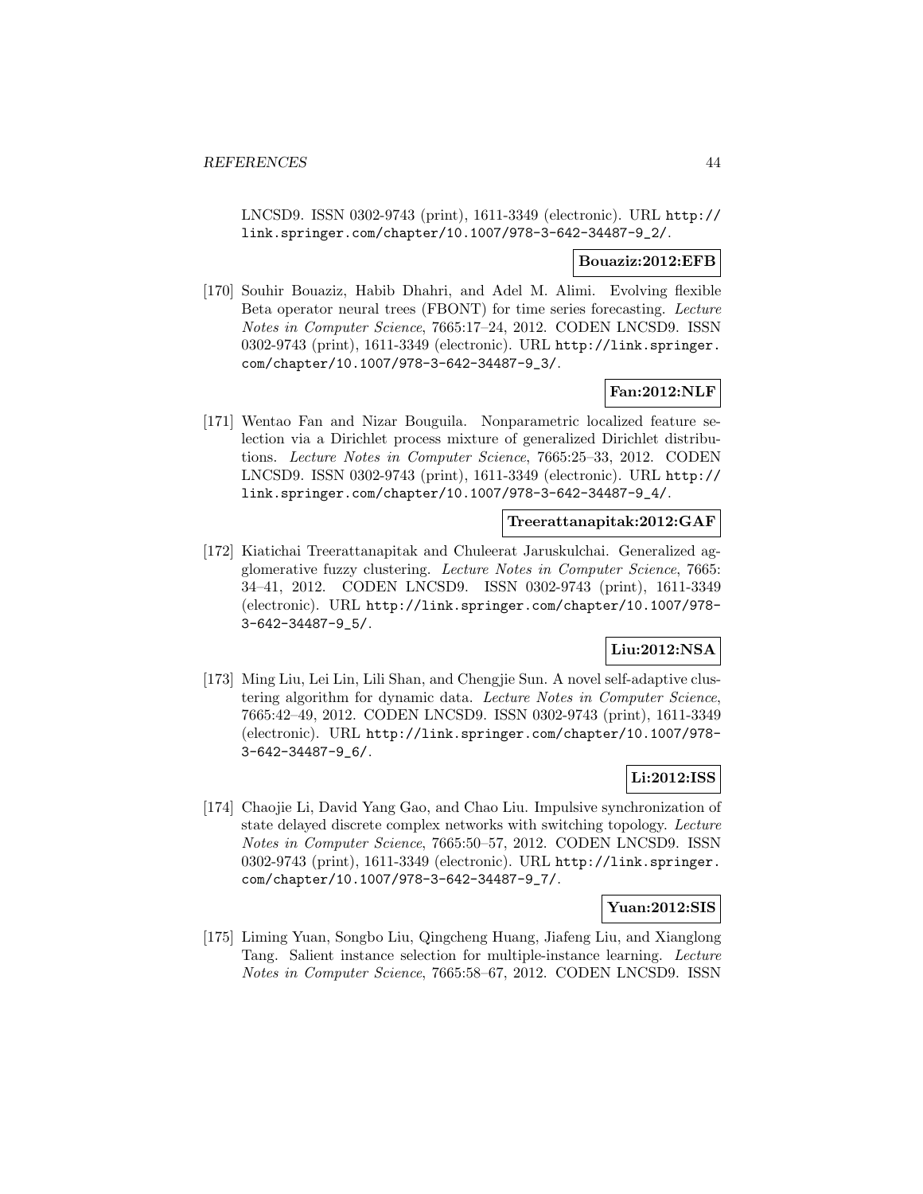LNCSD9. ISSN 0302-9743 (print), 1611-3349 (electronic). URL http://link.springer.com/chapter/10.1007/978-3-642-34487-9_2/.

**Bouaziz:2012:EFB**

[170] Souhir Bouaziz, Habib Dhahri, and Adel M. Alimi. Evolving flexible Beta operator neural trees (FBONT) for time series forecasting. *Lecture Notes in Computer Science*, 7665:17–24, 2012. CODEN LNCSD9. ISSN 0302-9743 (print), 1611-3349 (electronic). URL http://link.springer.com/chapter/10.1007/978-3-642-34487-9_3/.

**Fan:2012:NLF**

[171] Wentao Fan and Nizar Bouguila. Nonparametric localized feature selection via a Dirichlet process mixture of generalized Dirichlet distributions. *Lecture Notes in Computer Science*, 7665:25–33, 2012. CODEN LNCSD9. ISSN 0302-9743 (print), 1611-3349 (electronic). URL http://link.springer.com/chapter/10.1007/978-3-642-34487-9_4/.

**Treerattanapitak:2012:GAF**

[172] Kiatichai Treerattanapitak and Chuleerat Jaruskulchai. Generalized agglomerative fuzzy clustering. *Lecture Notes in Computer Science*, 7665: 34–41, 2012. CODEN LNCSD9. ISSN 0302-9743 (print), 1611-3349 (electronic). URL http://link.springer.com/chapter/10.1007/978-3-642-34487-9_5/.

**Liu:2012:NSA**

[173] Ming Liu, Lei Lin, Lili Shan, and Chengjie Sun. A novel self-adaptive clustering algorithm for dynamic data. *Lecture Notes in Computer Science*, 7665:42–49, 2012. CODEN LNCSD9. ISSN 0302-9743 (print), 1611-3349 (electronic). URL http://link.springer.com/chapter/10.1007/978-3-642-34487-9_6/.

**Li:2012:ISS**

[174] Chaojie Li, David Yang Gao, and Chao Liu. Impulsive synchronization of state delayed discrete complex networks with switching topology. *Lecture Notes in Computer Science*, 7665:50–57, 2012. CODEN LNCSD9. ISSN 0302-9743 (print), 1611-3349 (electronic). URL http://link.springer.com/chapter/10.1007/978-3-642-34487-9_7/.

**Yuan:2012:SIS**

[175] Liming Yuan, Songbo Liu, Qingcheng Huang, Jiafeng Liu, and Xianglong Tang. Salient instance selection for multiple-instance learning. *Lecture Notes in Computer Science*, 7665:58–67, 2012. CODEN LNCSD9. ISSN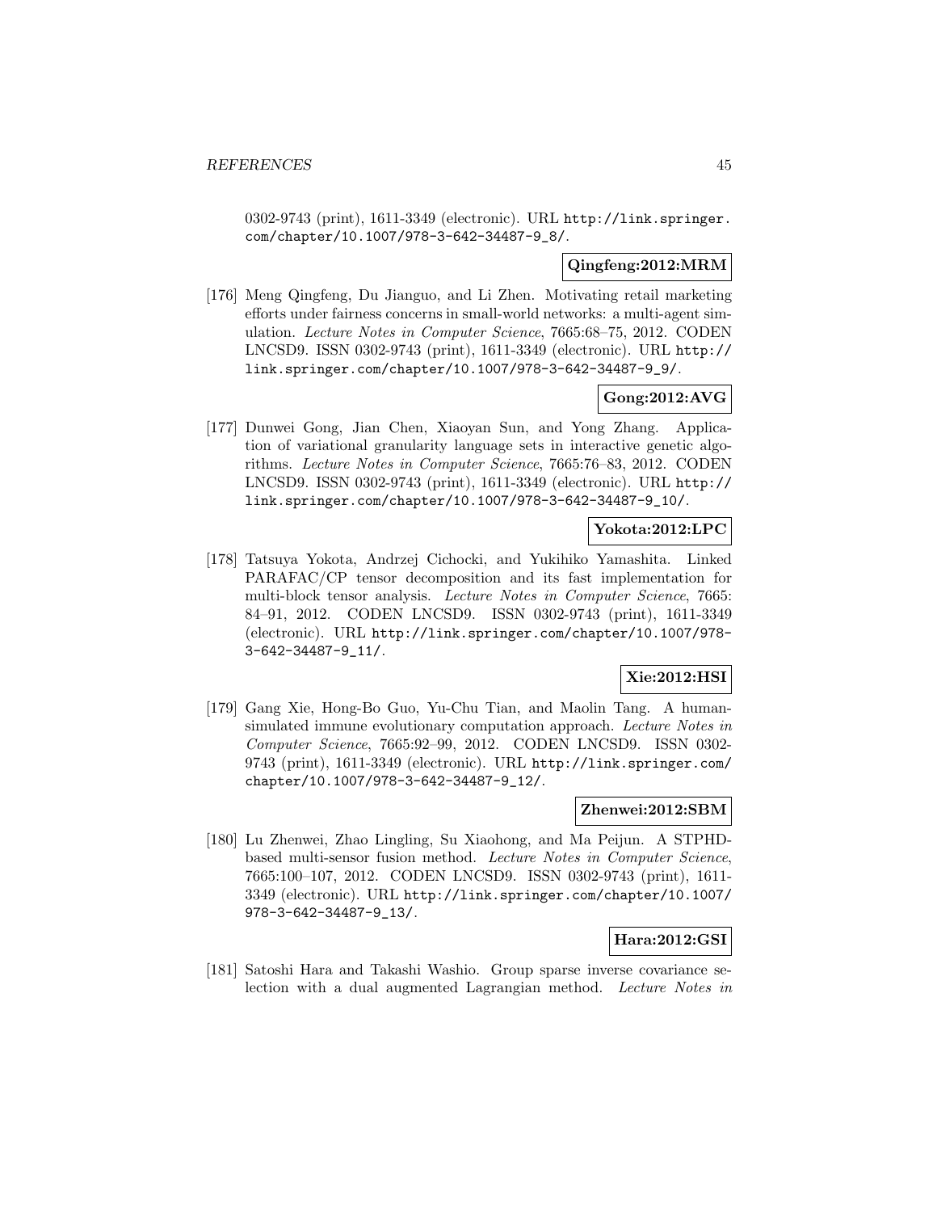0302-9743 (print), 1611-3349 (electronic). URL http://link.springer.com/chapter/10.1007/978-3-642-34487-9_8/.

**Qingfeng:2012:MRM**

[176] Meng Qingfeng, Du Jianguo, and Li Zhen. Motivating retail marketing efforts under fairness concerns in small-world networks: a multi-agent simulation. *Lecture Notes in Computer Science*, 7665:68–75, 2012. CODEN LNCSD9. ISSN 0302-9743 (print), 1611-3349 (electronic). URL http://link.springer.com/chapter/10.1007/978-3-642-34487-9_9/.

**Gong:2012:AVG**

[177] Dunwei Gong, Jian Chen, Xiaoyan Sun, and Yong Zhang. Application of variational granularity language sets in interactive genetic algorithms. *Lecture Notes in Computer Science*, 7665:76–83, 2012. CODEN LNCSD9. ISSN 0302-9743 (print), 1611-3349 (electronic). URL http://link.springer.com/chapter/10.1007/978-3-642-34487-9_10/.

**Yokota:2012:LPC**

[178] Tatsuya Yokota, Andrzej Cichocki, and Yukihiko Yamashita. Linked PARAFAC/CP tensor decomposition and its fast implementation for multi-block tensor analysis. *Lecture Notes in Computer Science*, 7665: 84–91, 2012. CODEN LNCSD9. ISSN 0302-9743 (print), 1611-3349 (electronic). URL http://link.springer.com/chapter/10.1007/978-3-642-34487-9_11/.

**Xie:2012:HSI**

[179] Gang Xie, Hong-Bo Guo, Yu-Chu Tian, and Maolin Tang. A human-simulated immune evolutionary computation approach. *Lecture Notes in Computer Science*, 7665:92–99, 2012. CODEN LNCSD9. ISSN 0302-9743 (print), 1611-3349 (electronic). URL http://link.springer.com/chapter/10.1007/978-3-642-34487-9_12/.

**Zhenwei:2012:SBM**

[180] Lu Zhenwei, Zhao Lingling, Su Xiaohong, and Ma Peijun. A STPHD-based multi-sensor fusion method. *Lecture Notes in Computer Science*, 7665:100–107, 2012. CODEN LNCSD9. ISSN 0302-9743 (print), 1611-3349 (electronic). URL http://link.springer.com/chapter/10.1007/978-3-642-34487-9_13/.

**Hara:2012:GSI**

[181] Satoshi Hara and Takashi Washio. Group sparse inverse covariance selection with a dual augmented Lagrangian method. *Lecture Notes in*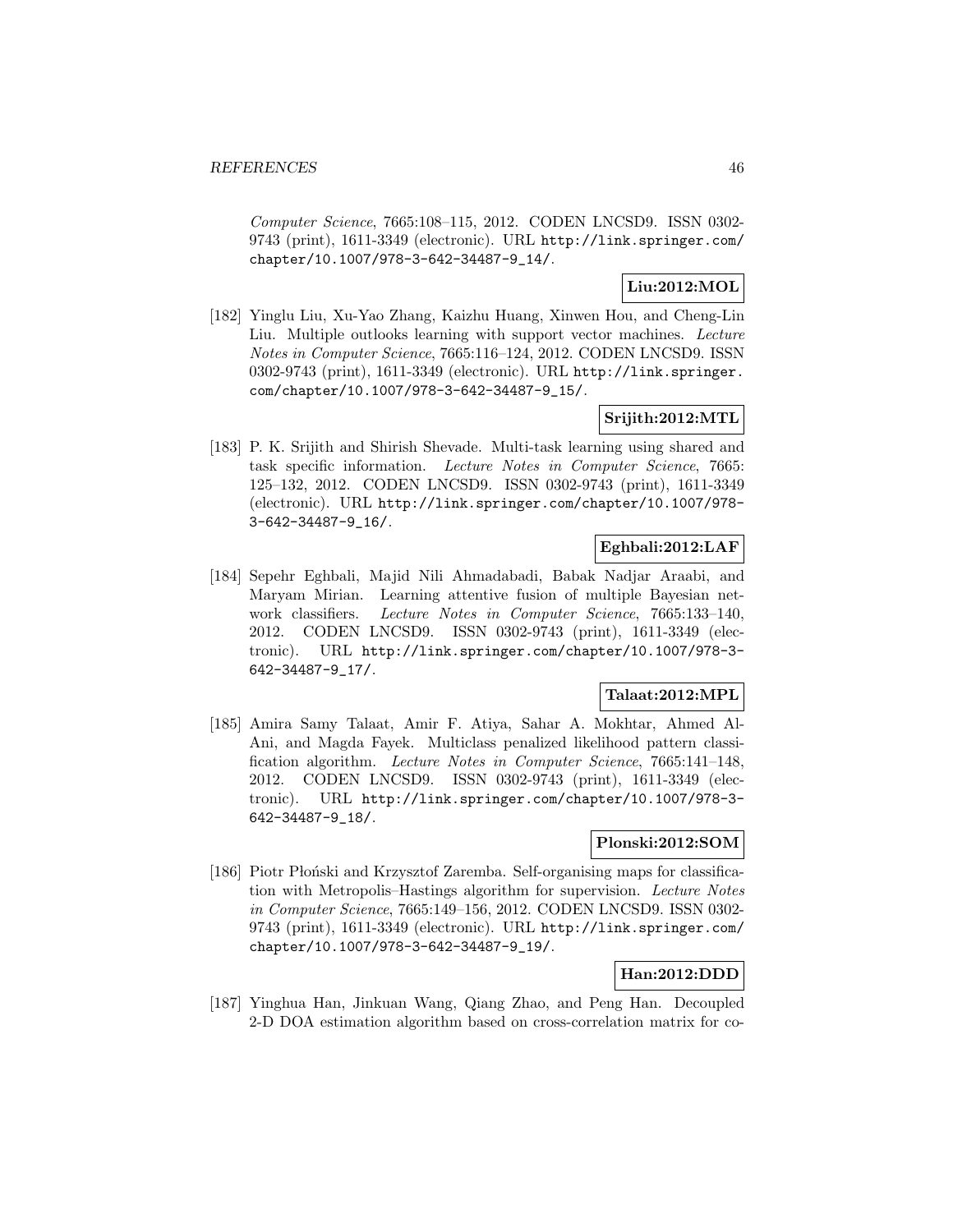*Computer Science*, 7665:108–115, 2012. CODEN LNCSD9. ISSN 0302-9743 (print), 1611-3349 (electronic). URL http://link.springer.com/chapter/10.1007/978-3-642-34487-9_14/.

**Liu:2012:MOL**

[182] Yinglu Liu, Xu-Yao Zhang, Kaizhu Huang, Xinwen Hou, and Cheng-Lin Liu. Multiple outlooks learning with support vector machines. *Lecture Notes in Computer Science*, 7665:116–124, 2012. CODEN LNCSD9. ISSN 0302-9743 (print), 1611-3349 (electronic). URL http://link.springer.com/chapter/10.1007/978-3-642-34487-9_15/.

**Srijith:2012:MTL**

[183] P. K. Srijith and Shirish Shevade. Multi-task learning using shared and task specific information. *Lecture Notes in Computer Science*, 7665: 125–132, 2012. CODEN LNCSD9. ISSN 0302-9743 (print), 1611-3349 (electronic). URL http://link.springer.com/chapter/10.1007/978-3-642-34487-9_16/.

**Eghbali:2012:LAF**

[184] Sepehr Eghbali, Majid Nili Ahmadabadi, Babak Nadjar Araabi, and Maryam Mirian. Learning attentive fusion of multiple Bayesian network classifiers. *Lecture Notes in Computer Science*, 7665:133–140, 2012. CODEN LNCSD9. ISSN 0302-9743 (print), 1611-3349 (electronic). URL http://link.springer.com/chapter/10.1007/978-3-642-34487-9_17/.

**Talaat:2012:MPL**

[185] Amira Samy Talaat, Amir F. Atiya, Sahar A. Mokhtar, Ahmed Al-Ani, and Magda Fayek. Multiclass penalized likelihood pattern classification algorithm. *Lecture Notes in Computer Science*, 7665:141–148, 2012. CODEN LNCSD9. ISSN 0302-9743 (print), 1611-3349 (electronic). URL http://link.springer.com/chapter/10.1007/978-3-642-34487-9_18/.

**Plonski:2012:SOM**

[186] Piotr Płoński and Krzysztof Zaremba. Self-organising maps for classification with Metropolis–Hastings algorithm for supervision. *Lecture Notes in Computer Science*, 7665:149–156, 2012. CODEN LNCSD9. ISSN 0302-9743 (print), 1611-3349 (electronic). URL http://link.springer.com/chapter/10.1007/978-3-642-34487-9_19/.

**Han:2012:DDD**

[187] Yinghua Han, Jinkuan Wang, Qiang Zhao, and Peng Han. Decoupled 2-D DOA estimation algorithm based on cross-correlation matrix for co-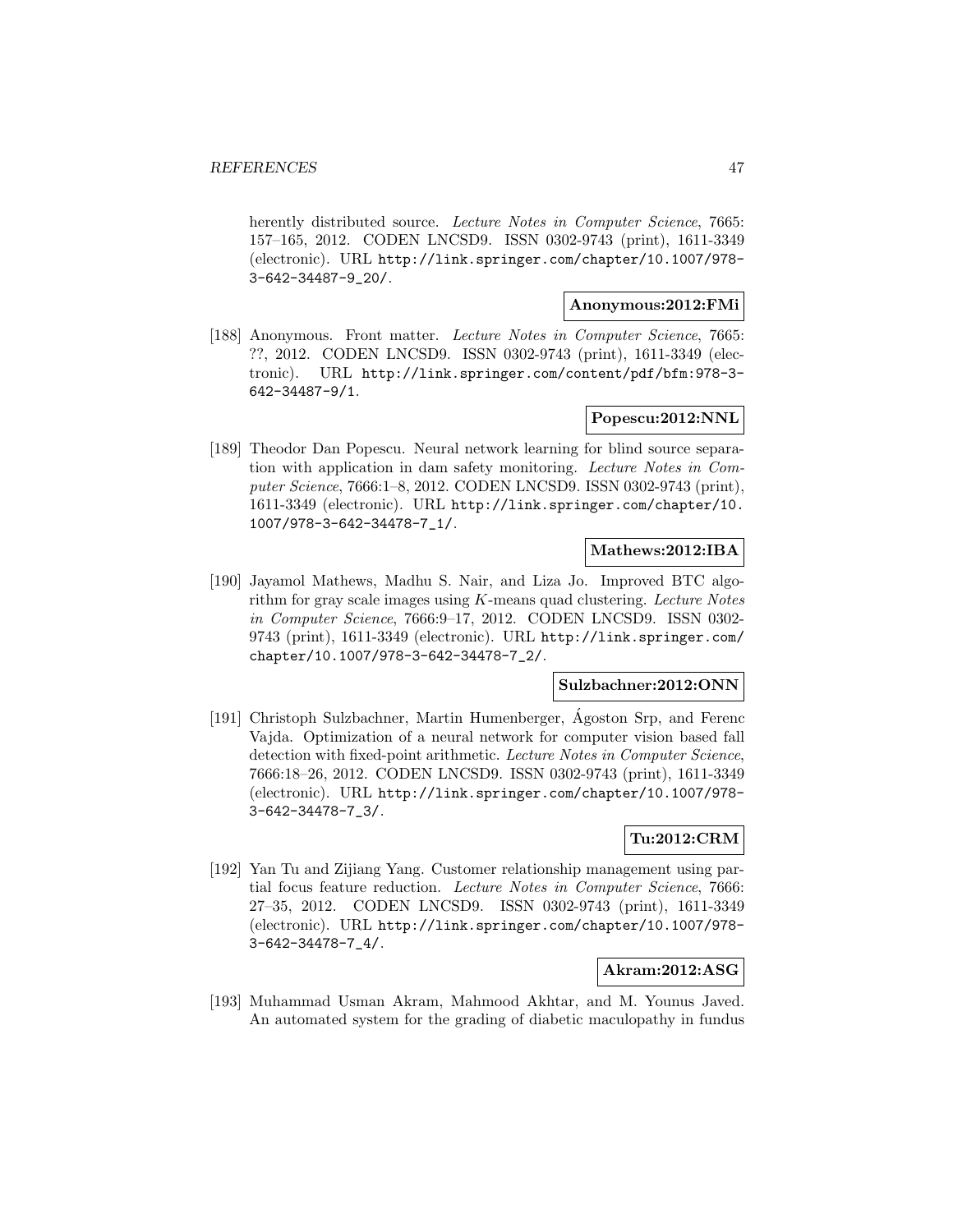herently distributed source. *Lecture Notes in Computer Science*, 7665: 157–165, 2012. CODEN LNCSD9. ISSN 0302-9743 (print), 1611-3349 (electronic). URL http://link.springer.com/chapter/10.1007/978-3-642-34487-9_20/.

**Anonymous:2012:FMi**

[188] Anonymous. Front matter. *Lecture Notes in Computer Science*, 7665: ??, 2012. CODEN LNCSD9. ISSN 0302-9743 (print), 1611-3349 (electronic). URL http://link.springer.com/content/pdf/bfm:978-3-642-34487-9/1.

**Popescu:2012:NNL**

[189] Theodor Dan Popescu. Neural network learning for blind source separation with application in dam safety monitoring. *Lecture Notes in Computer Science*, 7666:1–8, 2012. CODEN LNCSD9. ISSN 0302-9743 (print), 1611-3349 (electronic). URL http://link.springer.com/chapter/10.1007/978-3-642-34478-7_1/.

**Mathews:2012:IBA**

[190] Jayamol Mathews, Madhu S. Nair, and Liza Jo. Improved BTC algorithm for gray scale images using $K$-means quad clustering. *Lecture Notes in Computer Science*, 7666:9–17, 2012. CODEN LNCSD9. ISSN 0302-9743 (print), 1611-3349 (electronic). URL http://link.springer.com/chapter/10.1007/978-3-642-34478-7_2/.

**Sulzbachner:2012:ONN**

[191] Christoph Sulzbachner, Martin Humenberger, Ágoston Srp, and Ferenc Vajda. Optimization of a neural network for computer vision based fall detection with fixed-point arithmetic. *Lecture Notes in Computer Science*, 7666:18–26, 2012. CODEN LNCSD9. ISSN 0302-9743 (print), 1611-3349 (electronic). URL http://link.springer.com/chapter/10.1007/978-3-642-34478-7_3/.

**Tu:2012:CRM**

[192] Yan Tu and Zijiang Yang. Customer relationship management using partial focus feature reduction. *Lecture Notes in Computer Science*, 7666: 27–35, 2012. CODEN LNCSD9. ISSN 0302-9743 (print), 1611-3349 (electronic). URL http://link.springer.com/chapter/10.1007/978-3-642-34478-7_4/.

**Akram:2012:ASG**

[193] Muhammad Usman Akram, Mahmood Akhtar, and M. Younus Javed. An automated system for the grading of diabetic maculopathy in fundus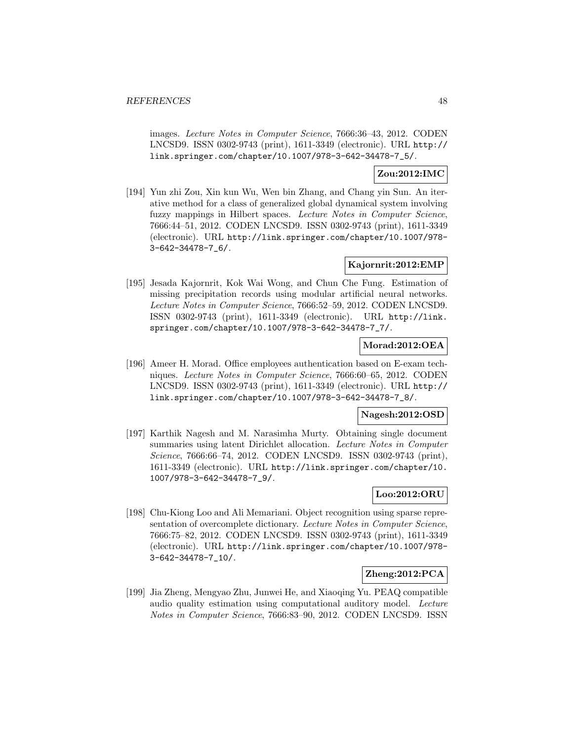images. *Lecture Notes in Computer Science*, 7666:36–43, 2012. CODEN LNCSD9. ISSN 0302-9743 (print), 1611-3349 (electronic). URL http://link.springer.com/chapter/10.1007/978-3-642-34478-7_5/.

**Zou:2012:IMC**

[194] Yun zhi Zou, Xin kun Wu, Wen bin Zhang, and Chang yin Sun. An iterative method for a class of generalized global dynamical system involving fuzzy mappings in Hilbert spaces. *Lecture Notes in Computer Science*, 7666:44–51, 2012. CODEN LNCSD9. ISSN 0302-9743 (print), 1611-3349 (electronic). URL http://link.springer.com/chapter/10.1007/978-3-642-34478-7_6/.

**Kajornrit:2012:EMP**

[195] Jesada Kajornrit, Kok Wai Wong, and Chun Che Fung. Estimation of missing precipitation records using modular artificial neural networks. *Lecture Notes in Computer Science*, 7666:52–59, 2012. CODEN LNCSD9. ISSN 0302-9743 (print), 1611-3349 (electronic). URL http://link.springer.com/chapter/10.1007/978-3-642-34478-7_7/.

**Morad:2012:OEA**

[196] Ameer H. Morad. Office employees authentication based on E-exam techniques. *Lecture Notes in Computer Science*, 7666:60–65, 2012. CODEN LNCSD9. ISSN 0302-9743 (print), 1611-3349 (electronic). URL http://link.springer.com/chapter/10.1007/978-3-642-34478-7_8/.

**Nagesh:2012:OSD**

[197] Karthik Nagesh and M. Narasimha Murty. Obtaining single document summaries using latent Dirichlet allocation. *Lecture Notes in Computer Science*, 7666:66–74, 2012. CODEN LNCSD9. ISSN 0302-9743 (print), 1611-3349 (electronic). URL http://link.springer.com/chapter/10.1007/978-3-642-34478-7_9/.

**Loo:2012:ORU**

[198] Chu-Kiong Loo and Ali Memariani. Object recognition using sparse representation of overcomplete dictionary. *Lecture Notes in Computer Science*, 7666:75–82, 2012. CODEN LNCSD9. ISSN 0302-9743 (print), 1611-3349 (electronic). URL http://link.springer.com/chapter/10.1007/978-3-642-34478-7_10/.

**Zheng:2012:PCA**

[199] Jia Zheng, Mengyao Zhu, Junwei He, and Xiaoqing Yu. PEAQ compatible audio quality estimation using computational auditory model. *Lecture Notes in Computer Science*, 7666:83–90, 2012. CODEN LNCSD9. ISSN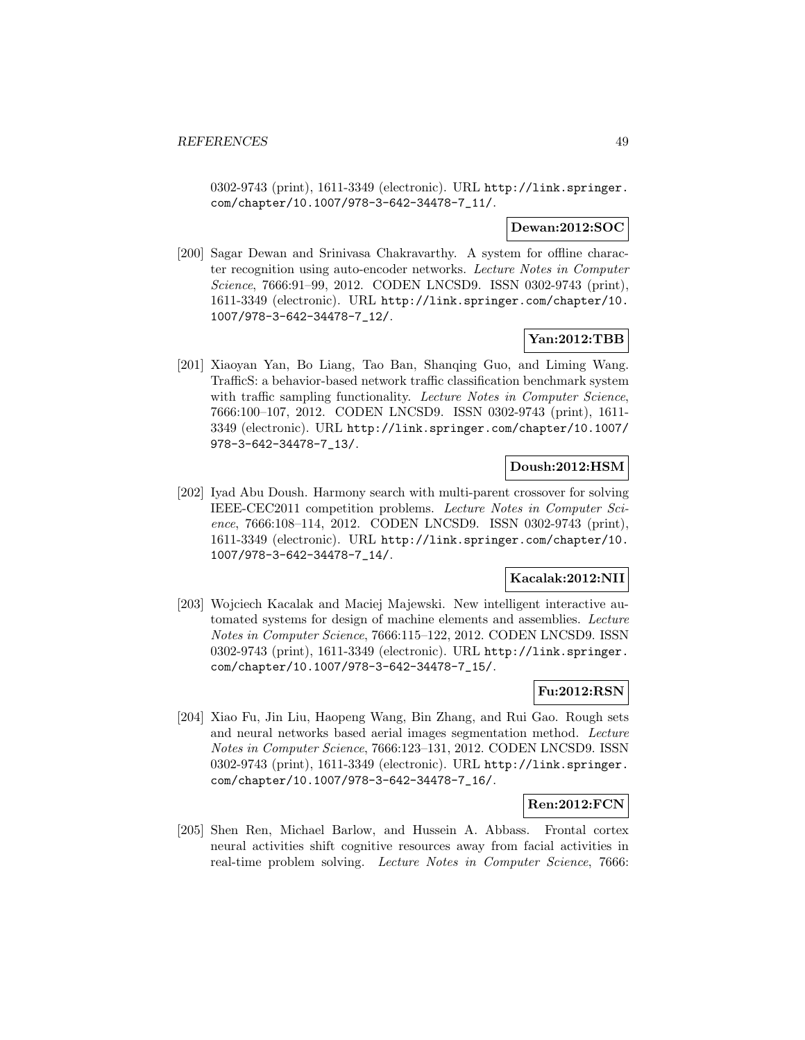0302-9743 (print), 1611-3349 (electronic). URL http://link.springer.com/chapter/10.1007/978-3-642-34478-7_11/.

**Dewan:2012:SOC**

[200] Sagar Dewan and Srinivasa Chakravarthy. A system for offline character recognition using auto-encoder networks. *Lecture Notes in Computer Science*, 7666:91–99, 2012. CODEN LNCSD9. ISSN 0302-9743 (print), 1611-3349 (electronic). URL http://link.springer.com/chapter/10.1007/978-3-642-34478-7_12/.

**Yan:2012:TBB**

[201] Xiaoyan Yan, Bo Liang, Tao Ban, Shanqing Guo, and Liming Wang. TrafficS: a behavior-based network traffic classification benchmark system with traffic sampling functionality. *Lecture Notes in Computer Science*, 7666:100–107, 2012. CODEN LNCSD9. ISSN 0302-9743 (print), 1611-3349 (electronic). URL http://link.springer.com/chapter/10.1007/978-3-642-34478-7_13/.

**Doush:2012:HSM**

[202] Iyad Abu Doush. Harmony search with multi-parent crossover for solving IEEE-CEC2011 competition problems. *Lecture Notes in Computer Science*, 7666:108–114, 2012. CODEN LNCSD9. ISSN 0302-9743 (print), 1611-3349 (electronic). URL http://link.springer.com/chapter/10.1007/978-3-642-34478-7_14/.

**Kacalak:2012:NII**

[203] Wojciech Kacalak and Maciej Majewski. New intelligent interactive automated systems for design of machine elements and assemblies. *Lecture Notes in Computer Science*, 7666:115–122, 2012. CODEN LNCSD9. ISSN 0302-9743 (print), 1611-3349 (electronic). URL http://link.springer.com/chapter/10.1007/978-3-642-34478-7_15/.

**Fu:2012:RSN**

[204] Xiao Fu, Jin Liu, Haopeng Wang, Bin Zhang, and Rui Gao. Rough sets and neural networks based aerial images segmentation method. *Lecture Notes in Computer Science*, 7666:123–131, 2012. CODEN LNCSD9. ISSN 0302-9743 (print), 1611-3349 (electronic). URL http://link.springer.com/chapter/10.1007/978-3-642-34478-7_16/.

**Ren:2012:FCN**

[205] Shen Ren, Michael Barlow, and Hussein A. Abbass. Frontal cortex neural activities shift cognitive resources away from facial activities in real-time problem solving. *Lecture Notes in Computer Science*, 7666: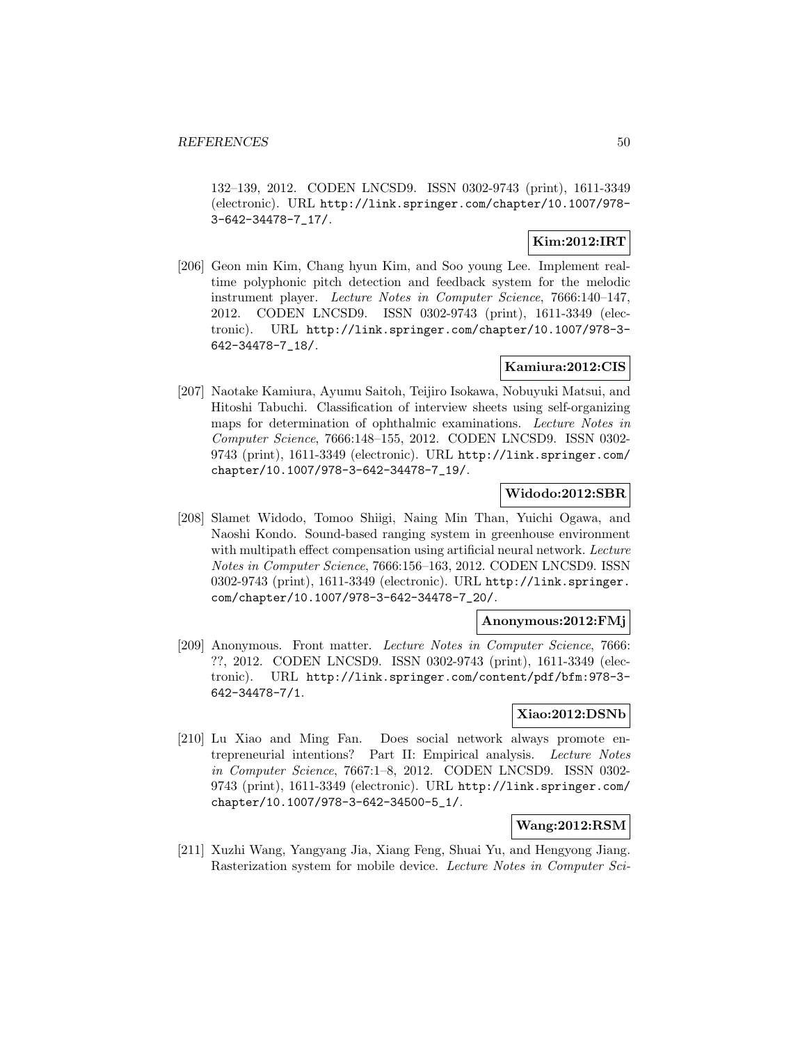132–139, 2012. CODEN LNCSD9. ISSN 0302-9743 (print), 1611-3349 (electronic). URL http://link.springer.com/chapter/10.1007/978-3-642-34478-7_17/.

**Kim:2012:IRT**

[206] Geon min Kim, Chang hyun Kim, and Soo young Lee. Implement real-time polyphonic pitch detection and feedback system for the melodic instrument player. *Lecture Notes in Computer Science*, 7666:140–147, 2012. CODEN LNCSD9. ISSN 0302-9743 (print), 1611-3349 (electronic). URL http://link.springer.com/chapter/10.1007/978-3-642-34478-7_18/.

**Kamiura:2012:CIS**

[207] Naotake Kamiura, Ayumu Saitoh, Teijiro Isokawa, Nobuyuki Matsui, and Hitoshi Tabuchi. Classification of interview sheets using self-organizing maps for determination of ophthalmic examinations. *Lecture Notes in Computer Science*, 7666:148–155, 2012. CODEN LNCSD9. ISSN 0302-9743 (print), 1611-3349 (electronic). URL http://link.springer.com/chapter/10.1007/978-3-642-34478-7_19/.

**Widodo:2012:SBR**

[208] Slamet Widodo, Tomoo Shiigi, Naing Min Than, Yuichi Ogawa, and Naoshi Kondo. Sound-based ranging system in greenhouse environment with multipath effect compensation using artificial neural network. *Lecture Notes in Computer Science*, 7666:156–163, 2012. CODEN LNCSD9. ISSN 0302-9743 (print), 1611-3349 (electronic). URL http://link.springer.com/chapter/10.1007/978-3-642-34478-7_20/.

**Anonymous:2012:FMj**

[209] Anonymous. Front matter. *Lecture Notes in Computer Science*, 7666: ??, 2012. CODEN LNCSD9. ISSN 0302-9743 (print), 1611-3349 (electronic). URL http://link.springer.com/content/pdf/bfm:978-3-642-34478-7/1.

**Xiao:2012:DSNb**

[210] Lu Xiao and Ming Fan. Does social network always promote entrepreneurial intentions? Part II: Empirical analysis. *Lecture Notes in Computer Science*, 7667:1–8, 2012. CODEN LNCSD9. ISSN 0302-9743 (print), 1611-3349 (electronic). URL http://link.springer.com/chapter/10.1007/978-3-642-34500-5_1/.

**Wang:2012:RSM**

[211] Xuzhi Wang, Yangyang Jia, Xiang Feng, Shuai Yu, and Hengyong Jiang. Rasterization system for mobile device. *Lecture Notes in Computer Sci-*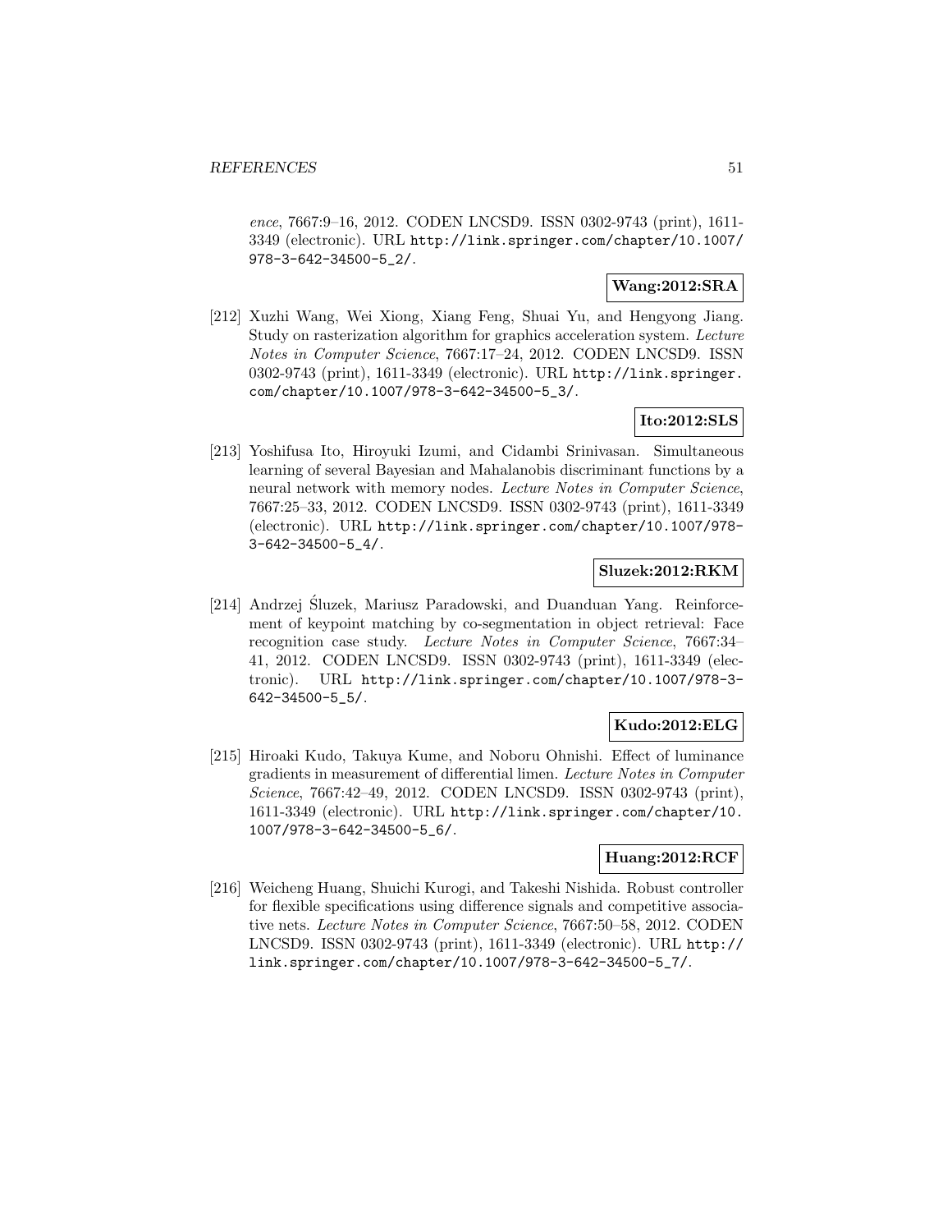*ence*, 7667:9–16, 2012. CODEN LNCSD9. ISSN 0302-9743 (print), 1611-3349 (electronic). URL http://link.springer.com/chapter/10.1007/978-3-642-34500-5_2/.

**Wang:2012:SRA**

[212] Xuzhi Wang, Wei Xiong, Xiang Feng, Shuai Yu, and Hengyong Jiang. Study on rasterization algorithm for graphics acceleration system. *Lecture Notes in Computer Science*, 7667:17–24, 2012. CODEN LNCSD9. ISSN 0302-9743 (print), 1611-3349 (electronic). URL http://link.springer.com/chapter/10.1007/978-3-642-34500-5_3/.

**Ito:2012:SLS**

[213] Yoshifusa Ito, Hiroyuki Izumi, and Cidambi Srinivasan. Simultaneous learning of several Bayesian and Mahalanobis discriminant functions by a neural network with memory nodes. *Lecture Notes in Computer Science*, 7667:25–33, 2012. CODEN LNCSD9. ISSN 0302-9743 (print), 1611-3349 (electronic). URL http://link.springer.com/chapter/10.1007/978-3-642-34500-5_4/.

**Sluzek:2012:RKM**

[214] Andrzej Śluzek, Mariusz Paradowski, and Duanduan Yang. Reinforcement of keypoint matching by co-segmentation in object retrieval: Face recognition case study. *Lecture Notes in Computer Science*, 7667:34–41, 2012. CODEN LNCSD9. ISSN 0302-9743 (print), 1611-3349 (electronic). URL http://link.springer.com/chapter/10.1007/978-3-642-34500-5_5/.

**Kudo:2012:ELG**

[215] Hiroaki Kudo, Takuya Kume, and Noboru Ohnishi. Effect of luminance gradients in measurement of differential limen. *Lecture Notes in Computer Science*, 7667:42–49, 2012. CODEN LNCSD9. ISSN 0302-9743 (print), 1611-3349 (electronic). URL http://link.springer.com/chapter/10.1007/978-3-642-34500-5_6/.

**Huang:2012:RCF**

[216] Weicheng Huang, Shuichi Kurogi, and Takeshi Nishida. Robust controller for flexible specifications using difference signals and competitive associative nets. *Lecture Notes in Computer Science*, 7667:50–58, 2012. CODEN LNCSD9. ISSN 0302-9743 (print), 1611-3349 (electronic). URL http://link.springer.com/chapter/10.1007/978-3-642-34500-5_7/.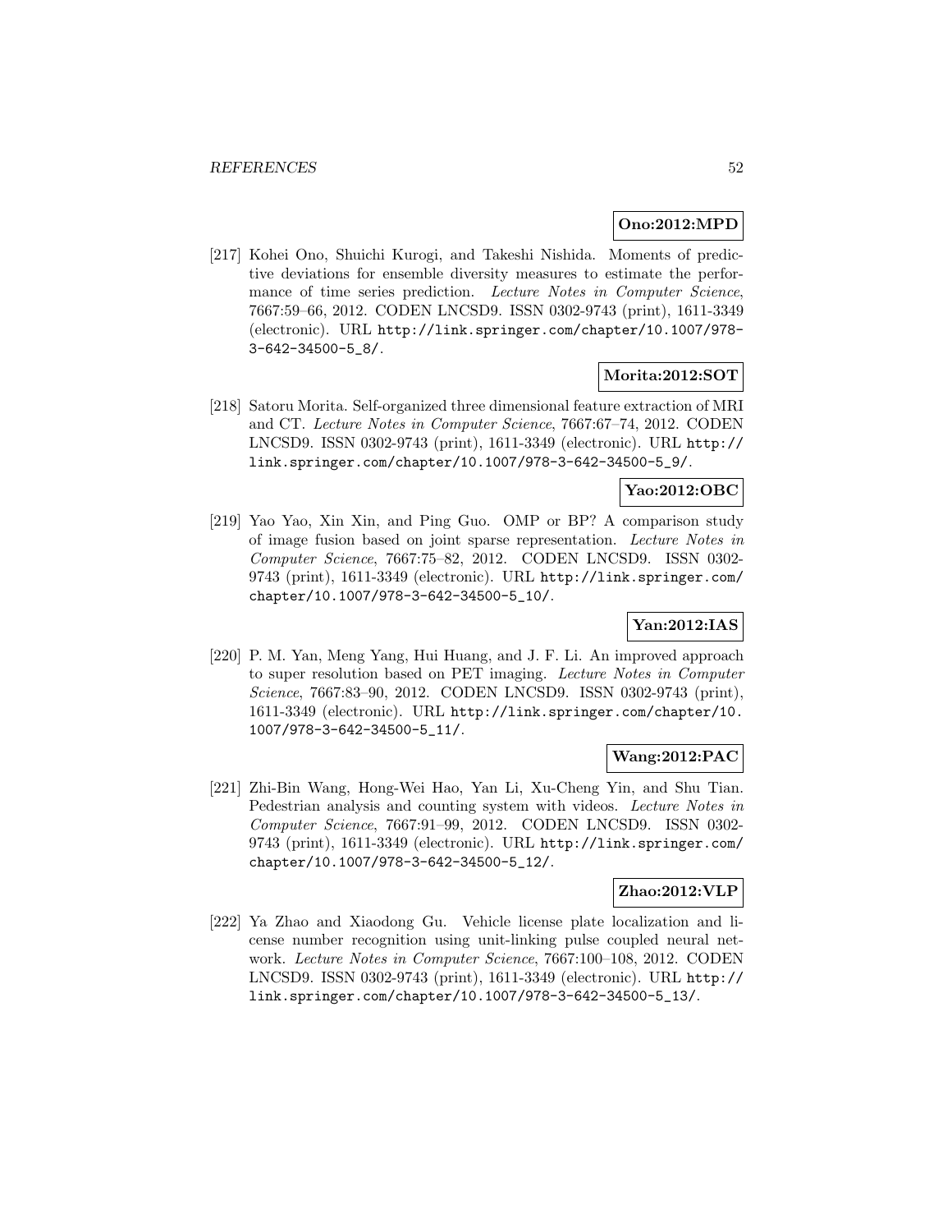**Ono:2012:MPD**

[217] Kohei Ono, Shuichi Kurogi, and Takeshi Nishida. Moments of predictive deviations for ensemble diversity measures to estimate the performance of time series prediction. *Lecture Notes in Computer Science*, 7667:59–66, 2012. CODEN LNCSD9. ISSN 0302-9743 (print), 1611-3349 (electronic). URL http://link.springer.com/chapter/10.1007/978-3-642-34500-5_8/.

**Morita:2012:SOT**

[218] Satoru Morita. Self-organized three dimensional feature extraction of MRI and CT. *Lecture Notes in Computer Science*, 7667:67–74, 2012. CODEN LNCSD9. ISSN 0302-9743 (print), 1611-3349 (electronic). URL http://link.springer.com/chapter/10.1007/978-3-642-34500-5_9/.

**Yao:2012:OBC**

[219] Yao Yao, Xin Xin, and Ping Guo. OMP or BP? A comparison study of image fusion based on joint sparse representation. *Lecture Notes in Computer Science*, 7667:75–82, 2012. CODEN LNCSD9. ISSN 0302-9743 (print), 1611-3349 (electronic). URL http://link.springer.com/chapter/10.1007/978-3-642-34500-5_10/.

**Yan:2012:IAS**

[220] P. M. Yan, Meng Yang, Hui Huang, and J. F. Li. An improved approach to super resolution based on PET imaging. *Lecture Notes in Computer Science*, 7667:83–90, 2012. CODEN LNCSD9. ISSN 0302-9743 (print), 1611-3349 (electronic). URL http://link.springer.com/chapter/10.1007/978-3-642-34500-5_11/.

**Wang:2012:PAC**

[221] Zhi-Bin Wang, Hong-Wei Hao, Yan Li, Xu-Cheng Yin, and Shu Tian. Pedestrian analysis and counting system with videos. *Lecture Notes in Computer Science*, 7667:91–99, 2012. CODEN LNCSD9. ISSN 0302-9743 (print), 1611-3349 (electronic). URL http://link.springer.com/chapter/10.1007/978-3-642-34500-5_12/.

**Zhao:2012:VLP**

[222] Ya Zhao and Xiaodong Gu. Vehicle license plate localization and license number recognition using unit-linking pulse coupled neural network. *Lecture Notes in Computer Science*, 7667:100–108, 2012. CODEN LNCSD9. ISSN 0302-9743 (print), 1611-3349 (electronic). URL http://link.springer.com/chapter/10.1007/978-3-642-34500-5_13/.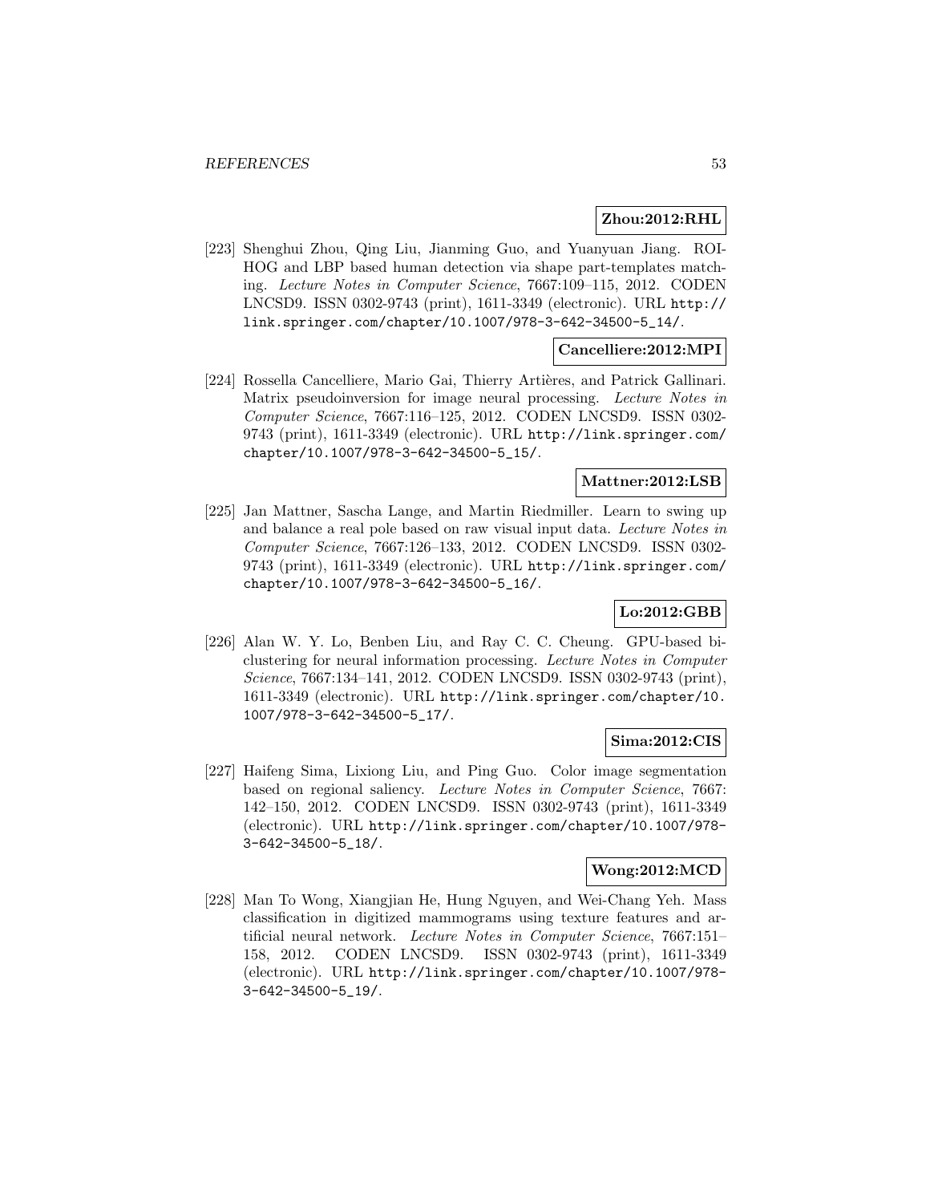**Zhou:2012:RHL**

[223] Shenghui Zhou, Qing Liu, Jianming Guo, and Yuanyuan Jiang. ROI-HOG and LBP based human detection via shape part-templates matching. *Lecture Notes in Computer Science*, 7667:109–115, 2012. CODEN LNCSD9. ISSN 0302-9743 (print), 1611-3349 (electronic). URL http://link.springer.com/chapter/10.1007/978-3-642-34500-5_14/.

**Cancelliere:2012:MPI**

[224] Rossella Cancelliere, Mario Gai, Thierry Artières, and Patrick Gallinari. Matrix pseudoinversion for image neural processing. *Lecture Notes in Computer Science*, 7667:116–125, 2012. CODEN LNCSD9. ISSN 0302-9743 (print), 1611-3349 (electronic). URL http://link.springer.com/chapter/10.1007/978-3-642-34500-5_15/.

**Mattner:2012:LSB**

[225] Jan Mattner, Sascha Lange, and Martin Riedmiller. Learn to swing up and balance a real pole based on raw visual input data. *Lecture Notes in Computer Science*, 7667:126–133, 2012. CODEN LNCSD9. ISSN 0302-9743 (print), 1611-3349 (electronic). URL http://link.springer.com/chapter/10.1007/978-3-642-34500-5_16/.

**Lo:2012:GBB**

[226] Alan W. Y. Lo, Benben Liu, and Ray C. C. Cheung. GPU-based biclustering for neural information processing. *Lecture Notes in Computer Science*, 7667:134–141, 2012. CODEN LNCSD9. ISSN 0302-9743 (print), 1611-3349 (electronic). URL http://link.springer.com/chapter/10.1007/978-3-642-34500-5_17/.

**Sima:2012:CIS**

[227] Haifeng Sima, Lixiong Liu, and Ping Guo. Color image segmentation based on regional saliency. *Lecture Notes in Computer Science*, 7667:142–150, 2012. CODEN LNCSD9. ISSN 0302-9743 (print), 1611-3349 (electronic). URL http://link.springer.com/chapter/10.1007/978-3-642-34500-5_18/.

**Wong:2012:MCD**

[228] Man To Wong, Xiangjian He, Hung Nguyen, and Wei-Chang Yeh. Mass classification in digitized mammograms using texture features and artificial neural network. *Lecture Notes in Computer Science*, 7667:151–158, 2012. CODEN LNCSD9. ISSN 0302-9743 (print), 1611-3349 (electronic). URL http://link.springer.com/chapter/10.1007/978-3-642-34500-5_19/.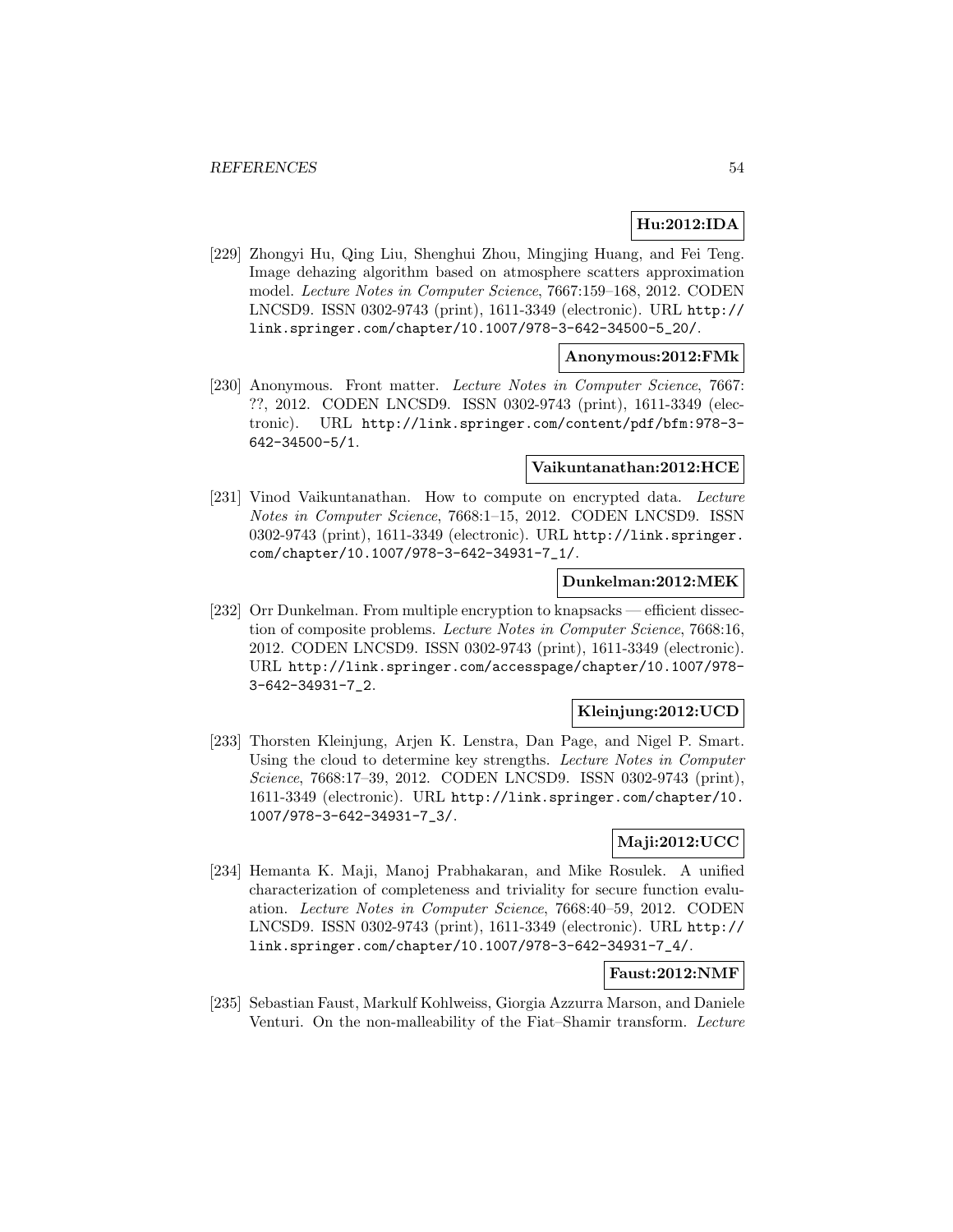**Hu:2012:IDA**

[229] Zhongyi Hu, Qing Liu, Shenghui Zhou, Mingjing Huang, and Fei Teng. Image dehazing algorithm based on atmosphere scatters approximation model. *Lecture Notes in Computer Science*, 7667:159–168, 2012. CODEN LNCSD9. ISSN 0302-9743 (print), 1611-3349 (electronic). URL http://link.springer.com/chapter/10.1007/978-3-642-34500-5_20/.

**Anonymous:2012:FMk**

[230] Anonymous. Front matter. *Lecture Notes in Computer Science*, 7667: ??, 2012. CODEN LNCSD9. ISSN 0302-9743 (print), 1611-3349 (electronic). URL http://link.springer.com/content/pdf/bfm:978-3-642-34500-5/1.

**Vaikuntanathan:2012:HCE**

[231] Vinod Vaikuntanathan. How to compute on encrypted data. *Lecture Notes in Computer Science*, 7668:1–15, 2012. CODEN LNCSD9. ISSN 0302-9743 (print), 1611-3349 (electronic). URL http://link.springer.com/chapter/10.1007/978-3-642-34931-7_1/.

**Dunkelman:2012:MEK**

[232] Orr Dunkelman. From multiple encryption to knapsacks — efficient dissection of composite problems. *Lecture Notes in Computer Science*, 7668:16, 2012. CODEN LNCSD9. ISSN 0302-9743 (print), 1611-3349 (electronic). URL http://link.springer.com/accesspage/chapter/10.1007/978-3-642-34931-7_2.

**Kleinjung:2012:UCD**

[233] Thorsten Kleinjung, Arjen K. Lenstra, Dan Page, and Nigel P. Smart. Using the cloud to determine key strengths. *Lecture Notes in Computer Science*, 7668:17–39, 2012. CODEN LNCSD9. ISSN 0302-9743 (print), 1611-3349 (electronic). URL http://link.springer.com/chapter/10.1007/978-3-642-34931-7_3/.

**Maji:2012:UCC**

[234] Hemanta K. Maji, Manoj Prabhakaran, and Mike Rosulek. A unified characterization of completeness and triviality for secure function evaluation. *Lecture Notes in Computer Science*, 7668:40–59, 2012. CODEN LNCSD9. ISSN 0302-9743 (print), 1611-3349 (electronic). URL http://link.springer.com/chapter/10.1007/978-3-642-34931-7_4/.

**Faust:2012:NMF**

[235] Sebastian Faust, Markulf Kohlweiss, Giorgia Azzurra Marson, and Daniele Venturi. On the non-malleability of the Fiat–Shamir transform. *Lecture*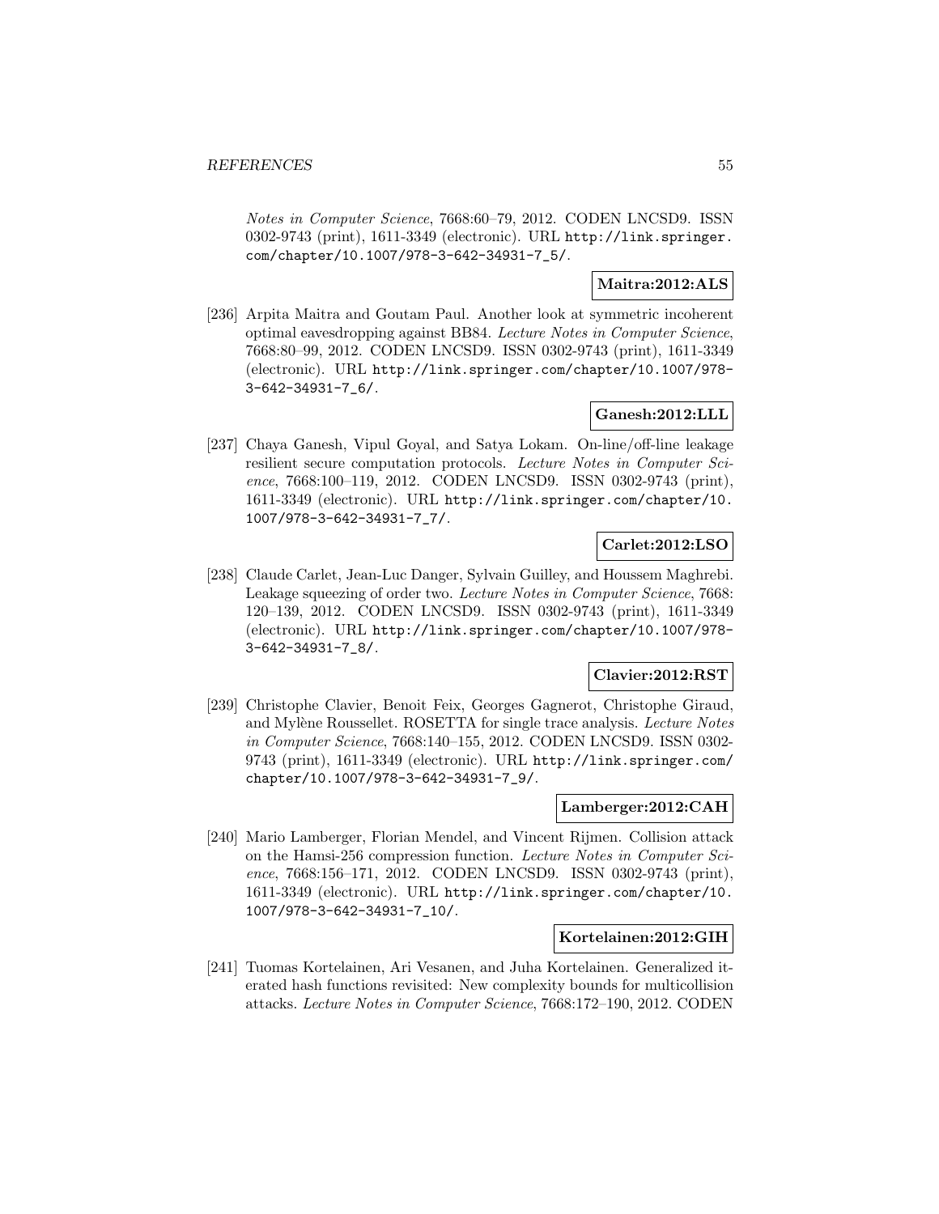Notes in Computer Science, 7668:60–79, 2012. CODEN LNCSD9. ISSN 0302-9743 (print), 1611-3349 (electronic). URL http://link.springer.com/chapter/10.1007/978-3-642-34931-7_5/.

**Maitra:2012:ALS**

[236] Arpita Maitra and Goutam Paul. Another look at symmetric incoherent optimal eavesdropping against BB84. *Lecture Notes in Computer Science*, 7668:80–99, 2012. CODEN LNCSD9. ISSN 0302-9743 (print), 1611-3349 (electronic). URL http://link.springer.com/chapter/10.1007/978-3-642-34931-7_6/.

**Ganesh:2012:LLL**

[237] Chaya Ganesh, Vipul Goyal, and Satya Lokam. On-line/off-line leakage resilient secure computation protocols. *Lecture Notes in Computer Science*, 7668:100–119, 2012. CODEN LNCSD9. ISSN 0302-9743 (print), 1611-3349 (electronic). URL http://link.springer.com/chapter/10.1007/978-3-642-34931-7_7/.

**Carlet:2012:LSO**

[238] Claude Carlet, Jean-Luc Danger, Sylvain Guilley, and Houssem Maghrebi. Leakage squeezing of order two. *Lecture Notes in Computer Science*, 7668: 120–139, 2012. CODEN LNCSD9. ISSN 0302-9743 (print), 1611-3349 (electronic). URL http://link.springer.com/chapter/10.1007/978-3-642-34931-7_8/.

**Clavier:2012:RST**

[239] Christophe Clavier, Benoit Feix, Georges Gagnerot, Christophe Giraud, and Mylène Roussellet. ROSETTA for single trace analysis. *Lecture Notes in Computer Science*, 7668:140–155, 2012. CODEN LNCSD9. ISSN 0302-9743 (print), 1611-3349 (electronic). URL http://link.springer.com/chapter/10.1007/978-3-642-34931-7_9/.

**Lamberger:2012:CAH**

[240] Mario Lamberger, Florian Mendel, and Vincent Rijmen. Collision attack on the Hamsi-256 compression function. *Lecture Notes in Computer Science*, 7668:156–171, 2012. CODEN LNCSD9. ISSN 0302-9743 (print), 1611-3349 (electronic). URL http://link.springer.com/chapter/10.1007/978-3-642-34931-7_10/.

**Kortelainen:2012:GIH**

[241] Tuomas Kortelainen, Ari Vesanen, and Juha Kortelainen. Generalized iterated hash functions revisited: New complexity bounds for multicollision attacks. *Lecture Notes in Computer Science*, 7668:172–190, 2012. CODEN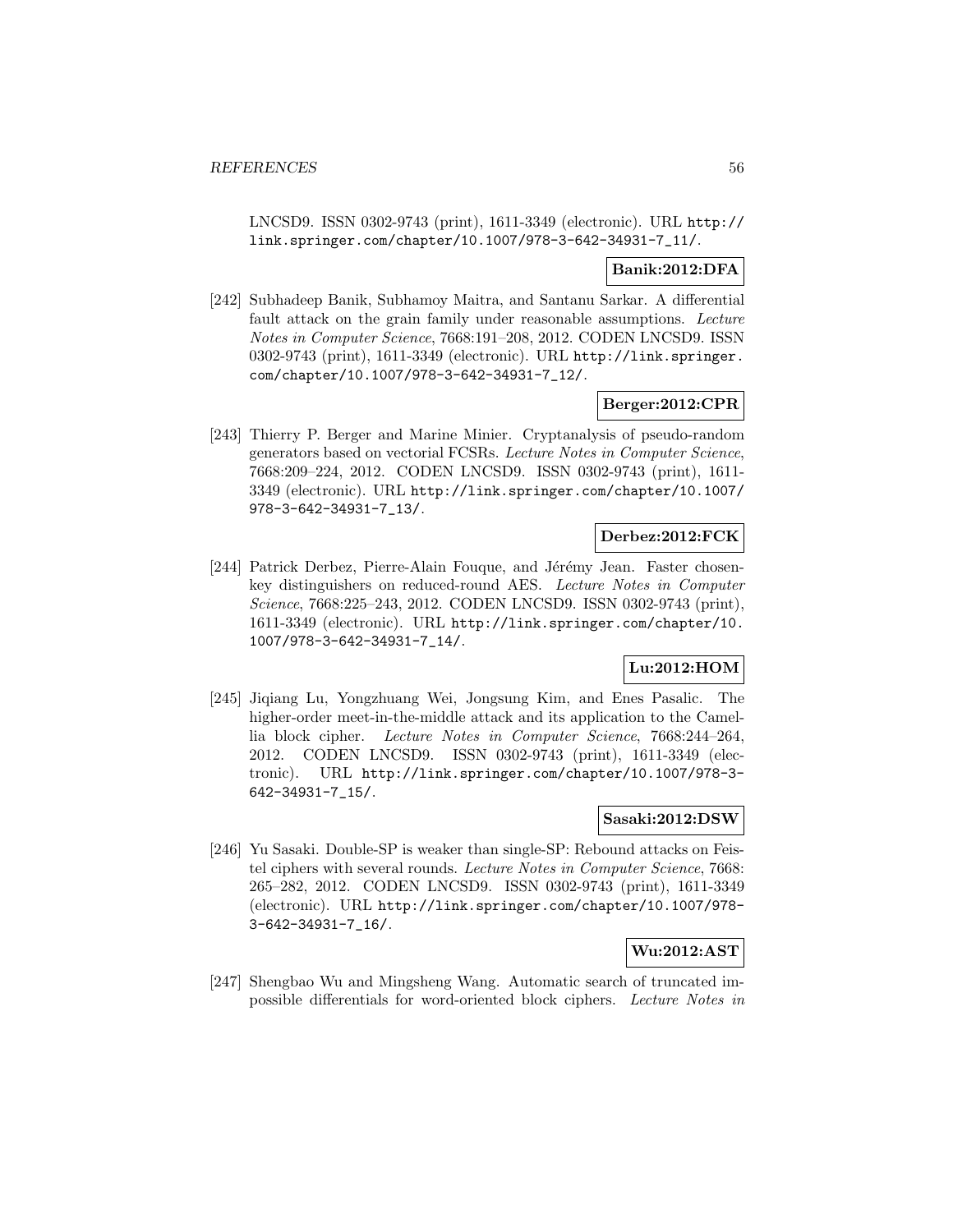LNCSD9. ISSN 0302-9743 (print), 1611-3349 (electronic). URL http://link.springer.com/chapter/10.1007/978-3-642-34931-7_11/.

**Banik:2012:DFA**

[242] Subhadeep Banik, Subhamoy Maitra, and Santanu Sarkar. A differential fault attack on the grain family under reasonable assumptions. *Lecture Notes in Computer Science*, 7668:191–208, 2012. CODEN LNCSD9. ISSN 0302-9743 (print), 1611-3349 (electronic). URL http://link.springer.com/chapter/10.1007/978-3-642-34931-7_12/.

**Berger:2012:CPR**

[243] Thierry P. Berger and Marine Minier. Cryptanalysis of pseudo-random generators based on vectorial FCSRs. *Lecture Notes in Computer Science*, 7668:209–224, 2012. CODEN LNCSD9. ISSN 0302-9743 (print), 1611-3349 (electronic). URL http://link.springer.com/chapter/10.1007/978-3-642-34931-7_13/.

**Derbez:2012:FCK**

[244] Patrick Derbez, Pierre-Alain Fouque, and Jérémy Jean. Faster chosen-key distinguishers on reduced-round AES. *Lecture Notes in Computer Science*, 7668:225–243, 2012. CODEN LNCSD9. ISSN 0302-9743 (print), 1611-3349 (electronic). URL http://link.springer.com/chapter/10.1007/978-3-642-34931-7_14/.

**Lu:2012:HOM**

[245] Jiqiang Lu, Yongzhuang Wei, Jongsung Kim, and Enes Pasalic. The higher-order meet-in-the-middle attack and its application to the Camellia block cipher. *Lecture Notes in Computer Science*, 7668:244–264, 2012. CODEN LNCSD9. ISSN 0302-9743 (print), 1611-3349 (electronic). URL http://link.springer.com/chapter/10.1007/978-3-642-34931-7_15/.

**Sasaki:2012:DSW**

[246] Yu Sasaki. Double-SP is weaker than single-SP: Rebound attacks on Feistel ciphers with several rounds. *Lecture Notes in Computer Science*, 7668: 265–282, 2012. CODEN LNCSD9. ISSN 0302-9743 (print), 1611-3349 (electronic). URL http://link.springer.com/chapter/10.1007/978-3-642-34931-7_16/.

**Wu:2012:AST**

[247] Shengbao Wu and Mingsheng Wang. Automatic search of truncated impossible differentials for word-oriented block ciphers. *Lecture Notes in*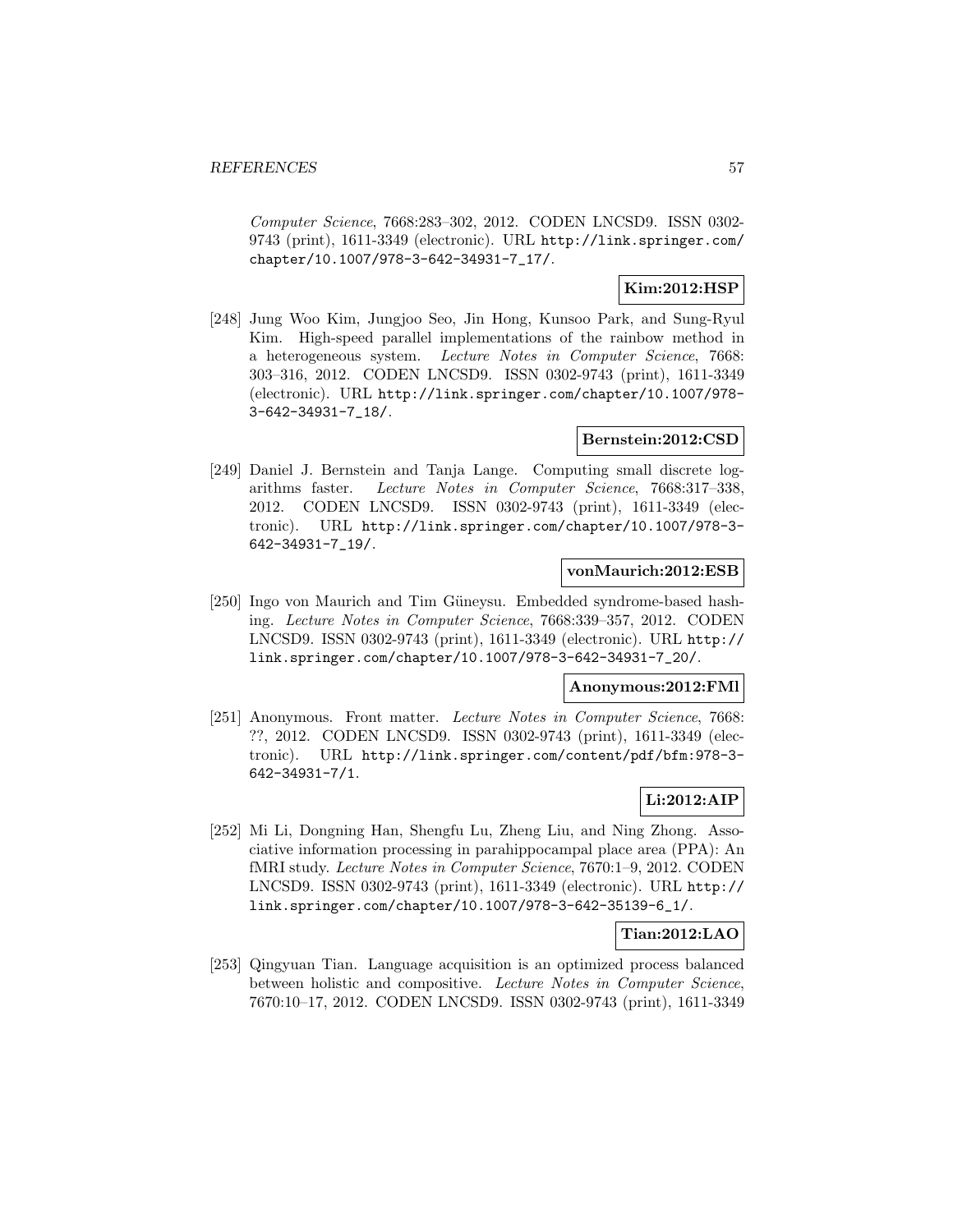*Computer Science*, 7668:283–302, 2012. CODEN LNCSD9. ISSN 0302-9743 (print), 1611-3349 (electronic). URL http://link.springer.com/chapter/10.1007/978-3-642-34931-7_17/.

**Kim:2012:HSP**

[248] Jung Woo Kim, Jungjoo Seo, Jin Hong, Kunsoo Park, and Sung-Ryul Kim. High-speed parallel implementations of the rainbow method in a heterogeneous system. *Lecture Notes in Computer Science*, 7668: 303–316, 2012. CODEN LNCSD9. ISSN 0302-9743 (print), 1611-3349 (electronic). URL http://link.springer.com/chapter/10.1007/978-3-642-34931-7_18/.

**Bernstein:2012:CSD**

[249] Daniel J. Bernstein and Tanja Lange. Computing small discrete logarithms faster. *Lecture Notes in Computer Science*, 7668:317–338, 2012. CODEN LNCSD9. ISSN 0302-9743 (print), 1611-3349 (electronic). URL http://link.springer.com/chapter/10.1007/978-3-642-34931-7_19/.

**vonMaurich:2012:ESB**

[250] Ingo von Maurich and Tim Güneysu. Embedded syndrome-based hashing. *Lecture Notes in Computer Science*, 7668:339–357, 2012. CODEN LNCSD9. ISSN 0302-9743 (print), 1611-3349 (electronic). URL http://link.springer.com/chapter/10.1007/978-3-642-34931-7_20/.

**Anonymous:2012:FMl**

[251] Anonymous. Front matter. *Lecture Notes in Computer Science*, 7668: ??, 2012. CODEN LNCSD9. ISSN 0302-9743 (print), 1611-3349 (electronic). URL http://link.springer.com/content/pdf/bfm:978-3-642-34931-7/1.

**Li:2012:AIP**

[252] Mi Li, Dongning Han, Shengfu Lu, Zheng Liu, and Ning Zhong. Associative information processing in parahippocampal place area (PPA): An fMRI study. *Lecture Notes in Computer Science*, 7670:1–9, 2012. CODEN LNCSD9. ISSN 0302-9743 (print), 1611-3349 (electronic). URL http://link.springer.com/chapter/10.1007/978-3-642-35139-6_1/.

**Tian:2012:LAO**

[253] Qingyuan Tian. Language acquisition is an optimized process balanced between holistic and compositive. *Lecture Notes in Computer Science*, 7670:10–17, 2012. CODEN LNCSD9. ISSN 0302-9743 (print), 1611-3349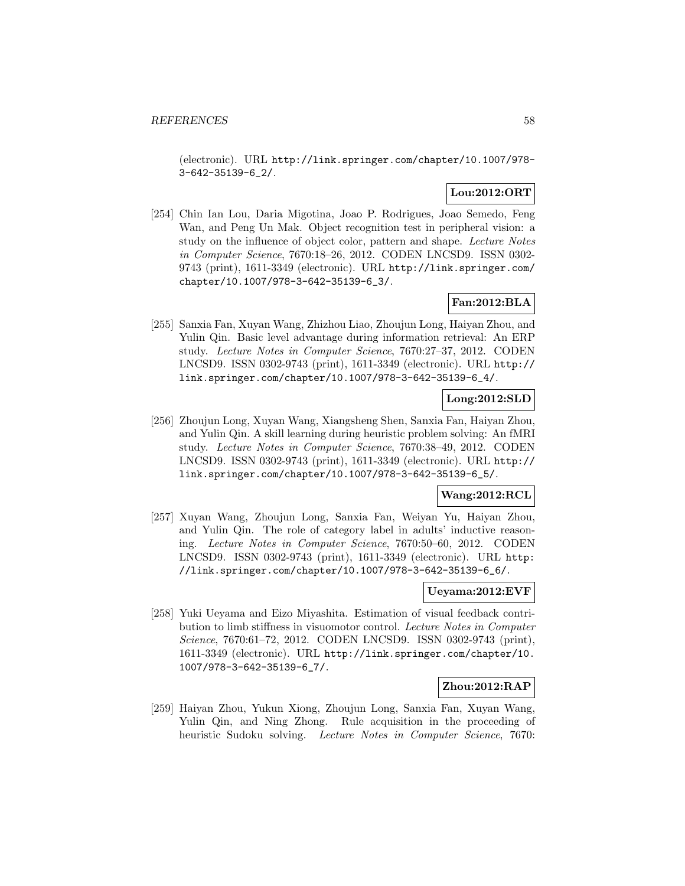(electronic). URL http://link.springer.com/chapter/10.1007/978-3-642-35139-6_2/.

**Lou:2012:ORT**

[254] Chin Ian Lou, Daria Migotina, Joao P. Rodrigues, Joao Semedo, Feng Wan, and Peng Un Mak. Object recognition test in peripheral vision: a study on the influence of object color, pattern and shape. *Lecture Notes in Computer Science*, 7670:18–26, 2012. CODEN LNCSD9. ISSN 0302-9743 (print), 1611-3349 (electronic). URL http://link.springer.com/chapter/10.1007/978-3-642-35139-6_3/.

**Fan:2012:BLA**

[255] Sanxia Fan, Xuyan Wang, Zhizhou Liao, Zhoujun Long, Haiyan Zhou, and Yulin Qin. Basic level advantage during information retrieval: An ERP study. *Lecture Notes in Computer Science*, 7670:27–37, 2012. CODEN LNCSD9. ISSN 0302-9743 (print), 1611-3349 (electronic). URL http://link.springer.com/chapter/10.1007/978-3-642-35139-6_4/.

**Long:2012:SLD**

[256] Zhoujun Long, Xuyan Wang, Xiangsheng Shen, Sanxia Fan, Haiyan Zhou, and Yulin Qin. A skill learning during heuristic problem solving: An fMRI study. *Lecture Notes in Computer Science*, 7670:38–49, 2012. CODEN LNCSD9. ISSN 0302-9743 (print), 1611-3349 (electronic). URL http://link.springer.com/chapter/10.1007/978-3-642-35139-6_5/.

**Wang:2012:RCL**

[257] Xuyan Wang, Zhoujun Long, Sanxia Fan, Weiyan Yu, Haiyan Zhou, and Yulin Qin. The role of category label in adults' inductive reasoning. *Lecture Notes in Computer Science*, 7670:50–60, 2012. CODEN LNCSD9. ISSN 0302-9743 (print), 1611-3349 (electronic). URL http://link.springer.com/chapter/10.1007/978-3-642-35139-6_6/.

**Ueyama:2012:EVF**

[258] Yuki Ueyama and Eizo Miyashita. Estimation of visual feedback contribution to limb stiffness in visuomotor control. *Lecture Notes in Computer Science*, 7670:61–72, 2012. CODEN LNCSD9. ISSN 0302-9743 (print), 1611-3349 (electronic). URL http://link.springer.com/chapter/10.1007/978-3-642-35139-6_7/.

**Zhou:2012:RAP**

[259] Haiyan Zhou, Yukun Xiong, Zhoujun Long, Sanxia Fan, Xuyan Wang, Yulin Qin, and Ning Zhong. Rule acquisition in the proceeding of heuristic Sudoku solving. *Lecture Notes in Computer Science*, 7670: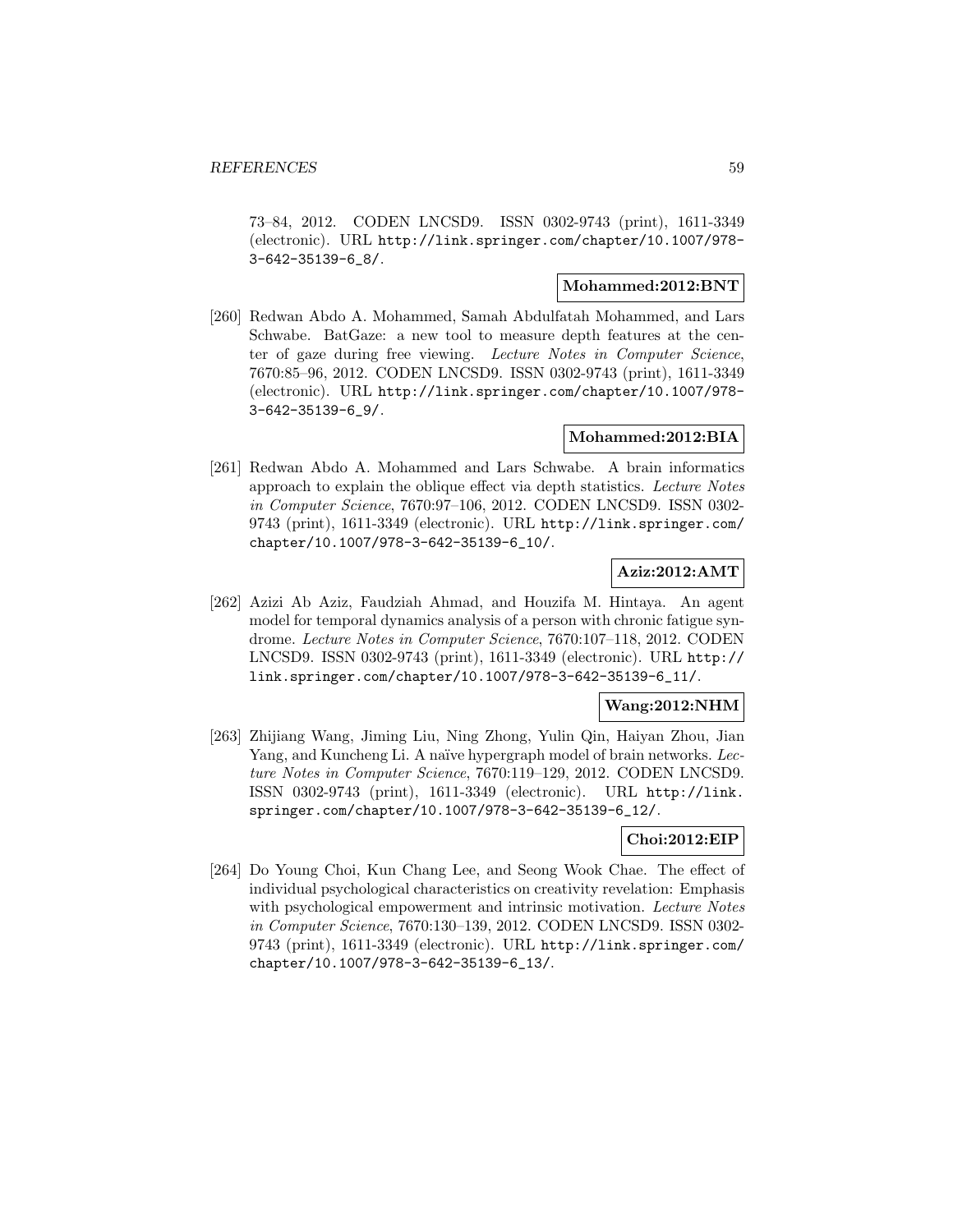73–84, 2012. CODEN LNCSD9. ISSN 0302-9743 (print), 1611-3349 (electronic). URL http://link.springer.com/chapter/10.1007/978-3-642-35139-6_8/.

**Mohammed:2012:BNT**

[260] Redwan Abdo A. Mohammed, Samah Abdulfatah Mohammed, and Lars Schwabe. BatGaze: a new tool to measure depth features at the center of gaze during free viewing. *Lecture Notes in Computer Science*, 7670:85–96, 2012. CODEN LNCSD9. ISSN 0302-9743 (print), 1611-3349 (electronic). URL http://link.springer.com/chapter/10.1007/978-3-642-35139-6_9/.

**Mohammed:2012:BIA**

[261] Redwan Abdo A. Mohammed and Lars Schwabe. A brain informatics approach to explain the oblique effect via depth statistics. *Lecture Notes in Computer Science*, 7670:97–106, 2012. CODEN LNCSD9. ISSN 0302-9743 (print), 1611-3349 (electronic). URL http://link.springer.com/chapter/10.1007/978-3-642-35139-6_10/.

**Aziz:2012:AMT**

[262] Azizi Ab Aziz, Faudziah Ahmad, and Houzifa M. Hintaya. An agent model for temporal dynamics analysis of a person with chronic fatigue syndrome. *Lecture Notes in Computer Science*, 7670:107–118, 2012. CODEN LNCSD9. ISSN 0302-9743 (print), 1611-3349 (electronic). URL http://link.springer.com/chapter/10.1007/978-3-642-35139-6_11/.

**Wang:2012:NHM**

[263] Zhijiang Wang, Jiming Liu, Ning Zhong, Yulin Qin, Haiyan Zhou, Jian Yang, and Kuncheng Li. A naïve hypergraph model of brain networks. *Lecture Notes in Computer Science*, 7670:119–129, 2012. CODEN LNCSD9. ISSN 0302-9743 (print), 1611-3349 (electronic). URL http://link.springer.com/chapter/10.1007/978-3-642-35139-6_12/.

**Choi:2012:EIP**

[264] Do Young Choi, Kun Chang Lee, and Seong Wook Chae. The effect of individual psychological characteristics on creativity revelation: Emphasis with psychological empowerment and intrinsic motivation. *Lecture Notes in Computer Science*, 7670:130–139, 2012. CODEN LNCSD9. ISSN 0302-9743 (print), 1611-3349 (electronic). URL http://link.springer.com/chapter/10.1007/978-3-642-35139-6_13/.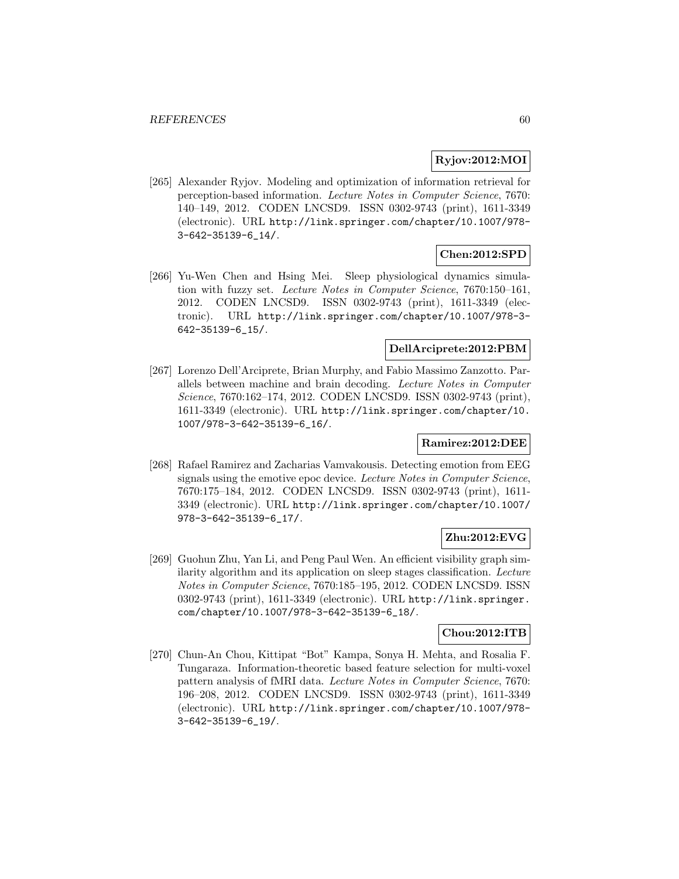**Ryjov:2012:MOI**

[265] Alexander Ryjov. Modeling and optimization of information retrieval for perception-based information. *Lecture Notes in Computer Science*, 7670: 140–149, 2012. CODEN LNCSD9. ISSN 0302-9743 (print), 1611-3349 (electronic). URL http://link.springer.com/chapter/10.1007/978-3-642-35139-6_14/.

**Chen:2012:SPD**

[266] Yu-Wen Chen and Hsing Mei. Sleep physiological dynamics simulation with fuzzy set. *Lecture Notes in Computer Science*, 7670:150–161, 2012. CODEN LNCSD9. ISSN 0302-9743 (print), 1611-3349 (electronic). URL http://link.springer.com/chapter/10.1007/978-3-642-35139-6_15/.

**DellArciprete:2012:PBM**

[267] Lorenzo Dell'Arciprete, Brian Murphy, and Fabio Massimo Zanzotto. Parallels between machine and brain decoding. *Lecture Notes in Computer Science*, 7670:162–174, 2012. CODEN LNCSD9. ISSN 0302-9743 (print), 1611-3349 (electronic). URL http://link.springer.com/chapter/10.1007/978-3-642-35139-6_16/.

**Ramirez:2012:DEE**

[268] Rafael Ramirez and Zacharias Vamvakousis. Detecting emotion from EEG signals using the emotive epoc device. *Lecture Notes in Computer Science*, 7670:175–184, 2012. CODEN LNCSD9. ISSN 0302-9743 (print), 1611-3349 (electronic). URL http://link.springer.com/chapter/10.1007/978-3-642-35139-6_17/.

**Zhu:2012:EVG**

[269] Guohun Zhu, Yan Li, and Peng Paul Wen. An efficient visibility graph similarity algorithm and its application on sleep stages classification. *Lecture Notes in Computer Science*, 7670:185–195, 2012. CODEN LNCSD9. ISSN 0302-9743 (print), 1611-3349 (electronic). URL http://link.springer.com/chapter/10.1007/978-3-642-35139-6_18/.

**Chou:2012:ITB**

[270] Chun-An Chou, Kittipat "Bot" Kampa, Sonya H. Mehta, and Rosalia F. Tungaraza. Information-theoretic based feature selection for multi-voxel pattern analysis of fMRI data. *Lecture Notes in Computer Science*, 7670: 196–208, 2012. CODEN LNCSD9. ISSN 0302-9743 (print), 1611-3349 (electronic). URL http://link.springer.com/chapter/10.1007/978-3-642-35139-6_19/.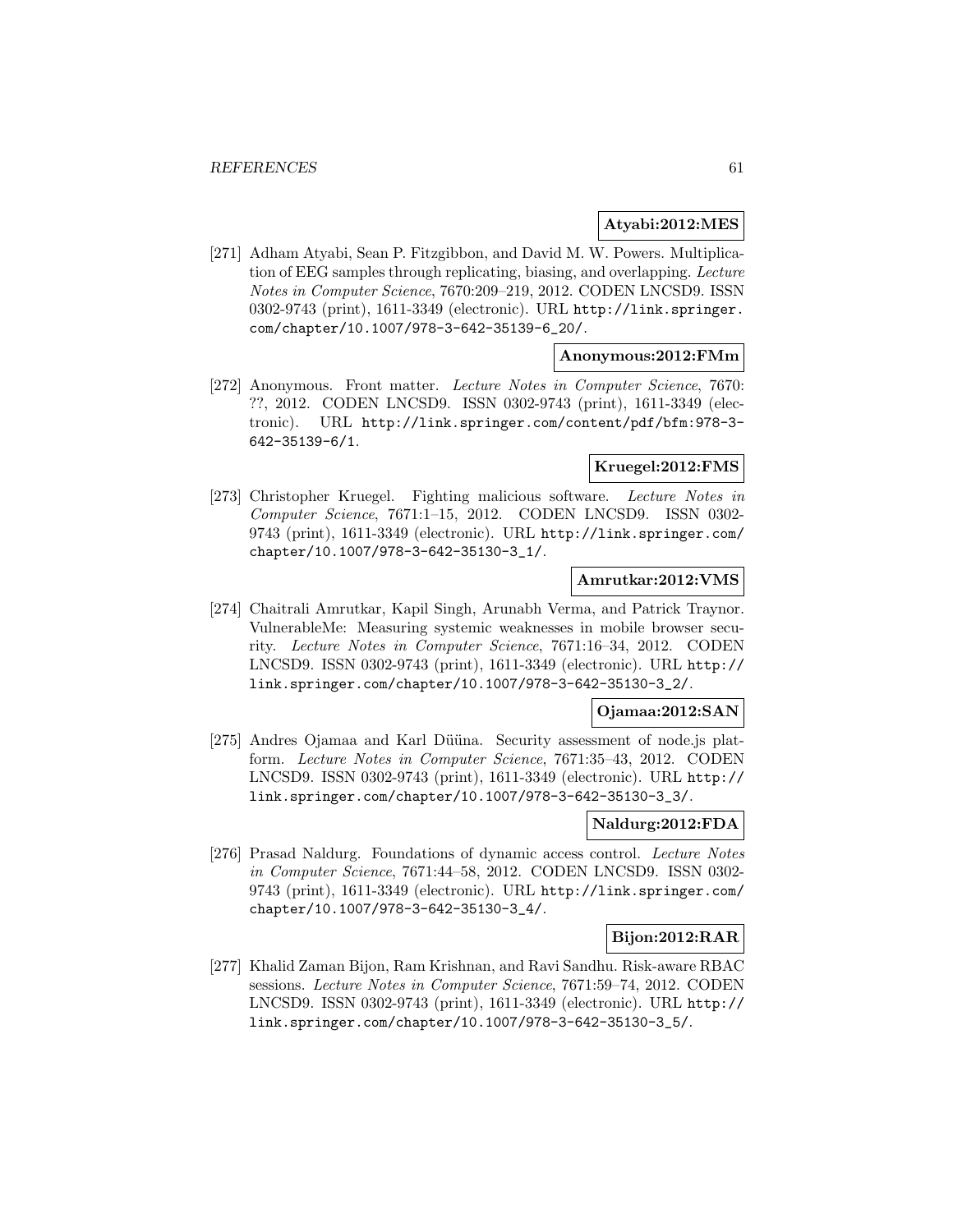**Atyabi:2012:MES**

[271] Adham Atyabi, Sean P. Fitzgibbon, and David M. W. Powers. Multiplication of EEG samples through replicating, biasing, and overlapping. *Lecture Notes in Computer Science*, 7670:209–219, 2012. CODEN LNCSD9. ISSN 0302-9743 (print), 1611-3349 (electronic). URL http://link.springer.com/chapter/10.1007/978-3-642-35139-6_20/.

**Anonymous:2012:FMm**

[272] Anonymous. Front matter. *Lecture Notes in Computer Science*, 7670: ??, 2012. CODEN LNCSD9. ISSN 0302-9743 (print), 1611-3349 (electronic). URL http://link.springer.com/content/pdf/bfm:978-3-642-35139-6/1.

**Kruegel:2012:FMS**

[273] Christopher Kruegel. Fighting malicious software. *Lecture Notes in Computer Science*, 7671:1–15, 2012. CODEN LNCSD9. ISSN 0302-9743 (print), 1611-3349 (electronic). URL http://link.springer.com/chapter/10.1007/978-3-642-35130-3_1/.

**Amrutkar:2012:VMS**

[274] Chaitrali Amrutkar, Kapil Singh, Arunabh Verma, and Patrick Traynor. VulnerableMe: Measuring systemic weaknesses in mobile browser security. *Lecture Notes in Computer Science*, 7671:16–34, 2012. CODEN LNCSD9. ISSN 0302-9743 (print), 1611-3349 (electronic). URL http://link.springer.com/chapter/10.1007/978-3-642-35130-3_2/.

**Ojamaa:2012:SAN**

[275] Andres Ojamaa and Karl Düüna. Security assessment of node.js platform. *Lecture Notes in Computer Science*, 7671:35–43, 2012. CODEN LNCSD9. ISSN 0302-9743 (print), 1611-3349 (electronic). URL http://link.springer.com/chapter/10.1007/978-3-642-35130-3_3/.

**Naldurg:2012:FDA**

[276] Prasad Naldurg. Foundations of dynamic access control. *Lecture Notes in Computer Science*, 7671:44–58, 2012. CODEN LNCSD9. ISSN 0302-9743 (print), 1611-3349 (electronic). URL http://link.springer.com/chapter/10.1007/978-3-642-35130-3_4/.

**Bijon:2012:RAR**

[277] Khalid Zaman Bijon, Ram Krishnan, and Ravi Sandhu. Risk-aware RBAC sessions. *Lecture Notes in Computer Science*, 7671:59–74, 2012. CODEN LNCSD9. ISSN 0302-9743 (print), 1611-3349 (electronic). URL http://link.springer.com/chapter/10.1007/978-3-642-35130-3_5/.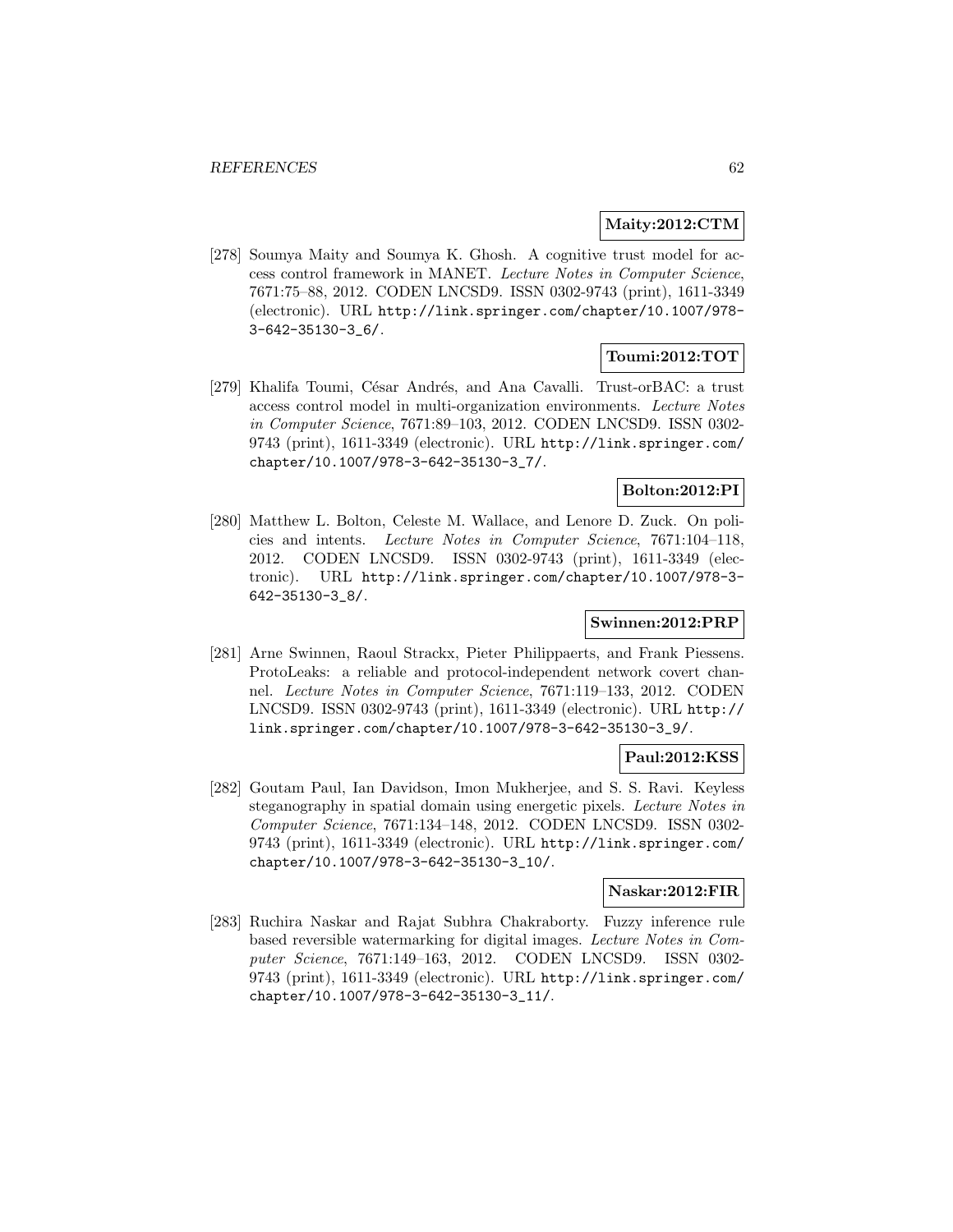**Maity:2012:CTM**

[278] Soumya Maity and Soumya K. Ghosh. A cognitive trust model for access control framework in MANET. *Lecture Notes in Computer Science*, 7671:75–88, 2012. CODEN LNCSD9. ISSN 0302-9743 (print), 1611-3349 (electronic). URL http://link.springer.com/chapter/10.1007/978-3-642-35130-3_6/.

**Toumi:2012:TOT**

[279] Khalifa Toumi, César Andrés, and Ana Cavalli. Trust-orBAC: a trust access control model in multi-organization environments. *Lecture Notes in Computer Science*, 7671:89–103, 2012. CODEN LNCSD9. ISSN 0302-9743 (print), 1611-3349 (electronic). URL http://link.springer.com/chapter/10.1007/978-3-642-35130-3_7/.

**Bolton:2012:PI**

[280] Matthew L. Bolton, Celeste M. Wallace, and Lenore D. Zuck. On policies and intents. *Lecture Notes in Computer Science*, 7671:104–118, 2012. CODEN LNCSD9. ISSN 0302-9743 (print), 1611-3349 (electronic). URL http://link.springer.com/chapter/10.1007/978-3-642-35130-3_8/.

**Swinnen:2012:PRP**

[281] Arne Swinnen, Raoul Strackx, Pieter Philippaerts, and Frank Piessens. ProtoLeaks: a reliable and protocol-independent network covert channel. *Lecture Notes in Computer Science*, 7671:119–133, 2012. CODEN LNCSD9. ISSN 0302-9743 (print), 1611-3349 (electronic). URL http://link.springer.com/chapter/10.1007/978-3-642-35130-3_9/.

**Paul:2012:KSS**

[282] Goutam Paul, Ian Davidson, Imon Mukherjee, and S. S. Ravi. Keyless steganography in spatial domain using energetic pixels. *Lecture Notes in Computer Science*, 7671:134–148, 2012. CODEN LNCSD9. ISSN 0302-9743 (print), 1611-3349 (electronic). URL http://link.springer.com/chapter/10.1007/978-3-642-35130-3_10/.

**Naskar:2012:FIR**

[283] Ruchira Naskar and Rajat Subhra Chakraborty. Fuzzy inference rule based reversible watermarking for digital images. *Lecture Notes in Computer Science*, 7671:149–163, 2012. CODEN LNCSD9. ISSN 0302-9743 (print), 1611-3349 (electronic). URL http://link.springer.com/chapter/10.1007/978-3-642-35130-3_11/.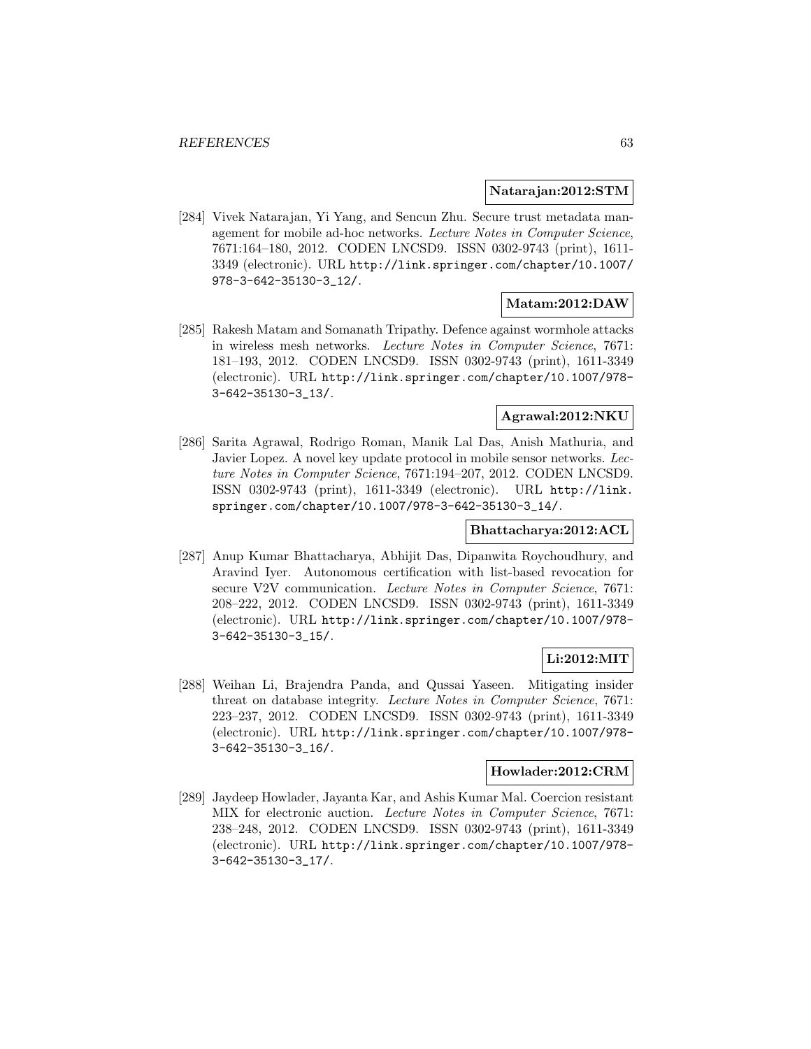**Natarajan:2012:STM**

[284] Vivek Natarajan, Yi Yang, and Sencun Zhu. Secure trust metadata management for mobile ad-hoc networks. *Lecture Notes in Computer Science*, 7671:164–180, 2012. CODEN LNCSD9. ISSN 0302-9743 (print), 1611-3349 (electronic). URL http://link.springer.com/chapter/10.1007/978-3-642-35130-3_12/.

**Matam:2012:DAW**

[285] Rakesh Matam and Somanath Tripathy. Defence against wormhole attacks in wireless mesh networks. *Lecture Notes in Computer Science*, 7671: 181–193, 2012. CODEN LNCSD9. ISSN 0302-9743 (print), 1611-3349 (electronic). URL http://link.springer.com/chapter/10.1007/978-3-642-35130-3_13/.

**Agrawal:2012:NKU**

[286] Sarita Agrawal, Rodrigo Roman, Manik Lal Das, Anish Mathuria, and Javier Lopez. A novel key update protocol in mobile sensor networks. *Lecture Notes in Computer Science*, 7671:194–207, 2012. CODEN LNCSD9. ISSN 0302-9743 (print), 1611-3349 (electronic). URL http://link.springer.com/chapter/10.1007/978-3-642-35130-3_14/.

**Bhattacharya:2012:ACL**

[287] Anup Kumar Bhattacharya, Abhijit Das, Dipanwita Roychoudhury, and Aravind Iyer. Autonomous certification with list-based revocation for secure V2V communication. *Lecture Notes in Computer Science*, 7671: 208–222, 2012. CODEN LNCSD9. ISSN 0302-9743 (print), 1611-3349 (electronic). URL http://link.springer.com/chapter/10.1007/978-3-642-35130-3_15/.

**Li:2012:MIT**

[288] Weihan Li, Brajendra Panda, and Qussai Yaseen. Mitigating insider threat on database integrity. *Lecture Notes in Computer Science*, 7671: 223–237, 2012. CODEN LNCSD9. ISSN 0302-9743 (print), 1611-3349 (electronic). URL http://link.springer.com/chapter/10.1007/978-3-642-35130-3_16/.

**Howlader:2012:CRM**

[289] Jaydeep Howlader, Jayanta Kar, and Ashis Kumar Mal. Coercion resistant MIX for electronic auction. *Lecture Notes in Computer Science*, 7671: 238–248, 2012. CODEN LNCSD9. ISSN 0302-9743 (print), 1611-3349 (electronic). URL http://link.springer.com/chapter/10.1007/978-3-642-35130-3_17/.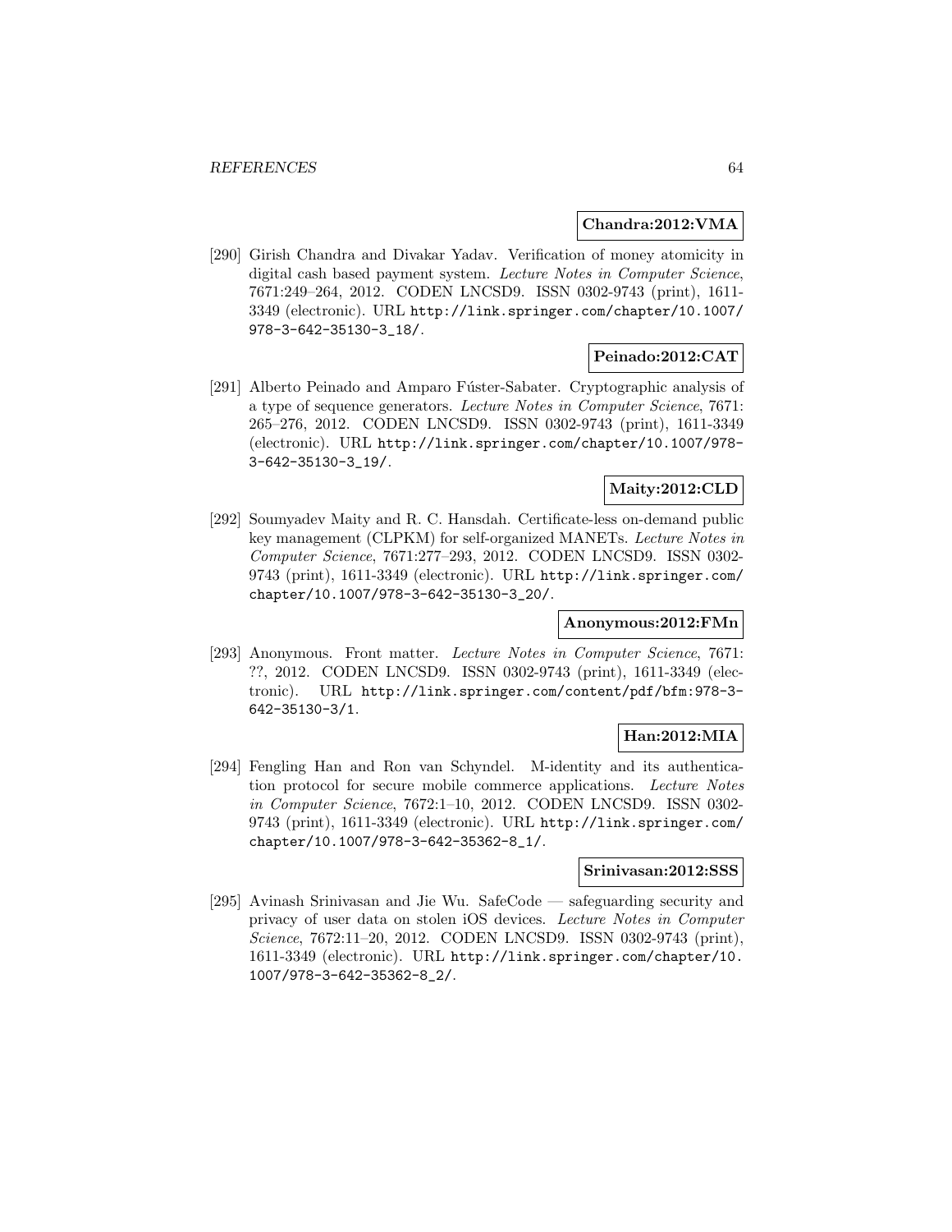**Chandra:2012:VMA**

[290] Girish Chandra and Divakar Yadav. Verification of money atomicity in digital cash based payment system. *Lecture Notes in Computer Science*, 7671:249–264, 2012. CODEN LNCSD9. ISSN 0302-9743 (print), 1611-3349 (electronic). URL http://link.springer.com/chapter/10.1007/978-3-642-35130-3_18/.

**Peinado:2012:CAT**

[291] Alberto Peinado and Amparo Fúster-Sabater. Cryptographic analysis of a type of sequence generators. *Lecture Notes in Computer Science*, 7671: 265–276, 2012. CODEN LNCSD9. ISSN 0302-9743 (print), 1611-3349 (electronic). URL http://link.springer.com/chapter/10.1007/978-3-642-35130-3_19/.

**Maity:2012:CLD**

[292] Soumyadev Maity and R. C. Hansdah. Certificate-less on-demand public key management (CLPKM) for self-organized MANETs. *Lecture Notes in Computer Science*, 7671:277–293, 2012. CODEN LNCSD9. ISSN 0302-9743 (print), 1611-3349 (electronic). URL http://link.springer.com/chapter/10.1007/978-3-642-35130-3_20/.

**Anonymous:2012:FMn**

[293] Anonymous. Front matter. *Lecture Notes in Computer Science*, 7671: ??, 2012. CODEN LNCSD9. ISSN 0302-9743 (print), 1611-3349 (electronic). URL http://link.springer.com/content/pdf/bfm:978-3-642-35130-3/1.

**Han:2012:MIA**

[294] Fengling Han and Ron van Schyndel. M-identity and its authentication protocol for secure mobile commerce applications. *Lecture Notes in Computer Science*, 7672:1–10, 2012. CODEN LNCSD9. ISSN 0302-9743 (print), 1611-3349 (electronic). URL http://link.springer.com/chapter/10.1007/978-3-642-35362-8_1/.

**Srinivasan:2012:SSS**

[295] Avinash Srinivasan and Jie Wu. SafeCode — safeguarding security and privacy of user data on stolen iOS devices. *Lecture Notes in Computer Science*, 7672:11–20, 2012. CODEN LNCSD9. ISSN 0302-9743 (print), 1611-3349 (electronic). URL http://link.springer.com/chapter/10.1007/978-3-642-35362-8_2/.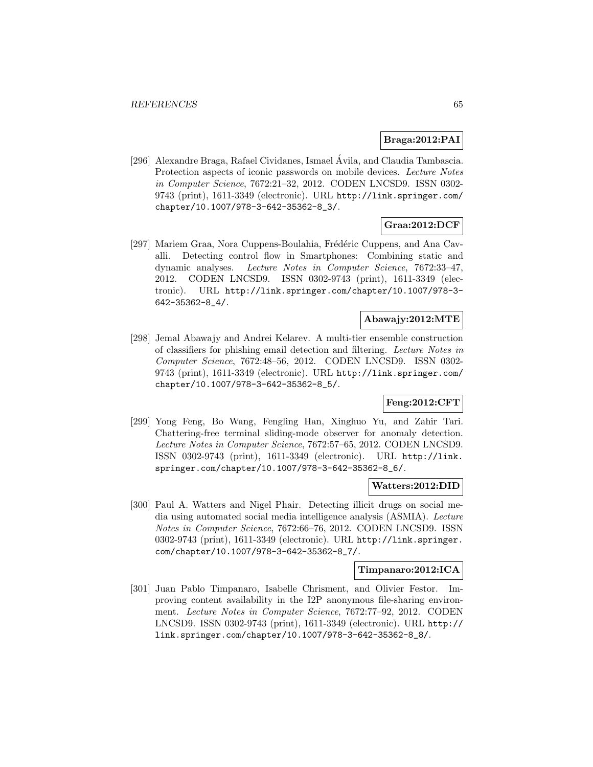**Braga:2012:PAI**

[296] Alexandre Braga, Rafael Cividanes, Ismael Ávila, and Claudia Tambascia. Protection aspects of iconic passwords on mobile devices. *Lecture Notes in Computer Science*, 7672:21–32, 2012. CODEN LNCSD9. ISSN 0302-9743 (print), 1611-3349 (electronic). URL http://link.springer.com/chapter/10.1007/978-3-642-35362-8_3/.

**Graa:2012:DCF**

[297] Mariem Graa, Nora Cuppens-Boulahia, Frédéric Cuppens, and Ana Cavalli. Detecting control flow in Smartphones: Combining static and dynamic analyses. *Lecture Notes in Computer Science*, 7672:33–47, 2012. CODEN LNCSD9. ISSN 0302-9743 (print), 1611-3349 (electronic). URL http://link.springer.com/chapter/10.1007/978-3-642-35362-8_4/.

**Abawajy:2012:MTE**

[298] Jemal Abawajy and Andrei Kelarev. A multi-tier ensemble construction of classifiers for phishing email detection and filtering. *Lecture Notes in Computer Science*, 7672:48–56, 2012. CODEN LNCSD9. ISSN 0302-9743 (print), 1611-3349 (electronic). URL http://link.springer.com/chapter/10.1007/978-3-642-35362-8_5/.

**Feng:2012:CFT**

[299] Yong Feng, Bo Wang, Fengling Han, Xinghuo Yu, and Zahir Tari. Chattering-free terminal sliding-mode observer for anomaly detection. *Lecture Notes in Computer Science*, 7672:57–65, 2012. CODEN LNCSD9. ISSN 0302-9743 (print), 1611-3349 (electronic). URL http://link.springer.com/chapter/10.1007/978-3-642-35362-8_6/.

**Watters:2012:DID**

[300] Paul A. Watters and Nigel Phair. Detecting illicit drugs on social media using automated social media intelligence analysis (ASMIA). *Lecture Notes in Computer Science*, 7672:66–76, 2012. CODEN LNCSD9. ISSN 0302-9743 (print), 1611-3349 (electronic). URL http://link.springer.com/chapter/10.1007/978-3-642-35362-8_7/.

**Timpanaro:2012:ICA**

[301] Juan Pablo Timpanaro, Isabelle Chrisment, and Olivier Festor. Improving content availability in the I2P anonymous file-sharing environment. *Lecture Notes in Computer Science*, 7672:77–92, 2012. CODEN LNCSD9. ISSN 0302-9743 (print), 1611-3349 (electronic). URL http://link.springer.com/chapter/10.1007/978-3-642-35362-8_8/.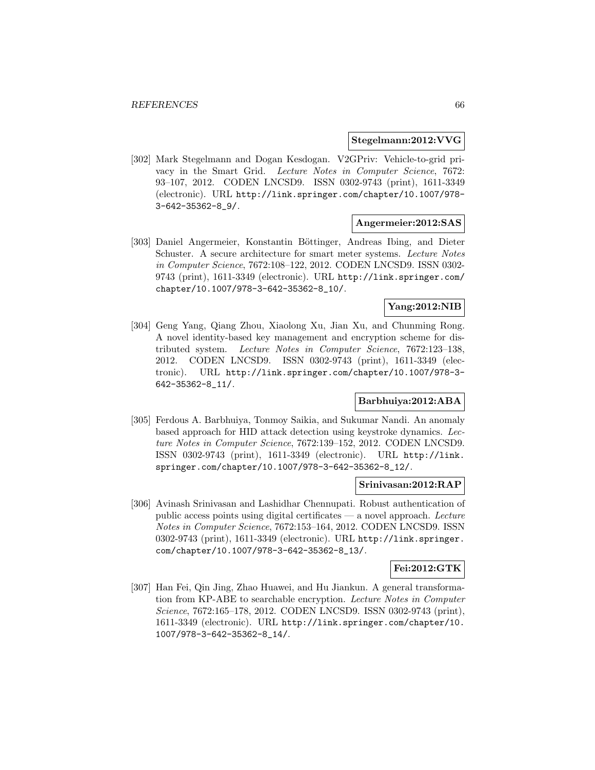**Stegelmann:2012:VVG**

[302] Mark Stegelmann and Dogan Kesdogan. V2GPriv: Vehicle-to-grid privacy in the Smart Grid. *Lecture Notes in Computer Science*, 7672: 93–107, 2012. CODEN LNCSD9. ISSN 0302-9743 (print), 1611-3349 (electronic). URL http://link.springer.com/chapter/10.1007/978-3-642-35362-8_9/.

**Angermeier:2012:SAS**

[303] Daniel Angermeier, Konstantin Böttinger, Andreas Ibing, and Dieter Schuster. A secure architecture for smart meter systems. *Lecture Notes in Computer Science*, 7672:108–122, 2012. CODEN LNCSD9. ISSN 0302-9743 (print), 1611-3349 (electronic). URL http://link.springer.com/chapter/10.1007/978-3-642-35362-8_10/.

**Yang:2012:NIB**

[304] Geng Yang, Qiang Zhou, Xiaolong Xu, Jian Xu, and Chunming Rong. A novel identity-based key management and encryption scheme for distributed system. *Lecture Notes in Computer Science*, 7672:123–138, 2012. CODEN LNCSD9. ISSN 0302-9743 (print), 1611-3349 (electronic). URL http://link.springer.com/chapter/10.1007/978-3-642-35362-8_11/.

**Barbhuiya:2012:ABA**

[305] Ferdous A. Barbhuiya, Tonmoy Saikia, and Sukumar Nandi. An anomaly based approach for HID attack detection using keystroke dynamics. *Lecture Notes in Computer Science*, 7672:139–152, 2012. CODEN LNCSD9. ISSN 0302-9743 (print), 1611-3349 (electronic). URL http://link.springer.com/chapter/10.1007/978-3-642-35362-8_12/.

**Srinivasan:2012:RAP**

[306] Avinash Srinivasan and Lashidhar Chennupati. Robust authentication of public access points using digital certificates — a novel approach. *Lecture Notes in Computer Science*, 7672:153–164, 2012. CODEN LNCSD9. ISSN 0302-9743 (print), 1611-3349 (electronic). URL http://link.springer.com/chapter/10.1007/978-3-642-35362-8_13/.

**Fei:2012:GTK**

[307] Han Fei, Qin Jing, Zhao Huawei, and Hu Jiankun. A general transformation from KP-ABE to searchable encryption. *Lecture Notes in Computer Science*, 7672:165–178, 2012. CODEN LNCSD9. ISSN 0302-9743 (print), 1611-3349 (electronic). URL http://link.springer.com/chapter/10.1007/978-3-642-35362-8_14/.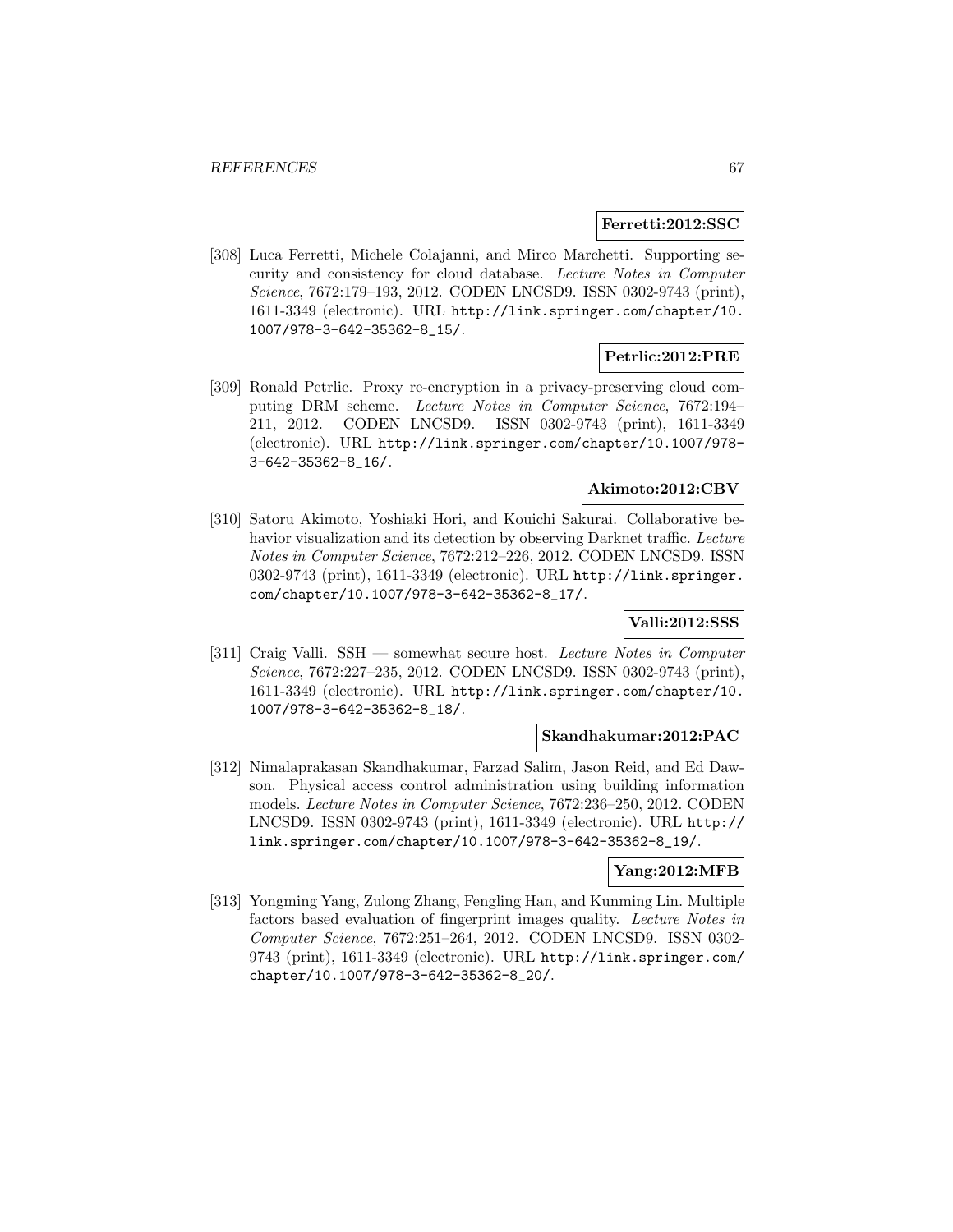**Ferretti:2012:SSC**

[308] Luca Ferretti, Michele Colajanni, and Mirco Marchetti. Supporting security and consistency for cloud database. *Lecture Notes in Computer Science*, 7672:179–193, 2012. CODEN LNCSD9. ISSN 0302-9743 (print), 1611-3349 (electronic). URL http://link.springer.com/chapter/10.1007/978-3-642-35362-8_15/.

**Petrlic:2012:PRE**

[309] Ronald Petrlic. Proxy re-encryption in a privacy-preserving cloud computing DRM scheme. *Lecture Notes in Computer Science*, 7672:194–211, 2012. CODEN LNCSD9. ISSN 0302-9743 (print), 1611-3349 (electronic). URL http://link.springer.com/chapter/10.1007/978-3-642-35362-8_16/.

**Akimoto:2012:CBV**

[310] Satoru Akimoto, Yoshiaki Hori, and Kouichi Sakurai. Collaborative behavior visualization and its detection by observing Darknet traffic. *Lecture Notes in Computer Science*, 7672:212–226, 2012. CODEN LNCSD9. ISSN 0302-9743 (print), 1611-3349 (electronic). URL http://link.springer.com/chapter/10.1007/978-3-642-35362-8_17/.

**Valli:2012:SSS**

[311] Craig Valli. SSH — somewhat secure host. *Lecture Notes in Computer Science*, 7672:227–235, 2012. CODEN LNCSD9. ISSN 0302-9743 (print), 1611-3349 (electronic). URL http://link.springer.com/chapter/10.1007/978-3-642-35362-8_18/.

**Skandhakumar:2012:PAC**

[312] Nimalaprakasan Skandhakumar, Farzad Salim, Jason Reid, and Ed Dawson. Physical access control administration using building information models. *Lecture Notes in Computer Science*, 7672:236–250, 2012. CODEN LNCSD9. ISSN 0302-9743 (print), 1611-3349 (electronic). URL http://link.springer.com/chapter/10.1007/978-3-642-35362-8_19/.

**Yang:2012:MFB**

[313] Yongming Yang, Zulong Zhang, Fengling Han, and Kunming Lin. Multiple factors based evaluation of fingerprint images quality. *Lecture Notes in Computer Science*, 7672:251–264, 2012. CODEN LNCSD9. ISSN 0302-9743 (print), 1611-3349 (electronic). URL http://link.springer.com/chapter/10.1007/978-3-642-35362-8_20/.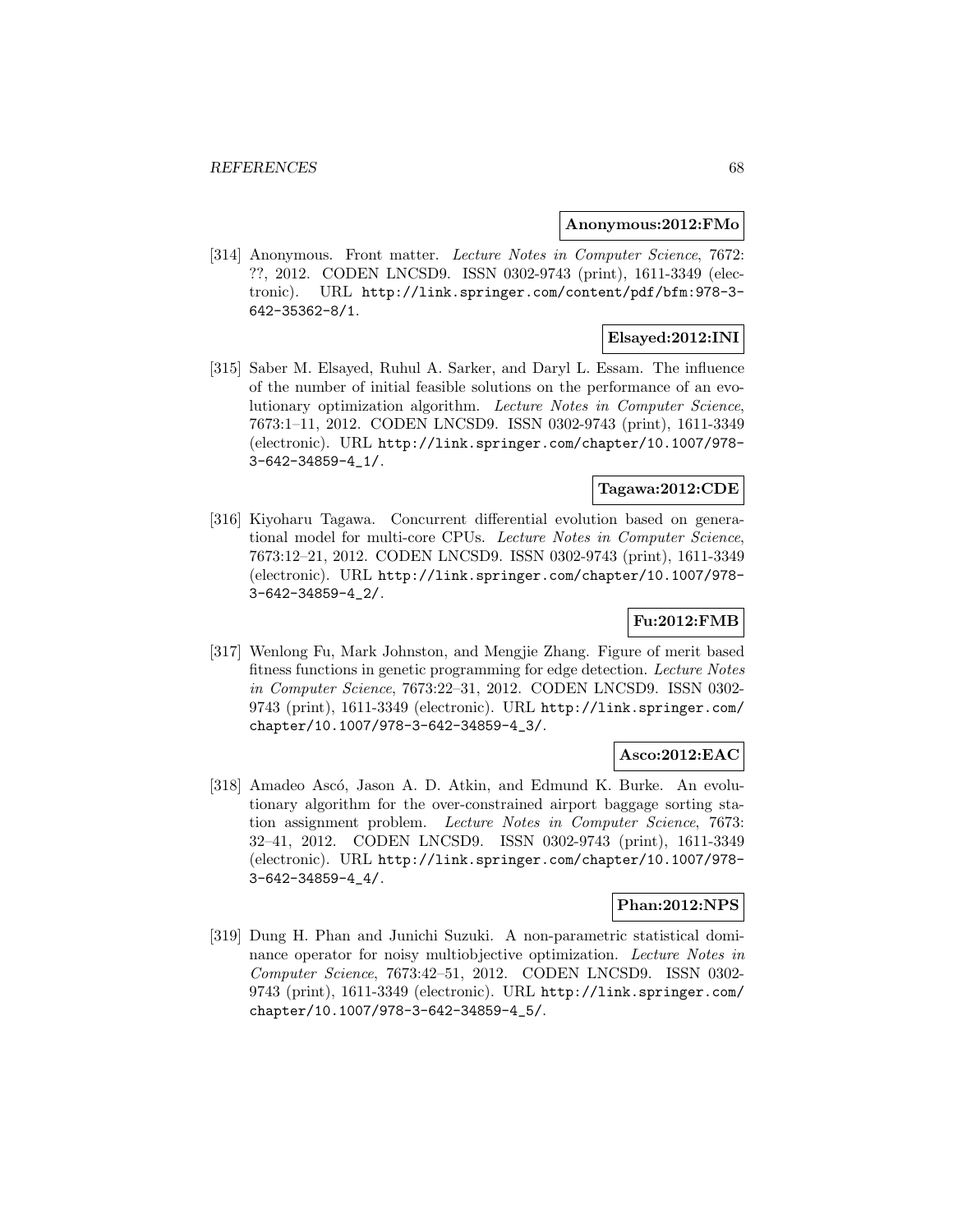**Anonymous:2012:FMo**

[314] Anonymous. Front matter. *Lecture Notes in Computer Science*, 7672: ??, 2012. CODEN LNCSD9. ISSN 0302-9743 (print), 1611-3349 (electronic). URL http://link.springer.com/content/pdf/bfm:978-3-642-35362-8/1.

**Elsayed:2012:INI**

[315] Saber M. Elsayed, Ruhul A. Sarker, and Daryl L. Essam. The influence of the number of initial feasible solutions on the performance of an evolutionary optimization algorithm. *Lecture Notes in Computer Science*, 7673:1–11, 2012. CODEN LNCSD9. ISSN 0302-9743 (print), 1611-3349 (electronic). URL http://link.springer.com/chapter/10.1007/978-3-642-34859-4_1/.

**Tagawa:2012:CDE**

[316] Kiyoharu Tagawa. Concurrent differential evolution based on generational model for multi-core CPUs. *Lecture Notes in Computer Science*, 7673:12–21, 2012. CODEN LNCSD9. ISSN 0302-9743 (print), 1611-3349 (electronic). URL http://link.springer.com/chapter/10.1007/978-3-642-34859-4_2/.

**Fu:2012:FMB**

[317] Wenlong Fu, Mark Johnston, and Mengjie Zhang. Figure of merit based fitness functions in genetic programming for edge detection. *Lecture Notes in Computer Science*, 7673:22–31, 2012. CODEN LNCSD9. ISSN 0302-9743 (print), 1611-3349 (electronic). URL http://link.springer.com/chapter/10.1007/978-3-642-34859-4_3/.

**Asco:2012:EAC**

[318] Amadeo Ascó, Jason A. D. Atkin, and Edmund K. Burke. An evolutionary algorithm for the over-constrained airport baggage sorting station assignment problem. *Lecture Notes in Computer Science*, 7673: 32–41, 2012. CODEN LNCSD9. ISSN 0302-9743 (print), 1611-3349 (electronic). URL http://link.springer.com/chapter/10.1007/978-3-642-34859-4_4/.

**Phan:2012:NPS**

[319] Dung H. Phan and Junichi Suzuki. A non-parametric statistical dominance operator for noisy multiobjective optimization. *Lecture Notes in Computer Science*, 7673:42–51, 2012. CODEN LNCSD9. ISSN 0302-9743 (print), 1611-3349 (electronic). URL http://link.springer.com/chapter/10.1007/978-3-642-34859-4_5/.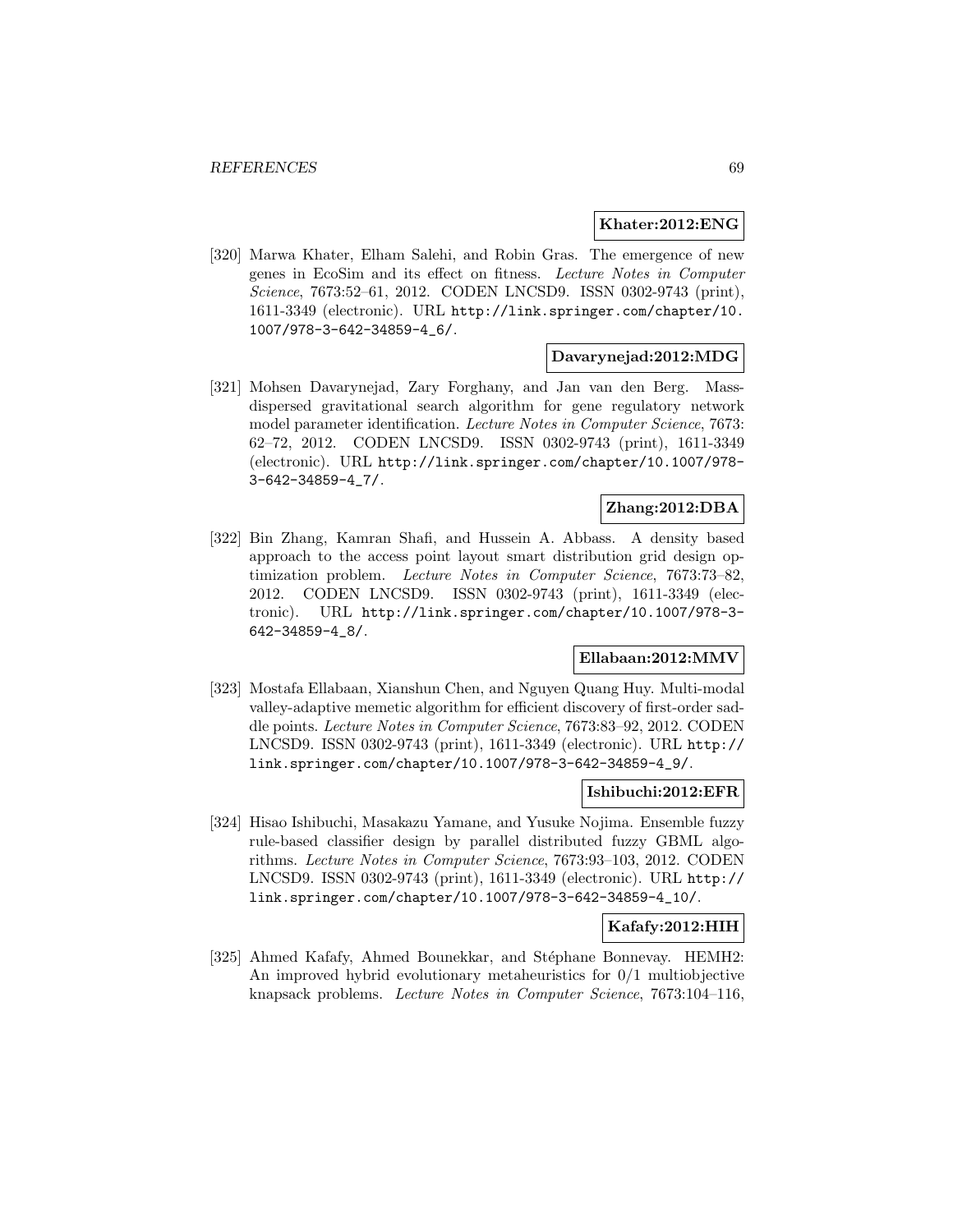**Khater:2012:ENG**

[320] Marwa Khater, Elham Salehi, and Robin Gras. The emergence of new genes in EcoSim and its effect on fitness. *Lecture Notes in Computer Science*, 7673:52–61, 2012. CODEN LNCSD9. ISSN 0302-9743 (print), 1611-3349 (electronic). URL http://link.springer.com/chapter/10.1007/978-3-642-34859-4_6/.

**Davarynejad:2012:MDG**

[321] Mohsen Davarynejad, Zary Forghany, and Jan van den Berg. Mass-dispersed gravitational search algorithm for gene regulatory network model parameter identification. *Lecture Notes in Computer Science*, 7673: 62–72, 2012. CODEN LNCSD9. ISSN 0302-9743 (print), 1611-3349 (electronic). URL http://link.springer.com/chapter/10.1007/978-3-642-34859-4_7/.

**Zhang:2012:DBA**

[322] Bin Zhang, Kamran Shafi, and Hussein A. Abbass. A density based approach to the access point layout smart distribution grid design optimization problem. *Lecture Notes in Computer Science*, 7673:73–82, 2012. CODEN LNCSD9. ISSN 0302-9743 (print), 1611-3349 (electronic). URL http://link.springer.com/chapter/10.1007/978-3-642-34859-4_8/.

**Ellabaan:2012:MMV**

[323] Mostafa Ellabaan, Xianshun Chen, and Nguyen Quang Huy. Multi-modal valley-adaptive memetic algorithm for efficient discovery of first-order saddle points. *Lecture Notes in Computer Science*, 7673:83–92, 2012. CODEN LNCSD9. ISSN 0302-9743 (print), 1611-3349 (electronic). URL http://link.springer.com/chapter/10.1007/978-3-642-34859-4_9/.

**Ishibuchi:2012:EFR**

[324] Hisao Ishibuchi, Masakazu Yamane, and Yusuke Nojima. Ensemble fuzzy rule-based classifier design by parallel distributed fuzzy GBML algorithms. *Lecture Notes in Computer Science*, 7673:93–103, 2012. CODEN LNCSD9. ISSN 0302-9743 (print), 1611-3349 (electronic). URL http://link.springer.com/chapter/10.1007/978-3-642-34859-4_10/.

**Kafafy:2012:HIH**

[325] Ahmed Kafafy, Ahmed Bounekkar, and Stéphane Bonnevay. HEMH2: An improved hybrid evolutionary metaheuristics for 0/1 multiobjective knapsack problems. *Lecture Notes in Computer Science*, 7673:104–116,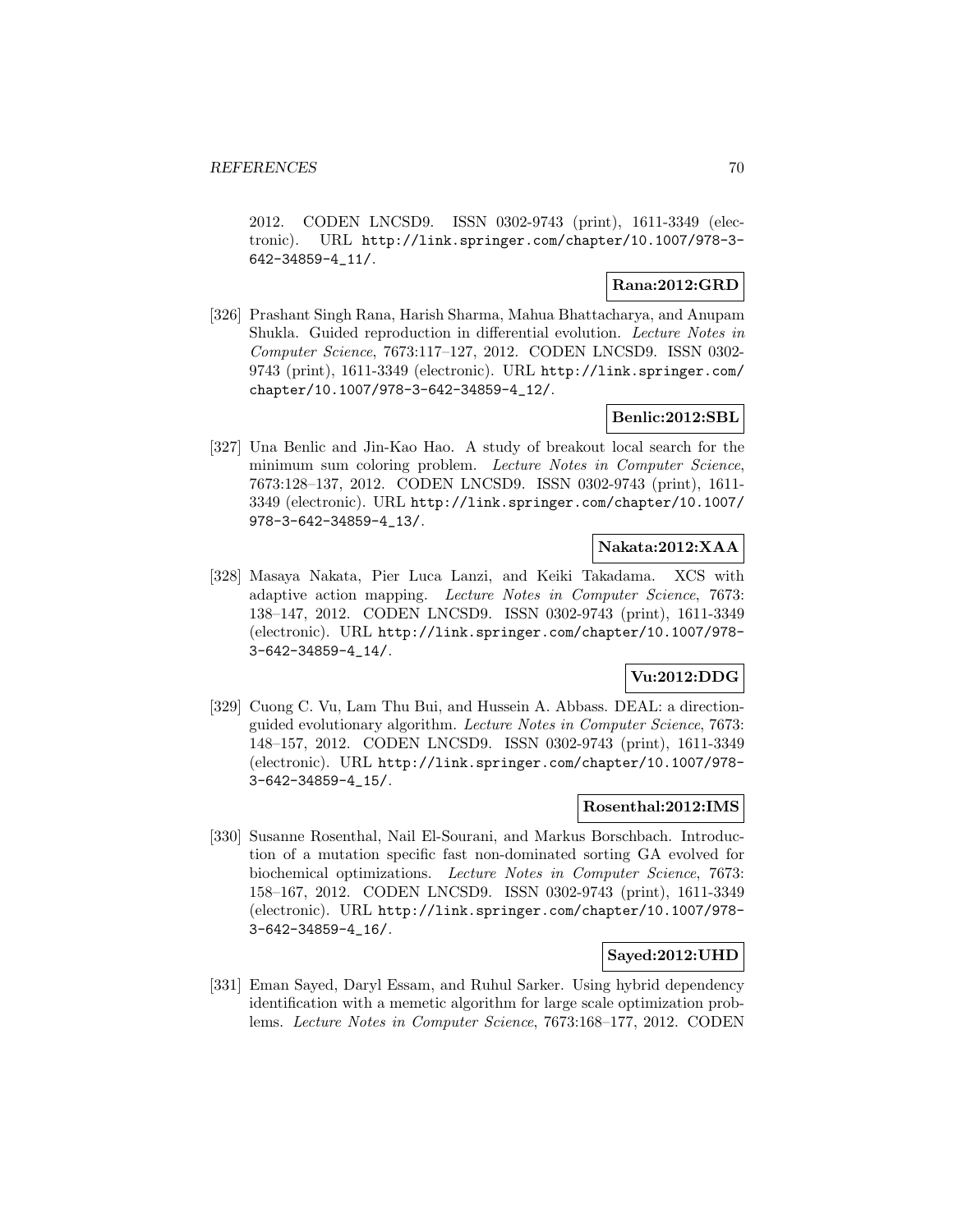2012. CODEN LNCSD9. ISSN 0302-9743 (print), 1611-3349 (electronic). URL http://link.springer.com/chapter/10.1007/978-3-642-34859-4_11/.

**Rana:2012:GRD**

[326] Prashant Singh Rana, Harish Sharma, Mahua Bhattacharya, and Anupam Shukla. Guided reproduction in differential evolution. *Lecture Notes in Computer Science*, 7673:117–127, 2012. CODEN LNCSD9. ISSN 0302-9743 (print), 1611-3349 (electronic). URL http://link.springer.com/chapter/10.1007/978-3-642-34859-4_12/.

**Benlic:2012:SBL**

[327] Una Benlic and Jin-Kao Hao. A study of breakout local search for the minimum sum coloring problem. *Lecture Notes in Computer Science*, 7673:128–137, 2012. CODEN LNCSD9. ISSN 0302-9743 (print), 1611-3349 (electronic). URL http://link.springer.com/chapter/10.1007/978-3-642-34859-4_13/.

**Nakata:2012:XAA**

[328] Masaya Nakata, Pier Luca Lanzi, and Keiki Takadama. XCS with adaptive action mapping. *Lecture Notes in Computer Science*, 7673: 138–147, 2012. CODEN LNCSD9. ISSN 0302-9743 (print), 1611-3349 (electronic). URL http://link.springer.com/chapter/10.1007/978-3-642-34859-4_14/.

**Vu:2012:DDG**

[329] Cuong C. Vu, Lam Thu Bui, and Hussein A. Abbass. DEAL: a direction-guided evolutionary algorithm. *Lecture Notes in Computer Science*, 7673: 148–157, 2012. CODEN LNCSD9. ISSN 0302-9743 (print), 1611-3349 (electronic). URL http://link.springer.com/chapter/10.1007/978-3-642-34859-4_15/.

**Rosenthal:2012:IMS**

[330] Susanne Rosenthal, Nail El-Sourani, and Markus Borschbach. Introduction of a mutation specific fast non-dominated sorting GA evolved for biochemical optimizations. *Lecture Notes in Computer Science*, 7673: 158–167, 2012. CODEN LNCSD9. ISSN 0302-9743 (print), 1611-3349 (electronic). URL http://link.springer.com/chapter/10.1007/978-3-642-34859-4_16/.

**Sayed:2012:UHD**

[331] Eman Sayed, Daryl Essam, and Ruhul Sarker. Using hybrid dependency identification with a memetic algorithm for large scale optimization problems. *Lecture Notes in Computer Science*, 7673:168–177, 2012. CODEN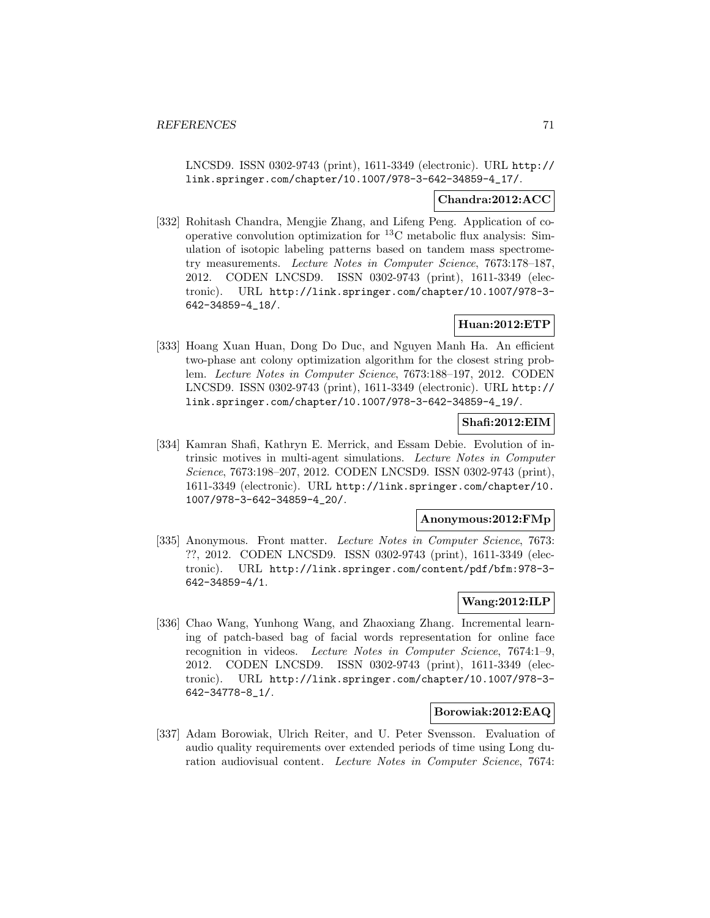LNCSD9. ISSN 0302-9743 (print), 1611-3349 (electronic). URL http://link.springer.com/chapter/10.1007/978-3-642-34859-4_17/.

**Chandra:2012:ACC**

[332] Rohitash Chandra, Mengjie Zhang, and Lifeng Peng. Application of cooperative convolution optimization for $^{13}$C metabolic flux analysis: Simulation of isotopic labeling patterns based on tandem mass spectrometry measurements. *Lecture Notes in Computer Science*, 7673:178–187, 2012. CODEN LNCSD9. ISSN 0302-9743 (print), 1611-3349 (electronic). URL http://link.springer.com/chapter/10.1007/978-3-642-34859-4_18/.

**Huan:2012:ETP**

[333] Hoang Xuan Huan, Dong Do Duc, and Nguyen Manh Ha. An efficient two-phase ant colony optimization algorithm for the closest string problem. *Lecture Notes in Computer Science*, 7673:188–197, 2012. CODEN LNCSD9. ISSN 0302-9743 (print), 1611-3349 (electronic). URL http://link.springer.com/chapter/10.1007/978-3-642-34859-4_19/.

**Shafi:2012:EIM**

[334] Kamran Shafi, Kathryn E. Merrick, and Essam Debie. Evolution of intrinsic motives in multi-agent simulations. *Lecture Notes in Computer Science*, 7673:198–207, 2012. CODEN LNCSD9. ISSN 0302-9743 (print), 1611-3349 (electronic). URL http://link.springer.com/chapter/10.1007/978-3-642-34859-4_20/.

**Anonymous:2012:FMp**

[335] Anonymous. Front matter. *Lecture Notes in Computer Science*, 7673: ??, 2012. CODEN LNCSD9. ISSN 0302-9743 (print), 1611-3349 (electronic). URL http://link.springer.com/content/pdf/bfm:978-3-642-34859-4/1.

**Wang:2012:ILP**

[336] Chao Wang, Yunhong Wang, and Zhaoxiang Zhang. Incremental learning of patch-based bag of facial words representation for online face recognition in videos. *Lecture Notes in Computer Science*, 7674:1–9, 2012. CODEN LNCSD9. ISSN 0302-9743 (print), 1611-3349 (electronic). URL http://link.springer.com/chapter/10.1007/978-3-642-34778-8_1/.

**Borowiak:2012:EAQ**

[337] Adam Borowiak, Ulrich Reiter, and U. Peter Svensson. Evaluation of audio quality requirements over extended periods of time using Long duration audiovisual content. *Lecture Notes in Computer Science*, 7674: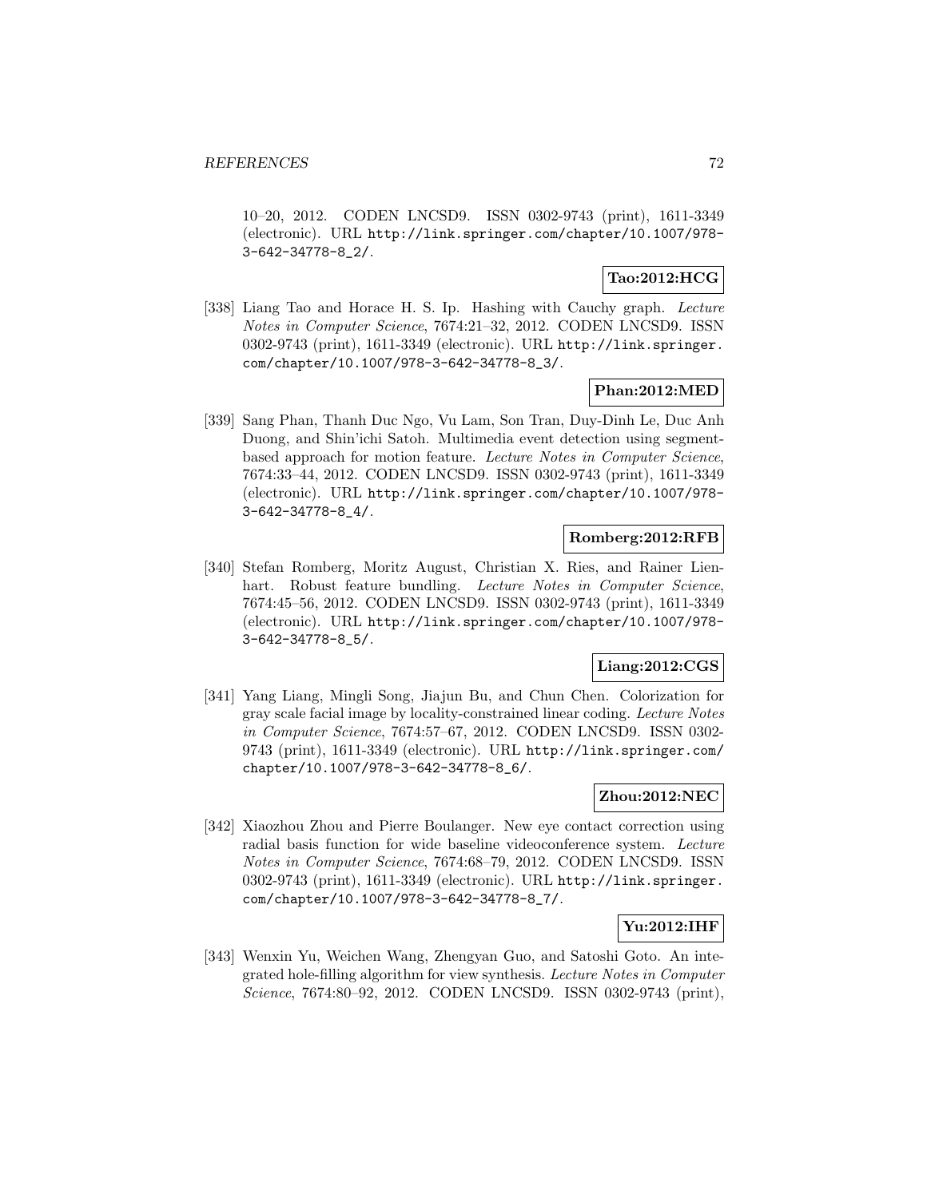10–20, 2012. CODEN LNCSD9. ISSN 0302-9743 (print), 1611-3349 (electronic). URL http://link.springer.com/chapter/10.1007/978-3-642-34778-8_2/.

**Tao:2012:HCG**

[338] Liang Tao and Horace H. S. Ip. Hashing with Cauchy graph. *Lecture Notes in Computer Science*, 7674:21–32, 2012. CODEN LNCSD9. ISSN 0302-9743 (print), 1611-3349 (electronic). URL http://link.springer.com/chapter/10.1007/978-3-642-34778-8_3/.

**Phan:2012:MED**

[339] Sang Phan, Thanh Duc Ngo, Vu Lam, Son Tran, Duy-Dinh Le, Duc Anh Duong, and Shin'ichi Satoh. Multimedia event detection using segment-based approach for motion feature. *Lecture Notes in Computer Science*, 7674:33–44, 2012. CODEN LNCSD9. ISSN 0302-9743 (print), 1611-3349 (electronic). URL http://link.springer.com/chapter/10.1007/978-3-642-34778-8_4/.

**Romberg:2012:RFB**

[340] Stefan Romberg, Moritz August, Christian X. Ries, and Rainer Lienhart. Robust feature bundling. *Lecture Notes in Computer Science*, 7674:45–56, 2012. CODEN LNCSD9. ISSN 0302-9743 (print), 1611-3349 (electronic). URL http://link.springer.com/chapter/10.1007/978-3-642-34778-8_5/.

**Liang:2012:CGS**

[341] Yang Liang, Mingli Song, Jiajun Bu, and Chun Chen. Colorization for gray scale facial image by locality-constrained linear coding. *Lecture Notes in Computer Science*, 7674:57–67, 2012. CODEN LNCSD9. ISSN 0302-9743 (print), 1611-3349 (electronic). URL http://link.springer.com/chapter/10.1007/978-3-642-34778-8_6/.

**Zhou:2012:NEC**

[342] Xiaozhou Zhou and Pierre Boulanger. New eye contact correction using radial basis function for wide baseline videoconference system. *Lecture Notes in Computer Science*, 7674:68–79, 2012. CODEN LNCSD9. ISSN 0302-9743 (print), 1611-3349 (electronic). URL http://link.springer.com/chapter/10.1007/978-3-642-34778-8_7/.

**Yu:2012:IHF**

[343] Wenxin Yu, Weichen Wang, Zhengyan Guo, and Satoshi Goto. An integrated hole-filling algorithm for view synthesis. *Lecture Notes in Computer Science*, 7674:80–92, 2012. CODEN LNCSD9. ISSN 0302-9743 (print),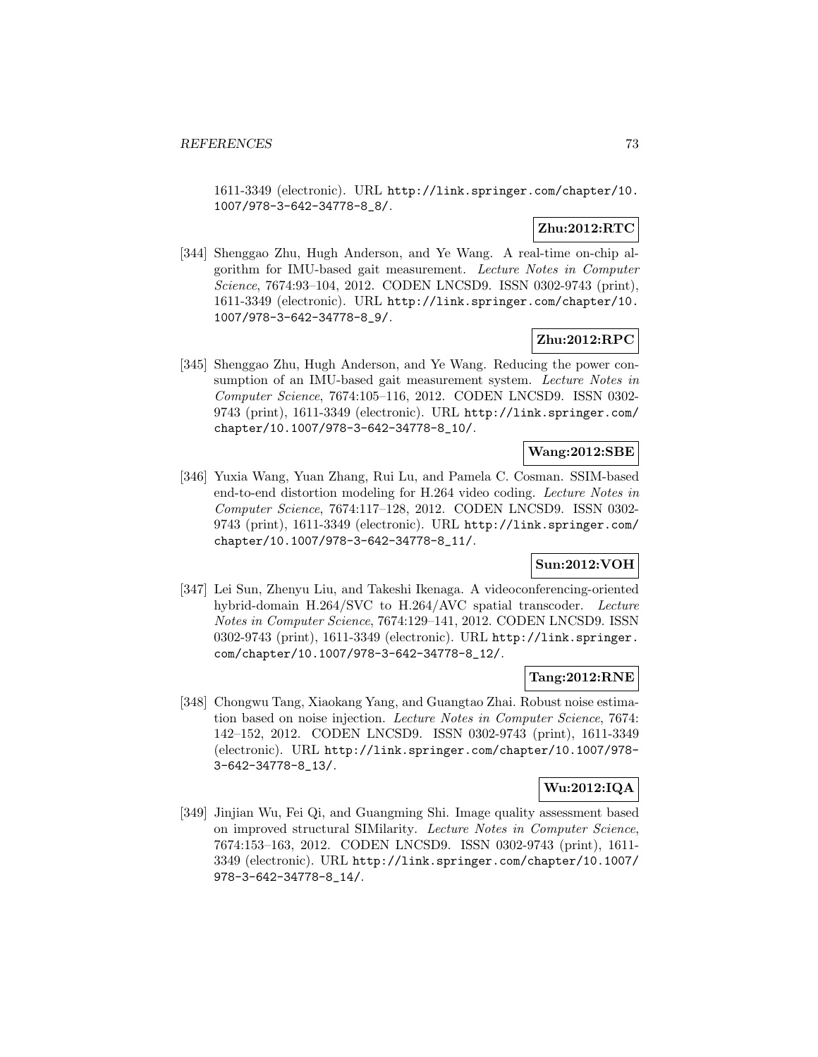1611-3349 (electronic). URL http://link.springer.com/chapter/10.1007/978-3-642-34778-8_8/.

**Zhu:2012:RTC**

[344] Shenggao Zhu, Hugh Anderson, and Ye Wang. A real-time on-chip algorithm for IMU-based gait measurement. *Lecture Notes in Computer Science*, 7674:93–104, 2012. CODEN LNCSD9. ISSN 0302-9743 (print), 1611-3349 (electronic). URL http://link.springer.com/chapter/10.1007/978-3-642-34778-8_9/.

**Zhu:2012:RPC**

[345] Shenggao Zhu, Hugh Anderson, and Ye Wang. Reducing the power consumption of an IMU-based gait measurement system. *Lecture Notes in Computer Science*, 7674:105–116, 2012. CODEN LNCSD9. ISSN 0302-9743 (print), 1611-3349 (electronic). URL http://link.springer.com/chapter/10.1007/978-3-642-34778-8_10/.

**Wang:2012:SBE**

[346] Yuxia Wang, Yuan Zhang, Rui Lu, and Pamela C. Cosman. SSIM-based end-to-end distortion modeling for H.264 video coding. *Lecture Notes in Computer Science*, 7674:117–128, 2012. CODEN LNCSD9. ISSN 0302-9743 (print), 1611-3349 (electronic). URL http://link.springer.com/chapter/10.1007/978-3-642-34778-8_11/.

**Sun:2012:VOH**

[347] Lei Sun, Zhenyu Liu, and Takeshi Ikenaga. A videoconferencing-oriented hybrid-domain H.264/SVC to H.264/AVC spatial transcoder. *Lecture Notes in Computer Science*, 7674:129–141, 2012. CODEN LNCSD9. ISSN 0302-9743 (print), 1611-3349 (electronic). URL http://link.springer.com/chapter/10.1007/978-3-642-34778-8_12/.

**Tang:2012:RNE**

[348] Chongwu Tang, Xiaokang Yang, and Guangtao Zhai. Robust noise estimation based on noise injection. *Lecture Notes in Computer Science*, 7674:142–152, 2012. CODEN LNCSD9. ISSN 0302-9743 (print), 1611-3349 (electronic). URL http://link.springer.com/chapter/10.1007/978-3-642-34778-8_13/.

**Wu:2012:IQA**

[349] Jinjian Wu, Fei Qi, and Guangming Shi. Image quality assessment based on improved structural SIMilarity. *Lecture Notes in Computer Science*, 7674:153–163, 2012. CODEN LNCSD9. ISSN 0302-9743 (print), 1611-3349 (electronic). URL http://link.springer.com/chapter/10.1007/978-3-642-34778-8_14/.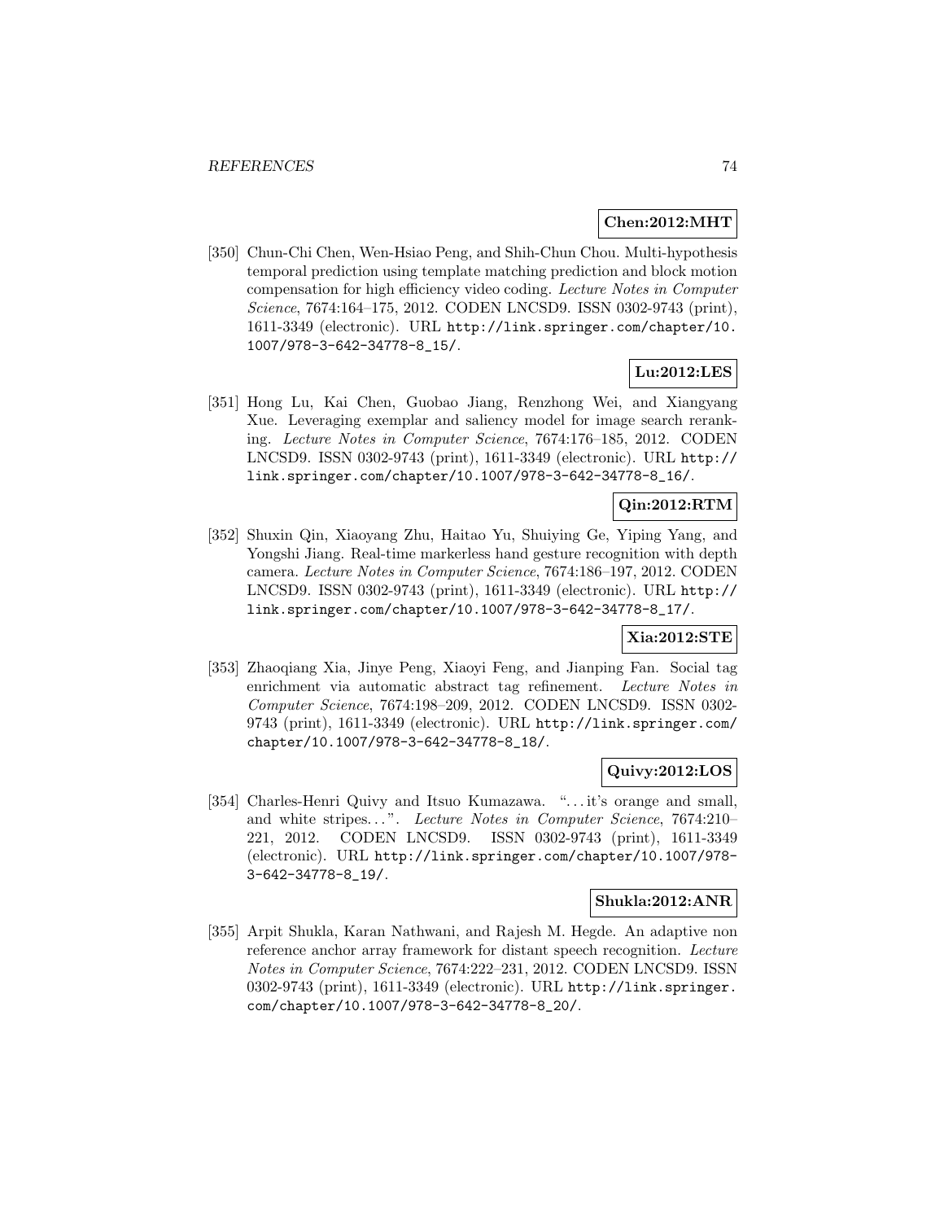**Chen:2012:MHT**

[350] Chun-Chi Chen, Wen-Hsiao Peng, and Shih-Chun Chou. Multi-hypothesis temporal prediction using template matching prediction and block motion compensation for high efficiency video coding. *Lecture Notes in Computer Science*, 7674:164–175, 2012. CODEN LNCSD9. ISSN 0302-9743 (print), 1611-3349 (electronic). URL `http://link.springer.com/chapter/10.1007/978-3-642-34778-8_15/`.

**Lu:2012:LES**

[351] Hong Lu, Kai Chen, Guobao Jiang, Renzhong Wei, and Xiangyang Xue. Leveraging exemplar and saliency model for image search reranking. *Lecture Notes in Computer Science*, 7674:176–185, 2012. CODEN LNCSD9. ISSN 0302-9743 (print), 1611-3349 (electronic). URL `http://link.springer.com/chapter/10.1007/978-3-642-34778-8_16/`.

**Qin:2012:RTM**

[352] Shuxin Qin, Xiaoyang Zhu, Haitao Yu, Shuiying Ge, Yiping Yang, and Yongshi Jiang. Real-time markerless hand gesture recognition with depth camera. *Lecture Notes in Computer Science*, 7674:186–197, 2012. CODEN LNCSD9. ISSN 0302-9743 (print), 1611-3349 (electronic). URL `http://link.springer.com/chapter/10.1007/978-3-642-34778-8_17/`.

**Xia:2012:STE**

[353] Zhaoqiang Xia, Jinye Peng, Xiaoyi Feng, and Jianping Fan. Social tag enrichment via automatic abstract tag refinement. *Lecture Notes in Computer Science*, 7674:198–209, 2012. CODEN LNCSD9. ISSN 0302-9743 (print), 1611-3349 (electronic). URL `http://link.springer.com/chapter/10.1007/978-3-642-34778-8_18/`.

**Quivy:2012:LOS**

[354] Charles-Henri Quivy and Itsuo Kumazawa. "...it's orange and small, and white stripes...". *Lecture Notes in Computer Science*, 7674:210–221, 2012. CODEN LNCSD9. ISSN 0302-9743 (print), 1611-3349 (electronic). URL `http://link.springer.com/chapter/10.1007/978-3-642-34778-8_19/`.

**Shukla:2012:ANR**

[355] Arpit Shukla, Karan Nathwani, and Rajesh M. Hegde. An adaptive non reference anchor array framework for distant speech recognition. *Lecture Notes in Computer Science*, 7674:222–231, 2012. CODEN LNCSD9. ISSN 0302-9743 (print), 1611-3349 (electronic). URL `http://link.springer.com/chapter/10.1007/978-3-642-34778-8_20/`.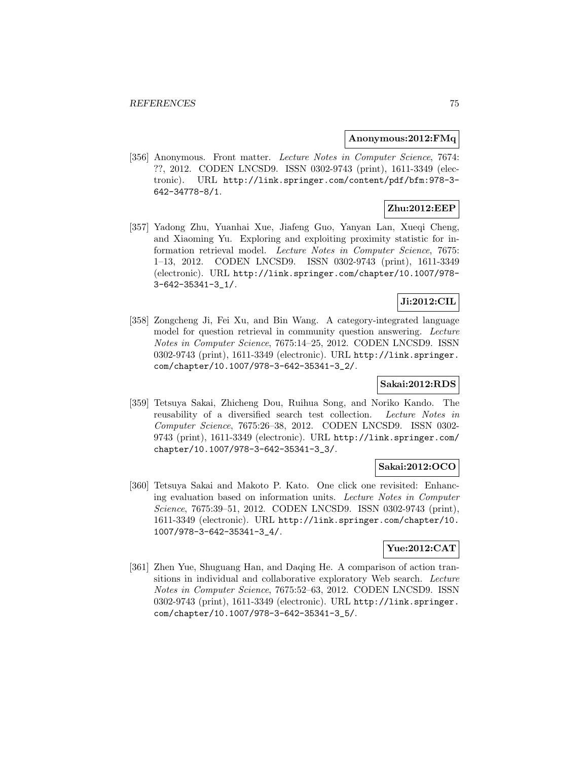**Anonymous:2012:FMq**

[356] Anonymous. Front matter. *Lecture Notes in Computer Science*, 7674: ??, 2012. CODEN LNCSD9. ISSN 0302-9743 (print), 1611-3349 (electronic). URL http://link.springer.com/content/pdf/bfm:978-3-642-34778-8/1.

**Zhu:2012:EEP**

[357] Yadong Zhu, Yuanhai Xue, Jiafeng Guo, Yanyan Lan, Xueqi Cheng, and Xiaoming Yu. Exploring and exploiting proximity statistic for information retrieval model. *Lecture Notes in Computer Science*, 7675: 1–13, 2012. CODEN LNCSD9. ISSN 0302-9743 (print), 1611-3349 (electronic). URL http://link.springer.com/chapter/10.1007/978-3-642-35341-3_1/.

**Ji:2012:CIL**

[358] Zongcheng Ji, Fei Xu, and Bin Wang. A category-integrated language model for question retrieval in community question answering. *Lecture Notes in Computer Science*, 7675:14–25, 2012. CODEN LNCSD9. ISSN 0302-9743 (print), 1611-3349 (electronic). URL http://link.springer.com/chapter/10.1007/978-3-642-35341-3_2/.

**Sakai:2012:RDS**

[359] Tetsuya Sakai, Zhicheng Dou, Ruihua Song, and Noriko Kando. The reusability of a diversified search test collection. *Lecture Notes in Computer Science*, 7675:26–38, 2012. CODEN LNCSD9. ISSN 0302-9743 (print), 1611-3349 (electronic). URL http://link.springer.com/chapter/10.1007/978-3-642-35341-3_3/.

**Sakai:2012:OCO**

[360] Tetsuya Sakai and Makoto P. Kato. One click one revisited: Enhancing evaluation based on information units. *Lecture Notes in Computer Science*, 7675:39–51, 2012. CODEN LNCSD9. ISSN 0302-9743 (print), 1611-3349 (electronic). URL http://link.springer.com/chapter/10.1007/978-3-642-35341-3_4/.

**Yue:2012:CAT**

[361] Zhen Yue, Shuguang Han, and Daqing He. A comparison of action transitions in individual and collaborative exploratory Web search. *Lecture Notes in Computer Science*, 7675:52–63, 2012. CODEN LNCSD9. ISSN 0302-9743 (print), 1611-3349 (electronic). URL http://link.springer.com/chapter/10.1007/978-3-642-35341-3_5/.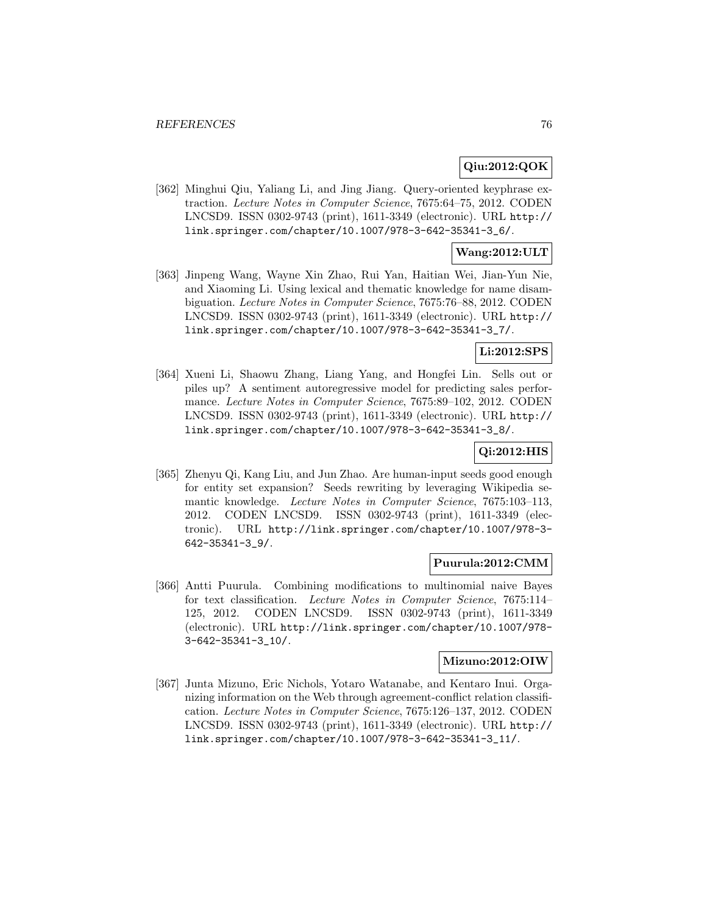**Qiu:2012:QOK**

[362] Minghui Qiu, Yaliang Li, and Jing Jiang. Query-oriented keyphrase extraction. *Lecture Notes in Computer Science*, 7675:64–75, 2012. CODEN LNCSD9. ISSN 0302-9743 (print), 1611-3349 (electronic). URL `http://link.springer.com/chapter/10.1007/978-3-642-35341-3_6/`.

**Wang:2012:ULT**

[363] Jinpeng Wang, Wayne Xin Zhao, Rui Yan, Haitian Wei, Jian-Yun Nie, and Xiaoming Li. Using lexical and thematic knowledge for name disambiguation. *Lecture Notes in Computer Science*, 7675:76–88, 2012. CODEN LNCSD9. ISSN 0302-9743 (print), 1611-3349 (electronic). URL `http://link.springer.com/chapter/10.1007/978-3-642-35341-3_7/`.

**Li:2012:SPS**

[364] Xueni Li, Shaowu Zhang, Liang Yang, and Hongfei Lin. Sells out or piles up? A sentiment autoregressive model for predicting sales performance. *Lecture Notes in Computer Science*, 7675:89–102, 2012. CODEN LNCSD9. ISSN 0302-9743 (print), 1611-3349 (electronic). URL `http://link.springer.com/chapter/10.1007/978-3-642-35341-3_8/`.

**Qi:2012:HIS**

[365] Zhenyu Qi, Kang Liu, and Jun Zhao. Are human-input seeds good enough for entity set expansion? Seeds rewriting by leveraging Wikipedia semantic knowledge. *Lecture Notes in Computer Science*, 7675:103–113, 2012. CODEN LNCSD9. ISSN 0302-9743 (print), 1611-3349 (electronic). URL `http://link.springer.com/chapter/10.1007/978-3-642-35341-3_9/`.

**Puurula:2012:CMM**

[366] Antti Puurula. Combining modifications to multinomial naive Bayes for text classification. *Lecture Notes in Computer Science*, 7675:114–125, 2012. CODEN LNCSD9. ISSN 0302-9743 (print), 1611-3349 (electronic). URL `http://link.springer.com/chapter/10.1007/978-3-642-35341-3_10/`.

**Mizuno:2012:OIW**

[367] Junta Mizuno, Eric Nichols, Yotaro Watanabe, and Kentaro Inui. Organizing information on the Web through agreement-conflict relation classification. *Lecture Notes in Computer Science*, 7675:126–137, 2012. CODEN LNCSD9. ISSN 0302-9743 (print), 1611-3349 (electronic). URL `http://link.springer.com/chapter/10.1007/978-3-642-35341-3_11/`.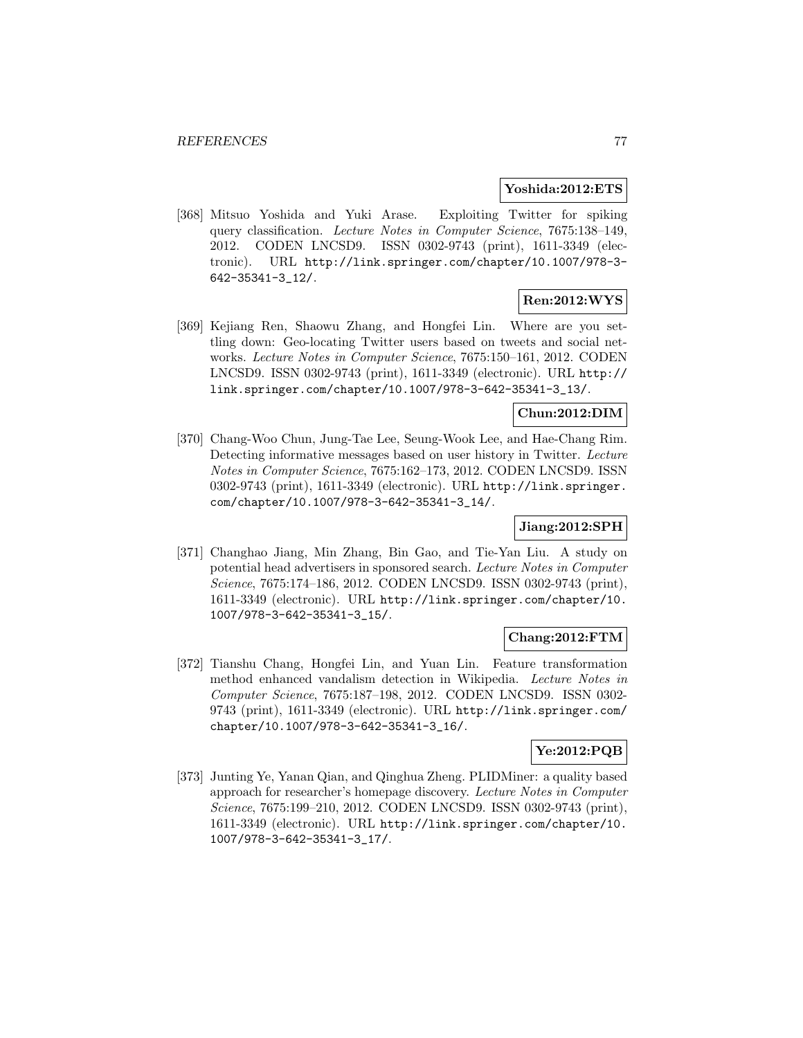**Yoshida:2012:ETS**

[368] Mitsuo Yoshida and Yuki Arase. Exploiting Twitter for spiking query classification. *Lecture Notes in Computer Science*, 7675:138–149, 2012. CODEN LNCSD9. ISSN 0302-9743 (print), 1611-3349 (electronic). URL http://link.springer.com/chapter/10.1007/978-3-642-35341-3_12/.

**Ren:2012:WYS**

[369] Kejiang Ren, Shaowu Zhang, and Hongfei Lin. Where are you settling down: Geo-locating Twitter users based on tweets and social networks. *Lecture Notes in Computer Science*, 7675:150–161, 2012. CODEN LNCSD9. ISSN 0302-9743 (print), 1611-3349 (electronic). URL http://link.springer.com/chapter/10.1007/978-3-642-35341-3_13/.

**Chun:2012:DIM**

[370] Chang-Woo Chun, Jung-Tae Lee, Seung-Wook Lee, and Hae-Chang Rim. Detecting informative messages based on user history in Twitter. *Lecture Notes in Computer Science*, 7675:162–173, 2012. CODEN LNCSD9. ISSN 0302-9743 (print), 1611-3349 (electronic). URL http://link.springer.com/chapter/10.1007/978-3-642-35341-3_14/.

**Jiang:2012:SPH**

[371] Changhao Jiang, Min Zhang, Bin Gao, and Tie-Yan Liu. A study on potential head advertisers in sponsored search. *Lecture Notes in Computer Science*, 7675:174–186, 2012. CODEN LNCSD9. ISSN 0302-9743 (print), 1611-3349 (electronic). URL http://link.springer.com/chapter/10.1007/978-3-642-35341-3_15/.

**Chang:2012:FTM**

[372] Tianshu Chang, Hongfei Lin, and Yuan Lin. Feature transformation method enhanced vandalism detection in Wikipedia. *Lecture Notes in Computer Science*, 7675:187–198, 2012. CODEN LNCSD9. ISSN 0302-9743 (print), 1611-3349 (electronic). URL http://link.springer.com/chapter/10.1007/978-3-642-35341-3_16/.

**Ye:2012:PQB**

[373] Junting Ye, Yanan Qian, and Qinghua Zheng. PLIDMiner: a quality based approach for researcher's homepage discovery. *Lecture Notes in Computer Science*, 7675:199–210, 2012. CODEN LNCSD9. ISSN 0302-9743 (print), 1611-3349 (electronic). URL http://link.springer.com/chapter/10.1007/978-3-642-35341-3_17/.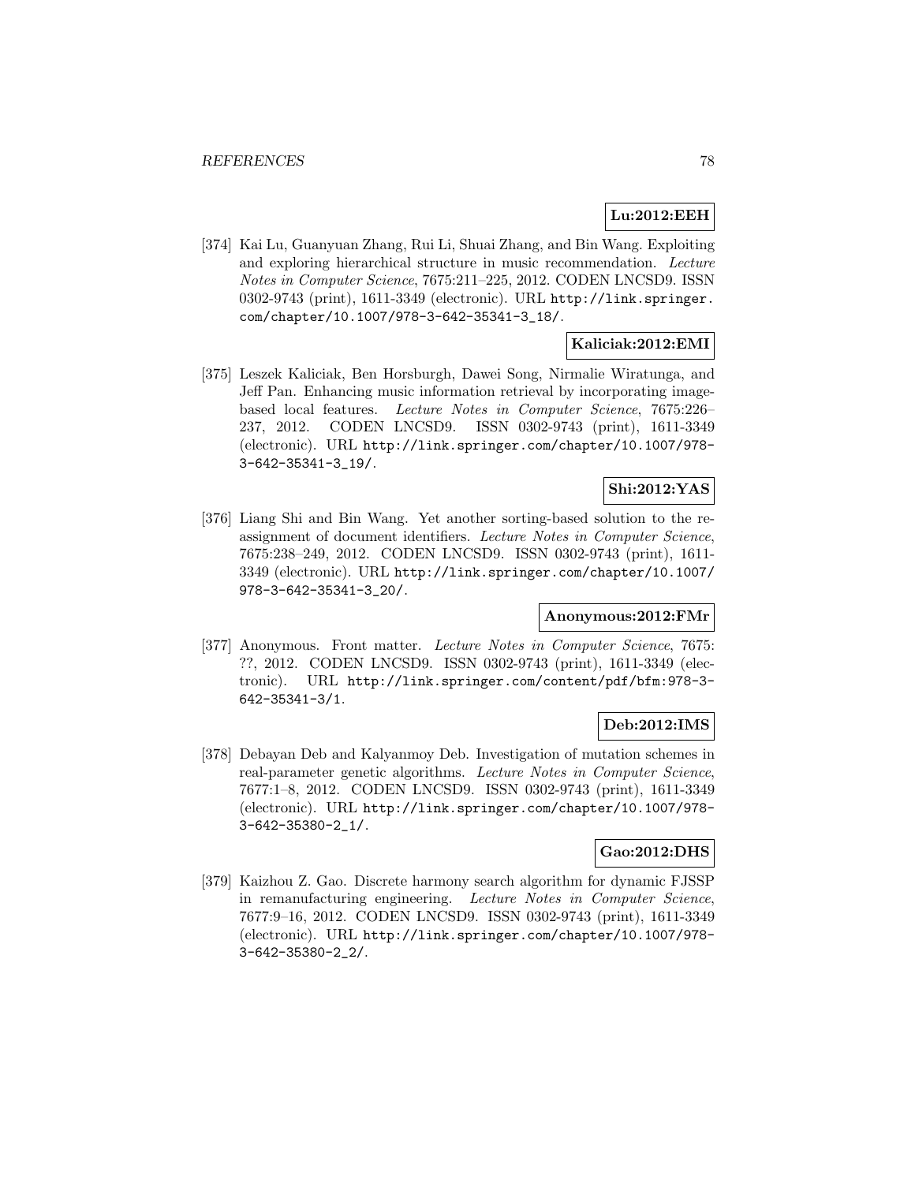**Lu:2012:EEH**

[374] Kai Lu, Guanyuan Zhang, Rui Li, Shuai Zhang, and Bin Wang. Exploiting and exploring hierarchical structure in music recommendation. *Lecture Notes in Computer Science*, 7675:211–225, 2012. CODEN LNCSD9. ISSN 0302-9743 (print), 1611-3349 (electronic). URL http://link.springer.com/chapter/10.1007/978-3-642-35341-3_18/.

**Kaliciak:2012:EMI**

[375] Leszek Kaliciak, Ben Horsburgh, Dawei Song, Nirmalie Wiratunga, and Jeff Pan. Enhancing music information retrieval by incorporating image-based local features. *Lecture Notes in Computer Science*, 7675:226–237, 2012. CODEN LNCSD9. ISSN 0302-9743 (print), 1611-3349 (electronic). URL http://link.springer.com/chapter/10.1007/978-3-642-35341-3_19/.

**Shi:2012:YAS**

[376] Liang Shi and Bin Wang. Yet another sorting-based solution to the reassignment of document identifiers. *Lecture Notes in Computer Science*, 7675:238–249, 2012. CODEN LNCSD9. ISSN 0302-9743 (print), 1611-3349 (electronic). URL http://link.springer.com/chapter/10.1007/978-3-642-35341-3_20/.

**Anonymous:2012:FMr**

[377] Anonymous. Front matter. *Lecture Notes in Computer Science*, 7675: ??, 2012. CODEN LNCSD9. ISSN 0302-9743 (print), 1611-3349 (electronic). URL http://link.springer.com/content/pdf/bfm:978-3-642-35341-3/1.

**Deb:2012:IMS**

[378] Debayan Deb and Kalyanmoy Deb. Investigation of mutation schemes in real-parameter genetic algorithms. *Lecture Notes in Computer Science*, 7677:1–8, 2012. CODEN LNCSD9. ISSN 0302-9743 (print), 1611-3349 (electronic). URL http://link.springer.com/chapter/10.1007/978-3-642-35380-2_1/.

**Gao:2012:DHS**

[379] Kaizhou Z. Gao. Discrete harmony search algorithm for dynamic FJSSP in remanufacturing engineering. *Lecture Notes in Computer Science*, 7677:9–16, 2012. CODEN LNCSD9. ISSN 0302-9743 (print), 1611-3349 (electronic). URL http://link.springer.com/chapter/10.1007/978-3-642-35380-2_2/.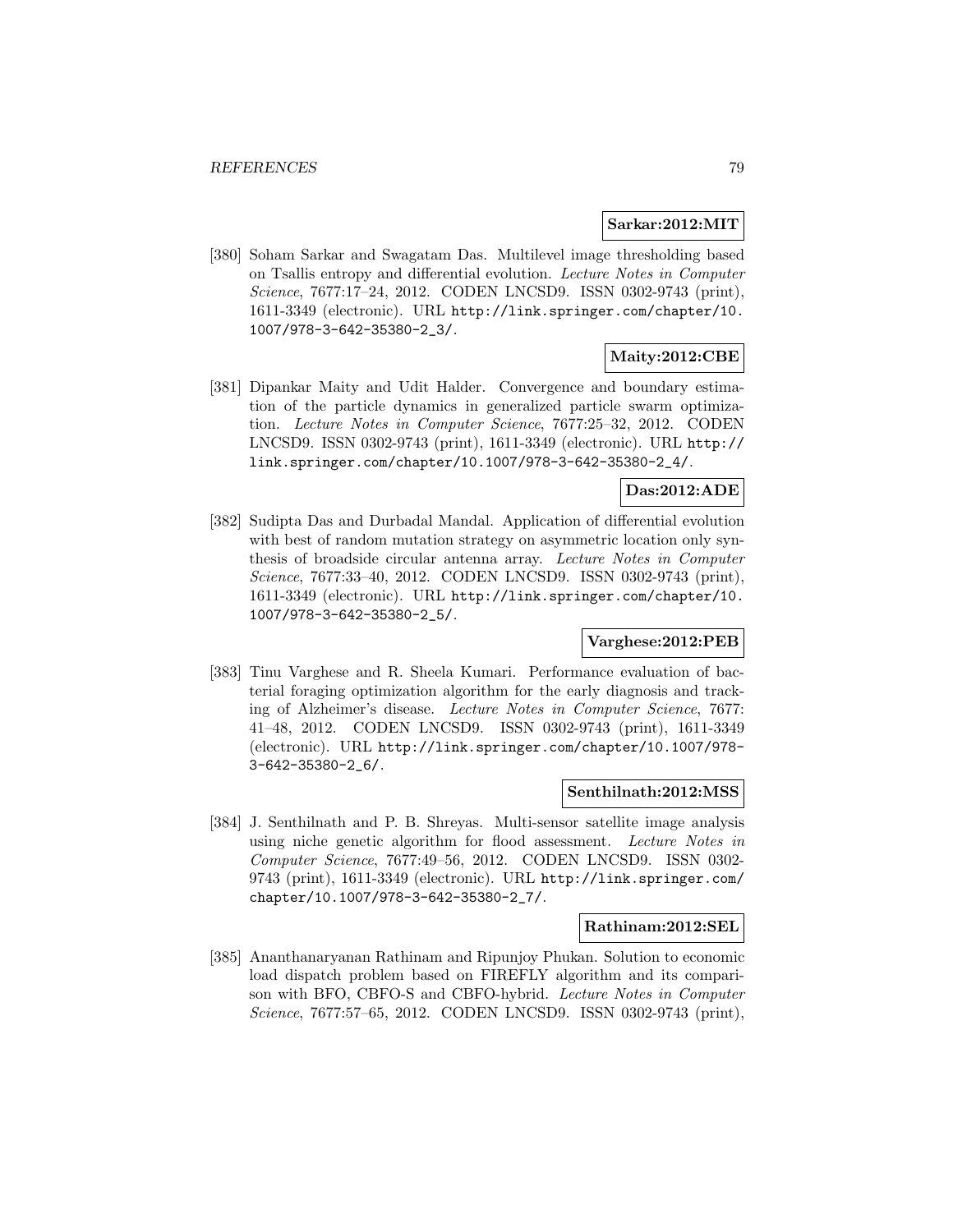**Sarkar:2012:MIT**

[380] Soham Sarkar and Swagatam Das. Multilevel image thresholding based on Tsallis entropy and differential evolution. *Lecture Notes in Computer Science*, 7677:17–24, 2012. CODEN LNCSD9. ISSN 0302-9743 (print), 1611-3349 (electronic). URL http://link.springer.com/chapter/10.1007/978-3-642-35380-2_3/.

**Maity:2012:CBE**

[381] Dipankar Maity and Udit Halder. Convergence and boundary estimation of the particle dynamics in generalized particle swarm optimization. *Lecture Notes in Computer Science*, 7677:25–32, 2012. CODEN LNCSD9. ISSN 0302-9743 (print), 1611-3349 (electronic). URL http://link.springer.com/chapter/10.1007/978-3-642-35380-2_4/.

**Das:2012:ADE**

[382] Sudipta Das and Durbadal Mandal. Application of differential evolution with best of random mutation strategy on asymmetric location only synthesis of broadside circular antenna array. *Lecture Notes in Computer Science*, 7677:33–40, 2012. CODEN LNCSD9. ISSN 0302-9743 (print), 1611-3349 (electronic). URL http://link.springer.com/chapter/10.1007/978-3-642-35380-2_5/.

**Varghese:2012:PEB**

[383] Tinu Varghese and R. Sheela Kumari. Performance evaluation of bacterial foraging optimization algorithm for the early diagnosis and tracking of Alzheimer's disease. *Lecture Notes in Computer Science*, 7677: 41–48, 2012. CODEN LNCSD9. ISSN 0302-9743 (print), 1611-3349 (electronic). URL http://link.springer.com/chapter/10.1007/978-3-642-35380-2_6/.

**Senthilnath:2012:MSS**

[384] J. Senthilnath and P. B. Shreyas. Multi-sensor satellite image analysis using niche genetic algorithm for flood assessment. *Lecture Notes in Computer Science*, 7677:49–56, 2012. CODEN LNCSD9. ISSN 0302-9743 (print), 1611-3349 (electronic). URL http://link.springer.com/chapter/10.1007/978-3-642-35380-2_7/.

**Rathinam:2012:SEL**

[385] Ananthanaryanan Rathinam and Ripunjoy Phukan. Solution to economic load dispatch problem based on FIREFLY algorithm and its comparison with BFO, CBFO-S and CBFO-hybrid. *Lecture Notes in Computer Science*, 7677:57–65, 2012. CODEN LNCSD9. ISSN 0302-9743 (print),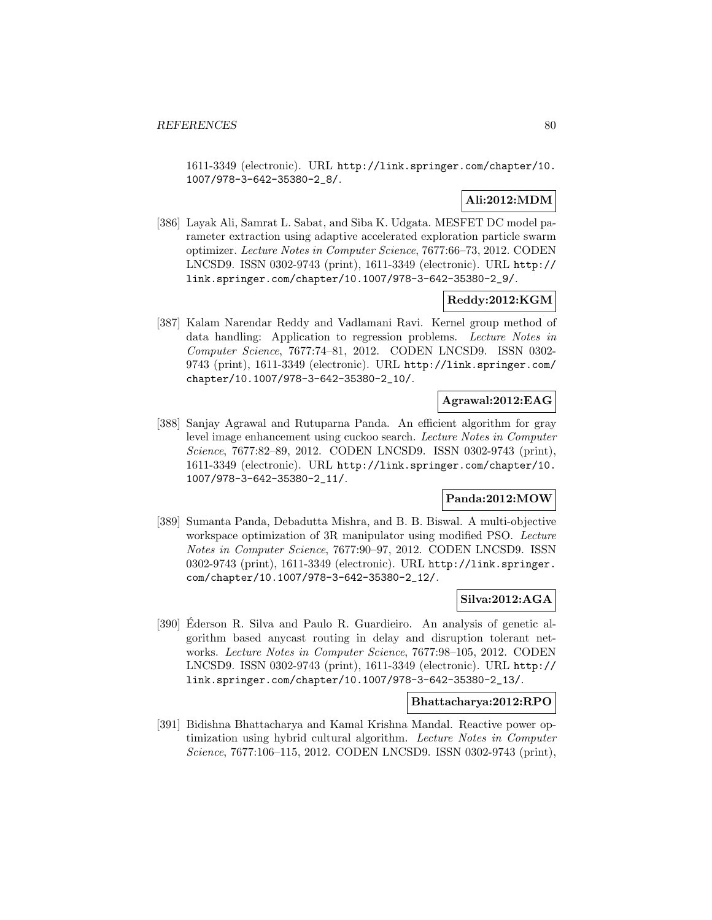1611-3349 (electronic). URL http://link.springer.com/chapter/10.1007/978-3-642-35380-2_8/.

**Ali:2012:MDM**

[386] Layak Ali, Samrat L. Sabat, and Siba K. Udgata. MESFET DC model parameter extraction using adaptive accelerated exploration particle swarm optimizer. *Lecture Notes in Computer Science*, 7677:66–73, 2012. CODEN LNCSD9. ISSN 0302-9743 (print), 1611-3349 (electronic). URL http://link.springer.com/chapter/10.1007/978-3-642-35380-2_9/.

**Reddy:2012:KGM**

[387] Kalam Narendar Reddy and Vadlamani Ravi. Kernel group method of data handling: Application to regression problems. *Lecture Notes in Computer Science*, 7677:74–81, 2012. CODEN LNCSD9. ISSN 0302-9743 (print), 1611-3349 (electronic). URL http://link.springer.com/chapter/10.1007/978-3-642-35380-2_10/.

**Agrawal:2012:EAG**

[388] Sanjay Agrawal and Rutuparna Panda. An efficient algorithm for gray level image enhancement using cuckoo search. *Lecture Notes in Computer Science*, 7677:82–89, 2012. CODEN LNCSD9. ISSN 0302-9743 (print), 1611-3349 (electronic). URL http://link.springer.com/chapter/10.1007/978-3-642-35380-2_11/.

**Panda:2012:MOW**

[389] Sumanta Panda, Debadutta Mishra, and B. B. Biswal. A multi-objective workspace optimization of 3R manipulator using modified PSO. *Lecture Notes in Computer Science*, 7677:90–97, 2012. CODEN LNCSD9. ISSN 0302-9743 (print), 1611-3349 (electronic). URL http://link.springer.com/chapter/10.1007/978-3-642-35380-2_12/.

**Silva:2012:AGA**

[390] Éderson R. Silva and Paulo R. Guardieiro. An analysis of genetic algorithm based anycast routing in delay and disruption tolerant networks. *Lecture Notes in Computer Science*, 7677:98–105, 2012. CODEN LNCSD9. ISSN 0302-9743 (print), 1611-3349 (electronic). URL http://link.springer.com/chapter/10.1007/978-3-642-35380-2_13/.

**Bhattacharya:2012:RPO**

[391] Bidishna Bhattacharya and Kamal Krishna Mandal. Reactive power optimization using hybrid cultural algorithm. *Lecture Notes in Computer Science*, 7677:106–115, 2012. CODEN LNCSD9. ISSN 0302-9743 (print),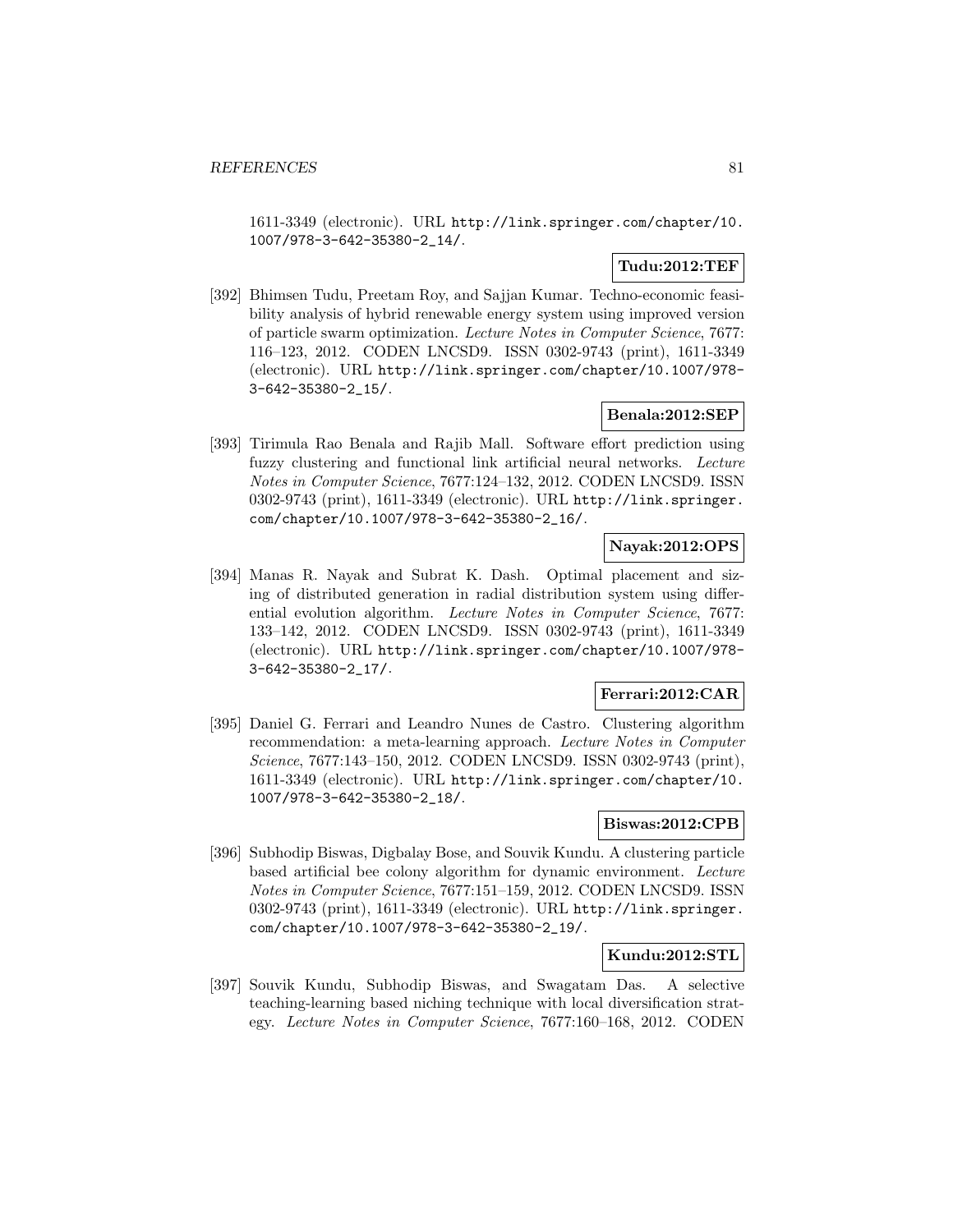1611-3349 (electronic). URL http://link.springer.com/chapter/10.1007/978-3-642-35380-2_14/.

**Tudu:2012:TEF**

[392] Bhimsen Tudu, Preetam Roy, and Sajjan Kumar. Techno-economic feasibility analysis of hybrid renewable energy system using improved version of particle swarm optimization. *Lecture Notes in Computer Science*, 7677: 116–123, 2012. CODEN LNCSD9. ISSN 0302-9743 (print), 1611-3349 (electronic). URL http://link.springer.com/chapter/10.1007/978-3-642-35380-2_15/.

**Benala:2012:SEP**

[393] Tirimula Rao Benala and Rajib Mall. Software effort prediction using fuzzy clustering and functional link artificial neural networks. *Lecture Notes in Computer Science*, 7677:124–132, 2012. CODEN LNCSD9. ISSN 0302-9743 (print), 1611-3349 (electronic). URL http://link.springer.com/chapter/10.1007/978-3-642-35380-2_16/.

**Nayak:2012:OPS**

[394] Manas R. Nayak and Subrat K. Dash. Optimal placement and sizing of distributed generation in radial distribution system using differential evolution algorithm. *Lecture Notes in Computer Science*, 7677: 133–142, 2012. CODEN LNCSD9. ISSN 0302-9743 (print), 1611-3349 (electronic). URL http://link.springer.com/chapter/10.1007/978-3-642-35380-2_17/.

**Ferrari:2012:CAR**

[395] Daniel G. Ferrari and Leandro Nunes de Castro. Clustering algorithm recommendation: a meta-learning approach. *Lecture Notes in Computer Science*, 7677:143–150, 2012. CODEN LNCSD9. ISSN 0302-9743 (print), 1611-3349 (electronic). URL http://link.springer.com/chapter/10.1007/978-3-642-35380-2_18/.

**Biswas:2012:CPB**

[396] Subhodip Biswas, Digbalay Bose, and Souvik Kundu. A clustering particle based artificial bee colony algorithm for dynamic environment. *Lecture Notes in Computer Science*, 7677:151–159, 2012. CODEN LNCSD9. ISSN 0302-9743 (print), 1611-3349 (electronic). URL http://link.springer.com/chapter/10.1007/978-3-642-35380-2_19/.

**Kundu:2012:STL**

[397] Souvik Kundu, Subhodip Biswas, and Swagatam Das. A selective teaching-learning based niching technique with local diversification strategy. *Lecture Notes in Computer Science*, 7677:160–168, 2012. CODEN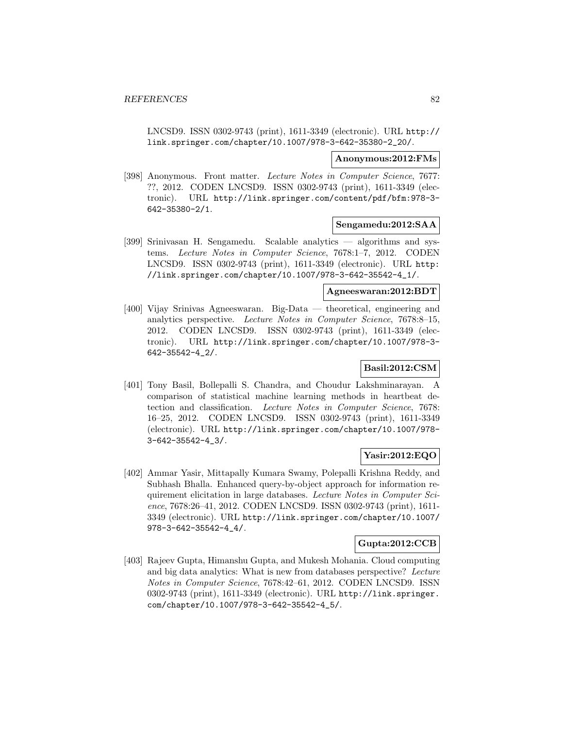LNCSD9. ISSN 0302-9743 (print), 1611-3349 (electronic). URL http://link.springer.com/chapter/10.1007/978-3-642-35380-2_20/.

**Anonymous:2012:FMs**

[398] Anonymous. Front matter. *Lecture Notes in Computer Science*, 7677: ??, 2012. CODEN LNCSD9. ISSN 0302-9743 (print), 1611-3349 (electronic). URL http://link.springer.com/content/pdf/bfm:978-3-642-35380-2/1.

**Sengamedu:2012:SAA**

[399] Srinivasan H. Sengamedu. Scalable analytics — algorithms and systems. *Lecture Notes in Computer Science*, 7678:1–7, 2012. CODEN LNCSD9. ISSN 0302-9743 (print), 1611-3349 (electronic). URL http://link.springer.com/chapter/10.1007/978-3-642-35542-4_1/.

**Agneeswaran:2012:BDT**

[400] Vijay Srinivas Agneeswaran. Big-Data — theoretical, engineering and analytics perspective. *Lecture Notes in Computer Science*, 7678:8–15, 2012. CODEN LNCSD9. ISSN 0302-9743 (print), 1611-3349 (electronic). URL http://link.springer.com/chapter/10.1007/978-3-642-35542-4_2/.

**Basil:2012:CSM**

[401] Tony Basil, Bollepalli S. Chandra, and Choudur Lakshminarayan. A comparison of statistical machine learning methods in heartbeat detection and classification. *Lecture Notes in Computer Science*, 7678: 16–25, 2012. CODEN LNCSD9. ISSN 0302-9743 (print), 1611-3349 (electronic). URL http://link.springer.com/chapter/10.1007/978-3-642-35542-4_3/.

**Yasir:2012:EQO**

[402] Ammar Yasir, Mittapally Kumara Swamy, Polepalli Krishna Reddy, and Subhash Bhalla. Enhanced query-by-object approach for information requirement elicitation in large databases. *Lecture Notes in Computer Science*, 7678:26–41, 2012. CODEN LNCSD9. ISSN 0302-9743 (print), 1611-3349 (electronic). URL http://link.springer.com/chapter/10.1007/978-3-642-35542-4_4/.

**Gupta:2012:CCB**

[403] Rajeev Gupta, Himanshu Gupta, and Mukesh Mohania. Cloud computing and big data analytics: What is new from databases perspective? *Lecture Notes in Computer Science*, 7678:42–61, 2012. CODEN LNCSD9. ISSN 0302-9743 (print), 1611-3349 (electronic). URL http://link.springer.com/chapter/10.1007/978-3-642-35542-4_5/.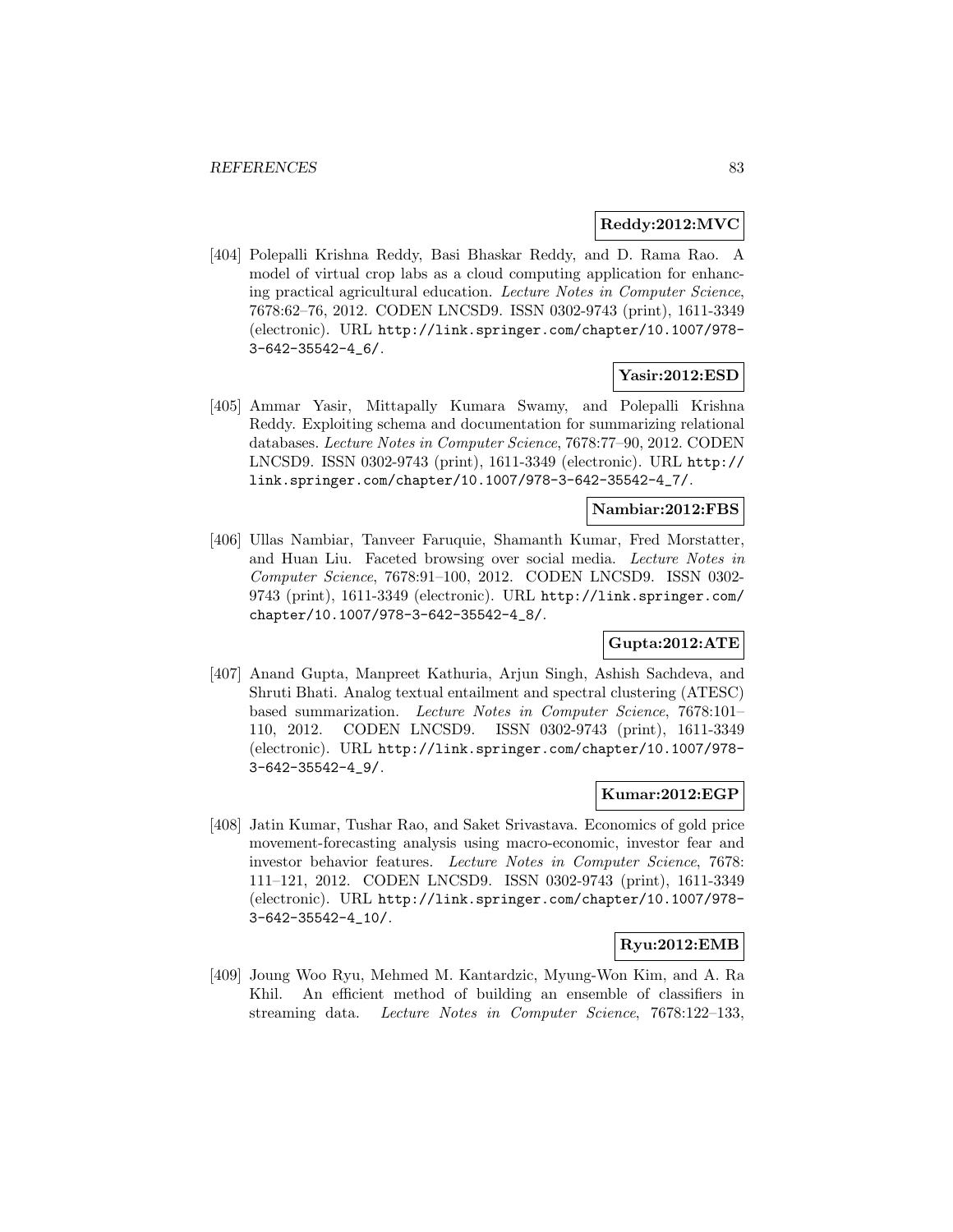**Reddy:2012:MVC**

[404] Polepalli Krishna Reddy, Basi Bhaskar Reddy, and D. Rama Rao. A model of virtual crop labs as a cloud computing application for enhancing practical agricultural education. *Lecture Notes in Computer Science*, 7678:62–76, 2012. CODEN LNCSD9. ISSN 0302-9743 (print), 1611-3349 (electronic). URL http://link.springer.com/chapter/10.1007/978-3-642-35542-4_6/.

**Yasir:2012:ESD**

[405] Ammar Yasir, Mittapally Kumara Swamy, and Polepalli Krishna Reddy. Exploiting schema and documentation for summarizing relational databases. *Lecture Notes in Computer Science*, 7678:77–90, 2012. CODEN LNCSD9. ISSN 0302-9743 (print), 1611-3349 (electronic). URL http://link.springer.com/chapter/10.1007/978-3-642-35542-4_7/.

**Nambiar:2012:FBS**

[406] Ullas Nambiar, Tanveer Faruquie, Shamanth Kumar, Fred Morstatter, and Huan Liu. Faceted browsing over social media. *Lecture Notes in Computer Science*, 7678:91–100, 2012. CODEN LNCSD9. ISSN 0302-9743 (print), 1611-3349 (electronic). URL http://link.springer.com/chapter/10.1007/978-3-642-35542-4_8/.

**Gupta:2012:ATE**

[407] Anand Gupta, Manpreet Kathuria, Arjun Singh, Ashish Sachdeva, and Shruti Bhati. Analog textual entailment and spectral clustering (ATESC) based summarization. *Lecture Notes in Computer Science*, 7678:101–110, 2012. CODEN LNCSD9. ISSN 0302-9743 (print), 1611-3349 (electronic). URL http://link.springer.com/chapter/10.1007/978-3-642-35542-4_9/.

**Kumar:2012:EGP**

[408] Jatin Kumar, Tushar Rao, and Saket Srivastava. Economics of gold price movement-forecasting analysis using macro-economic, investor fear and investor behavior features. *Lecture Notes in Computer Science*, 7678: 111–121, 2012. CODEN LNCSD9. ISSN 0302-9743 (print), 1611-3349 (electronic). URL http://link.springer.com/chapter/10.1007/978-3-642-35542-4_10/.

**Ryu:2012:EMB**

[409] Joung Woo Ryu, Mehmed M. Kantardzic, Myung-Won Kim, and A. Ra Khil. An efficient method of building an ensemble of classifiers in streaming data. *Lecture Notes in Computer Science*, 7678:122–133,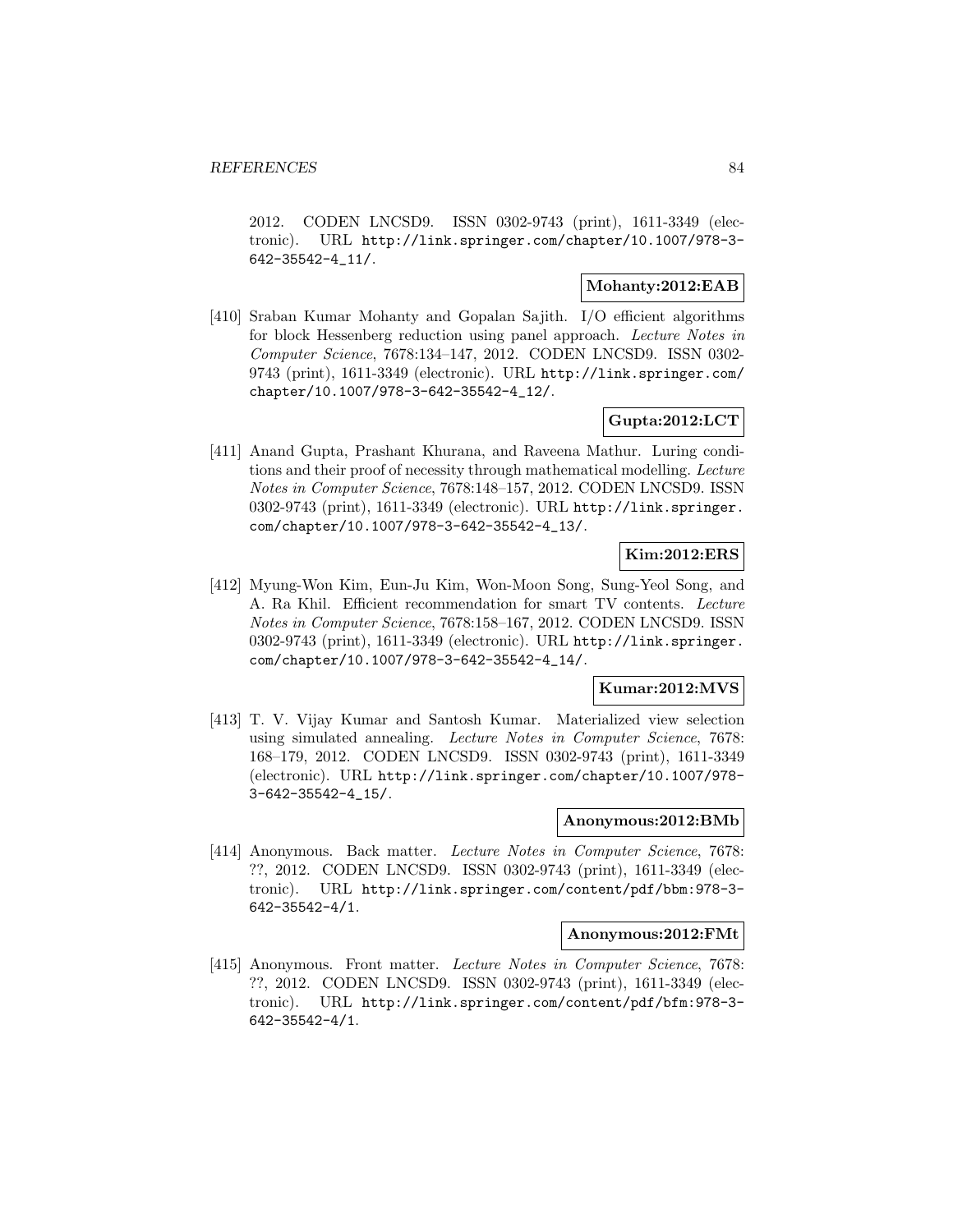2012. CODEN LNCSD9. ISSN 0302-9743 (print), 1611-3349 (electronic). URL http://link.springer.com/chapter/10.1007/978-3-642-35542-4_11/.

**Mohanty:2012:EAB**

[410] Sraban Kumar Mohanty and Gopalan Sajith. I/O efficient algorithms for block Hessenberg reduction using panel approach. *Lecture Notes in Computer Science*, 7678:134–147, 2012. CODEN LNCSD9. ISSN 0302-9743 (print), 1611-3349 (electronic). URL http://link.springer.com/chapter/10.1007/978-3-642-35542-4_12/.

**Gupta:2012:LCT**

[411] Anand Gupta, Prashant Khurana, and Raveena Mathur. Luring conditions and their proof of necessity through mathematical modelling. *Lecture Notes in Computer Science*, 7678:148–157, 2012. CODEN LNCSD9. ISSN 0302-9743 (print), 1611-3349 (electronic). URL http://link.springer.com/chapter/10.1007/978-3-642-35542-4_13/.

**Kim:2012:ERS**

[412] Myung-Won Kim, Eun-Ju Kim, Won-Moon Song, Sung-Yeol Song, and A. Ra Khil. Efficient recommendation for smart TV contents. *Lecture Notes in Computer Science*, 7678:158–167, 2012. CODEN LNCSD9. ISSN 0302-9743 (print), 1611-3349 (electronic). URL http://link.springer.com/chapter/10.1007/978-3-642-35542-4_14/.

**Kumar:2012:MVS**

[413] T. V. Vijay Kumar and Santosh Kumar. Materialized view selection using simulated annealing. *Lecture Notes in Computer Science*, 7678: 168–179, 2012. CODEN LNCSD9. ISSN 0302-9743 (print), 1611-3349 (electronic). URL http://link.springer.com/chapter/10.1007/978-3-642-35542-4_15/.

**Anonymous:2012:BMb**

[414] Anonymous. Back matter. *Lecture Notes in Computer Science*, 7678: ??, 2012. CODEN LNCSD9. ISSN 0302-9743 (print), 1611-3349 (electronic). URL http://link.springer.com/content/pdf/bbm:978-3-642-35542-4/1.

**Anonymous:2012:FMt**

[415] Anonymous. Front matter. *Lecture Notes in Computer Science*, 7678: ??, 2012. CODEN LNCSD9. ISSN 0302-9743 (print), 1611-3349 (electronic). URL http://link.springer.com/content/pdf/bfm:978-3-642-35542-4/1.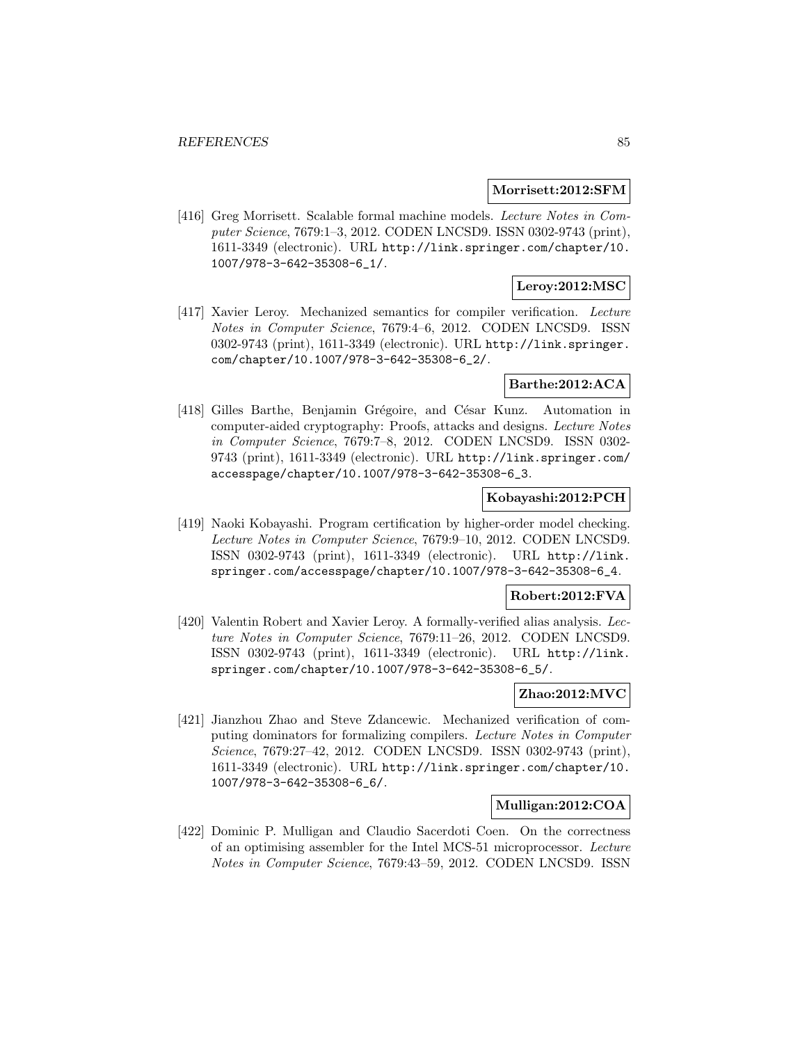**Morrisett:2012:SFM**

[416] Greg Morrisett. Scalable formal machine models. *Lecture Notes in Computer Science*, 7679:1–3, 2012. CODEN LNCSD9. ISSN 0302-9743 (print), 1611-3349 (electronic). URL http://link.springer.com/chapter/10.1007/978-3-642-35308-6_1/.

**Leroy:2012:MSC**

[417] Xavier Leroy. Mechanized semantics for compiler verification. *Lecture Notes in Computer Science*, 7679:4–6, 2012. CODEN LNCSD9. ISSN 0302-9743 (print), 1611-3349 (electronic). URL http://link.springer.com/chapter/10.1007/978-3-642-35308-6_2/.

**Barthe:2012:ACA**

[418] Gilles Barthe, Benjamin Grégoire, and César Kunz. Automation in computer-aided cryptography: Proofs, attacks and designs. *Lecture Notes in Computer Science*, 7679:7–8, 2012. CODEN LNCSD9. ISSN 0302-9743 (print), 1611-3349 (electronic). URL http://link.springer.com/accesspage/chapter/10.1007/978-3-642-35308-6_3.

**Kobayashi:2012:PCH**

[419] Naoki Kobayashi. Program certification by higher-order model checking. *Lecture Notes in Computer Science*, 7679:9–10, 2012. CODEN LNCSD9. ISSN 0302-9743 (print), 1611-3349 (electronic). URL http://link.springer.com/accesspage/chapter/10.1007/978-3-642-35308-6_4.

**Robert:2012:FVA**

[420] Valentin Robert and Xavier Leroy. A formally-verified alias analysis. *Lecture Notes in Computer Science*, 7679:11–26, 2012. CODEN LNCSD9. ISSN 0302-9743 (print), 1611-3349 (electronic). URL http://link.springer.com/chapter/10.1007/978-3-642-35308-6_5/.

**Zhao:2012:MVC**

[421] Jianzhou Zhao and Steve Zdancewic. Mechanized verification of computing dominators for formalizing compilers. *Lecture Notes in Computer Science*, 7679:27–42, 2012. CODEN LNCSD9. ISSN 0302-9743 (print), 1611-3349 (electronic). URL http://link.springer.com/chapter/10.1007/978-3-642-35308-6_6/.

**Mulligan:2012:COA**

[422] Dominic P. Mulligan and Claudio Sacerdoti Coen. On the correctness of an optimising assembler for the Intel MCS-51 microprocessor. *Lecture Notes in Computer Science*, 7679:43–59, 2012. CODEN LNCSD9. ISSN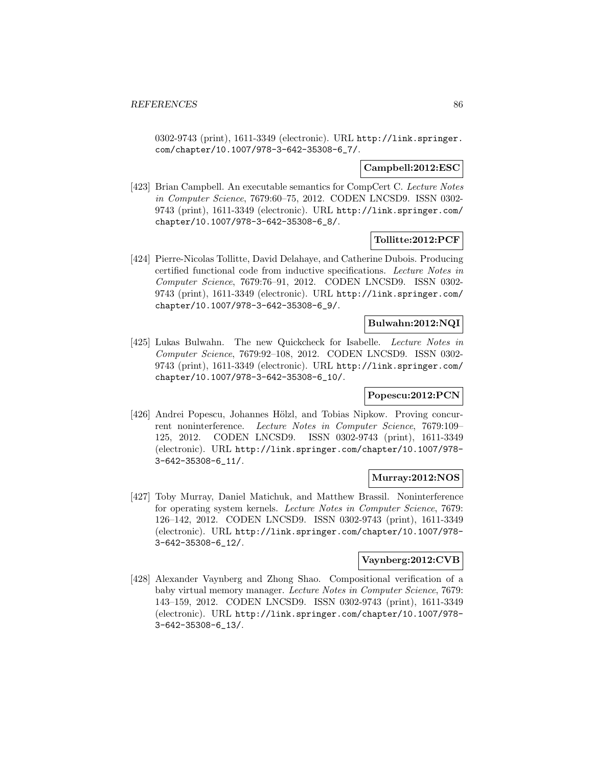0302-9743 (print), 1611-3349 (electronic). URL http://link.springer.com/chapter/10.1007/978-3-642-35308-6_7/.

**Campbell:2012:ESC**

[423] Brian Campbell. An executable semantics for CompCert C. *Lecture Notes in Computer Science*, 7679:60–75, 2012. CODEN LNCSD9. ISSN 0302-9743 (print), 1611-3349 (electronic). URL http://link.springer.com/chapter/10.1007/978-3-642-35308-6_8/.

**Tollitte:2012:PCF**

[424] Pierre-Nicolas Tollitte, David Delahaye, and Catherine Dubois. Producing certified functional code from inductive specifications. *Lecture Notes in Computer Science*, 7679:76–91, 2012. CODEN LNCSD9. ISSN 0302-9743 (print), 1611-3349 (electronic). URL http://link.springer.com/chapter/10.1007/978-3-642-35308-6_9/.

**Bulwahn:2012:NQI**

[425] Lukas Bulwahn. The new Quickcheck for Isabelle. *Lecture Notes in Computer Science*, 7679:92–108, 2012. CODEN LNCSD9. ISSN 0302-9743 (print), 1611-3349 (electronic). URL http://link.springer.com/chapter/10.1007/978-3-642-35308-6_10/.

**Popescu:2012:PCN**

[426] Andrei Popescu, Johannes Hölzl, and Tobias Nipkow. Proving concurrent noninterference. *Lecture Notes in Computer Science*, 7679:109–125, 2012. CODEN LNCSD9. ISSN 0302-9743 (print), 1611-3349 (electronic). URL http://link.springer.com/chapter/10.1007/978-3-642-35308-6_11/.

**Murray:2012:NOS**

[427] Toby Murray, Daniel Matichuk, and Matthew Brassil. Noninterference for operating system kernels. *Lecture Notes in Computer Science*, 7679:126–142, 2012. CODEN LNCSD9. ISSN 0302-9743 (print), 1611-3349 (electronic). URL http://link.springer.com/chapter/10.1007/978-3-642-35308-6_12/.

**Vaynberg:2012:CVB**

[428] Alexander Vaynberg and Zhong Shao. Compositional verification of a baby virtual memory manager. *Lecture Notes in Computer Science*, 7679:143–159, 2012. CODEN LNCSD9. ISSN 0302-9743 (print), 1611-3349 (electronic). URL http://link.springer.com/chapter/10.1007/978-3-642-35308-6_13/.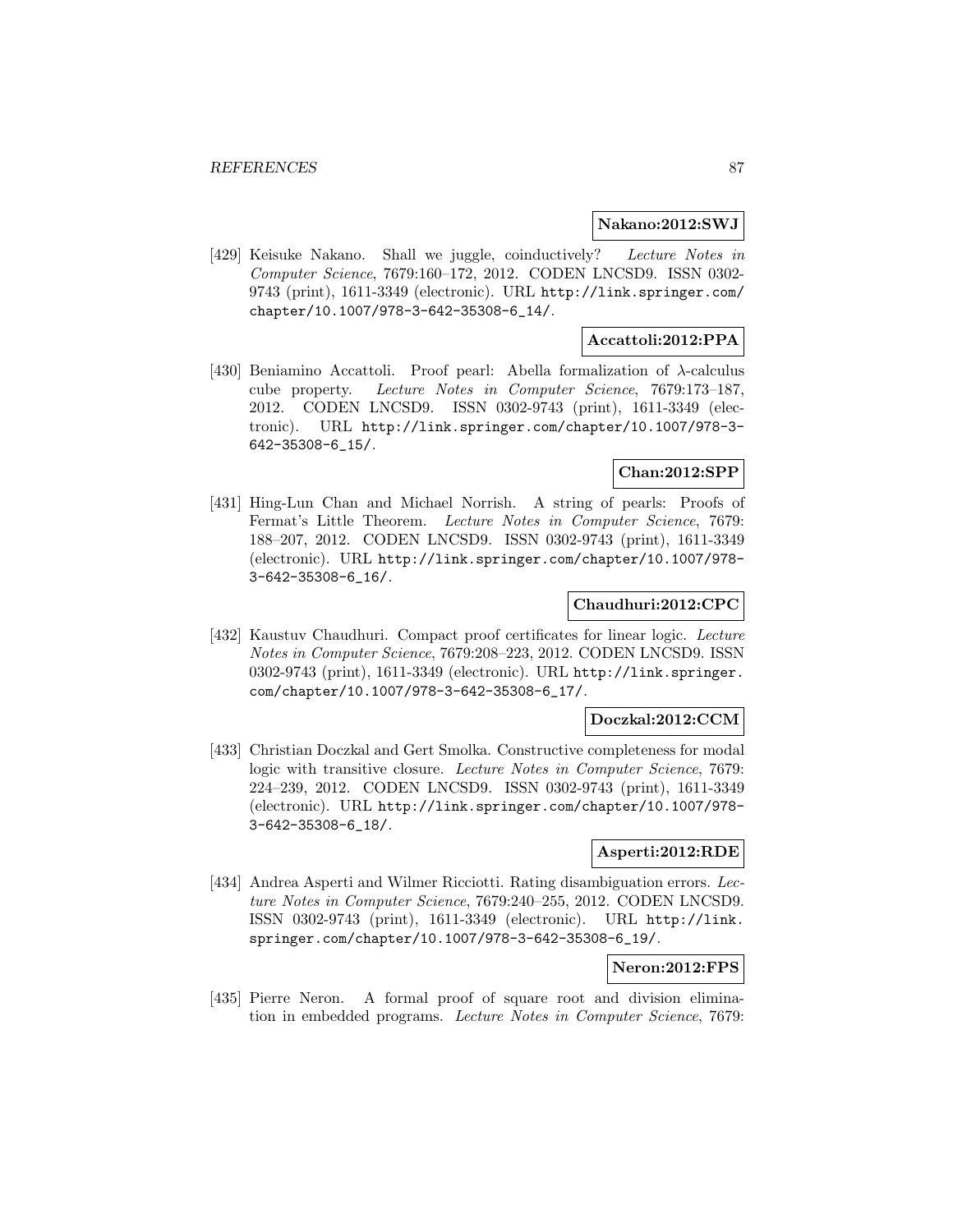**Nakano:2012:SWJ**

[429] Keisuke Nakano. Shall we juggle, coinductively? *Lecture Notes in Computer Science*, 7679:160–172, 2012. CODEN LNCSD9. ISSN 0302-9743 (print), 1611-3349 (electronic). URL http://link.springer.com/chapter/10.1007/978-3-642-35308-6_14/.

**Accattoli:2012:PPA**

[430] Beniamino Accattoli. Proof pearl: Abella formalization of $\lambda$-calculus cube property. *Lecture Notes in Computer Science*, 7679:173–187, 2012. CODEN LNCSD9. ISSN 0302-9743 (print), 1611-3349 (electronic). URL http://link.springer.com/chapter/10.1007/978-3-642-35308-6_15/.

**Chan:2012:SPP**

[431] Hing-Lun Chan and Michael Norrish. A string of pearls: Proofs of Fermat's Little Theorem. *Lecture Notes in Computer Science*, 7679: 188–207, 2012. CODEN LNCSD9. ISSN 0302-9743 (print), 1611-3349 (electronic). URL http://link.springer.com/chapter/10.1007/978-3-642-35308-6_16/.

**Chaudhuri:2012:CPC**

[432] Kaustuv Chaudhuri. Compact proof certificates for linear logic. *Lecture Notes in Computer Science*, 7679:208–223, 2012. CODEN LNCSD9. ISSN 0302-9743 (print), 1611-3349 (electronic). URL http://link.springer.com/chapter/10.1007/978-3-642-35308-6_17/.

**Doczkal:2012:CCM**

[433] Christian Doczkal and Gert Smolka. Constructive completeness for modal logic with transitive closure. *Lecture Notes in Computer Science*, 7679: 224–239, 2012. CODEN LNCSD9. ISSN 0302-9743 (print), 1611-3349 (electronic). URL http://link.springer.com/chapter/10.1007/978-3-642-35308-6_18/.

**Asperti:2012:RDE**

[434] Andrea Asperti and Wilmer Ricciotti. Rating disambiguation errors. *Lecture Notes in Computer Science*, 7679:240–255, 2012. CODEN LNCSD9. ISSN 0302-9743 (print), 1611-3349 (electronic). URL http://link.springer.com/chapter/10.1007/978-3-642-35308-6_19/.

**Neron:2012:FPS**

[435] Pierre Neron. A formal proof of square root and division elimination in embedded programs. *Lecture Notes in Computer Science*, 7679: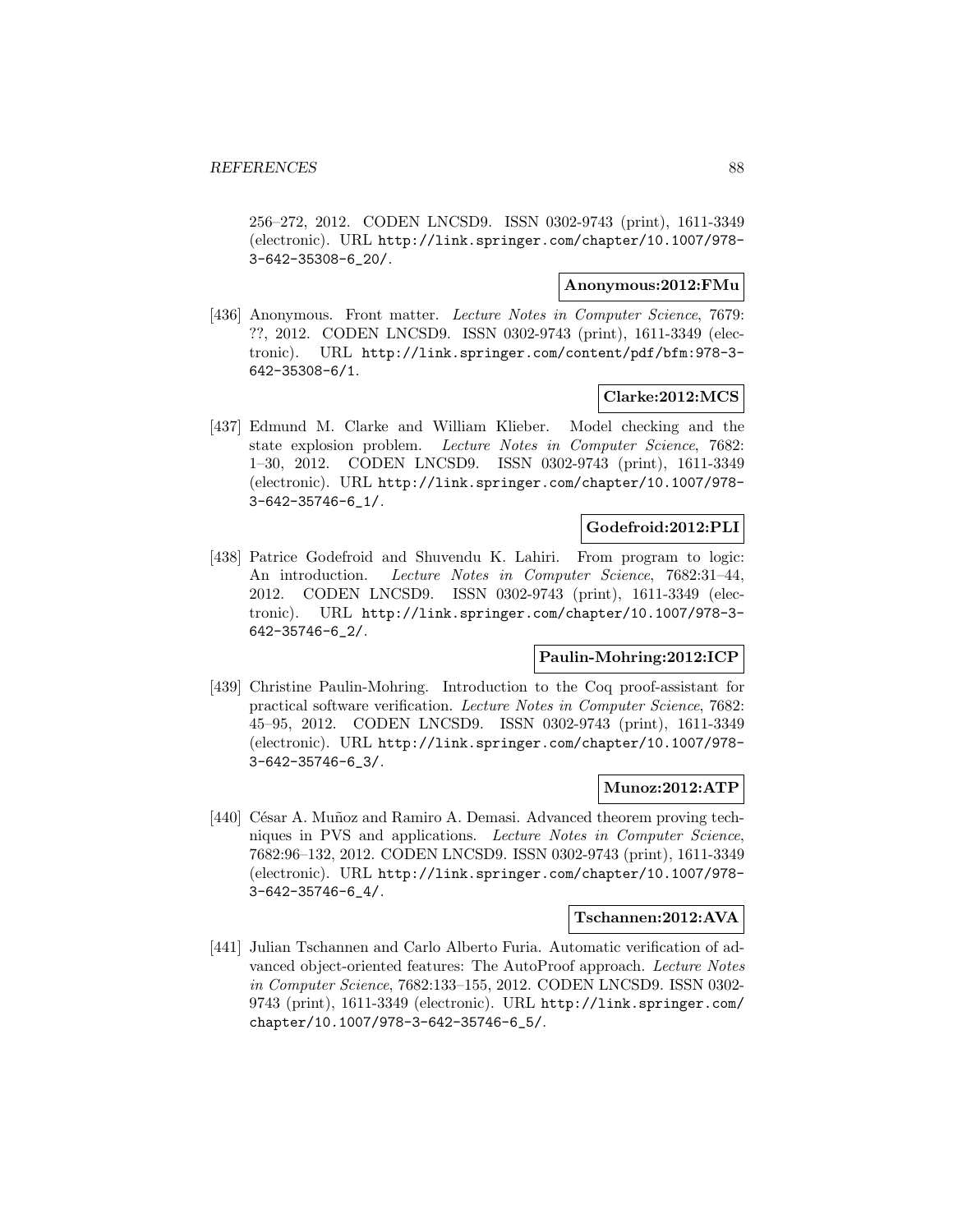256–272, 2012. CODEN LNCSD9. ISSN 0302-9743 (print), 1611-3349 (electronic). URL http://link.springer.com/chapter/10.1007/978-3-642-35308-6_20/.

**Anonymous:2012:FMu**

[436] Anonymous. Front matter. *Lecture Notes in Computer Science*, 7679: ??, 2012. CODEN LNCSD9. ISSN 0302-9743 (print), 1611-3349 (electronic). URL http://link.springer.com/content/pdf/bfm:978-3-642-35308-6/1.

**Clarke:2012:MCS**

[437] Edmund M. Clarke and William Klieber. Model checking and the state explosion problem. *Lecture Notes in Computer Science*, 7682: 1–30, 2012. CODEN LNCSD9. ISSN 0302-9743 (print), 1611-3349 (electronic). URL http://link.springer.com/chapter/10.1007/978-3-642-35746-6_1/.

**Godefroid:2012:PLI**

[438] Patrice Godefroid and Shuvendu K. Lahiri. From program to logic: An introduction. *Lecture Notes in Computer Science*, 7682:31–44, 2012. CODEN LNCSD9. ISSN 0302-9743 (print), 1611-3349 (electronic). URL http://link.springer.com/chapter/10.1007/978-3-642-35746-6_2/.

**Paulin-Mohring:2012:ICP**

[439] Christine Paulin-Mohring. Introduction to the Coq proof-assistant for practical software verification. *Lecture Notes in Computer Science*, 7682: 45–95, 2012. CODEN LNCSD9. ISSN 0302-9743 (print), 1611-3349 (electronic). URL http://link.springer.com/chapter/10.1007/978-3-642-35746-6_3/.

**Munoz:2012:ATP**

[440] César A. Muñoz and Ramiro A. Demasi. Advanced theorem proving techniques in PVS and applications. *Lecture Notes in Computer Science*, 7682:96–132, 2012. CODEN LNCSD9. ISSN 0302-9743 (print), 1611-3349 (electronic). URL http://link.springer.com/chapter/10.1007/978-3-642-35746-6_4/.

**Tschannen:2012:AVA**

[441] Julian Tschannen and Carlo Alberto Furia. Automatic verification of advanced object-oriented features: The AutoProof approach. *Lecture Notes in Computer Science*, 7682:133–155, 2012. CODEN LNCSD9. ISSN 0302-9743 (print), 1611-3349 (electronic). URL http://link.springer.com/chapter/10.1007/978-3-642-35746-6_5/.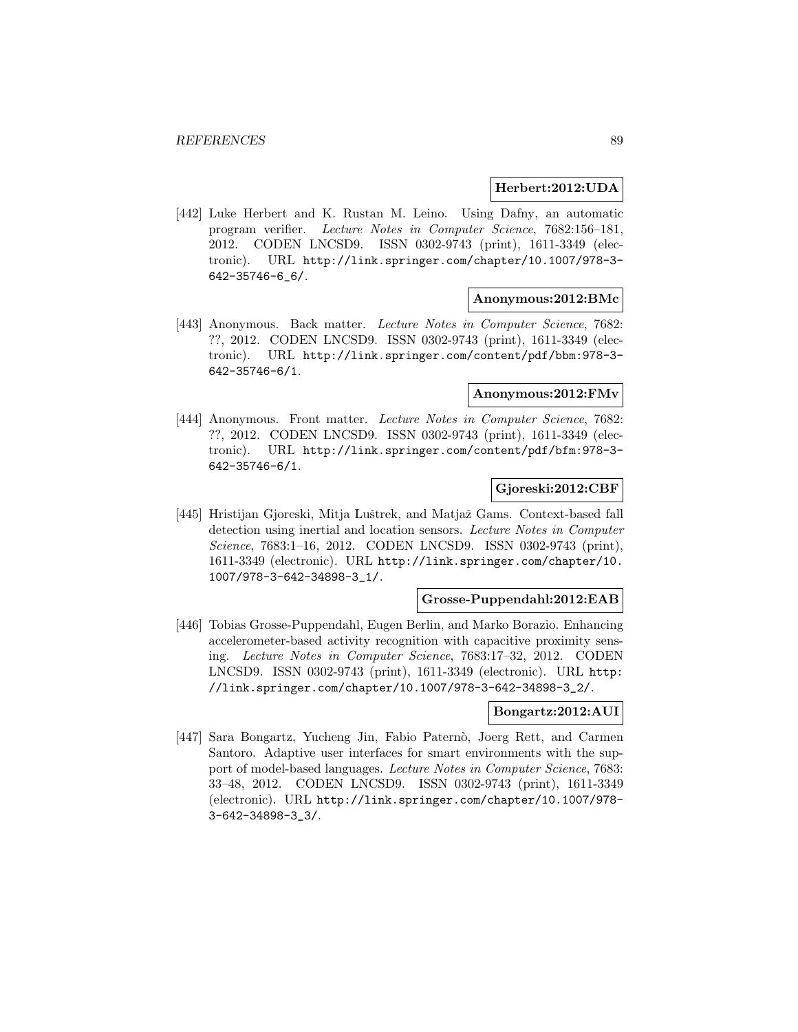**Herbert:2012:UDA**

[442] Luke Herbert and K. Rustan M. Leino. Using Dafny, an automatic program verifier. *Lecture Notes in Computer Science*, 7682:156–181, 2012. CODEN LNCSD9. ISSN 0302-9743 (print), 1611-3349 (electronic). URL http://link.springer.com/chapter/10.1007/978-3-642-35746-6_6/.

**Anonymous:2012:BMc**

[443] Anonymous. Back matter. *Lecture Notes in Computer Science*, 7682: ??, 2012. CODEN LNCSD9. ISSN 0302-9743 (print), 1611-3349 (electronic). URL http://link.springer.com/content/pdf/bbm:978-3-642-35746-6/1.

**Anonymous:2012:FMv**

[444] Anonymous. Front matter. *Lecture Notes in Computer Science*, 7682: ??, 2012. CODEN LNCSD9. ISSN 0302-9743 (print), 1611-3349 (electronic). URL http://link.springer.com/content/pdf/bfm:978-3-642-35746-6/1.

**Gjoreski:2012:CBF**

[445] Hristijan Gjoreski, Mitja Luštrek, and Matjaž Gams. Context-based fall detection using inertial and location sensors. *Lecture Notes in Computer Science*, 7683:1–16, 2012. CODEN LNCSD9. ISSN 0302-9743 (print), 1611-3349 (electronic). URL http://link.springer.com/chapter/10.1007/978-3-642-34898-3_1/.

**Grosse-Puppendahl:2012:EAB**

[446] Tobias Grosse-Puppendahl, Eugen Berlin, and Marko Borazio. Enhancing accelerometer-based activity recognition with capacitive proximity sensing. *Lecture Notes in Computer Science*, 7683:17–32, 2012. CODEN LNCSD9. ISSN 0302-9743 (print), 1611-3349 (electronic). URL http://link.springer.com/chapter/10.1007/978-3-642-34898-3_2/.

**Bongartz:2012:AUI**

[447] Sara Bongartz, Yucheng Jin, Fabio Paternò, Joerg Rett, and Carmen Santoro. Adaptive user interfaces for smart environments with the support of model-based languages. *Lecture Notes in Computer Science*, 7683: 33–48, 2012. CODEN LNCSD9. ISSN 0302-9743 (print), 1611-3349 (electronic). URL http://link.springer.com/chapter/10.1007/978-3-642-34898-3_3/.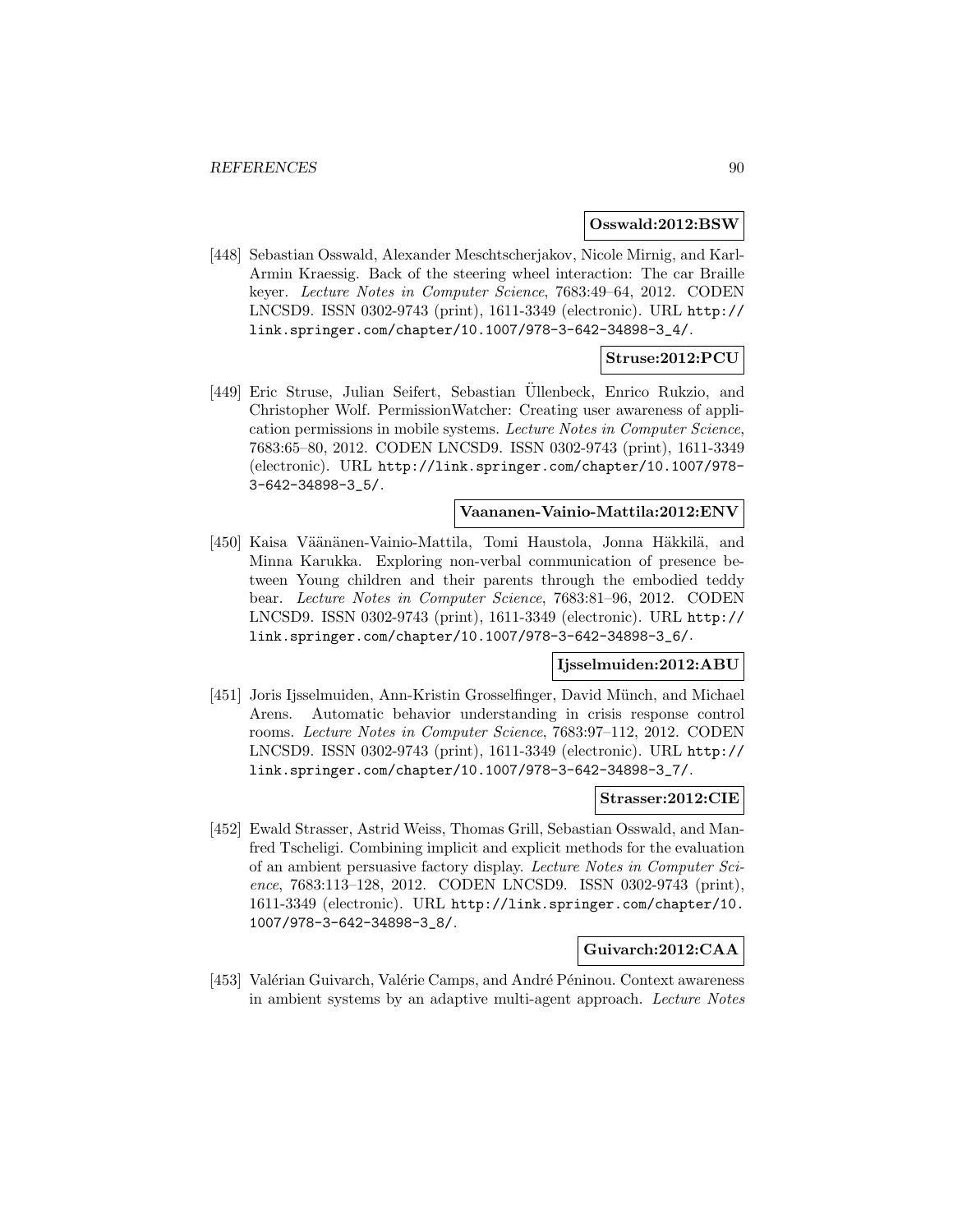**Osswald:2012:BSW**

[448] Sebastian Osswald, Alexander Meschtscherjakov, Nicole Mirnig, and Karl-Armin Kraessig. Back of the steering wheel interaction: The car Braille keyer. *Lecture Notes in Computer Science*, 7683:49–64, 2012. CODEN LNCSD9. ISSN 0302-9743 (print), 1611-3349 (electronic). URL http://link.springer.com/chapter/10.1007/978-3-642-34898-3_4/.

**Struse:2012:PCU**

[449] Eric Struse, Julian Seifert, Sebastian Üllenbeck, Enrico Rukzio, and Christopher Wolf. PermissionWatcher: Creating user awareness of application permissions in mobile systems. *Lecture Notes in Computer Science*, 7683:65–80, 2012. CODEN LNCSD9. ISSN 0302-9743 (print), 1611-3349 (electronic). URL http://link.springer.com/chapter/10.1007/978-3-642-34898-3_5/.

**Vaananen-Vainio-Mattila:2012:ENV**

[450] Kaisa Väänänen-Vainio-Mattila, Tomi Haustola, Jonna Häkkilä, and Minna Karukka. Exploring non-verbal communication of presence between Young children and their parents through the embodied teddy bear. *Lecture Notes in Computer Science*, 7683:81–96, 2012. CODEN LNCSD9. ISSN 0302-9743 (print), 1611-3349 (electronic). URL http://link.springer.com/chapter/10.1007/978-3-642-34898-3_6/.

**Ijsselmuiden:2012:ABU**

[451] Joris Ijsselmuiden, Ann-Kristin Grosselfinger, David Münch, and Michael Arens. Automatic behavior understanding in crisis response control rooms. *Lecture Notes in Computer Science*, 7683:97–112, 2012. CODEN LNCSD9. ISSN 0302-9743 (print), 1611-3349 (electronic). URL http://link.springer.com/chapter/10.1007/978-3-642-34898-3_7/.

**Strasser:2012:CIE**

[452] Ewald Strasser, Astrid Weiss, Thomas Grill, Sebastian Osswald, and Manfred Tscheligi. Combining implicit and explicit methods for the evaluation of an ambient persuasive factory display. *Lecture Notes in Computer Science*, 7683:113–128, 2012. CODEN LNCSD9. ISSN 0302-9743 (print), 1611-3349 (electronic). URL http://link.springer.com/chapter/10.1007/978-3-642-34898-3_8/.

**Guivarch:2012:CAA**

[453] Valérian Guivarch, Valérie Camps, and André Péninou. Context awareness in ambient systems by an adaptive multi-agent approach. *Lecture Notes*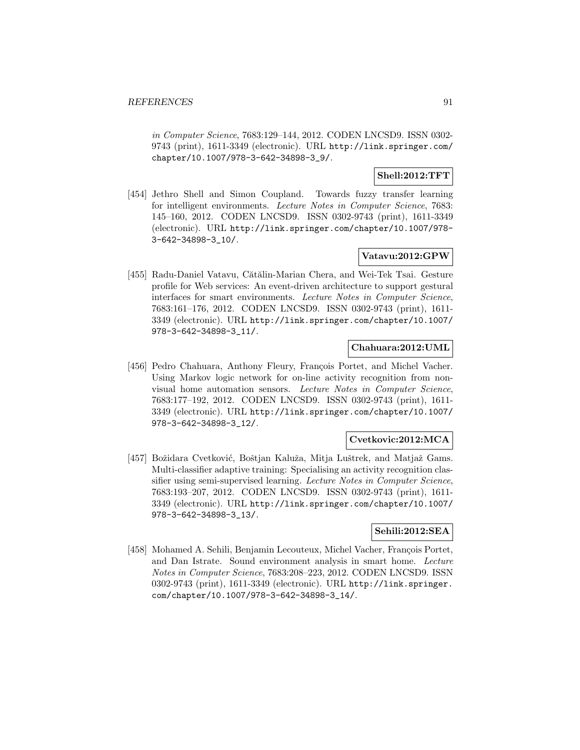*in Computer Science*, 7683:129–144, 2012. CODEN LNCSD9. ISSN 0302-9743 (print), 1611-3349 (electronic). URL http://link.springer.com/chapter/10.1007/978-3-642-34898-3_9/.

**Shell:2012:TFT**

[454] Jethro Shell and Simon Coupland. Towards fuzzy transfer learning for intelligent environments. *Lecture Notes in Computer Science*, 7683: 145–160, 2012. CODEN LNCSD9. ISSN 0302-9743 (print), 1611-3349 (electronic). URL http://link.springer.com/chapter/10.1007/978-3-642-34898-3_10/.

**Vatavu:2012:GPW**

[455] Radu-Daniel Vatavu, Cătălin-Marian Chera, and Wei-Tek Tsai. Gesture profile for Web services: An event-driven architecture to support gestural interfaces for smart environments. *Lecture Notes in Computer Science*, 7683:161–176, 2012. CODEN LNCSD9. ISSN 0302-9743 (print), 1611-3349 (electronic). URL http://link.springer.com/chapter/10.1007/978-3-642-34898-3_11/.

**Chahuara:2012:UML**

[456] Pedro Chahuara, Anthony Fleury, François Portet, and Michel Vacher. Using Markov logic network for on-line activity recognition from non-visual home automation sensors. *Lecture Notes in Computer Science*, 7683:177–192, 2012. CODEN LNCSD9. ISSN 0302-9743 (print), 1611-3349 (electronic). URL http://link.springer.com/chapter/10.1007/978-3-642-34898-3_12/.

**Cvetkovic:2012:MCA**

[457] Božidara Cvetković, Boštjan Kaluža, Mitja Luštrek, and Matjaž Gams. Multi-classifier adaptive training: Specialising an activity recognition classifier using semi-supervised learning. *Lecture Notes in Computer Science*, 7683:193–207, 2012. CODEN LNCSD9. ISSN 0302-9743 (print), 1611-3349 (electronic). URL http://link.springer.com/chapter/10.1007/978-3-642-34898-3_13/.

**Sehili:2012:SEA**

[458] Mohamed A. Sehili, Benjamin Lecouteux, Michel Vacher, François Portet, and Dan Istrate. Sound environment analysis in smart home. *Lecture Notes in Computer Science*, 7683:208–223, 2012. CODEN LNCSD9. ISSN 0302-9743 (print), 1611-3349 (electronic). URL http://link.springer.com/chapter/10.1007/978-3-642-34898-3_14/.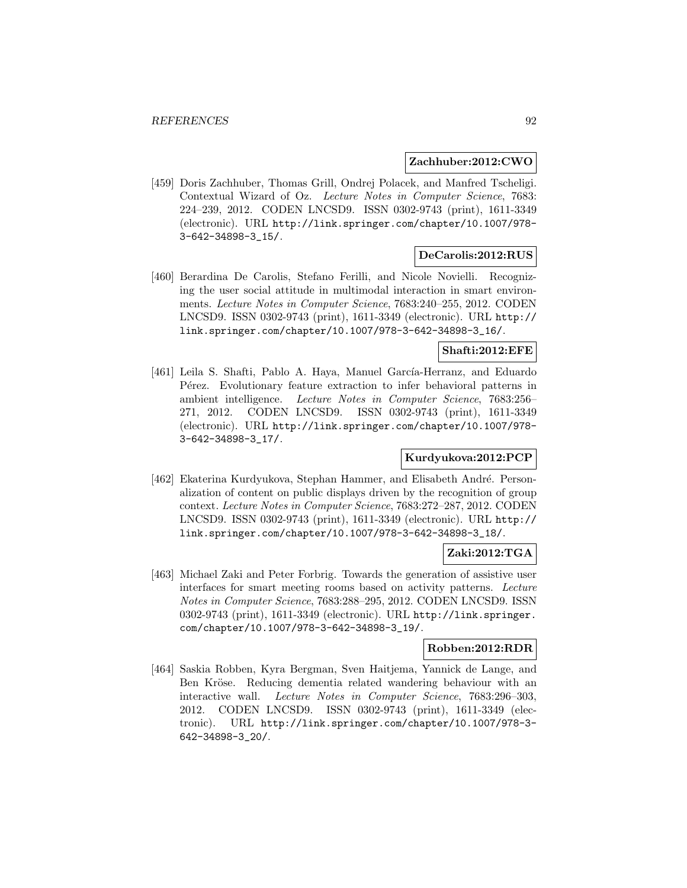**Zachhuber:2012:CWO**

[459] Doris Zachhuber, Thomas Grill, Ondrej Polacek, and Manfred Tscheligi. Contextual Wizard of Oz. *Lecture Notes in Computer Science*, 7683: 224–239, 2012. CODEN LNCSD9. ISSN 0302-9743 (print), 1611-3349 (electronic). URL http://link.springer.com/chapter/10.1007/978-3-642-34898-3_15/.

**DeCarolis:2012:RUS**

[460] Berardina De Carolis, Stefano Ferilli, and Nicole Novielli. Recognizing the user social attitude in multimodal interaction in smart environments. *Lecture Notes in Computer Science*, 7683:240–255, 2012. CODEN LNCSD9. ISSN 0302-9743 (print), 1611-3349 (electronic). URL http://link.springer.com/chapter/10.1007/978-3-642-34898-3_16/.

**Shafti:2012:EFE**

[461] Leila S. Shafti, Pablo A. Haya, Manuel García-Herranz, and Eduardo Pérez. Evolutionary feature extraction to infer behavioral patterns in ambient intelligence. *Lecture Notes in Computer Science*, 7683:256–271, 2012. CODEN LNCSD9. ISSN 0302-9743 (print), 1611-3349 (electronic). URL http://link.springer.com/chapter/10.1007/978-3-642-34898-3_17/.

**Kurdyukova:2012:PCP**

[462] Ekaterina Kurdyukova, Stephan Hammer, and Elisabeth André. Personalization of content on public displays driven by the recognition of group context. *Lecture Notes in Computer Science*, 7683:272–287, 2012. CODEN LNCSD9. ISSN 0302-9743 (print), 1611-3349 (electronic). URL http://link.springer.com/chapter/10.1007/978-3-642-34898-3_18/.

**Zaki:2012:TGA**

[463] Michael Zaki and Peter Forbrig. Towards the generation of assistive user interfaces for smart meeting rooms based on activity patterns. *Lecture Notes in Computer Science*, 7683:288–295, 2012. CODEN LNCSD9. ISSN 0302-9743 (print), 1611-3349 (electronic). URL http://link.springer.com/chapter/10.1007/978-3-642-34898-3_19/.

**Robben:2012:RDR**

[464] Saskia Robben, Kyra Bergman, Sven Haitjema, Yannick de Lange, and Ben Kröse. Reducing dementia related wandering behaviour with an interactive wall. *Lecture Notes in Computer Science*, 7683:296–303, 2012. CODEN LNCSD9. ISSN 0302-9743 (print), 1611-3349 (electronic). URL http://link.springer.com/chapter/10.1007/978-3-642-34898-3_20/.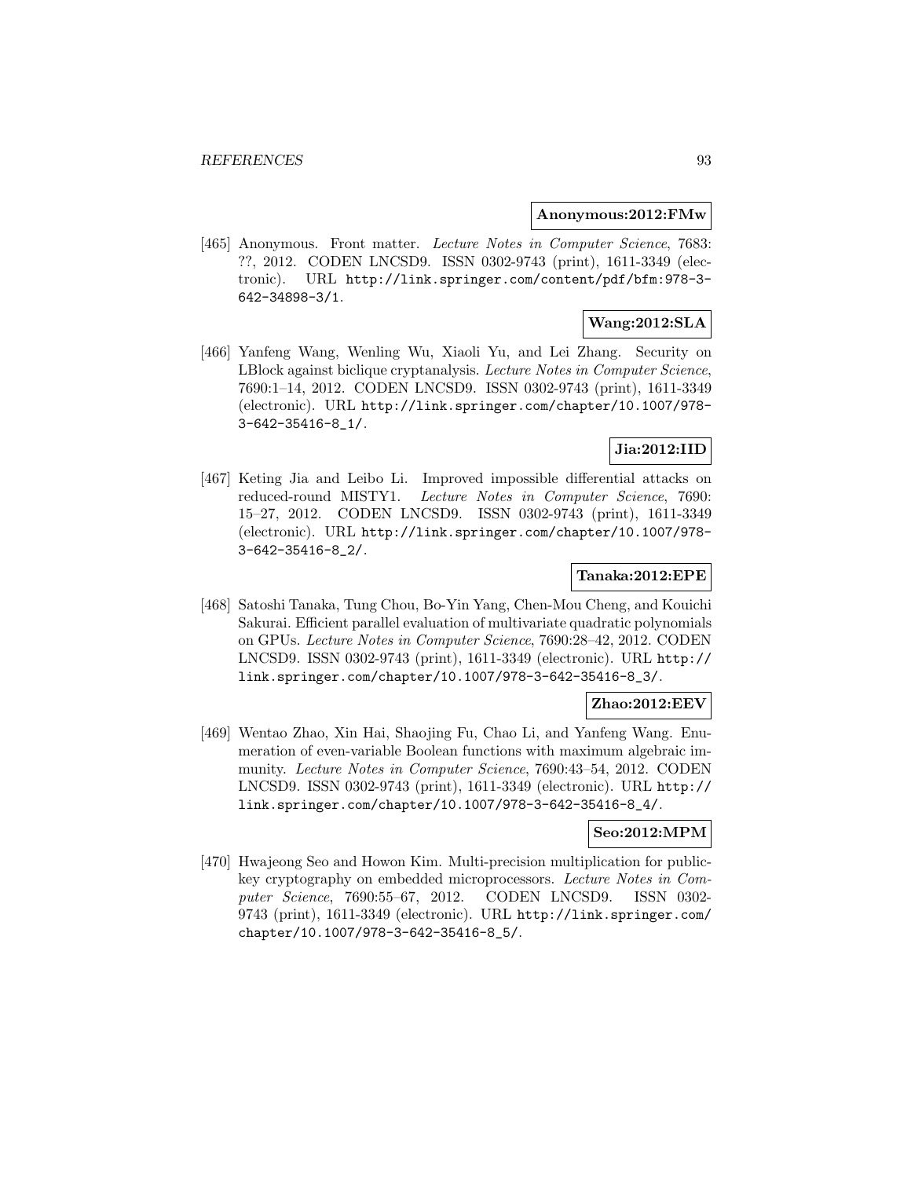**Anonymous:2012:FMw**

[465] Anonymous. Front matter. *Lecture Notes in Computer Science*, 7683: ??, 2012. CODEN LNCSD9. ISSN 0302-9743 (print), 1611-3349 (electronic). URL http://link.springer.com/content/pdf/bfm:978-3-642-34898-3/1.

**Wang:2012:SLA**

[466] Yanfeng Wang, Wenling Wu, Xiaoli Yu, and Lei Zhang. Security on LBlock against biclique cryptanalysis. *Lecture Notes in Computer Science*, 7690:1–14, 2012. CODEN LNCSD9. ISSN 0302-9743 (print), 1611-3349 (electronic). URL http://link.springer.com/chapter/10.1007/978-3-642-35416-8_1/.

**Jia:2012:IID**

[467] Keting Jia and Leibo Li. Improved impossible differential attacks on reduced-round MISTY1. *Lecture Notes in Computer Science*, 7690: 15–27, 2012. CODEN LNCSD9. ISSN 0302-9743 (print), 1611-3349 (electronic). URL http://link.springer.com/chapter/10.1007/978-3-642-35416-8_2/.

**Tanaka:2012:EPE**

[468] Satoshi Tanaka, Tung Chou, Bo-Yin Yang, Chen-Mou Cheng, and Kouichi Sakurai. Efficient parallel evaluation of multivariate quadratic polynomials on GPUs. *Lecture Notes in Computer Science*, 7690:28–42, 2012. CODEN LNCSD9. ISSN 0302-9743 (print), 1611-3349 (electronic). URL http://link.springer.com/chapter/10.1007/978-3-642-35416-8_3/.

**Zhao:2012:EEV**

[469] Wentao Zhao, Xin Hai, Shaojing Fu, Chao Li, and Yanfeng Wang. Enumeration of even-variable Boolean functions with maximum algebraic immunity. *Lecture Notes in Computer Science*, 7690:43–54, 2012. CODEN LNCSD9. ISSN 0302-9743 (print), 1611-3349 (electronic). URL http://link.springer.com/chapter/10.1007/978-3-642-35416-8_4/.

**Seo:2012:MPM**

[470] Hwajeong Seo and Howon Kim. Multi-precision multiplication for public-key cryptography on embedded microprocessors. *Lecture Notes in Computer Science*, 7690:55–67, 2012. CODEN LNCSD9. ISSN 0302-9743 (print), 1611-3349 (electronic). URL http://link.springer.com/chapter/10.1007/978-3-642-35416-8_5/.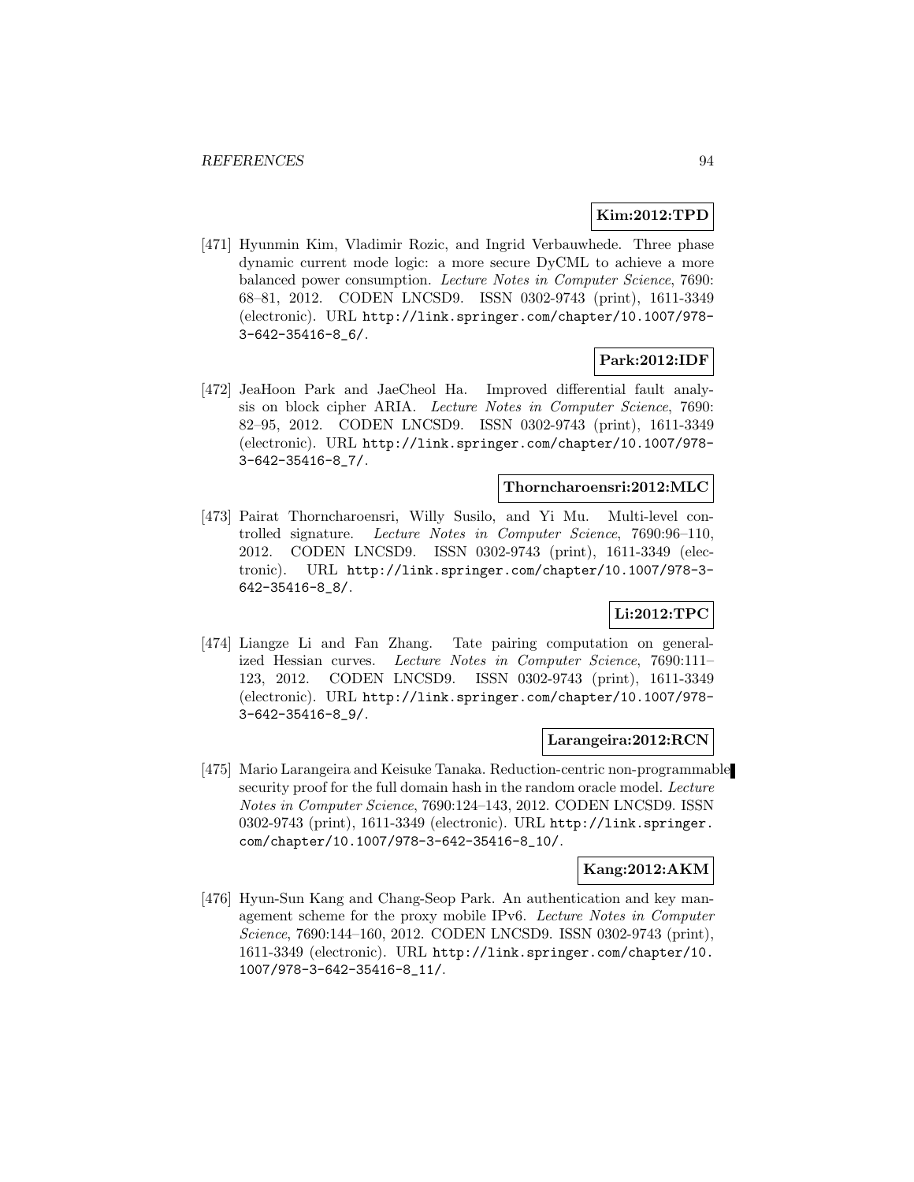**Kim:2012:TPD**

[471] Hyunmin Kim, Vladimir Rozic, and Ingrid Verbauwhede. Three phase dynamic current mode logic: a more secure DyCML to achieve a more balanced power consumption. *Lecture Notes in Computer Science*, 7690: 68–81, 2012. CODEN LNCSD9. ISSN 0302-9743 (print), 1611-3349 (electronic). URL http://link.springer.com/chapter/10.1007/978-3-642-35416-8_6/.

**Park:2012:IDF**

[472] JeaHoon Park and JaeCheol Ha. Improved differential fault analysis on block cipher ARIA. *Lecture Notes in Computer Science*, 7690: 82–95, 2012. CODEN LNCSD9. ISSN 0302-9743 (print), 1611-3349 (electronic). URL http://link.springer.com/chapter/10.1007/978-3-642-35416-8_7/.

**Thorncharoensri:2012:MLC**

[473] Pairat Thorncharoensri, Willy Susilo, and Yi Mu. Multi-level controlled signature. *Lecture Notes in Computer Science*, 7690:96–110, 2012. CODEN LNCSD9. ISSN 0302-9743 (print), 1611-3349 (electronic). URL http://link.springer.com/chapter/10.1007/978-3-642-35416-8_8/.

**Li:2012:TPC**

[474] Liangze Li and Fan Zhang. Tate pairing computation on generalized Hessian curves. *Lecture Notes in Computer Science*, 7690:111–123, 2012. CODEN LNCSD9. ISSN 0302-9743 (print), 1611-3349 (electronic). URL http://link.springer.com/chapter/10.1007/978-3-642-35416-8_9/.

**Larangeira:2012:RCN**

[475] Mario Larangeira and Keisuke Tanaka. Reduction-centric non-programmable security proof for the full domain hash in the random oracle model. *Lecture Notes in Computer Science*, 7690:124–143, 2012. CODEN LNCSD9. ISSN 0302-9743 (print), 1611-3349 (electronic). URL http://link.springer.com/chapter/10.1007/978-3-642-35416-8_10/.

**Kang:2012:AKM**

[476] Hyun-Sun Kang and Chang-Seop Park. An authentication and key management scheme for the proxy mobile IPv6. *Lecture Notes in Computer Science*, 7690:144–160, 2012. CODEN LNCSD9. ISSN 0302-9743 (print), 1611-3349 (electronic). URL http://link.springer.com/chapter/10.1007/978-3-642-35416-8_11/.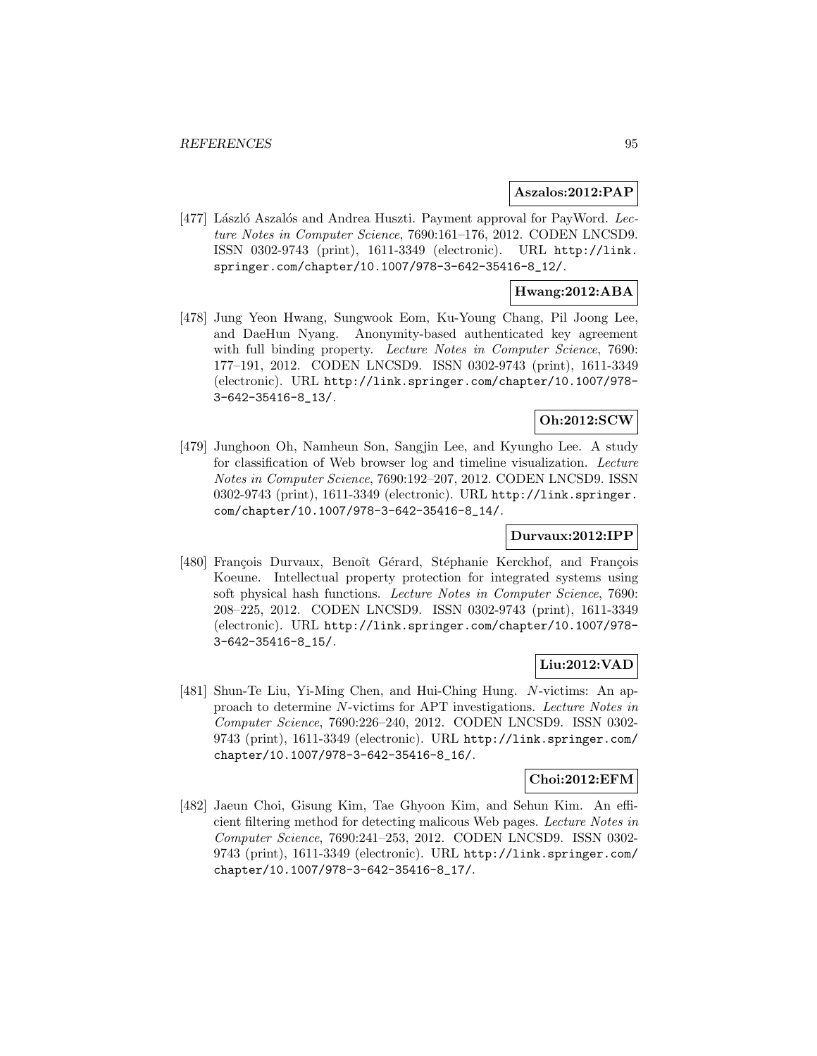**Aszalos:2012:PAP**

[477] László Aszalós and Andrea Huszti. Payment approval for PayWord. *Lecture Notes in Computer Science*, 7690:161–176, 2012. CODEN LNCSD9. ISSN 0302-9743 (print), 1611-3349 (electronic). URL http://link.springer.com/chapter/10.1007/978-3-642-35416-8_12/.

**Hwang:2012:ABA**

[478] Jung Yeon Hwang, Sungwook Eom, Ku-Young Chang, Pil Joong Lee, and DaeHun Nyang. Anonymity-based authenticated key agreement with full binding property. *Lecture Notes in Computer Science*, 7690: 177–191, 2012. CODEN LNCSD9. ISSN 0302-9743 (print), 1611-3349 (electronic). URL http://link.springer.com/chapter/10.1007/978-3-642-35416-8_13/.

**Oh:2012:SCW**

[479] Junghoon Oh, Namheun Son, Sangjin Lee, and Kyungho Lee. A study for classification of Web browser log and timeline visualization. *Lecture Notes in Computer Science*, 7690:192–207, 2012. CODEN LNCSD9. ISSN 0302-9743 (print), 1611-3349 (electronic). URL http://link.springer.com/chapter/10.1007/978-3-642-35416-8_14/.

**Durvaux:2012:IPP**

[480] François Durvaux, Benoît Gérard, Stéphanie Kerckhof, and François Koeune. Intellectual property protection for integrated systems using soft physical hash functions. *Lecture Notes in Computer Science*, 7690: 208–225, 2012. CODEN LNCSD9. ISSN 0302-9743 (print), 1611-3349 (electronic). URL http://link.springer.com/chapter/10.1007/978-3-642-35416-8_15/.

**Liu:2012:VAD**

[481] Shun-Te Liu, Yi-Ming Chen, and Hui-Ching Hung. *N*-victims: An approach to determine *N*-victims for APT investigations. *Lecture Notes in Computer Science*, 7690:226–240, 2012. CODEN LNCSD9. ISSN 0302-9743 (print), 1611-3349 (electronic). URL http://link.springer.com/chapter/10.1007/978-3-642-35416-8_16/.

**Choi:2012:EFM**

[482] Jaeun Choi, Gisung Kim, Tae Ghyoon Kim, and Sehun Kim. An efficient filtering method for detecting malicous Web pages. *Lecture Notes in Computer Science*, 7690:241–253, 2012. CODEN LNCSD9. ISSN 0302-9743 (print), 1611-3349 (electronic). URL http://link.springer.com/chapter/10.1007/978-3-642-35416-8_17/.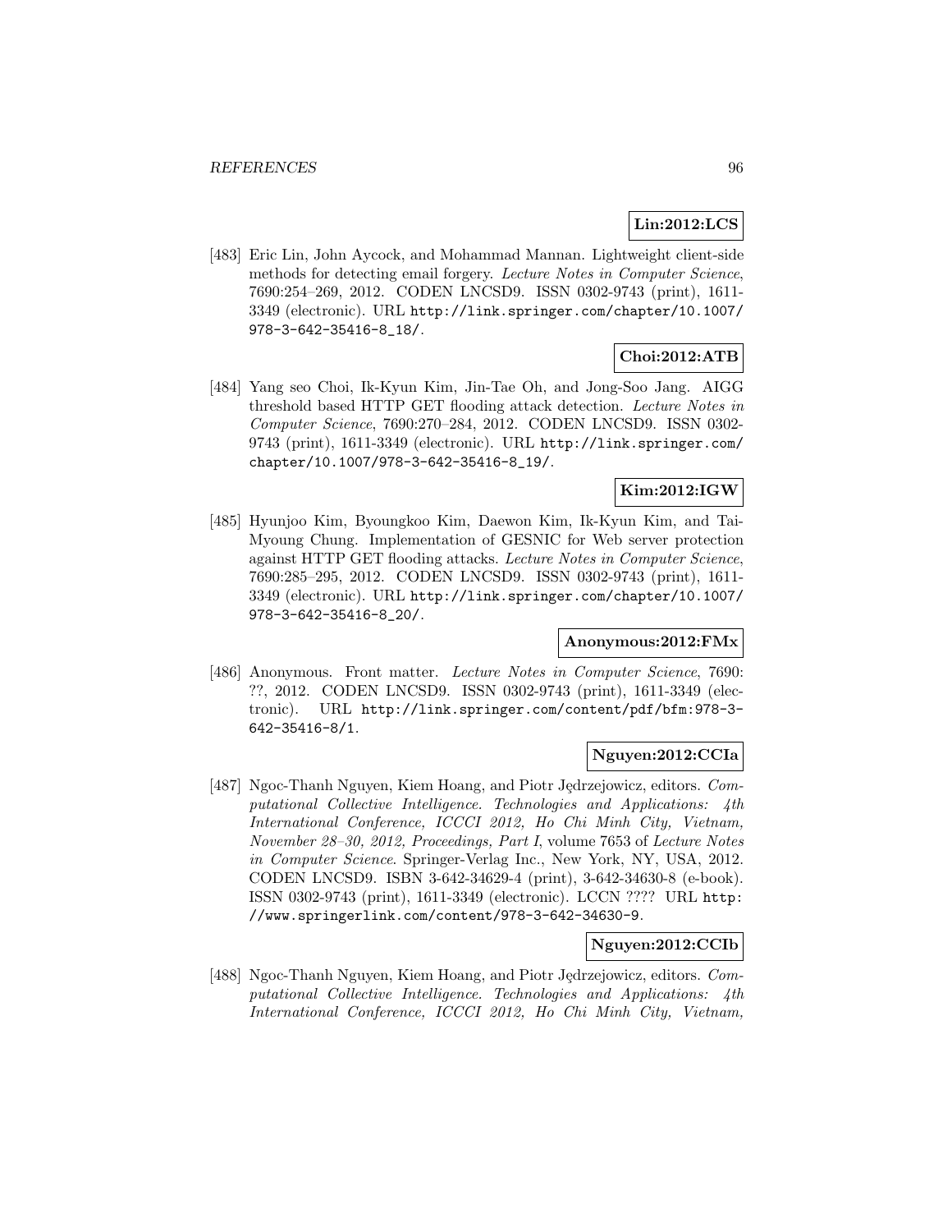**Lin:2012:LCS**

[483] Eric Lin, John Aycock, and Mohammad Mannan. Lightweight client-side methods for detecting email forgery. *Lecture Notes in Computer Science*, 7690:254–269, 2012. CODEN LNCSD9. ISSN 0302-9743 (print), 1611-3349 (electronic). URL `http://link.springer.com/chapter/10.1007/978-3-642-35416-8_18/`.

**Choi:2012:ATB**

[484] Yang seo Choi, Ik-Kyun Kim, Jin-Tae Oh, and Jong-Soo Jang. AIGG threshold based HTTP GET flooding attack detection. *Lecture Notes in Computer Science*, 7690:270–284, 2012. CODEN LNCSD9. ISSN 0302-9743 (print), 1611-3349 (electronic). URL `http://link.springer.com/chapter/10.1007/978-3-642-35416-8_19/`.

**Kim:2012:IGW**

[485] Hyunjoo Kim, Byoungkoo Kim, Daewon Kim, Ik-Kyun Kim, and Tai-Myoung Chung. Implementation of GESNIC for Web server protection against HTTP GET flooding attacks. *Lecture Notes in Computer Science*, 7690:285–295, 2012. CODEN LNCSD9. ISSN 0302-9743 (print), 1611-3349 (electronic). URL `http://link.springer.com/chapter/10.1007/978-3-642-35416-8_20/`.

**Anonymous:2012:FMx**

[486] Anonymous. Front matter. *Lecture Notes in Computer Science*, 7690: ??, 2012. CODEN LNCSD9. ISSN 0302-9743 (print), 1611-3349 (electronic). URL `http://link.springer.com/content/pdf/bfm:978-3-642-35416-8/1`.

**Nguyen:2012:CCIa**

[487] Ngoc-Thanh Nguyen, Kiem Hoang, and Piotr Jędrzejowicz, editors. *Computational Collective Intelligence. Technologies and Applications: 4th International Conference, ICCCI 2012, Ho Chi Minh City, Vietnam, November 28–30, 2012, Proceedings, Part I*, volume 7653 of *Lecture Notes in Computer Science*. Springer-Verlag Inc., New York, NY, USA, 2012. CODEN LNCSD9. ISBN 3-642-34629-4 (print), 3-642-34630-8 (e-book). ISSN 0302-9743 (print), 1611-3349 (electronic). LCCN ???? URL `http://www.springerlink.com/content/978-3-642-34630-9`.

**Nguyen:2012:CCIb**

[488] Ngoc-Thanh Nguyen, Kiem Hoang, and Piotr Jędrzejowicz, editors. *Computational Collective Intelligence. Technologies and Applications: 4th International Conference, ICCCI 2012, Ho Chi Minh City, Vietnam,*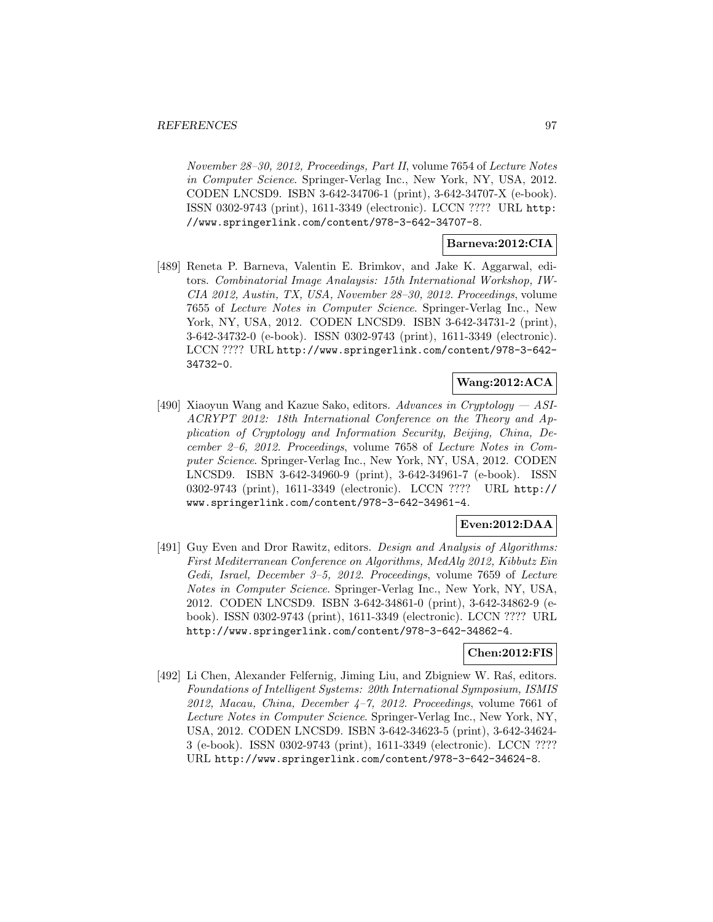*November 28–30, 2012, Proceedings, Part II*, volume 7654 of *Lecture Notes in Computer Science*. Springer-Verlag Inc., New York, NY, USA, 2012. CODEN LNCSD9. ISBN 3-642-34706-1 (print), 3-642-34707-X (e-book). ISSN 0302-9743 (print), 1611-3349 (electronic). LCCN ???? URL http://www.springerlink.com/content/978-3-642-34707-8.

**Barneva:2012:CIA**

[489] Reneta P. Barneva, Valentin E. Brimkov, and Jake K. Aggarwal, editors. *Combinatorial Image Analaysis: 15th International Workshop, IWCIA 2012, Austin, TX, USA, November 28–30, 2012. Proceedings*, volume 7655 of *Lecture Notes in Computer Science*. Springer-Verlag Inc., New York, NY, USA, 2012. CODEN LNCSD9. ISBN 3-642-34731-2 (print), 3-642-34732-0 (e-book). ISSN 0302-9743 (print), 1611-3349 (electronic). LCCN ???? URL http://www.springerlink.com/content/978-3-642-34732-0.

**Wang:2012:ACA**

[490] Xiaoyun Wang and Kazue Sako, editors. *Advances in Cryptology — ASIACRYPT 2012: 18th International Conference on the Theory and Application of Cryptology and Information Security, Beijing, China, December 2–6, 2012. Proceedings*, volume 7658 of *Lecture Notes in Computer Science*. Springer-Verlag Inc., New York, NY, USA, 2012. CODEN LNCSD9. ISBN 3-642-34960-9 (print), 3-642-34961-7 (e-book). ISSN 0302-9743 (print), 1611-3349 (electronic). LCCN ???? URL http://www.springerlink.com/content/978-3-642-34961-4.

**Even:2012:DAA**

[491] Guy Even and Dror Rawitz, editors. *Design and Analysis of Algorithms: First Mediterranean Conference on Algorithms, MedAlg 2012, Kibbutz Ein Gedi, Israel, December 3–5, 2012. Proceedings*, volume 7659 of *Lecture Notes in Computer Science*. Springer-Verlag Inc., New York, NY, USA, 2012. CODEN LNCSD9. ISBN 3-642-34861-0 (print), 3-642-34862-9 (e-book). ISSN 0302-9743 (print), 1611-3349 (electronic). LCCN ???? URL http://www.springerlink.com/content/978-3-642-34862-4.

**Chen:2012:FIS**

[492] Li Chen, Alexander Felfernig, Jiming Liu, and Zbigniew W. Raś, editors. *Foundations of Intelligent Systems: 20th International Symposium, ISMIS 2012, Macau, China, December 4–7, 2012. Proceedings*, volume 7661 of *Lecture Notes in Computer Science*. Springer-Verlag Inc., New York, NY, USA, 2012. CODEN LNCSD9. ISBN 3-642-34623-5 (print), 3-642-34624-3 (e-book). ISSN 0302-9743 (print), 1611-3349 (electronic). LCCN ???? URL http://www.springerlink.com/content/978-3-642-34624-8.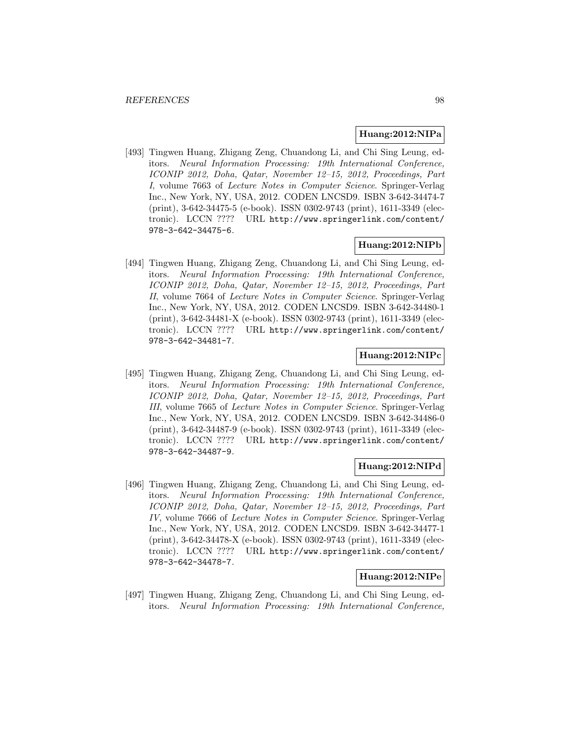**Huang:2012:NIPa**

[493] Tingwen Huang, Zhigang Zeng, Chuandong Li, and Chi Sing Leung, editors. *Neural Information Processing: 19th International Conference, ICONIP 2012, Doha, Qatar, November 12–15, 2012, Proceedings, Part I*, volume 7663 of *Lecture Notes in Computer Science*. Springer-Verlag Inc., New York, NY, USA, 2012. CODEN LNCSD9. ISBN 3-642-34474-7 (print), 3-642-34475-5 (e-book). ISSN 0302-9743 (print), 1611-3349 (electronic). LCCN ???? URL `http://www.springerlink.com/content/978-3-642-34475-6`.

**Huang:2012:NIPb**

[494] Tingwen Huang, Zhigang Zeng, Chuandong Li, and Chi Sing Leung, editors. *Neural Information Processing: 19th International Conference, ICONIP 2012, Doha, Qatar, November 12–15, 2012, Proceedings, Part II*, volume 7664 of *Lecture Notes in Computer Science*. Springer-Verlag Inc., New York, NY, USA, 2012. CODEN LNCSD9. ISBN 3-642-34480-1 (print), 3-642-34481-X (e-book). ISSN 0302-9743 (print), 1611-3349 (electronic). LCCN ???? URL `http://www.springerlink.com/content/978-3-642-34481-7`.

**Huang:2012:NIPc**

[495] Tingwen Huang, Zhigang Zeng, Chuandong Li, and Chi Sing Leung, editors. *Neural Information Processing: 19th International Conference, ICONIP 2012, Doha, Qatar, November 12–15, 2012, Proceedings, Part III*, volume 7665 of *Lecture Notes in Computer Science*. Springer-Verlag Inc., New York, NY, USA, 2012. CODEN LNCSD9. ISBN 3-642-34486-0 (print), 3-642-34487-9 (e-book). ISSN 0302-9743 (print), 1611-3349 (electronic). LCCN ???? URL `http://www.springerlink.com/content/978-3-642-34487-9`.

**Huang:2012:NIPd**

[496] Tingwen Huang, Zhigang Zeng, Chuandong Li, and Chi Sing Leung, editors. *Neural Information Processing: 19th International Conference, ICONIP 2012, Doha, Qatar, November 12–15, 2012, Proceedings, Part IV*, volume 7666 of *Lecture Notes in Computer Science*. Springer-Verlag Inc., New York, NY, USA, 2012. CODEN LNCSD9. ISBN 3-642-34477-1 (print), 3-642-34478-X (e-book). ISSN 0302-9743 (print), 1611-3349 (electronic). LCCN ???? URL `http://www.springerlink.com/content/978-3-642-34478-7`.

**Huang:2012:NIPe**

[497] Tingwen Huang, Zhigang Zeng, Chuandong Li, and Chi Sing Leung, editors. *Neural Information Processing: 19th International Conference,*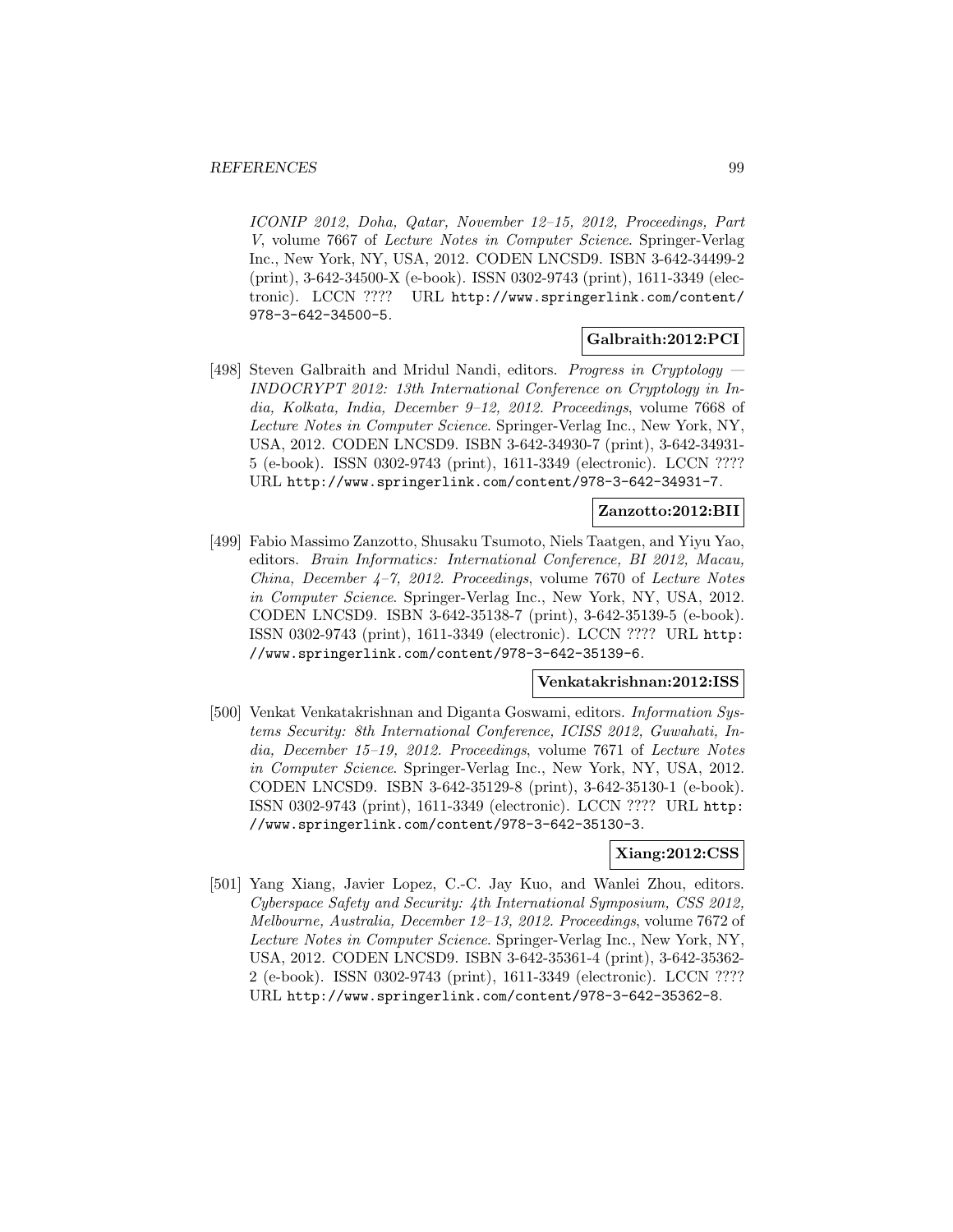*ICONIP 2012, Doha, Qatar, November 12–15, 2012, Proceedings, Part V*, volume 7667 of *Lecture Notes in Computer Science*. Springer-Verlag Inc., New York, NY, USA, 2012. CODEN LNCSD9. ISBN 3-642-34499-2 (print), 3-642-34500-X (e-book). ISSN 0302-9743 (print), 1611-3349 (electronic). LCCN ???? URL http://www.springerlink.com/content/978-3-642-34500-5.

**Galbraith:2012:PCI**

[498] Steven Galbraith and Mridul Nandi, editors. *Progress in Cryptology — INDOCRYPT 2012: 13th International Conference on Cryptology in India, Kolkata, India, December 9–12, 2012. Proceedings*, volume 7668 of *Lecture Notes in Computer Science*. Springer-Verlag Inc., New York, NY, USA, 2012. CODEN LNCSD9. ISBN 3-642-34930-7 (print), 3-642-34931-5 (e-book). ISSN 0302-9743 (print), 1611-3349 (electronic). LCCN ???? URL http://www.springerlink.com/content/978-3-642-34931-7.

**Zanzotto:2012:BII**

[499] Fabio Massimo Zanzotto, Shusaku Tsumoto, Niels Taatgen, and Yiyu Yao, editors. *Brain Informatics: International Conference, BI 2012, Macau, China, December 4–7, 2012. Proceedings*, volume 7670 of *Lecture Notes in Computer Science*. Springer-Verlag Inc., New York, NY, USA, 2012. CODEN LNCSD9. ISBN 3-642-35138-7 (print), 3-642-35139-5 (e-book). ISSN 0302-9743 (print), 1611-3349 (electronic). LCCN ???? URL http://www.springerlink.com/content/978-3-642-35139-6.

**Venkatakrishnan:2012:ISS**

[500] Venkat Venkatakrishnan and Diganta Goswami, editors. *Information Systems Security: 8th International Conference, ICISS 2012, Guwahati, India, December 15–19, 2012. Proceedings*, volume 7671 of *Lecture Notes in Computer Science*. Springer-Verlag Inc., New York, NY, USA, 2012. CODEN LNCSD9. ISBN 3-642-35129-8 (print), 3-642-35130-1 (e-book). ISSN 0302-9743 (print), 1611-3349 (electronic). LCCN ???? URL http://www.springerlink.com/content/978-3-642-35130-3.

**Xiang:2012:CSS**

[501] Yang Xiang, Javier Lopez, C.-C. Jay Kuo, and Wanlei Zhou, editors. *Cyberspace Safety and Security: 4th International Symposium, CSS 2012, Melbourne, Australia, December 12–13, 2012. Proceedings*, volume 7672 of *Lecture Notes in Computer Science*. Springer-Verlag Inc., New York, NY, USA, 2012. CODEN LNCSD9. ISBN 3-642-35361-4 (print), 3-642-35362-2 (e-book). ISSN 0302-9743 (print), 1611-3349 (electronic). LCCN ???? URL http://www.springerlink.com/content/978-3-642-35362-8.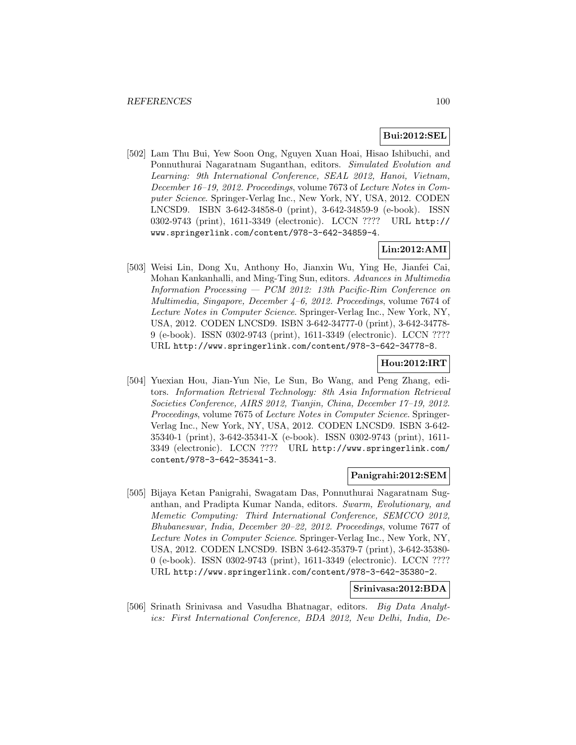**Bui:2012:SEL**

[502] Lam Thu Bui, Yew Soon Ong, Nguyen Xuan Hoai, Hisao Ishibuchi, and Ponnuthurai Nagaratnam Suganthan, editors. *Simulated Evolution and Learning: 9th International Conference, SEAL 2012, Hanoi, Vietnam, December 16–19, 2012. Proceedings*, volume 7673 of *Lecture Notes in Computer Science*. Springer-Verlag Inc., New York, NY, USA, 2012. CODEN LNCSD9. ISBN 3-642-34858-0 (print), 3-642-34859-9 (e-book). ISSN 0302-9743 (print), 1611-3349 (electronic). LCCN ???? URL `http://www.springerlink.com/content/978-3-642-34859-4`.

**Lin:2012:AMI**

[503] Weisi Lin, Dong Xu, Anthony Ho, Jianxin Wu, Ying He, Jianfei Cai, Mohan Kankanhalli, and Ming-Ting Sun, editors. *Advances in Multimedia Information Processing — PCM 2012: 13th Pacific-Rim Conference on Multimedia, Singapore, December 4–6, 2012. Proceedings*, volume 7674 of *Lecture Notes in Computer Science*. Springer-Verlag Inc., New York, NY, USA, 2012. CODEN LNCSD9. ISBN 3-642-34777-0 (print), 3-642-34778-9 (e-book). ISSN 0302-9743 (print), 1611-3349 (electronic). LCCN ???? URL `http://www.springerlink.com/content/978-3-642-34778-8`.

**Hou:2012:IRT**

[504] Yuexian Hou, Jian-Yun Nie, Le Sun, Bo Wang, and Peng Zhang, editors. *Information Retrieval Technology: 8th Asia Information Retrieval Societies Conference, AIRS 2012, Tianjin, China, December 17–19, 2012. Proceedings*, volume 7675 of *Lecture Notes in Computer Science*. Springer-Verlag Inc., New York, NY, USA, 2012. CODEN LNCSD9. ISBN 3-642-35340-1 (print), 3-642-35341-X (e-book). ISSN 0302-9743 (print), 1611-3349 (electronic). LCCN ???? URL `http://www.springerlink.com/content/978-3-642-35341-3`.

**Panigrahi:2012:SEM**

[505] Bijaya Ketan Panigrahi, Swagatam Das, Ponnuthurai Nagaratnam Suganthan, and Pradipta Kumar Nanda, editors. *Swarm, Evolutionary, and Memetic Computing: Third International Conference, SEMCCO 2012, Bhubaneswar, India, December 20–22, 2012. Proceedings*, volume 7677 of *Lecture Notes in Computer Science*. Springer-Verlag Inc., New York, NY, USA, 2012. CODEN LNCSD9. ISBN 3-642-35379-7 (print), 3-642-35380-0 (e-book). ISSN 0302-9743 (print), 1611-3349 (electronic). LCCN ???? URL `http://www.springerlink.com/content/978-3-642-35380-2`.

**Srinivasa:2012:BDA**

[506] Srinath Srinivasa and Vasudha Bhatnagar, editors. *Big Data Analytics: First International Conference, BDA 2012, New Delhi, India, De-*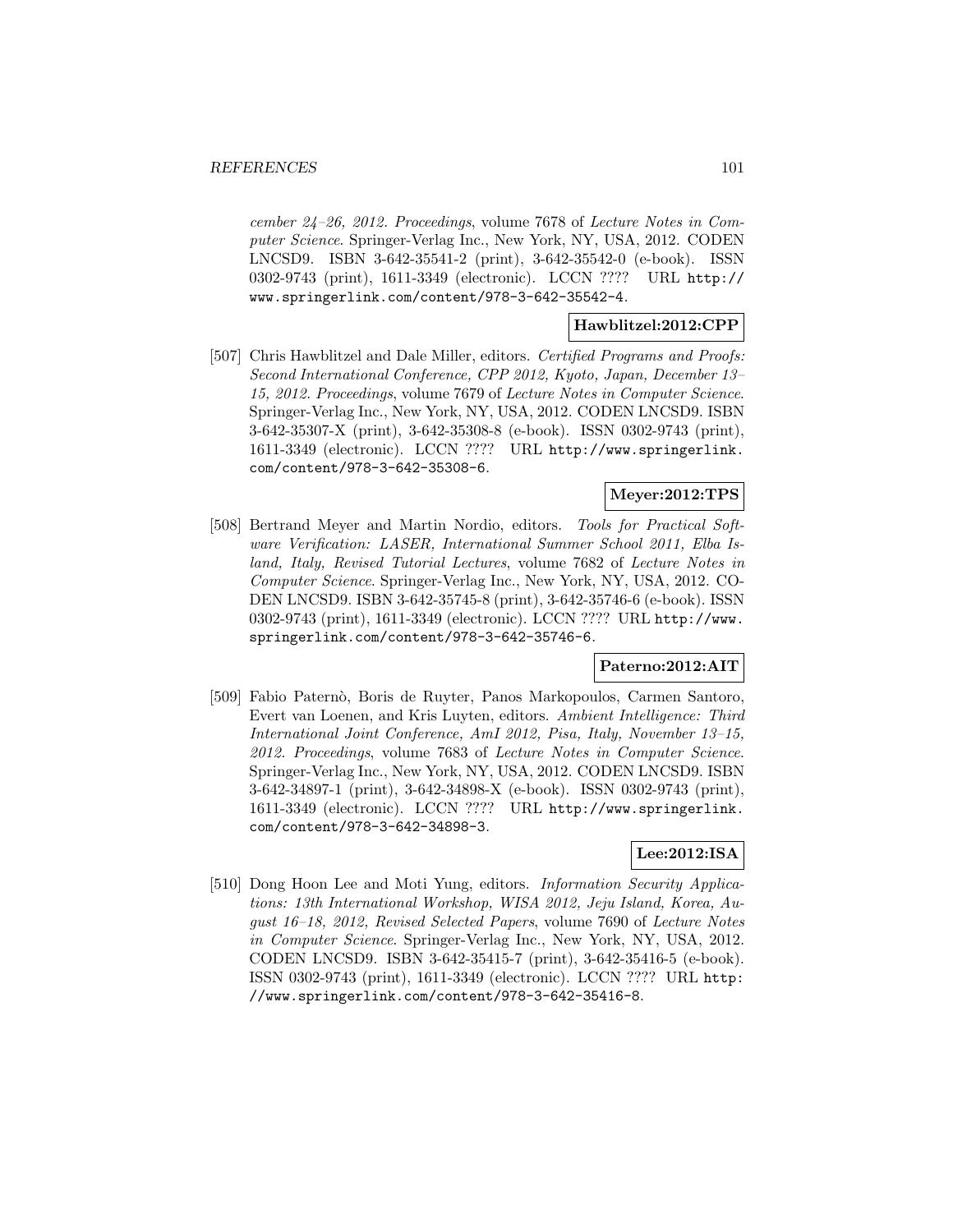*cember 24–26, 2012. Proceedings*, volume 7678 of *Lecture Notes in Computer Science*. Springer-Verlag Inc., New York, NY, USA, 2012. CODEN LNCSD9. ISBN 3-642-35541-2 (print), 3-642-35542-0 (e-book). ISSN 0302-9743 (print), 1611-3349 (electronic). LCCN ???? URL http://www.springerlink.com/content/978-3-642-35542-4.

**Hawblitzel:2012:CPP**

[507] Chris Hawblitzel and Dale Miller, editors. *Certified Programs and Proofs: Second International Conference, CPP 2012, Kyoto, Japan, December 13–15, 2012. Proceedings*, volume 7679 of *Lecture Notes in Computer Science*. Springer-Verlag Inc., New York, NY, USA, 2012. CODEN LNCSD9. ISBN 3-642-35307-X (print), 3-642-35308-8 (e-book). ISSN 0302-9743 (print), 1611-3349 (electronic). LCCN ???? URL http://www.springerlink.com/content/978-3-642-35308-6.

**Meyer:2012:TPS**

[508] Bertrand Meyer and Martin Nordio, editors. *Tools for Practical Software Verification: LASER, International Summer School 2011, Elba Island, Italy, Revised Tutorial Lectures*, volume 7682 of *Lecture Notes in Computer Science*. Springer-Verlag Inc., New York, NY, USA, 2012. CODEN LNCSD9. ISBN 3-642-35745-8 (print), 3-642-35746-6 (e-book). ISSN 0302-9743 (print), 1611-3349 (electronic). LCCN ???? URL http://www.springerlink.com/content/978-3-642-35746-6.

**Paterno:2012:AIT**

[509] Fabio Paternò, Boris de Ruyter, Panos Markopoulos, Carmen Santoro, Evert van Loenen, and Kris Luyten, editors. *Ambient Intelligence: Third International Joint Conference, AmI 2012, Pisa, Italy, November 13–15, 2012. Proceedings*, volume 7683 of *Lecture Notes in Computer Science*. Springer-Verlag Inc., New York, NY, USA, 2012. CODEN LNCSD9. ISBN 3-642-34897-1 (print), 3-642-34898-X (e-book). ISSN 0302-9743 (print), 1611-3349 (electronic). LCCN ???? URL http://www.springerlink.com/content/978-3-642-34898-3.

**Lee:2012:ISA**

[510] Dong Hoon Lee and Moti Yung, editors. *Information Security Applications: 13th International Workshop, WISA 2012, Jeju Island, Korea, August 16–18, 2012, Revised Selected Papers*, volume 7690 of *Lecture Notes in Computer Science*. Springer-Verlag Inc., New York, NY, USA, 2012. CODEN LNCSD9. ISBN 3-642-35415-7 (print), 3-642-35416-5 (e-book). ISSN 0302-9743 (print), 1611-3349 (electronic). LCCN ???? URL http://www.springerlink.com/content/978-3-642-35416-8.